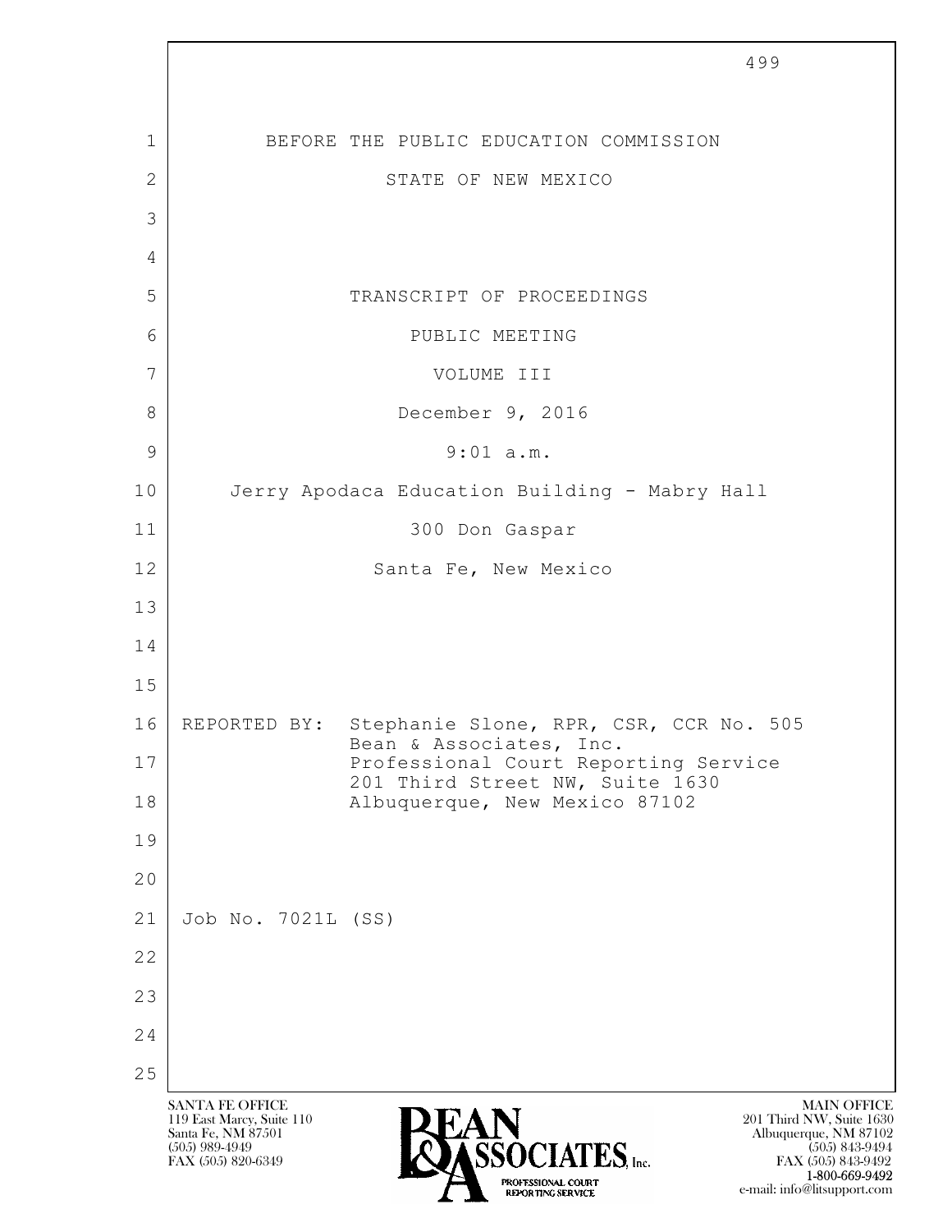BEFORE THE PUBLIC EDUCATION COMMISSION

STATE OF NEW MEXICO

TRANSCRIPT OF PROCEEDINGS

PUBLIC MEETING

VOLUME III

December 9, 2016

9:01 a.m.

Jerry Apodaca Education Building - Mabry Hall

300 Don Gaspar

Santa Fe, New Mexico

REPORTED BY: Stephanie Slone, RPR, CSR, CCR No. 505
Bean & Associates, Inc.
Professional Court Reporting Service
201 Third Street NW, Suite 1630
Albuquerque, New Mexico 87102

Job No. 7021L (SS)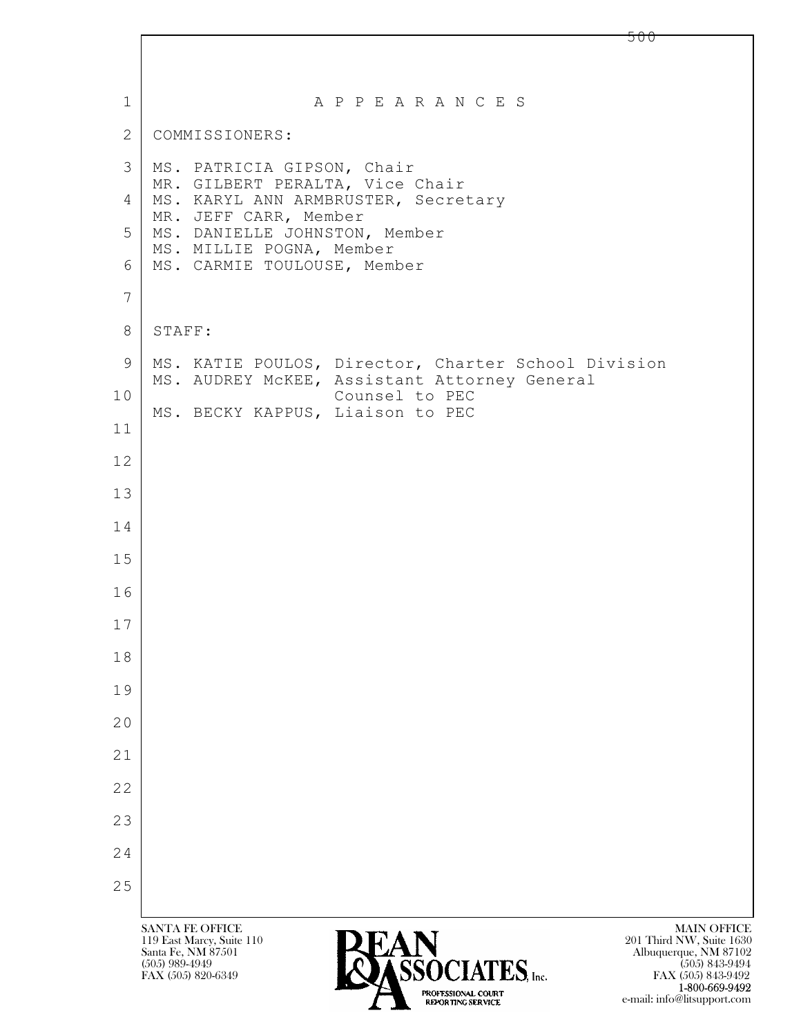# A P P E A R A N C E S

COMMISSIONERS:

MS. PATRICIA GIPSON, Chair
MR. GILBERT PERALTA, Vice Chair
MS. KARYL ANN ARMBRUSTER, Secretary
MR. JEFF CARR, Member
MS. DANIELLE JOHNSTON, Member
MS. MILLIE POGNA, Member
MS. CARMIE TOULOUSE, Member

STAFF:

MS. KATIE POULOS, Director, Charter School Division
MS. AUDREY McKEE, Assistant Attorney General
Counsel to PEC
MS. BECKY KAPPUS, Liaison to PEC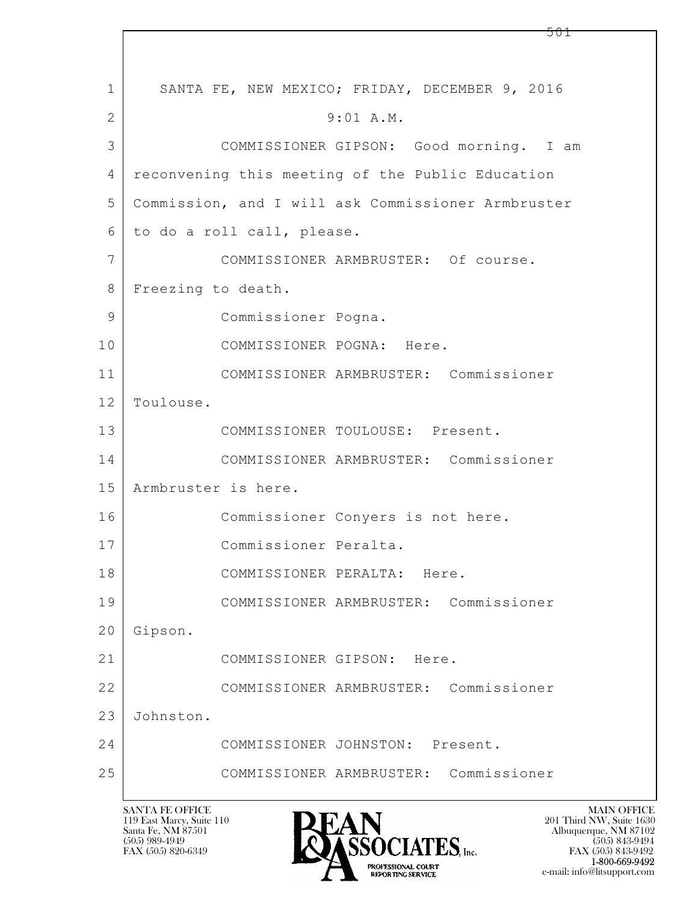SANTA FE, NEW MEXICO; FRIDAY, DECEMBER 9, 2016

9:01 A.M.

COMMISSIONER GIPSON: Good morning. I am reconvening this meeting of the Public Education Commission, and I will ask Commissioner Armbruster to do a roll call, please.

COMMISSIONER ARMBRUSTER: Of course. Freezing to death.

Commissioner Pogna.

COMMISSIONER POGNA: Here.

COMMISSIONER ARMBRUSTER: Commissioner Toulouse.

COMMISSIONER TOULOUSE: Present.

COMMISSIONER ARMBRUSTER: Commissioner Armbruster is here.

Commissioner Conyers is not here.

Commissioner Peralta.

COMMISSIONER PERALTA: Here.

COMMISSIONER ARMBRUSTER: Commissioner Gipson.

COMMISSIONER GIPSON: Here.

COMMISSIONER ARMBRUSTER: Commissioner Johnston.

COMMISSIONER JOHNSTON: Present.

COMMISSIONER ARMBRUSTER: Commissioner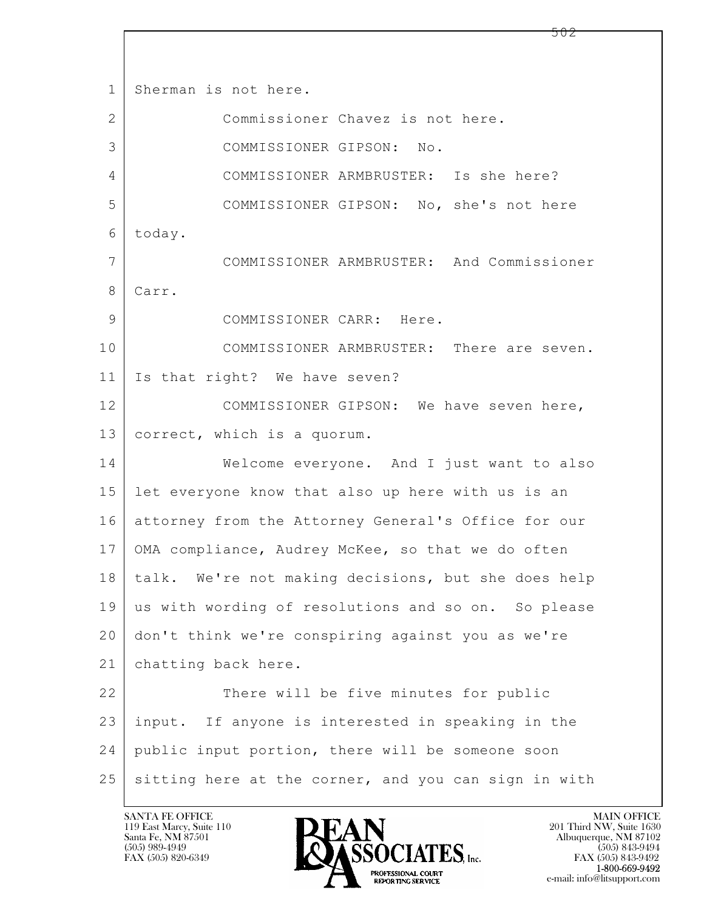1 Sherman is not here.

2 Commissioner Chavez is not here.

3 COMMISSIONER GIPSON: No.

4 COMMISSIONER ARMBRUSTER: Is she here?

5 COMMISSIONER GIPSON: No, she's not here

6 today.

7 COMMISSIONER ARMBRUSTER: And Commissioner

8 Carr.

9 COMMISSIONER CARR: Here.

10 COMMISSIONER ARMBRUSTER: There are seven.

11 Is that right? We have seven?

12 COMMISSIONER GIPSON: We have seven here,

13 correct, which is a quorum.

14 Welcome everyone. And I just want to also

15 let everyone know that also up here with us is an

16 attorney from the Attorney General's Office for our

17 OMA compliance, Audrey McKee, so that we do often

18 talk. We're not making decisions, but she does help

19 us with wording of resolutions and so on. So please

20 don't think we're conspiring against you as we're

21 chatting back here.

22 There will be five minutes for public

23 input. If anyone is interested in speaking in the

24 public input portion, there will be someone soon

25 sitting here at the corner, and you can sign in with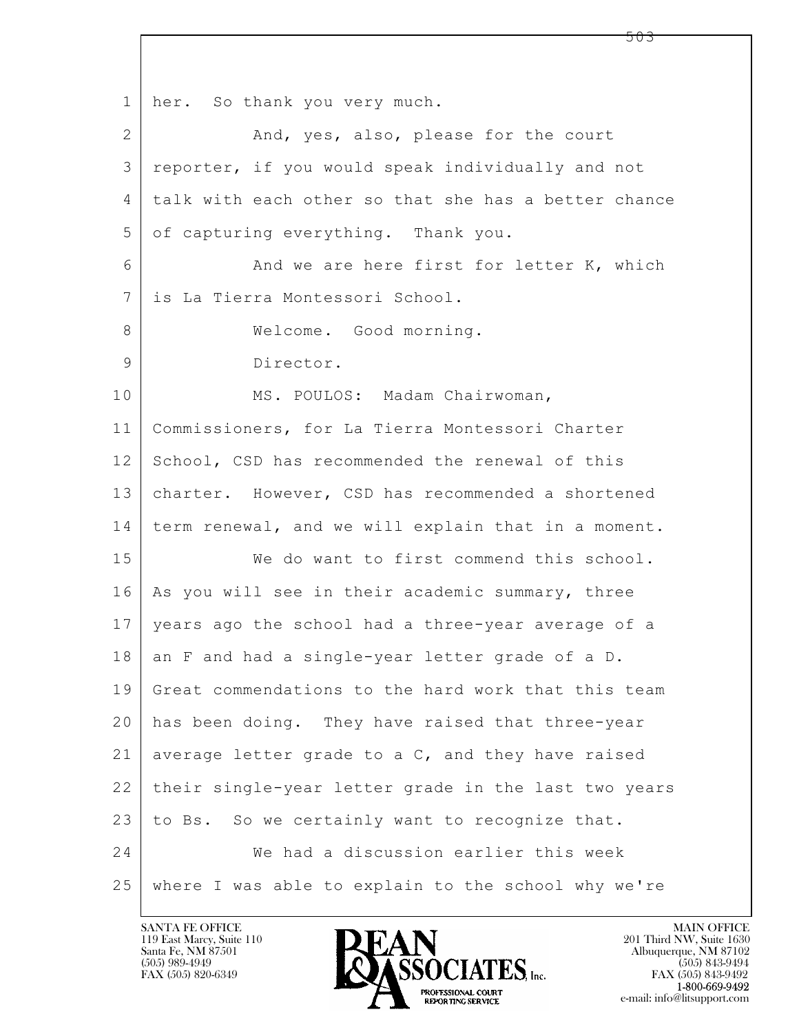her. So thank you very much.

And, yes, also, please for the court reporter, if you would speak individually and not talk with each other so that she has a better chance of capturing everything. Thank you.

And we are here first for letter K, which is La Tierra Montessori School.

Welcome. Good morning.

Director.

MS. POULOS: Madam Chairwoman, Commissioners, for La Tierra Montessori Charter School, CSD has recommended the renewal of this charter. However, CSD has recommended a shortened term renewal, and we will explain that in a moment.

We do want to first commend this school. As you will see in their academic summary, three years ago the school had a three-year average of a an F and had a single-year letter grade of a D. Great commendations to the hard work that this team has been doing. They have raised that three-year average letter grade to a C, and they have raised their single-year letter grade in the last two years to Bs. So we certainly want to recognize that.

We had a discussion earlier this week where I was able to explain to the school why we're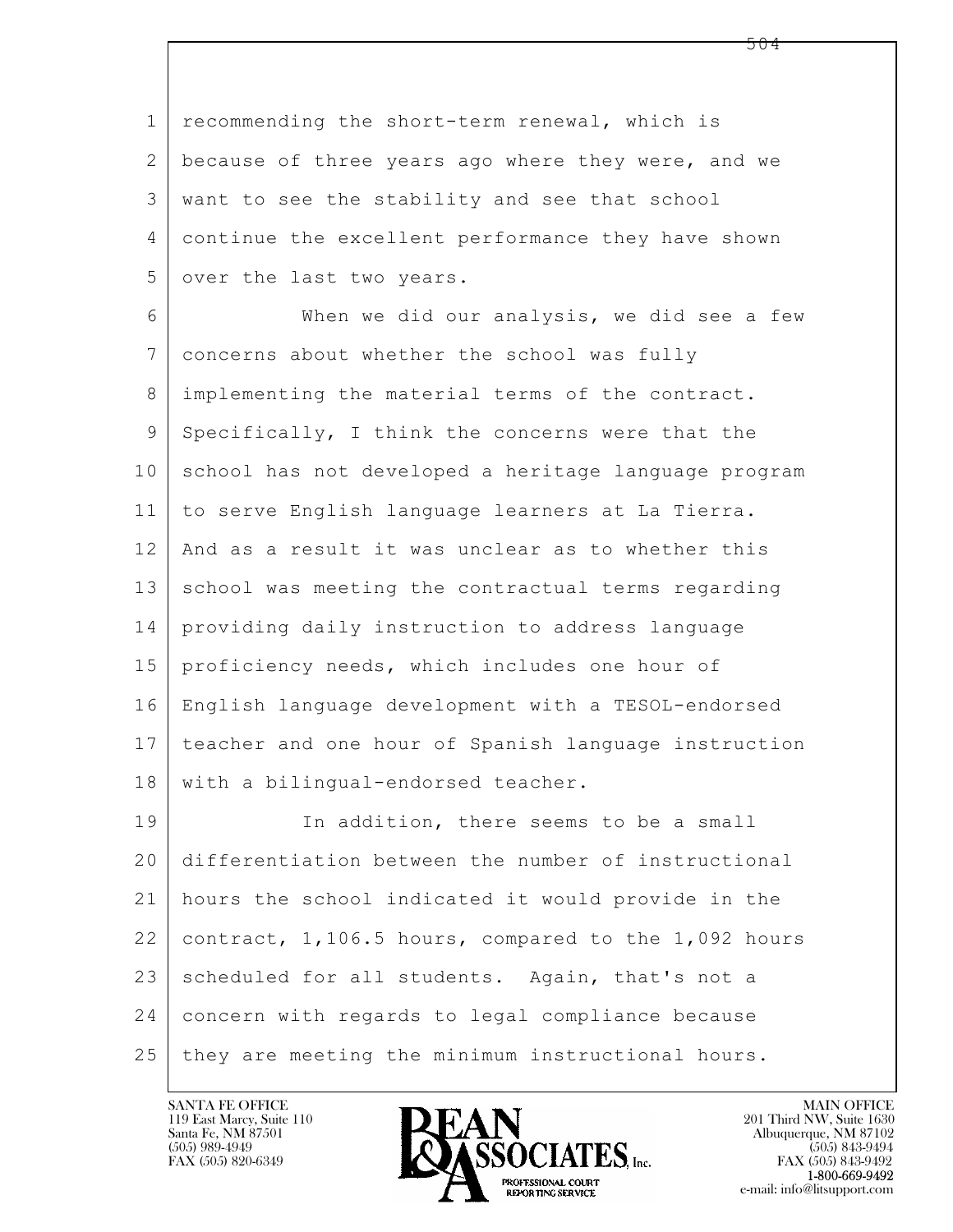recommending the short-term renewal, which is because of three years ago where they were, and we want to see the stability and see that school continue the excellent performance they have shown over the last two years.

When we did our analysis, we did see a few concerns about whether the school was fully implementing the material terms of the contract. Specifically, I think the concerns were that the school has not developed a heritage language program to serve English language learners at La Tierra. And as a result it was unclear as to whether this school was meeting the contractual terms regarding providing daily instruction to address language proficiency needs, which includes one hour of English language development with a TESOL-endorsed teacher and one hour of Spanish language instruction with a bilingual-endorsed teacher.

In addition, there seems to be a small differentiation between the number of instructional hours the school indicated it would provide in the contract, 1,106.5 hours, compared to the 1,092 hours scheduled for all students. Again, that's not a concern with regards to legal compliance because they are meeting the minimum instructional hours.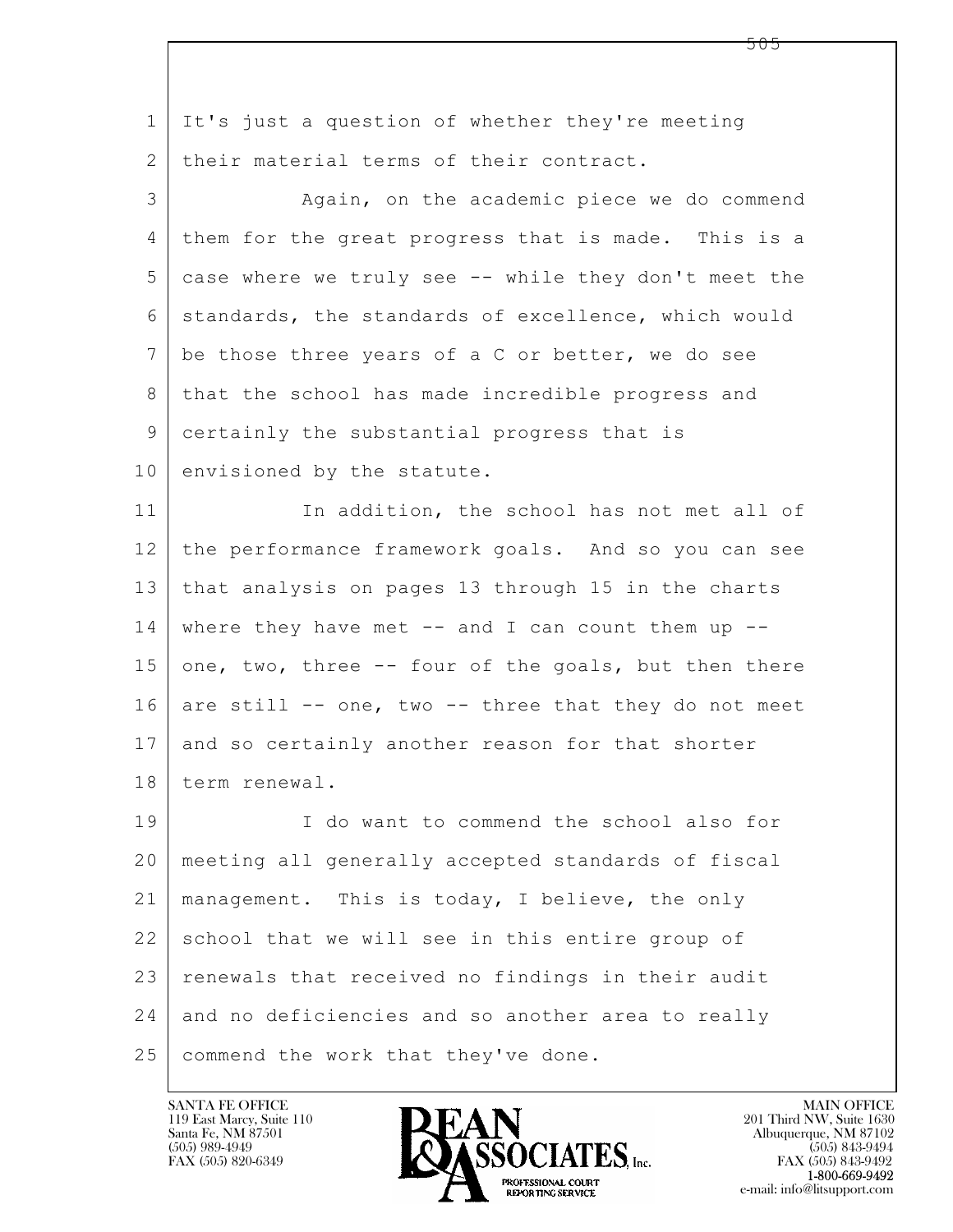It's just a question of whether they're meeting their material terms of their contract.

Again, on the academic piece we do commend them for the great progress that is made. This is a case where we truly see -- while they don't meet the standards, the standards of excellence, which would be those three years of a C or better, we do see that the school has made incredible progress and certainly the substantial progress that is envisioned by the statute.

In addition, the school has not met all of the performance framework goals. And so you can see that analysis on pages 13 through 15 in the charts where they have met -- and I can count them up -- one, two, three -- four of the goals, but then there are still -- one, two -- three that they do not meet and so certainly another reason for that shorter term renewal.

I do want to commend the school also for meeting all generally accepted standards of fiscal management. This is today, I believe, the only school that we will see in this entire group of renewals that received no findings in their audit and no deficiencies and so another area to really commend the work that they've done.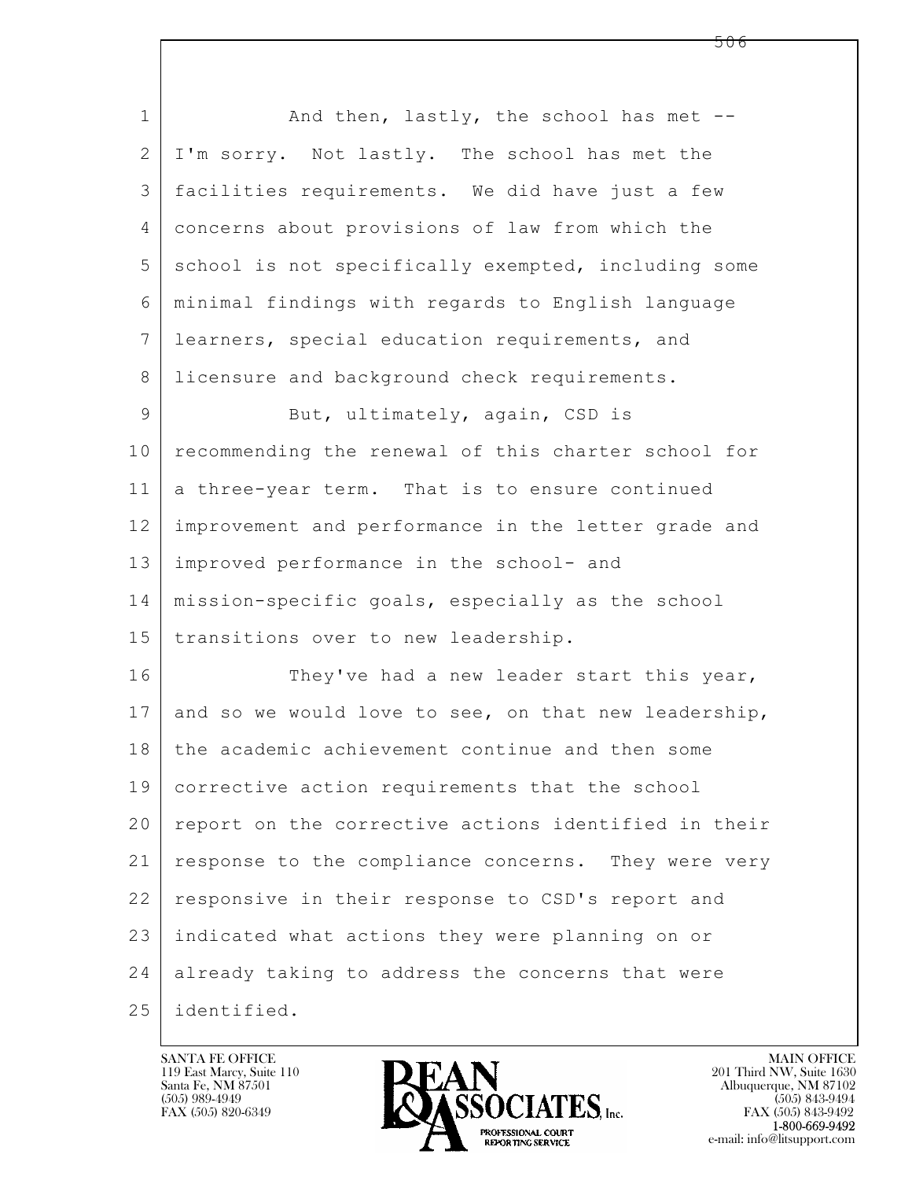And then, lastly, the school has met -- I'm sorry. Not lastly. The school has met the facilities requirements. We did have just a few concerns about provisions of law from which the school is not specifically exempted, including some minimal findings with regards to English language learners, special education requirements, and licensure and background check requirements.

But, ultimately, again, CSD is recommending the renewal of this charter school for a three-year term. That is to ensure continued improvement and performance in the letter grade and improved performance in the school- and mission-specific goals, especially as the school transitions over to new leadership.

They've had a new leader start this year, and so we would love to see, on that new leadership, the academic achievement continue and then some corrective action requirements that the school report on the corrective actions identified in their response to the compliance concerns. They were very responsive in their response to CSD's report and indicated what actions they were planning on or already taking to address the concerns that were identified.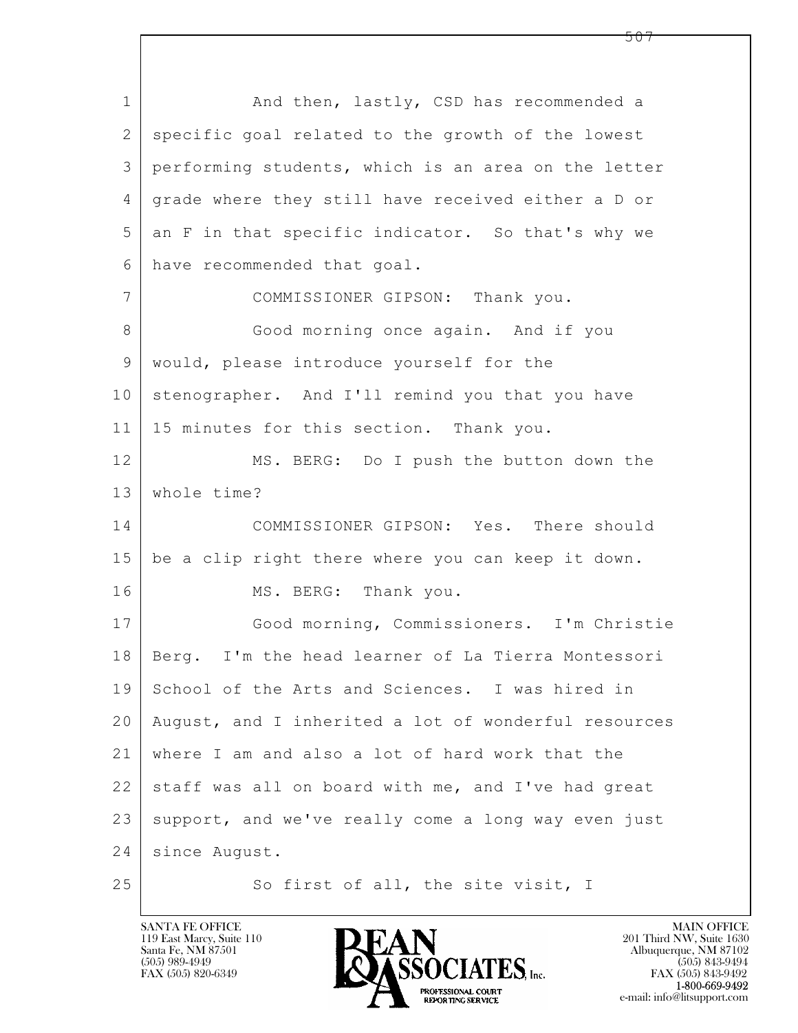And then, lastly, CSD has recommended a specific goal related to the growth of the lowest performing students, which is an area on the letter grade where they still have received either a D or an F in that specific indicator. So that's why we have recommended that goal.

COMMISSIONER GIPSON: Thank you.

Good morning once again. And if you would, please introduce yourself for the stenographer. And I'll remind you that you have 15 minutes for this section. Thank you.

MS. BERG: Do I push the button down the whole time?

COMMISSIONER GIPSON: Yes. There should be a clip right there where you can keep it down.

MS. BERG: Thank you.

Good morning, Commissioners. I'm Christie Berg. I'm the head learner of La Tierra Montessori School of the Arts and Sciences. I was hired in August, and I inherited a lot of wonderful resources where I am and also a lot of hard work that the staff was all on board with me, and I've had great support, and we've really come a long way even just since August.

So first of all, the site visit, I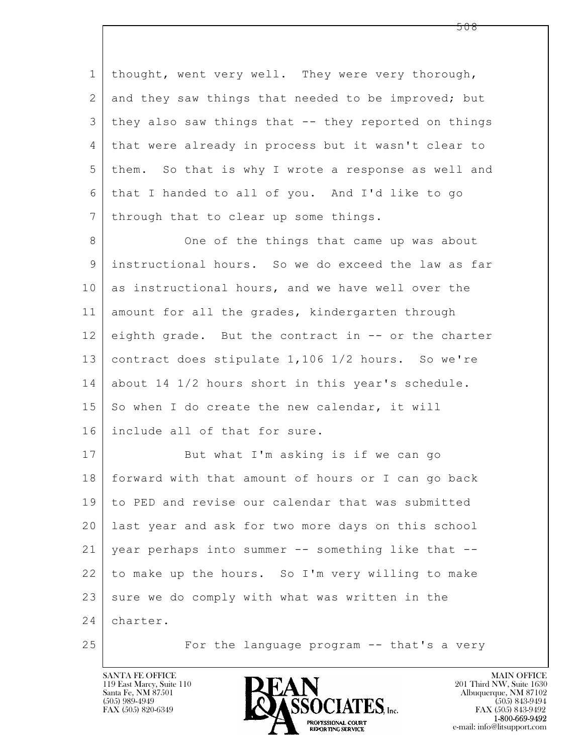thought, went very well. They were very thorough, and they saw things that needed to be improved; but they also saw things that -- they reported on things that were already in process but it wasn't clear to them. So that is why I wrote a response as well and that I handed to all of you. And I'd like to go through that to clear up some things.

One of the things that came up was about instructional hours. So we do exceed the law as far as instructional hours, and we have well over the amount for all the grades, kindergarten through eighth grade. But the contract in -- or the charter contract does stipulate 1,106 1/2 hours. So we're about 14 1/2 hours short in this year's schedule. So when I do create the new calendar, it will include all of that for sure.

But what I'm asking is if we can go forward with that amount of hours or I can go back to PED and revise our calendar that was submitted last year and ask for two more days on this school year perhaps into summer -- something like that -- to make up the hours. So I'm very willing to make sure we do comply with what was written in the charter.

For the language program -- that's a very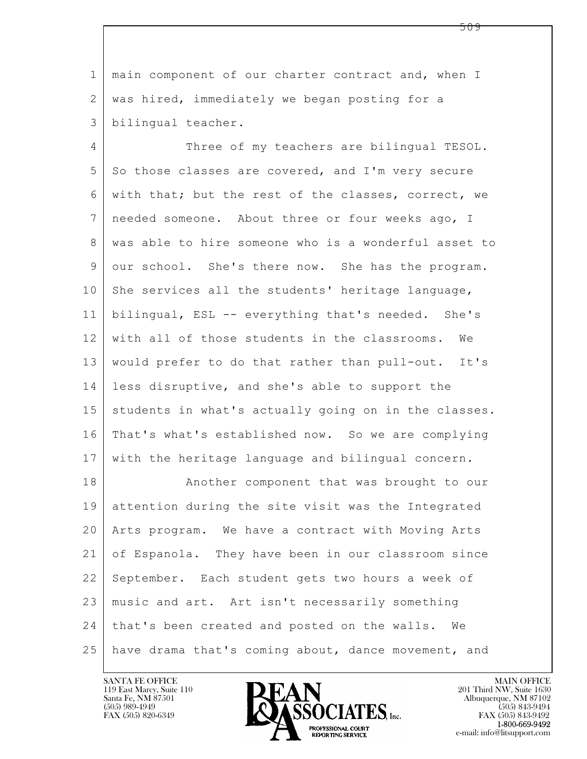main component of our charter contract and, when I was hired, immediately we began posting for a bilingual teacher.

Three of my teachers are bilingual TESOL. So those classes are covered, and I'm very secure with that; but the rest of the classes, correct, we needed someone. About three or four weeks ago, I was able to hire someone who is a wonderful asset to our school. She's there now. She has the program. She services all the students' heritage language, bilingual, ESL -- everything that's needed. She's with all of those students in the classrooms. We would prefer to do that rather than pull-out. It's less disruptive, and she's able to support the students in what's actually going on in the classes. That's what's established now. So we are complying with the heritage language and bilingual concern.

Another component that was brought to our attention during the site visit was the Integrated Arts program. We have a contract with Moving Arts of Espanola. They have been in our classroom since September. Each student gets two hours a week of music and art. Art isn't necessarily something that's been created and posted on the walls. We have drama that's coming about, dance movement, and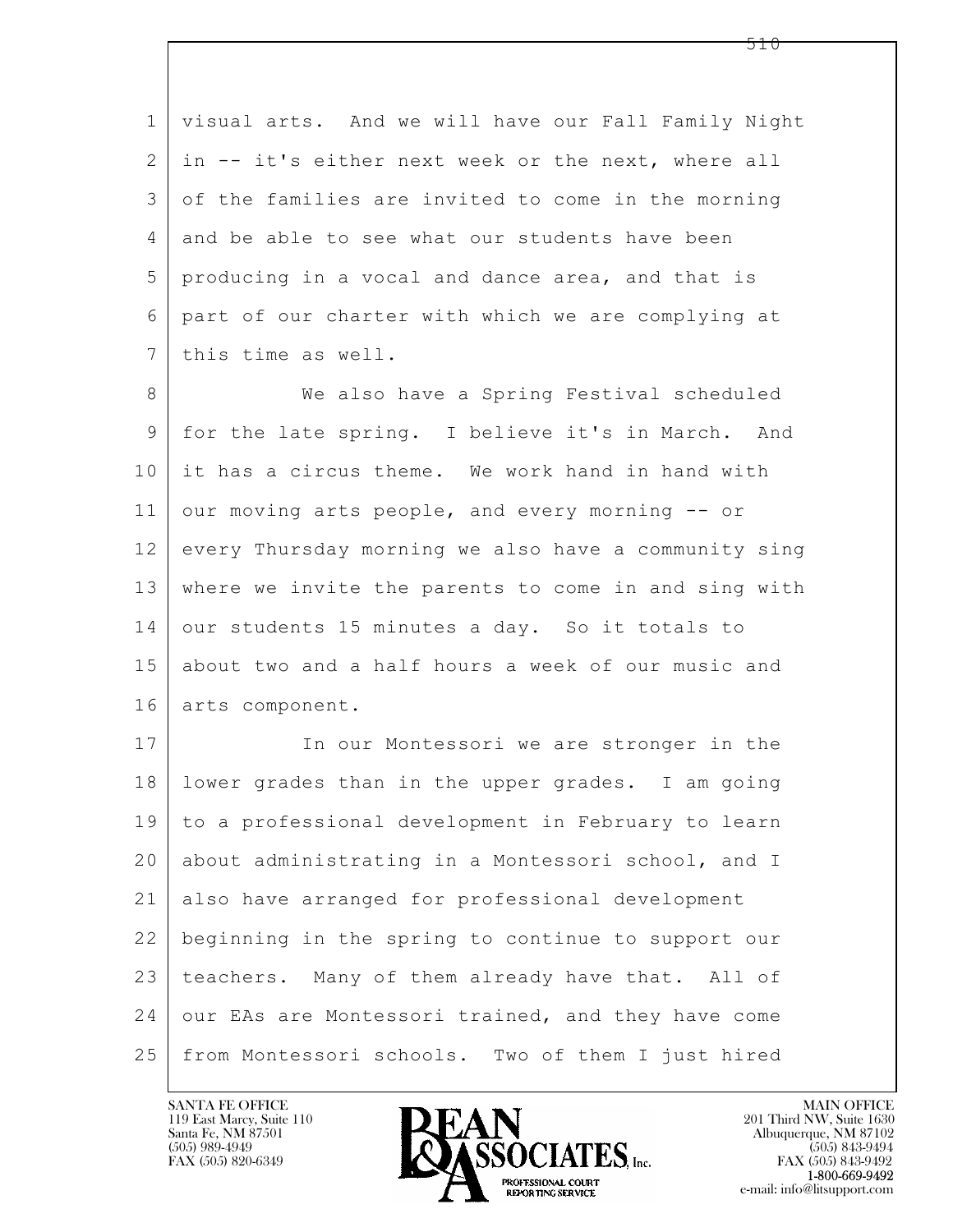visual arts. And we will have our Fall Family Night in -- it's either next week or the next, where all of the families are invited to come in the morning and be able to see what our students have been producing in a vocal and dance area, and that is part of our charter with which we are complying at this time as well.

We also have a Spring Festival scheduled for the late spring. I believe it's in March. And it has a circus theme. We work hand in hand with our moving arts people, and every morning -- or every Thursday morning we also have a community sing where we invite the parents to come in and sing with our students 15 minutes a day. So it totals to about two and a half hours a week of our music and arts component.

In our Montessori we are stronger in the lower grades than in the upper grades. I am going to a professional development in February to learn about administrating in a Montessori school, and I also have arranged for professional development beginning in the spring to continue to support our teachers. Many of them already have that. All of our EAs are Montessori trained, and they have come from Montessori schools. Two of them I just hired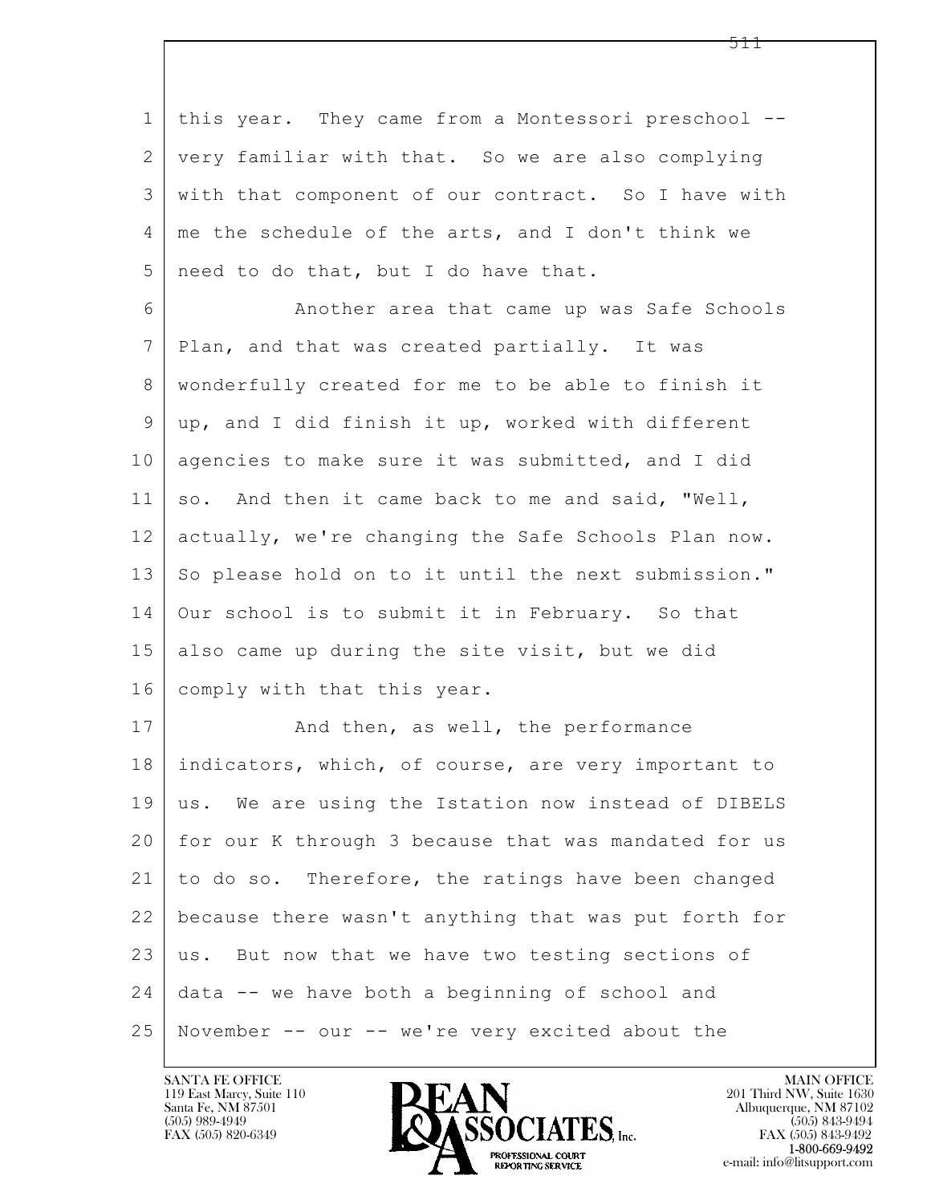this year. They came from a Montessori preschool -- very familiar with that. So we are also complying with that component of our contract. So I have with me the schedule of the arts, and I don't think we need to do that, but I do have that.

Another area that came up was Safe Schools Plan, and that was created partially. It was wonderfully created for me to be able to finish it up, and I did finish it up, worked with different agencies to make sure it was submitted, and I did so. And then it came back to me and said, "Well, actually, we're changing the Safe Schools Plan now. So please hold on to it until the next submission." Our school is to submit it in February. So that also came up during the site visit, but we did comply with that this year.

And then, as well, the performance indicators, which, of course, are very important to us. We are using the Istation now instead of DIBELS for our K through 3 because that was mandated for us to do so. Therefore, the ratings have been changed because there wasn't anything that was put forth for us. But now that we have two testing sections of data -- we have both a beginning of school and November -- our -- we're very excited about the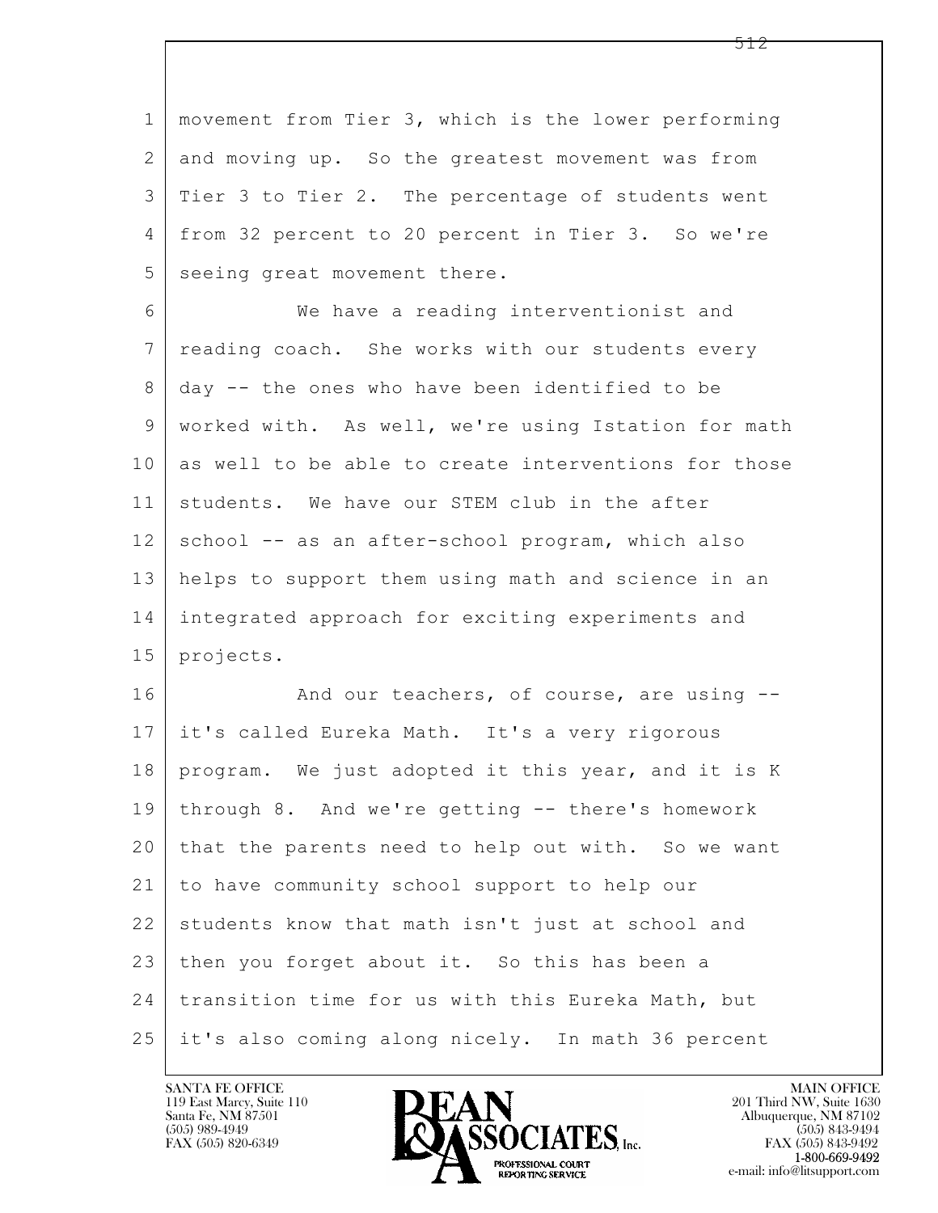movement from Tier 3, which is the lower performing and moving up. So the greatest movement was from Tier 3 to Tier 2. The percentage of students went from 32 percent to 20 percent in Tier 3. So we're seeing great movement there.

We have a reading interventionist and reading coach. She works with our students every day -- the ones who have been identified to be worked with. As well, we're using Istation for math as well to be able to create interventions for those students. We have our STEM club in the after school -- as an after-school program, which also helps to support them using math and science in an integrated approach for exciting experiments and projects.

And our teachers, of course, are using -- it's called Eureka Math. It's a very rigorous program. We just adopted it this year, and it is K through 8. And we're getting -- there's homework that the parents need to help out with. So we want to have community school support to help our students know that math isn't just at school and then you forget about it. So this has been a transition time for us with this Eureka Math, but it's also coming along nicely. In math 36 percent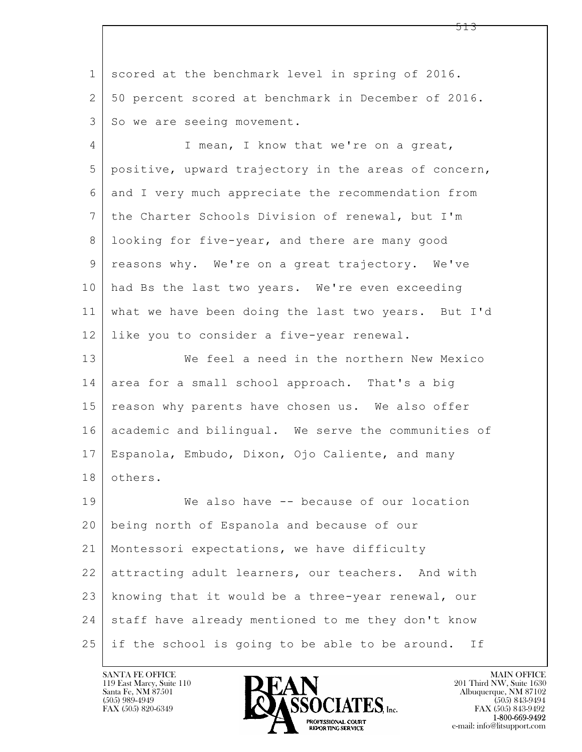scored at the benchmark level in spring of 2016. 50 percent scored at benchmark in December of 2016. So we are seeing movement.

I mean, I know that we're on a great, positive, upward trajectory in the areas of concern, and I very much appreciate the recommendation from the Charter Schools Division of renewal, but I'm looking for five-year, and there are many good reasons why. We're on a great trajectory. We've had Bs the last two years. We're even exceeding what we have been doing the last two years. But I'd like you to consider a five-year renewal.

We feel a need in the northern New Mexico area for a small school approach. That's a big reason why parents have chosen us. We also offer academic and bilingual. We serve the communities of Espanola, Embudo, Dixon, Ojo Caliente, and many others.

We also have -- because of our location being north of Espanola and because of our Montessori expectations, we have difficulty attracting adult learners, our teachers. And with knowing that it would be a three-year renewal, our staff have already mentioned to me they don't know if the school is going to be able to be around. If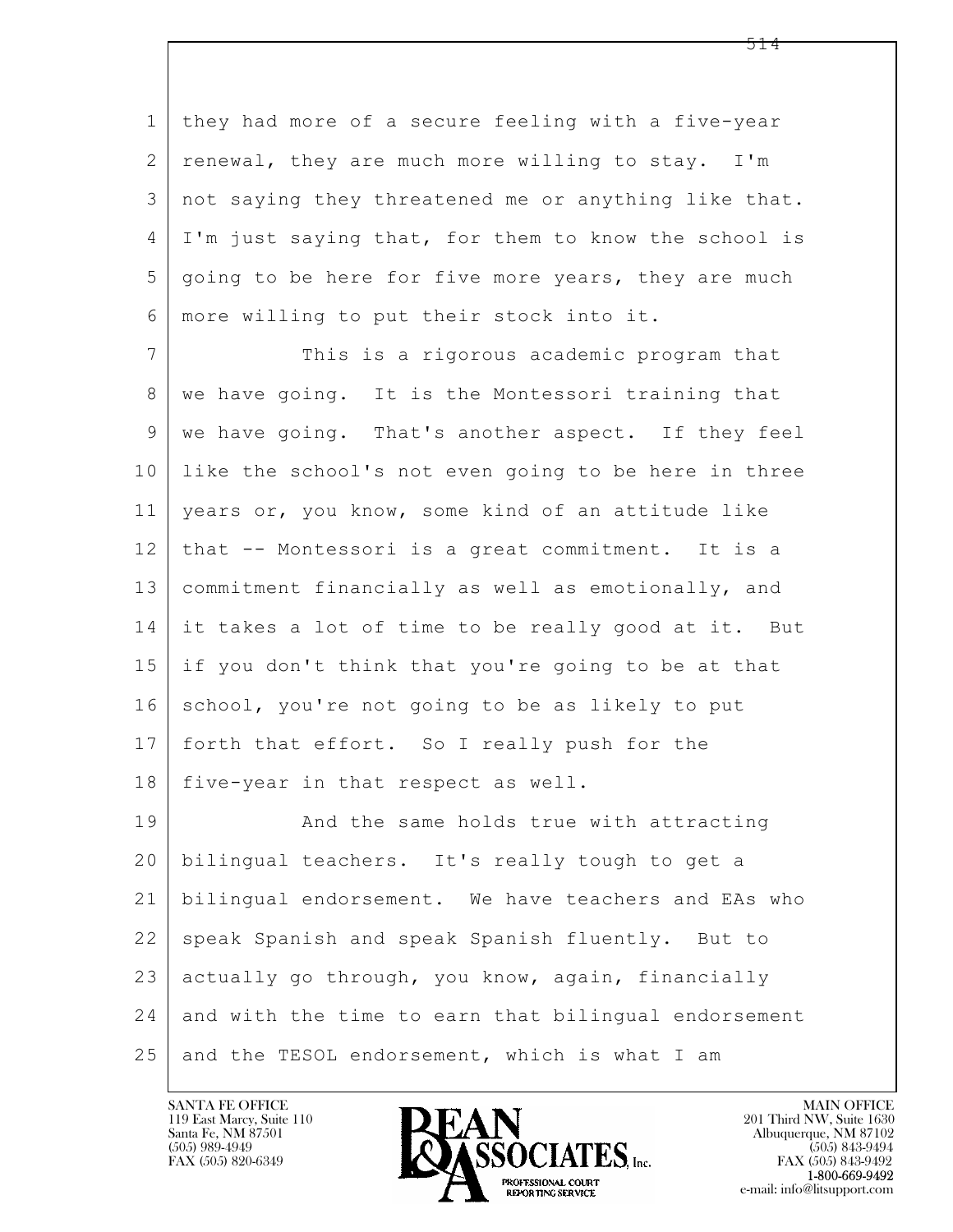they had more of a secure feeling with a five-year renewal, they are much more willing to stay. I'm not saying they threatened me or anything like that. I'm just saying that, for them to know the school is going to be here for five more years, they are much more willing to put their stock into it.

This is a rigorous academic program that we have going. It is the Montessori training that we have going. That's another aspect. If they feel like the school's not even going to be here in three years or, you know, some kind of an attitude like that -- Montessori is a great commitment. It is a commitment financially as well as emotionally, and it takes a lot of time to be really good at it. But if you don't think that you're going to be at that school, you're not going to be as likely to put forth that effort. So I really push for the five-year in that respect as well.

And the same holds true with attracting bilingual teachers. It's really tough to get a bilingual endorsement. We have teachers and EAs who speak Spanish and speak Spanish fluently. But to actually go through, you know, again, financially and with the time to earn that bilingual endorsement and the TESOL endorsement, which is what I am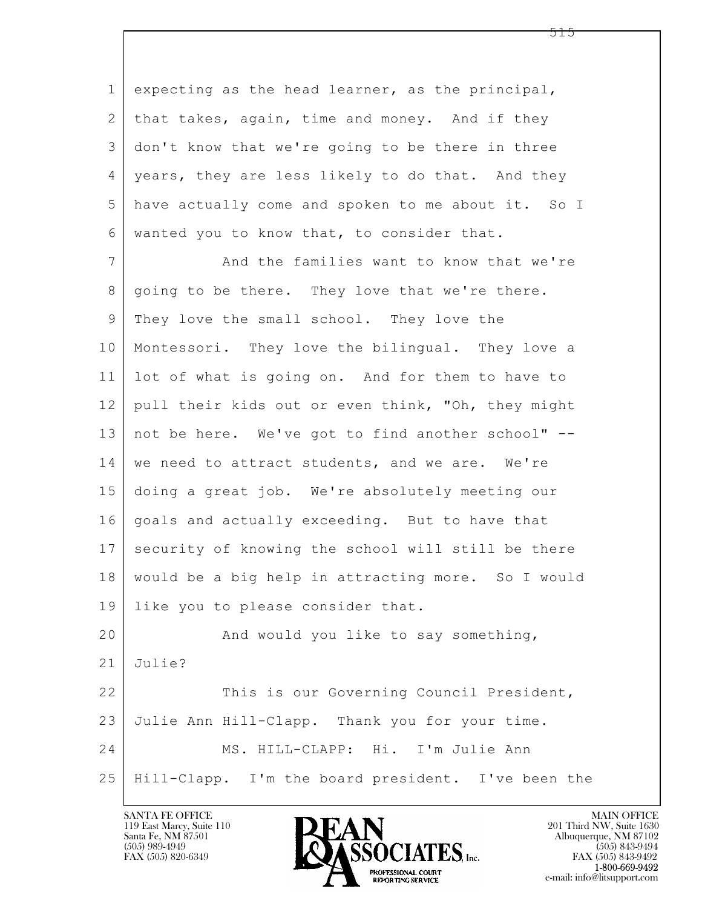expecting as the head learner, as the principal, that takes, again, time and money. And if they don't know that we're going to be there in three years, they are less likely to do that. And they have actually come and spoken to me about it. So I wanted you to know that, to consider that.

And the families want to know that we're going to be there. They love that we're there. They love the small school. They love the Montessori. They love the bilingual. They love a lot of what is going on. And for them to have to pull their kids out or even think, "Oh, they might not be here. We've got to find another school" -- we need to attract students, and we are. We're doing a great job. We're absolutely meeting our goals and actually exceeding. But to have that security of knowing the school will still be there would be a big help in attracting more. So I would like you to please consider that.

And would you like to say something, Julie?

This is our Governing Council President, Julie Ann Hill-Clapp. Thank you for your time.

MS. HILL-CLAPP: Hi. I'm Julie Ann Hill-Clapp. I'm the board president. I've been the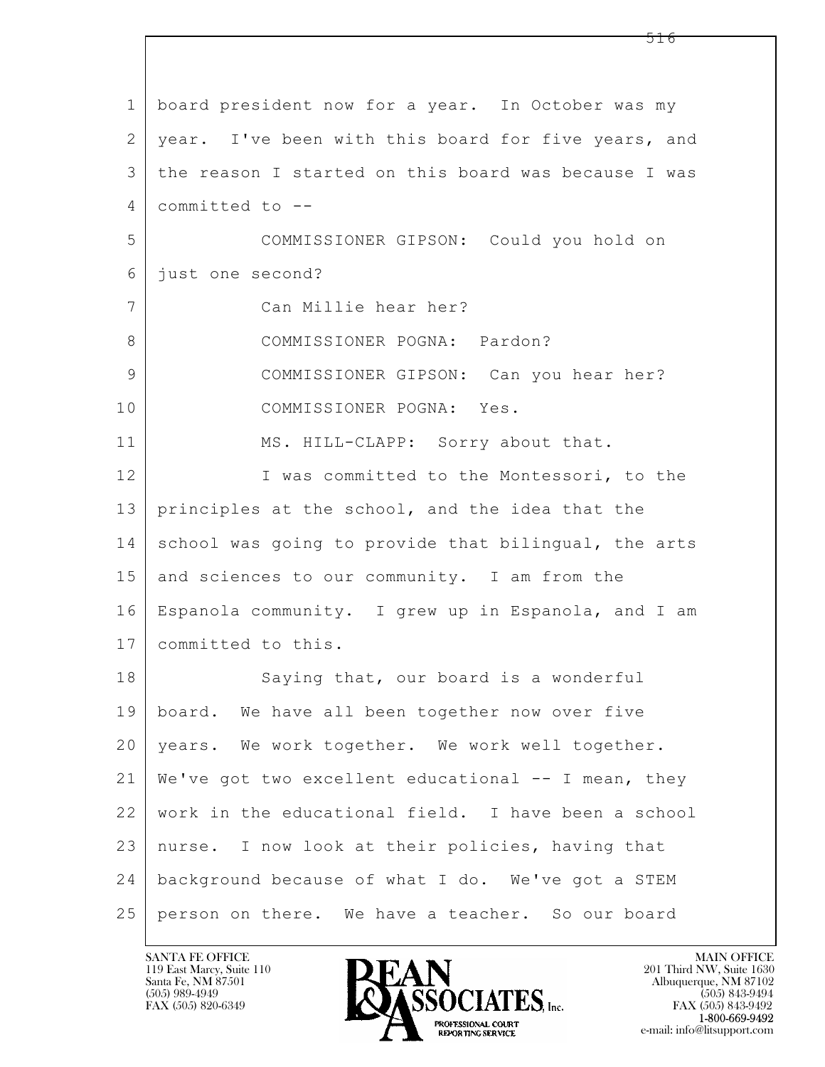board president now for a year. In October was my year. I've been with this board for five years, and the reason I started on this board was because I was committed to --

COMMISSIONER GIPSON: Could you hold on just one second?

Can Millie hear her?

COMMISSIONER POGNA: Pardon?

COMMISSIONER GIPSON: Can you hear her?

COMMISSIONER POGNA: Yes.

MS. HILL-CLAPP: Sorry about that.

I was committed to the Montessori, to the principles at the school, and the idea that the school was going to provide that bilingual, the arts and sciences to our community. I am from the Espanola community. I grew up in Espanola, and I am committed to this.

Saying that, our board is a wonderful board. We have all been together now over five years. We work together. We work well together. We've got two excellent educational -- I mean, they work in the educational field. I have been a school nurse. I now look at their policies, having that background because of what I do. We've got a STEM person on there. We have a teacher. So our board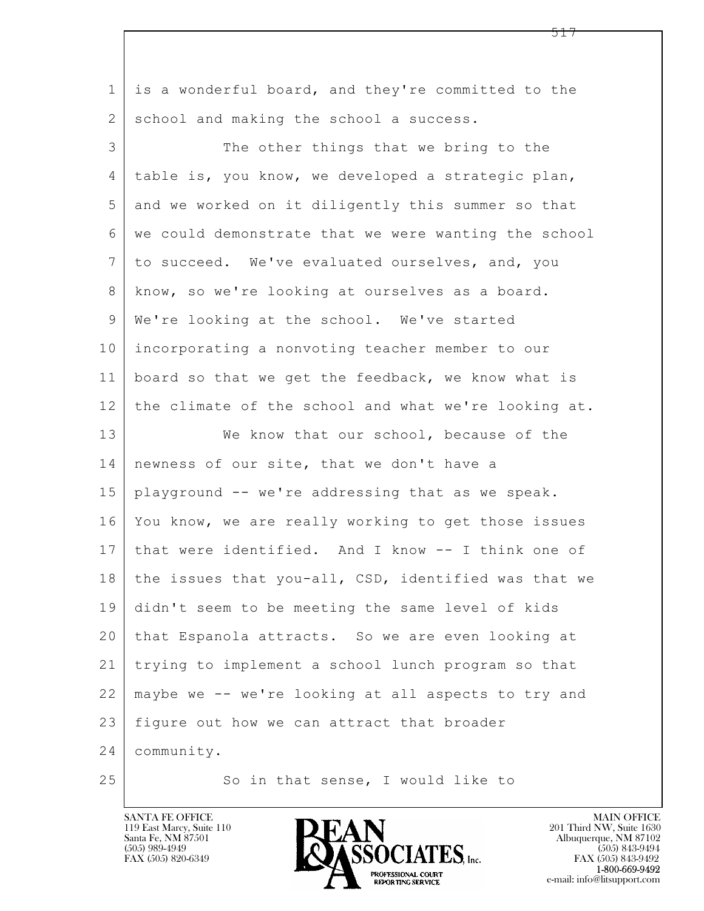is a wonderful board, and they're committed to the school and making the school a success.

The other things that we bring to the table is, you know, we developed a strategic plan, and we worked on it diligently this summer so that we could demonstrate that we were wanting the school to succeed. We've evaluated ourselves, and, you know, so we're looking at ourselves as a board. We're looking at the school. We've started incorporating a nonvoting teacher member to our board so that we get the feedback, we know what is the climate of the school and what we're looking at.

We know that our school, because of the newness of our site, that we don't have a playground -- we're addressing that as we speak. You know, we are really working to get those issues that were identified. And I know -- I think one of the issues that you-all, CSD, identified was that we didn't seem to be meeting the same level of kids that Espanola attracts. So we are even looking at trying to implement a school lunch program so that maybe we -- we're looking at all aspects to try and figure out how we can attract that broader community.

So in that sense, I would like to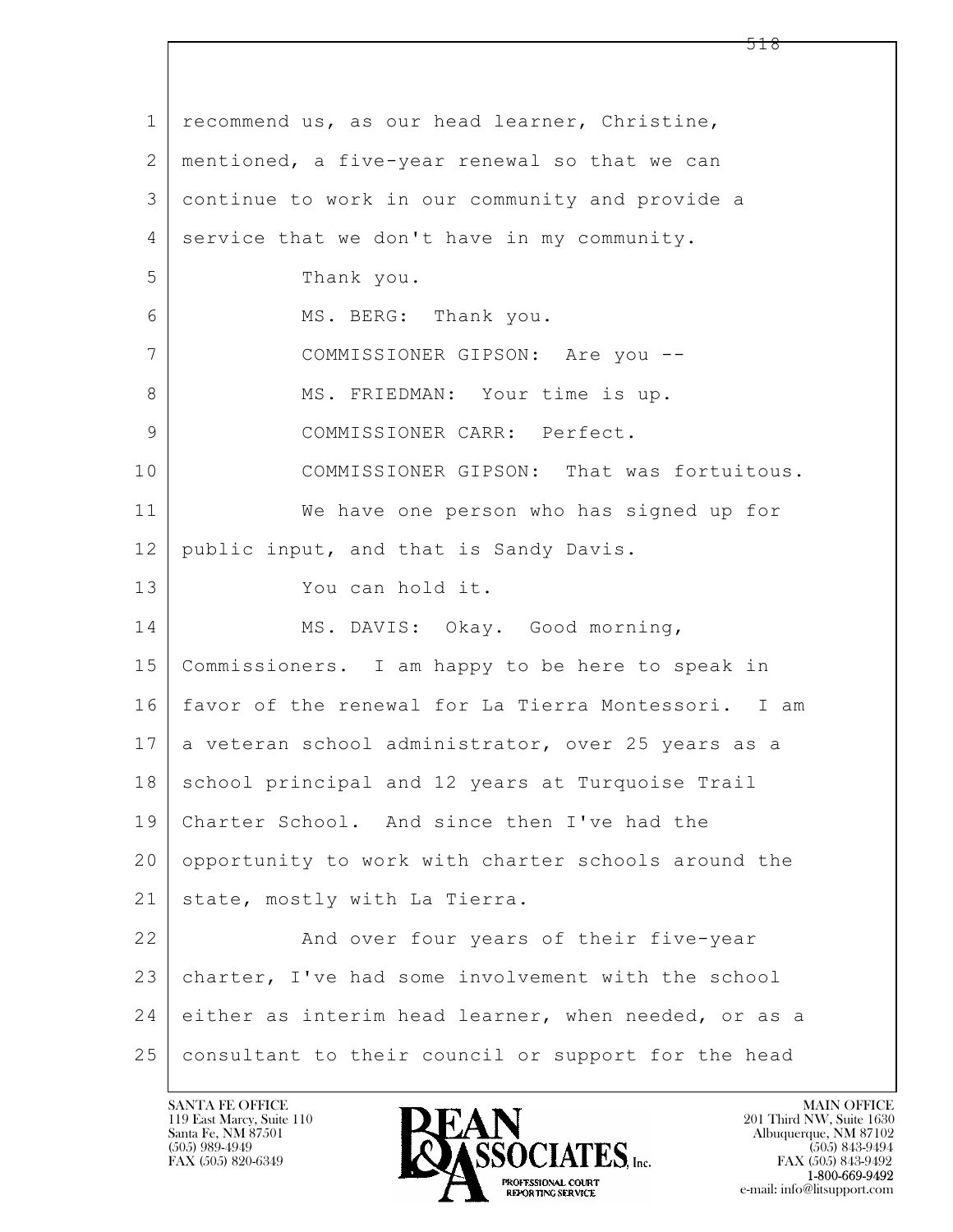recommend us, as our head learner, Christine, mentioned, a five-year renewal so that we can continue to work in our community and provide a service that we don't have in my community.

Thank you.

MS. BERG: Thank you.

COMMISSIONER GIPSON: Are you --

MS. FRIEDMAN: Your time is up.

COMMISSIONER CARR: Perfect.

COMMISSIONER GIPSON: That was fortuitous.

We have one person who has signed up for public input, and that is Sandy Davis.

You can hold it.

MS. DAVIS: Okay. Good morning, Commissioners. I am happy to be here to speak in favor of the renewal for La Tierra Montessori. I am a veteran school administrator, over 25 years as a school principal and 12 years at Turquoise Trail Charter School. And since then I've had the opportunity to work with charter schools around the state, mostly with La Tierra.

And over four years of their five-year charter, I've had some involvement with the school either as interim head learner, when needed, or as a consultant to their council or support for the head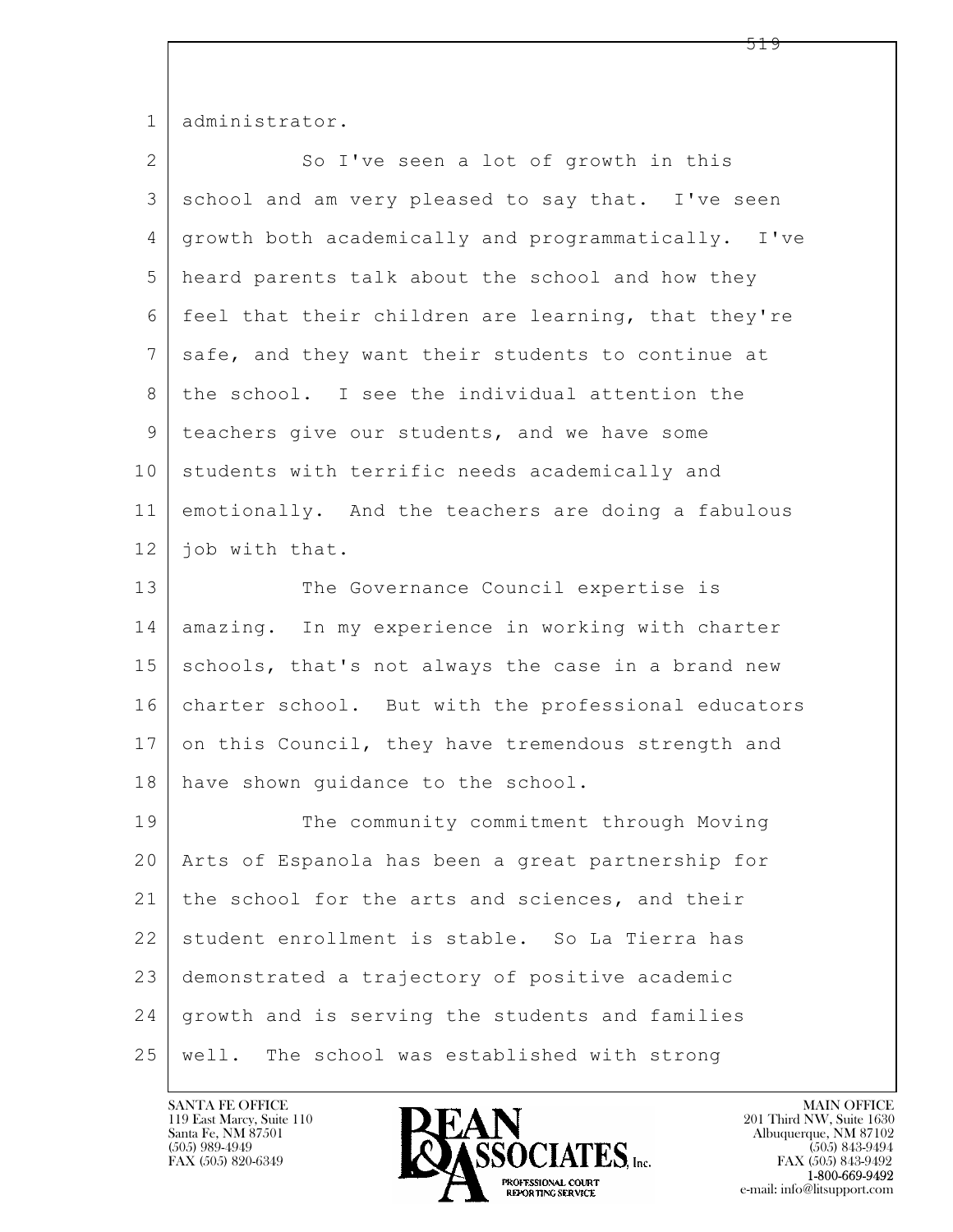administrator.

So I've seen a lot of growth in this school and am very pleased to say that. I've seen growth both academically and programmatically. I've heard parents talk about the school and how they feel that their children are learning, that they're safe, and they want their students to continue at the school. I see the individual attention the teachers give our students, and we have some students with terrific needs academically and emotionally. And the teachers are doing a fabulous job with that.

The Governance Council expertise is amazing. In my experience in working with charter schools, that's not always the case in a brand new charter school. But with the professional educators on this Council, they have tremendous strength and have shown guidance to the school.

The community commitment through Moving Arts of Espanola has been a great partnership for the school for the arts and sciences, and their student enrollment is stable. So La Tierra has demonstrated a trajectory of positive academic growth and is serving the students and families well. The school was established with strong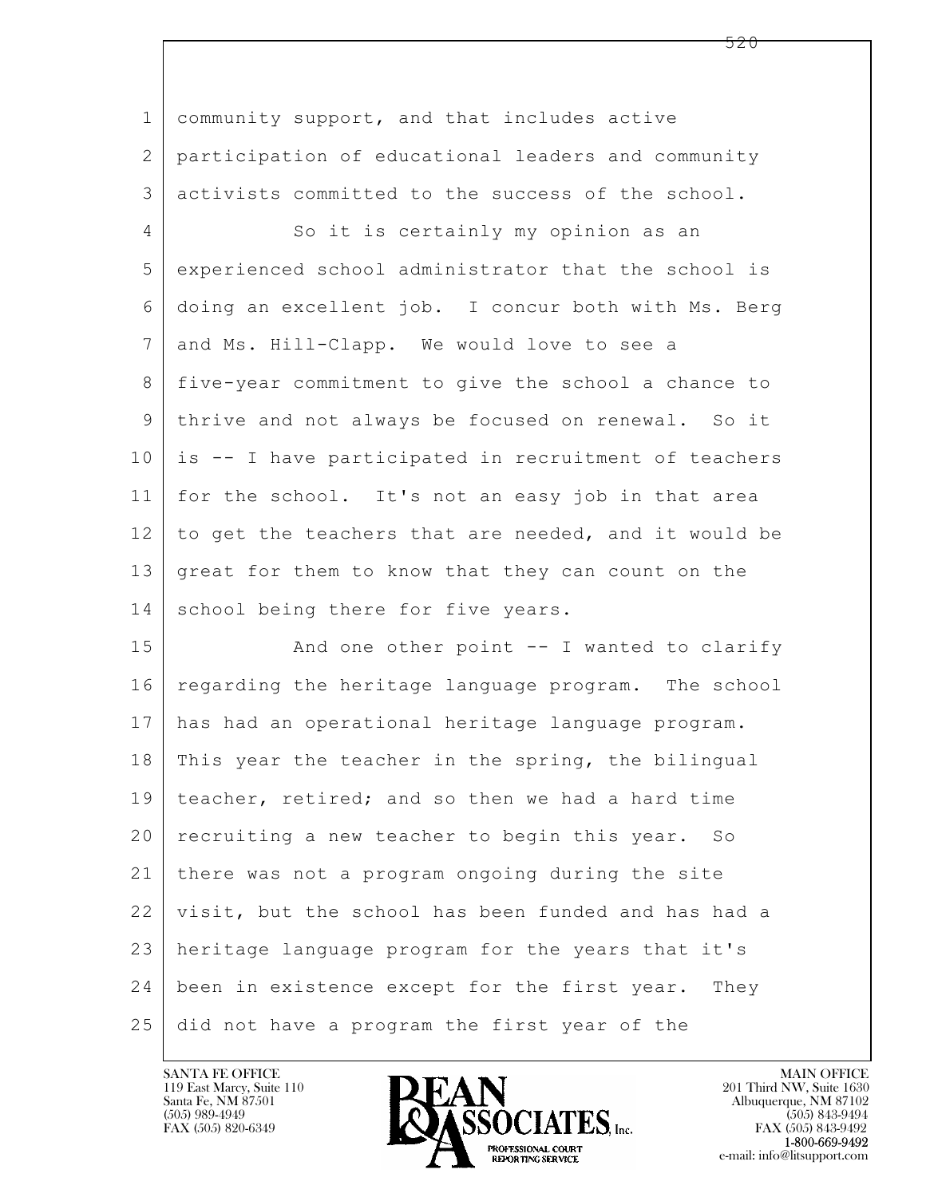community support, and that includes active participation of educational leaders and community activists committed to the success of the school.

So it is certainly my opinion as an experienced school administrator that the school is doing an excellent job. I concur both with Ms. Berg and Ms. Hill-Clapp. We would love to see a five-year commitment to give the school a chance to thrive and not always be focused on renewal. So it is -- I have participated in recruitment of teachers for the school. It's not an easy job in that area to get the teachers that are needed, and it would be great for them to know that they can count on the school being there for five years.

And one other point -- I wanted to clarify regarding the heritage language program. The school has had an operational heritage language program. This year the teacher in the spring, the bilingual teacher, retired; and so then we had a hard time recruiting a new teacher to begin this year. So there was not a program ongoing during the site visit, but the school has been funded and has had a heritage language program for the years that it's been in existence except for the first year. They did not have a program the first year of the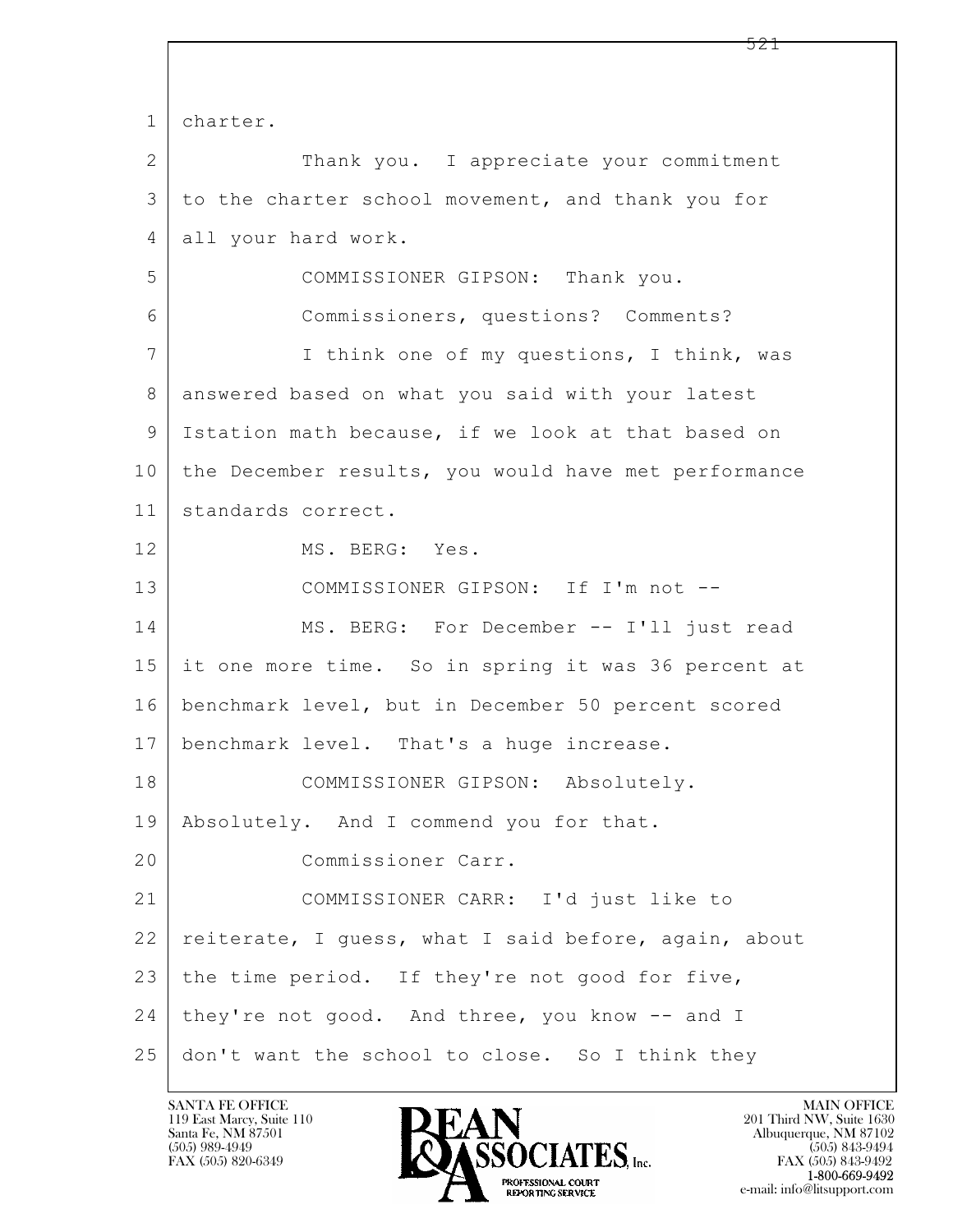charter.

Thank you. I appreciate your commitment to the charter school movement, and thank you for all your hard work.

COMMISSIONER GIPSON: Thank you.

Commissioners, questions? Comments?

I think one of my questions, I think, was answered based on what you said with your latest Istation math because, if we look at that based on the December results, you would have met performance standards correct.

MS. BERG: Yes.

COMMISSIONER GIPSON: If I'm not --

MS. BERG: For December -- I'll just read it one more time. So in spring it was 36 percent at benchmark level, but in December 50 percent scored benchmark level. That's a huge increase.

COMMISSIONER GIPSON: Absolutely. Absolutely. And I commend you for that.

Commissioner Carr.

COMMISSIONER CARR: I'd just like to reiterate, I guess, what I said before, again, about the time period. If they're not good for five, they're not good. And three, you know -- and I don't want the school to close. So I think they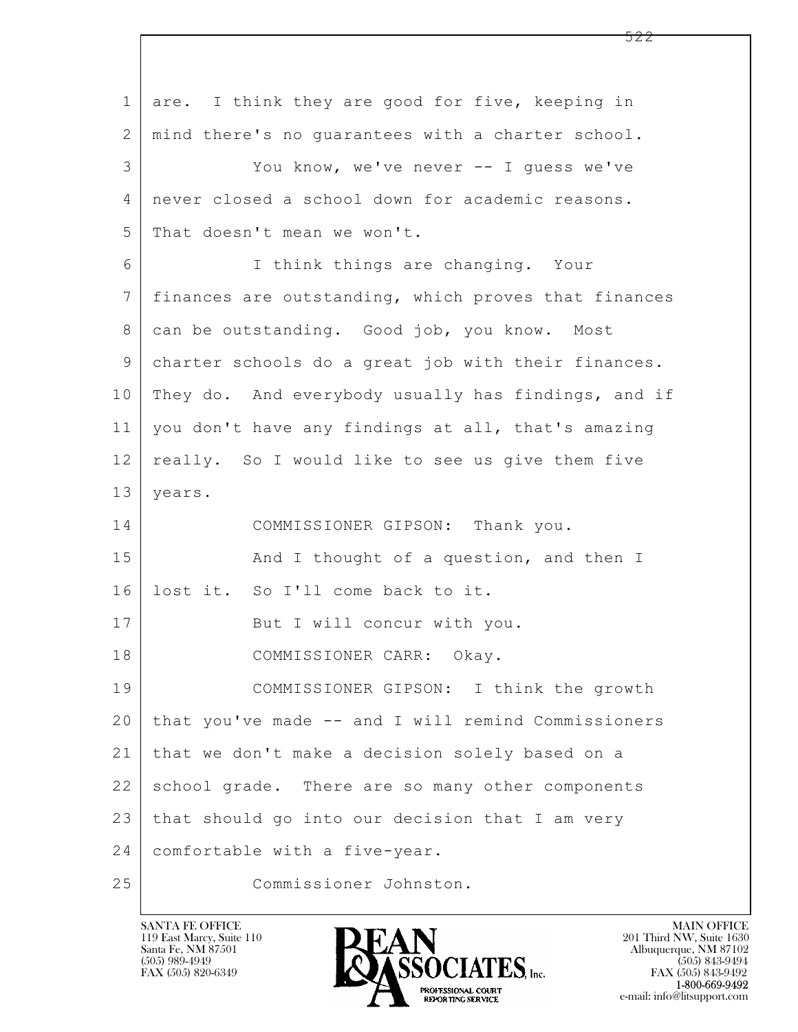are. I think they are good for five, keeping in mind there's no guarantees with a charter school.

You know, we've never -- I guess we've never closed a school down for academic reasons. That doesn't mean we won't.

I think things are changing. Your finances are outstanding, which proves that finances can be outstanding. Good job, you know. Most charter schools do a great job with their finances. They do. And everybody usually has findings, and if you don't have any findings at all, that's amazing really. So I would like to see us give them five years.

COMMISSIONER GIPSON: Thank you.

And I thought of a question, and then I lost it. So I'll come back to it.

But I will concur with you.

COMMISSIONER CARR: Okay.

COMMISSIONER GIPSON: I think the growth that you've made -- and I will remind Commissioners that we don't make a decision solely based on a school grade. There are so many other components that should go into our decision that I am very comfortable with a five-year.

Commissioner Johnston.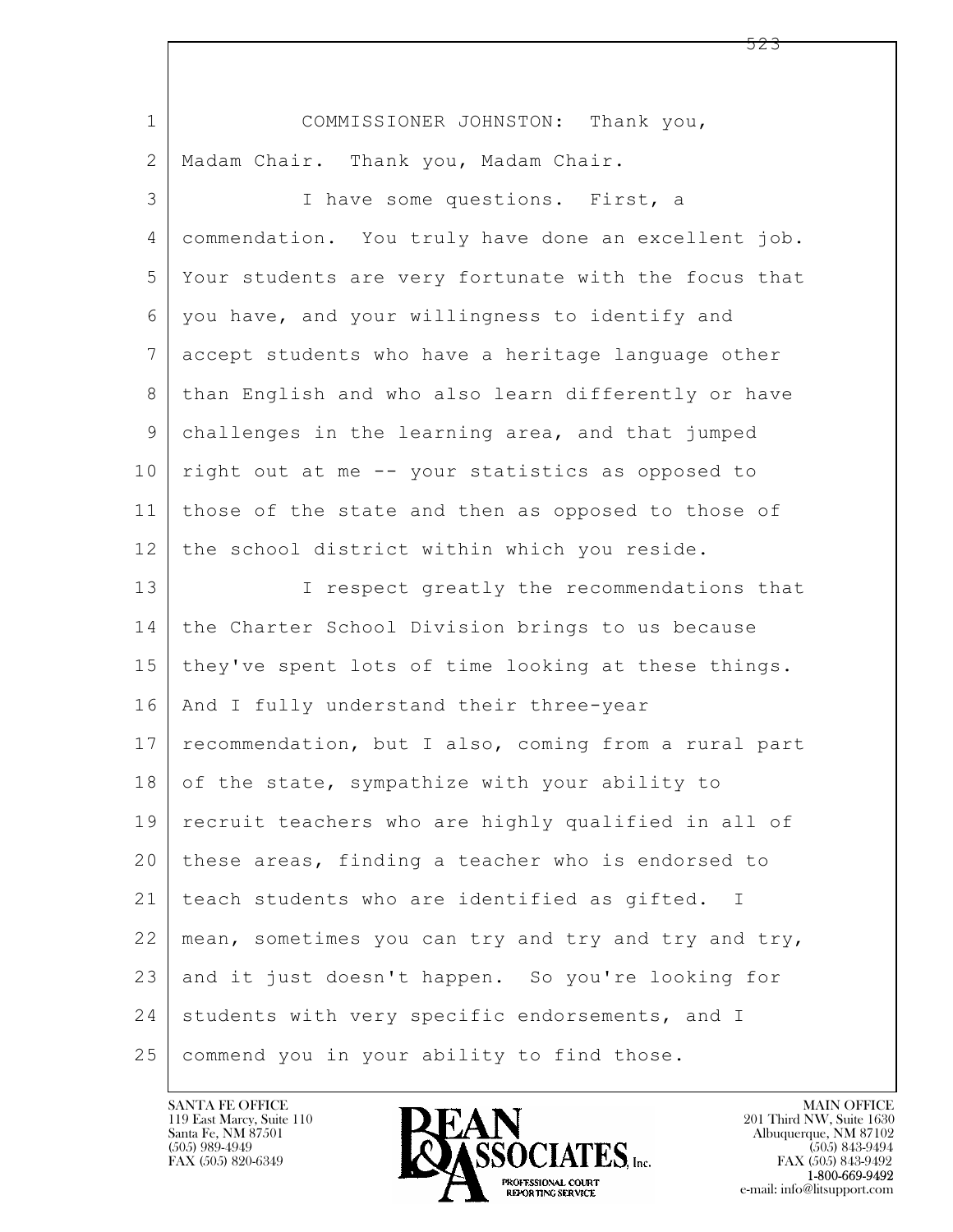1 COMMISSIONER JOHNSTON: Thank you,
2 Madam Chair. Thank you, Madam Chair.
3 I have some questions. First, a
4 commendation. You truly have done an excellent job.
5 Your students are very fortunate with the focus that
6 you have, and your willingness to identify and
7 accept students who have a heritage language other
8 than English and who also learn differently or have
9 challenges in the learning area, and that jumped
10 right out at me -- your statistics as opposed to
11 those of the state and then as opposed to those of
12 the school district within which you reside.
13 I respect greatly the recommendations that
14 the Charter School Division brings to us because
15 they've spent lots of time looking at these things.
16 And I fully understand their three-year
17 recommendation, but I also, coming from a rural part
18 of the state, sympathize with your ability to
19 recruit teachers who are highly qualified in all of
20 these areas, finding a teacher who is endorsed to
21 teach students who are identified as gifted. I
22 mean, sometimes you can try and try and try and try,
23 and it just doesn't happen. So you're looking for
24 students with very specific endorsements, and I
25 commend you in your ability to find those.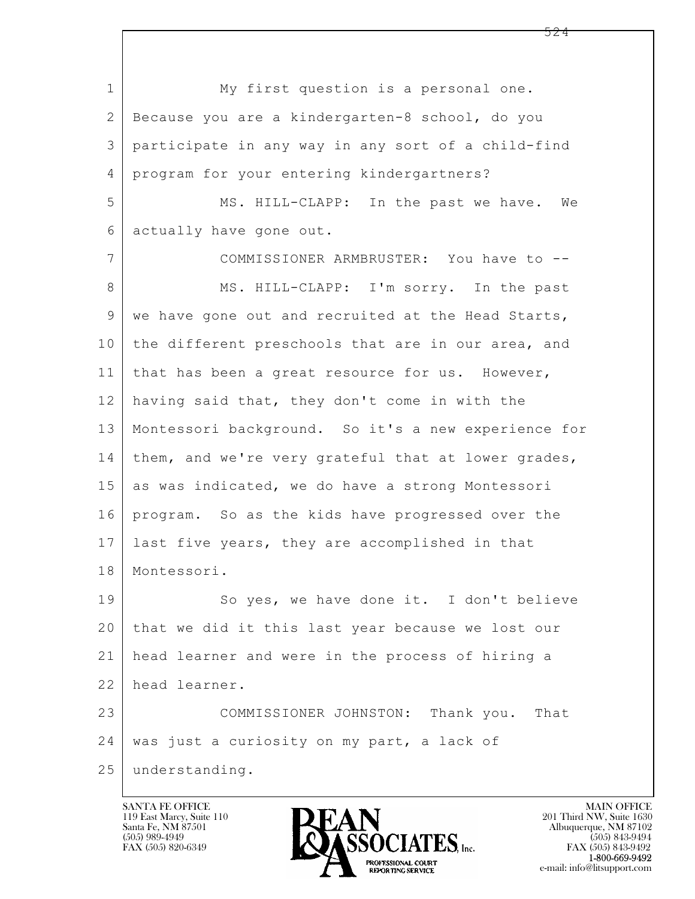My first question is a personal one. Because you are a kindergarten-8 school, do you participate in any way in any sort of a child-find program for your entering kindergartners?

MS. HILL-CLAPP: In the past we have. We actually have gone out.

COMMISSIONER ARMBRUSTER: You have to --

MS. HILL-CLAPP: I'm sorry. In the past we have gone out and recruited at the Head Starts, the different preschools that are in our area, and that has been a great resource for us. However, having said that, they don't come in with the Montessori background. So it's a new experience for them, and we're very grateful that at lower grades, as was indicated, we do have a strong Montessori program. So as the kids have progressed over the last five years, they are accomplished in that Montessori.

So yes, we have done it. I don't believe that we did it this last year because we lost our head learner and were in the process of hiring a head learner.

COMMISSIONER JOHNSTON: Thank you. That was just a curiosity on my part, a lack of understanding.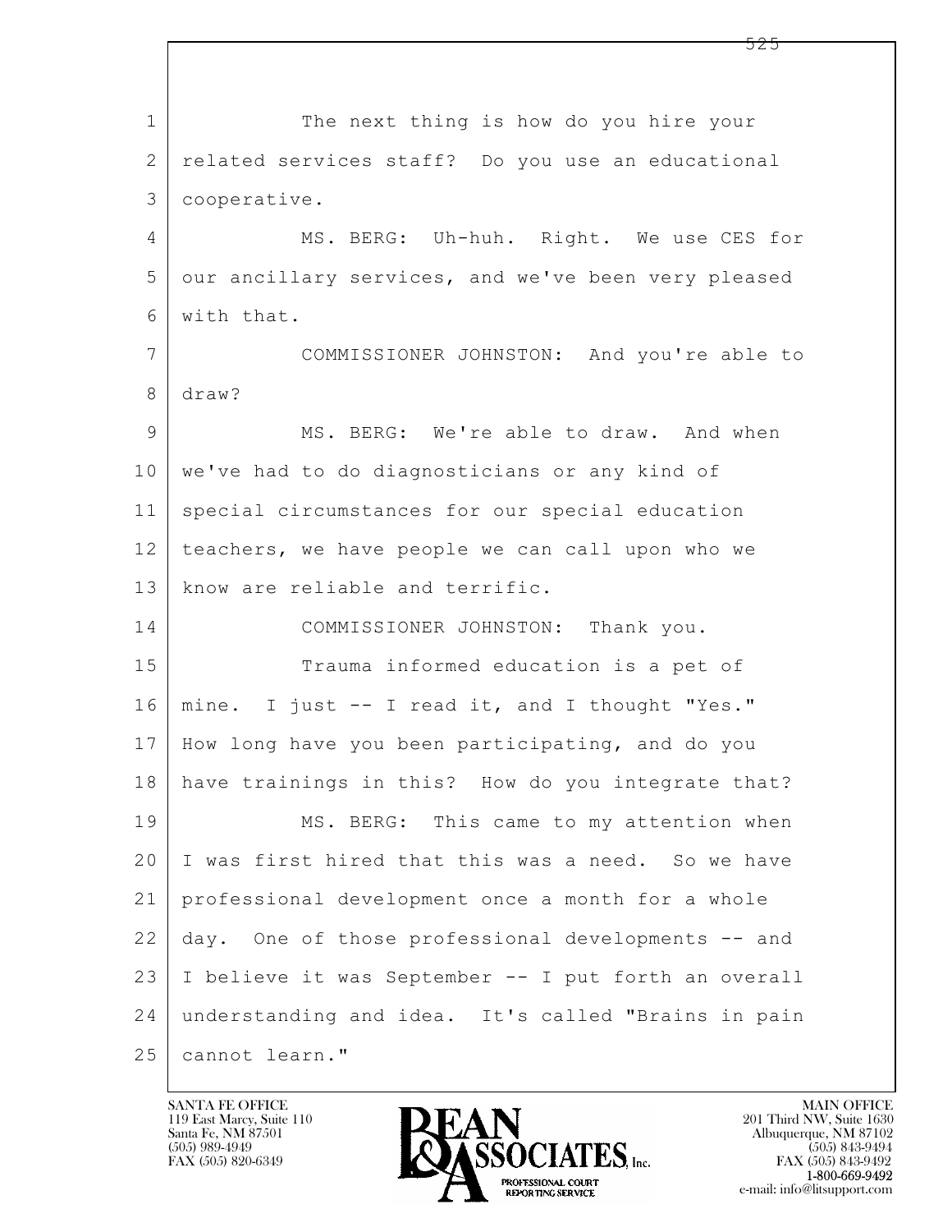The next thing is how do you hire your related services staff? Do you use an educational cooperative.

MS. BERG: Uh-huh. Right. We use CES for our ancillary services, and we've been very pleased with that.

COMMISSIONER JOHNSTON: And you're able to draw?

MS. BERG: We're able to draw. And when we've had to do diagnosticians or any kind of special circumstances for our special education teachers, we have people we can call upon who we know are reliable and terrific.

COMMISSIONER JOHNSTON: Thank you.

Trauma informed education is a pet of mine. I just -- I read it, and I thought "Yes." How long have you been participating, and do you have trainings in this? How do you integrate that?

MS. BERG: This came to my attention when I was first hired that this was a need. So we have professional development once a month for a whole day. One of those professional developments -- and I believe it was September -- I put forth an overall understanding and idea. It's called "Brains in pain cannot learn."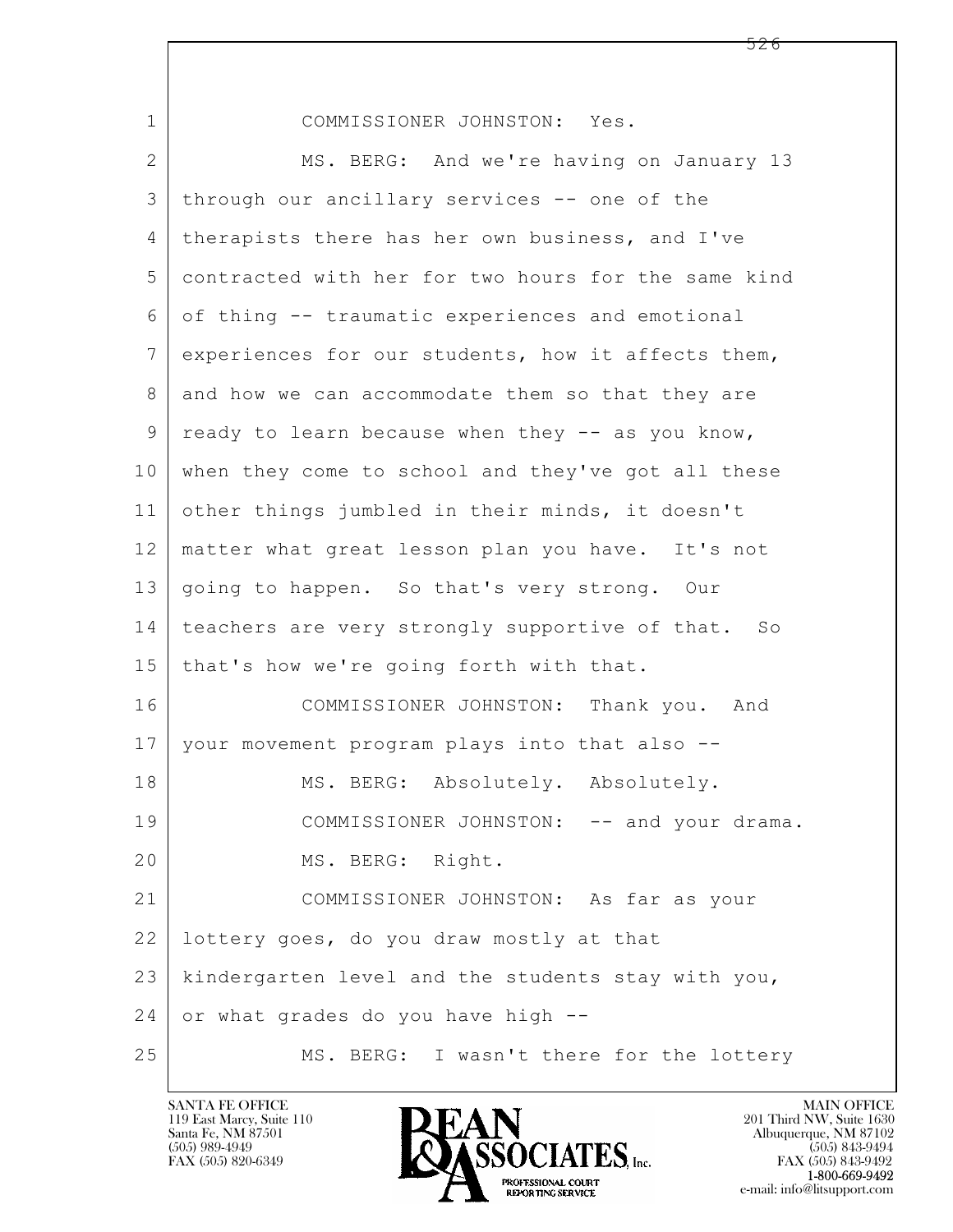COMMISSIONER JOHNSTON: Yes.

MS. BERG: And we're having on January 13 through our ancillary services -- one of the therapists there has her own business, and I've contracted with her for two hours for the same kind of thing -- traumatic experiences and emotional experiences for our students, how it affects them, and how we can accommodate them so that they are ready to learn because when they -- as you know, when they come to school and they've got all these other things jumbled in their minds, it doesn't matter what great lesson plan you have. It's not going to happen. So that's very strong. Our teachers are very strongly supportive of that. So that's how we're going forth with that.

COMMISSIONER JOHNSTON: Thank you. And your movement program plays into that also --

MS. BERG: Absolutely. Absolutely.

COMMISSIONER JOHNSTON: -- and your drama.

MS. BERG: Right.

COMMISSIONER JOHNSTON: As far as your lottery goes, do you draw mostly at that kindergarten level and the students stay with you, or what grades do you have high --

MS. BERG: I wasn't there for the lottery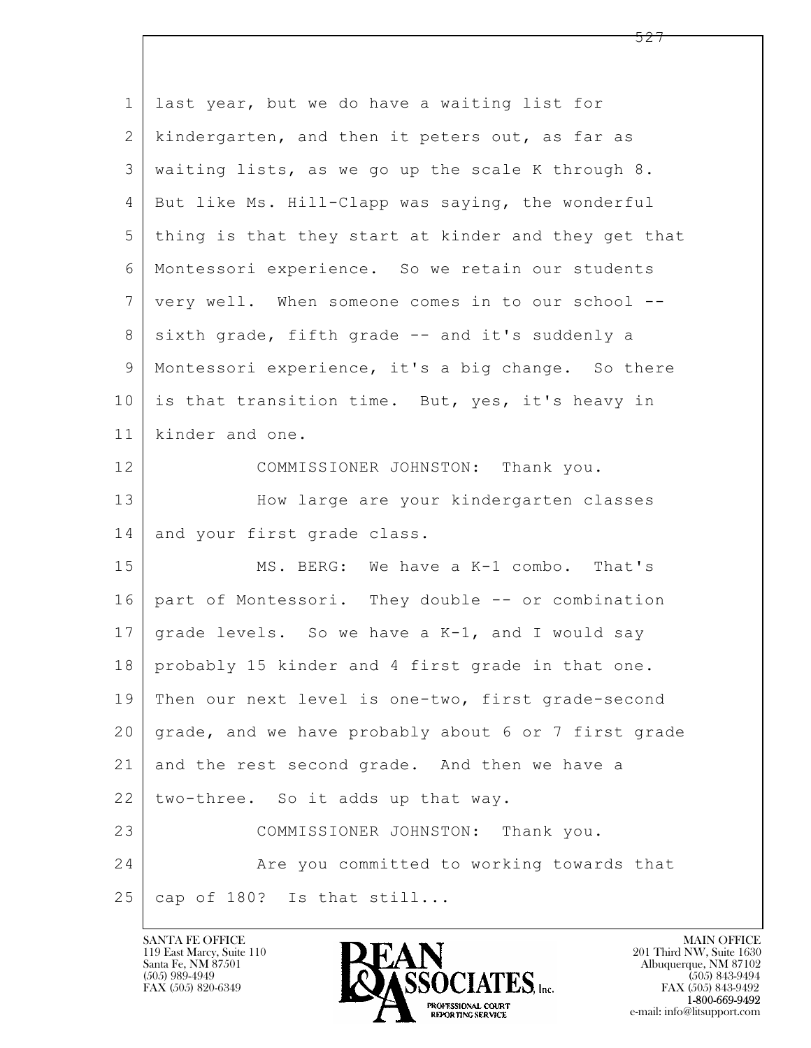last year, but we do have a waiting list for kindergarten, and then it peters out, as far as waiting lists, as we go up the scale K through 8. But like Ms. Hill-Clapp was saying, the wonderful thing is that they start at kinder and they get that Montessori experience. So we retain our students very well. When someone comes in to our school -- sixth grade, fifth grade -- and it's suddenly a Montessori experience, it's a big change. So there is that transition time. But, yes, it's heavy in kinder and one.

COMMISSIONER JOHNSTON: Thank you.

How large are your kindergarten classes and your first grade class.

MS. BERG: We have a K-1 combo. That's part of Montessori. They double -- or combination grade levels. So we have a K-1, and I would say probably 15 kinder and 4 first grade in that one. Then our next level is one-two, first grade-second grade, and we have probably about 6 or 7 first grade and the rest second grade. And then we have a two-three. So it adds up that way.

COMMISSIONER JOHNSTON: Thank you.

Are you committed to working towards that cap of 180? Is that still...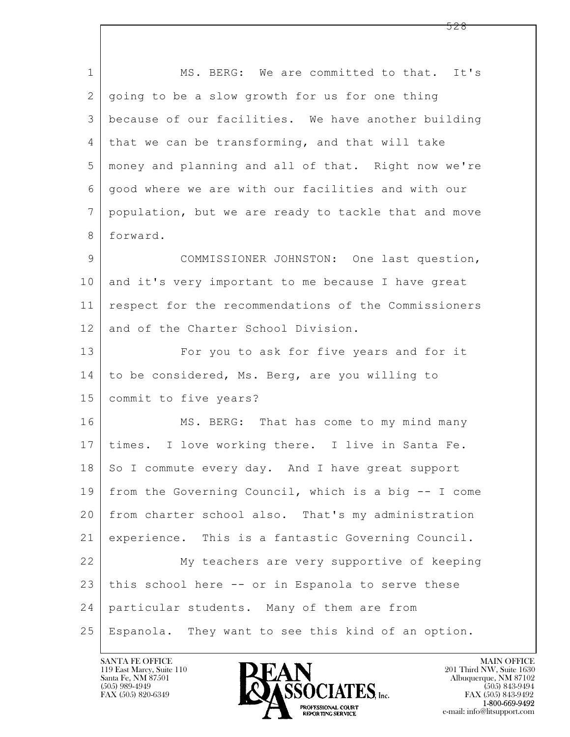MS. BERG: We are committed to that. It's going to be a slow growth for us for one thing because of our facilities. We have another building that we can be transforming, and that will take money and planning and all of that. Right now we're good where we are with our facilities and with our population, but we are ready to tackle that and move forward.

COMMISSIONER JOHNSTON: One last question, and it's very important to me because I have great respect for the recommendations of the Commissioners and of the Charter School Division.

For you to ask for five years and for it to be considered, Ms. Berg, are you willing to commit to five years?

MS. BERG: That has come to my mind many times. I love working there. I live in Santa Fe. So I commute every day. And I have great support from the Governing Council, which is a big -- I come from charter school also. That's my administration experience. This is a fantastic Governing Council.

My teachers are very supportive of keeping this school here -- or in Espanola to serve these particular students. Many of them are from Espanola. They want to see this kind of an option.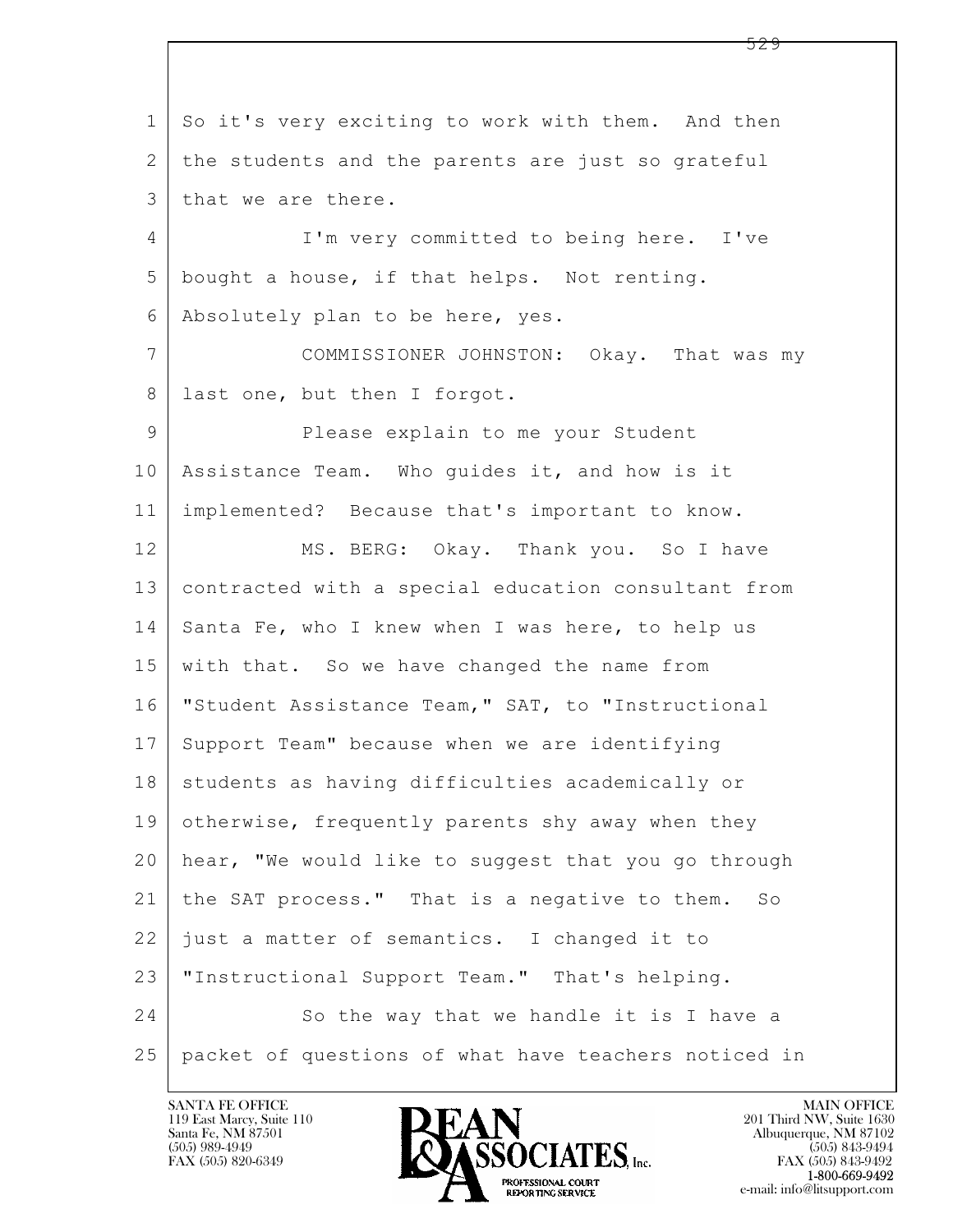So it's very exciting to work with them. And then the students and the parents are just so grateful that we are there.

I'm very committed to being here. I've bought a house, if that helps. Not renting. Absolutely plan to be here, yes.

COMMISSIONER JOHNSTON: Okay. That was my last one, but then I forgot.

Please explain to me your Student Assistance Team. Who guides it, and how is it implemented? Because that's important to know.

MS. BERG: Okay. Thank you. So I have contracted with a special education consultant from Santa Fe, who I knew when I was here, to help us with that. So we have changed the name from "Student Assistance Team," SAT, to "Instructional Support Team" because when we are identifying students as having difficulties academically or otherwise, frequently parents shy away when they hear, "We would like to suggest that you go through the SAT process." That is a negative to them. So just a matter of semantics. I changed it to "Instructional Support Team." That's helping.

So the way that we handle it is I have a packet of questions of what have teachers noticed in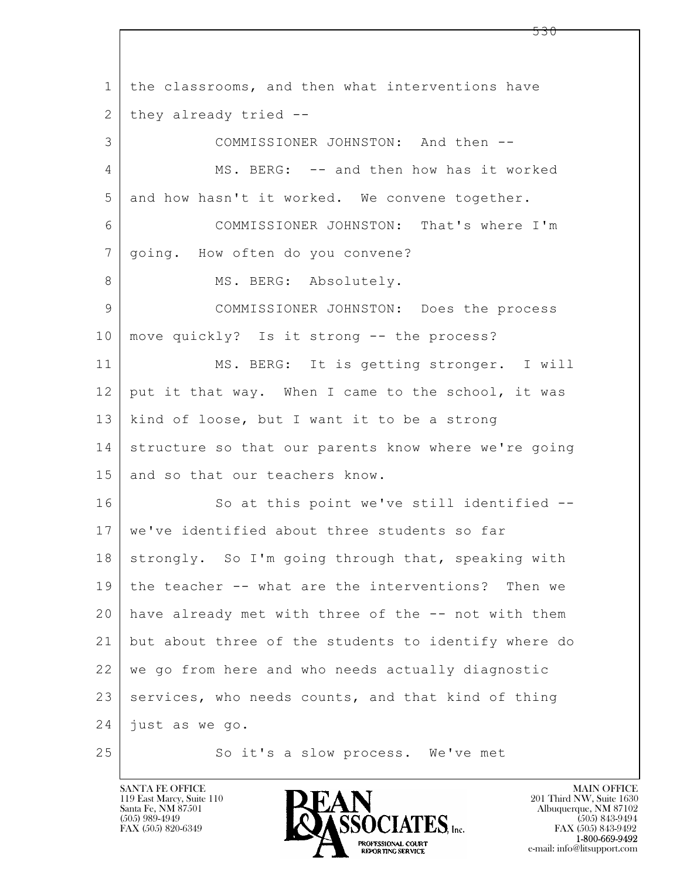1 the classrooms, and then what interventions have
2 they already tried --
3 COMMISSIONER JOHNSTON: And then --
4 MS. BERG: -- and then how has it worked
5 and how hasn't it worked. We convene together.
6 COMMISSIONER JOHNSTON: That's where I'm
7 going. How often do you convene?
8 MS. BERG: Absolutely.
9 COMMISSIONER JOHNSTON: Does the process
10 move quickly? Is it strong -- the process?
11 MS. BERG: It is getting stronger. I will
12 put it that way. When I came to the school, it was
13 kind of loose, but I want it to be a strong
14 structure so that our parents know where we're going
15 and so that our teachers know.
16 So at this point we've still identified --
17 we've identified about three students so far
18 strongly. So I'm going through that, speaking with
19 the teacher -- what are the interventions? Then we
20 have already met with three of the -- not with them
21 but about three of the students to identify where do
22 we go from here and who needs actually diagnostic
23 services, who needs counts, and that kind of thing
24 just as we go.
25 So it's a slow process. We've met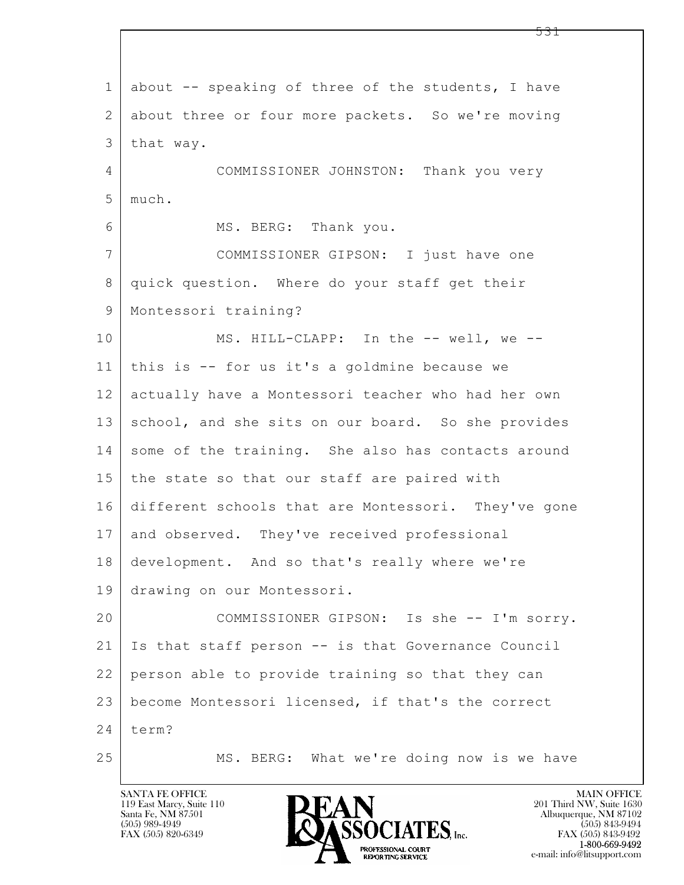about -- speaking of three of the students, I have about three or four more packets. So we're moving that way.

COMMISSIONER JOHNSTON: Thank you very much.

MS. BERG: Thank you.

COMMISSIONER GIPSON: I just have one quick question. Where do your staff get their Montessori training?

MS. HILL-CLAPP: In the -- well, we -- this is -- for us it's a goldmine because we actually have a Montessori teacher who had her own school, and she sits on our board. So she provides some of the training. She also has contacts around the state so that our staff are paired with different schools that are Montessori. They've gone and observed. They've received professional development. And so that's really where we're drawing on our Montessori.

COMMISSIONER GIPSON: Is she -- I'm sorry. Is that staff person -- is that Governance Council person able to provide training so that they can become Montessori licensed, if that's the correct term?

MS. BERG: What we're doing now is we have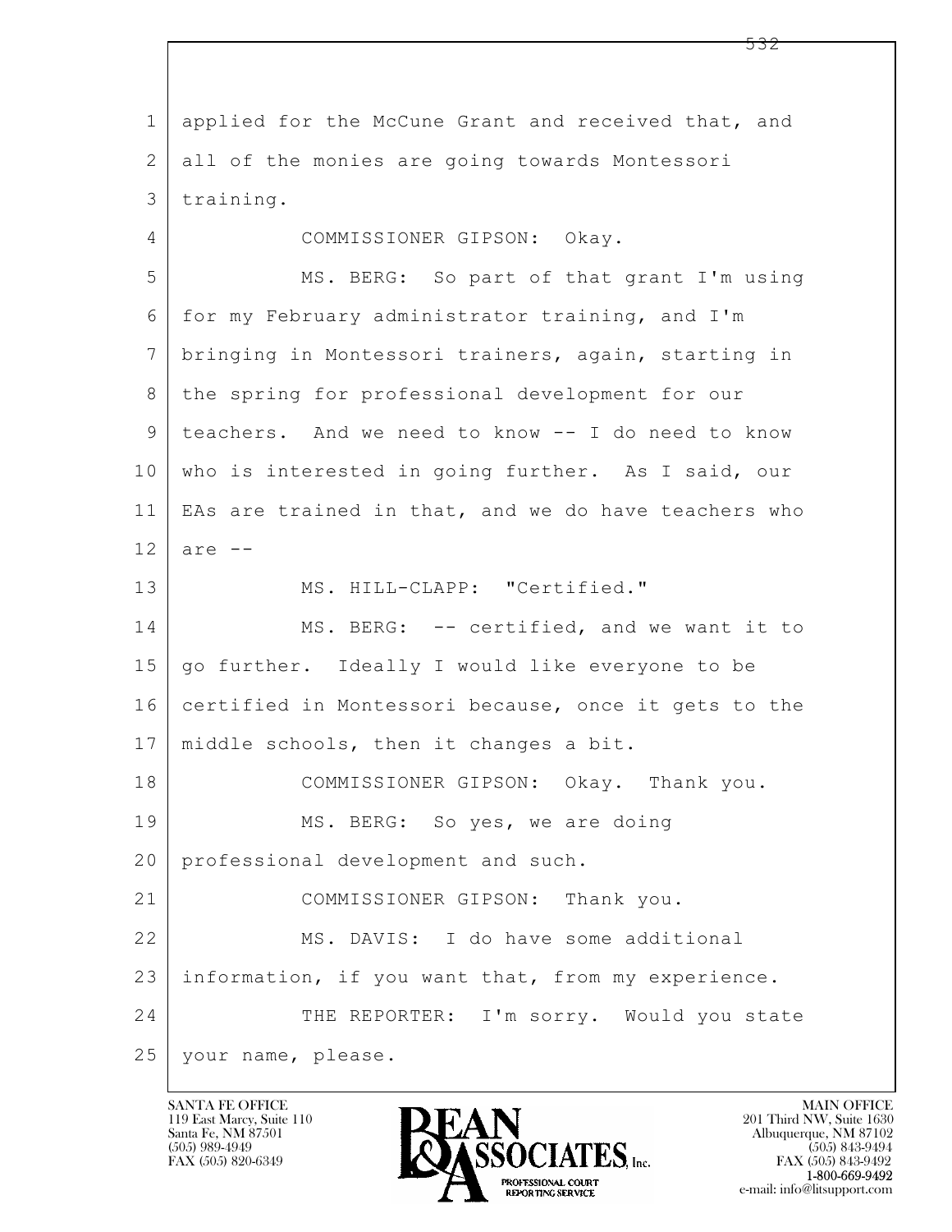applied for the McCune Grant and received that, and all of the monies are going towards Montessori training.

COMMISSIONER GIPSON: Okay.

MS. BERG: So part of that grant I'm using for my February administrator training, and I'm bringing in Montessori trainers, again, starting in the spring for professional development for our teachers. And we need to know -- I do need to know who is interested in going further. As I said, our EAs are trained in that, and we do have teachers who are --

MS. HILL-CLAPP: "Certified."

MS. BERG: -- certified, and we want it to go further. Ideally I would like everyone to be certified in Montessori because, once it gets to the middle schools, then it changes a bit.

COMMISSIONER GIPSON: Okay. Thank you.

MS. BERG: So yes, we are doing professional development and such.

COMMISSIONER GIPSON: Thank you.

MS. DAVIS: I do have some additional information, if you want that, from my experience.

THE REPORTER: I'm sorry. Would you state your name, please.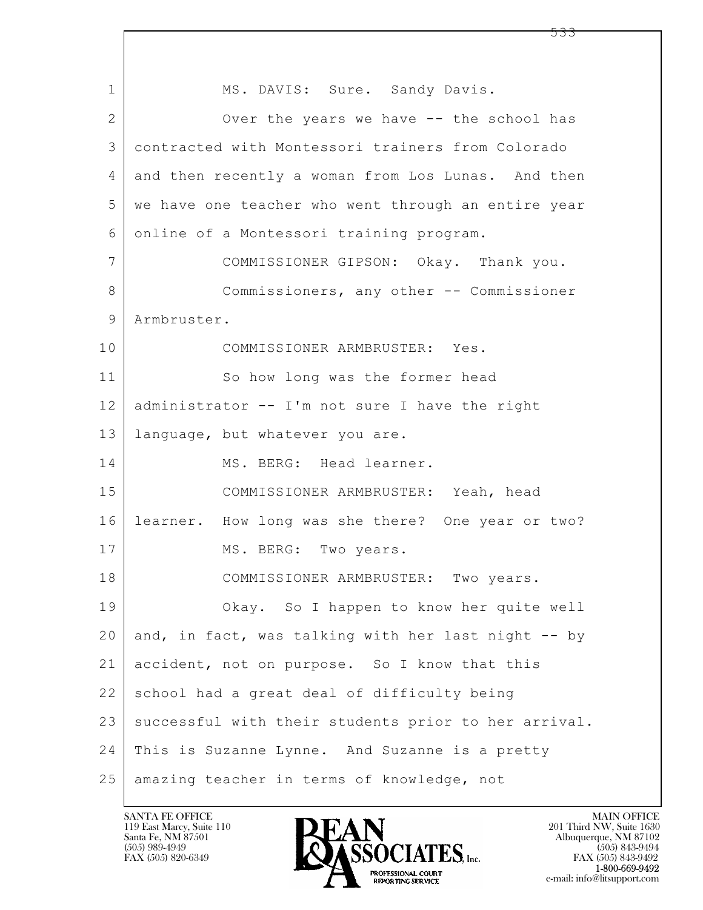1 MS. DAVIS: Sure. Sandy Davis.

2 Over the years we have -- the school has

3 contracted with Montessori trainers from Colorado

4 and then recently a woman from Los Lunas. And then

5 we have one teacher who went through an entire year

6 online of a Montessori training program.

7 COMMISSIONER GIPSON: Okay. Thank you.

8 Commissioners, any other -- Commissioner

9 Armbruster.

10 COMMISSIONER ARMBRUSTER: Yes.

11 So how long was the former head

12 administrator -- I'm not sure I have the right

13 language, but whatever you are.

14 MS. BERG: Head learner.

15 COMMISSIONER ARMBRUSTER: Yeah, head

16 learner. How long was she there? One year or two?

17 MS. BERG: Two years.

18 COMMISSIONER ARMBRUSTER: Two years.

19 Okay. So I happen to know her quite well

20 and, in fact, was talking with her last night -- by

21 accident, not on purpose. So I know that this

22 school had a great deal of difficulty being

23 successful with their students prior to her arrival.

24 This is Suzanne Lynne. And Suzanne is a pretty

25 amazing teacher in terms of knowledge, not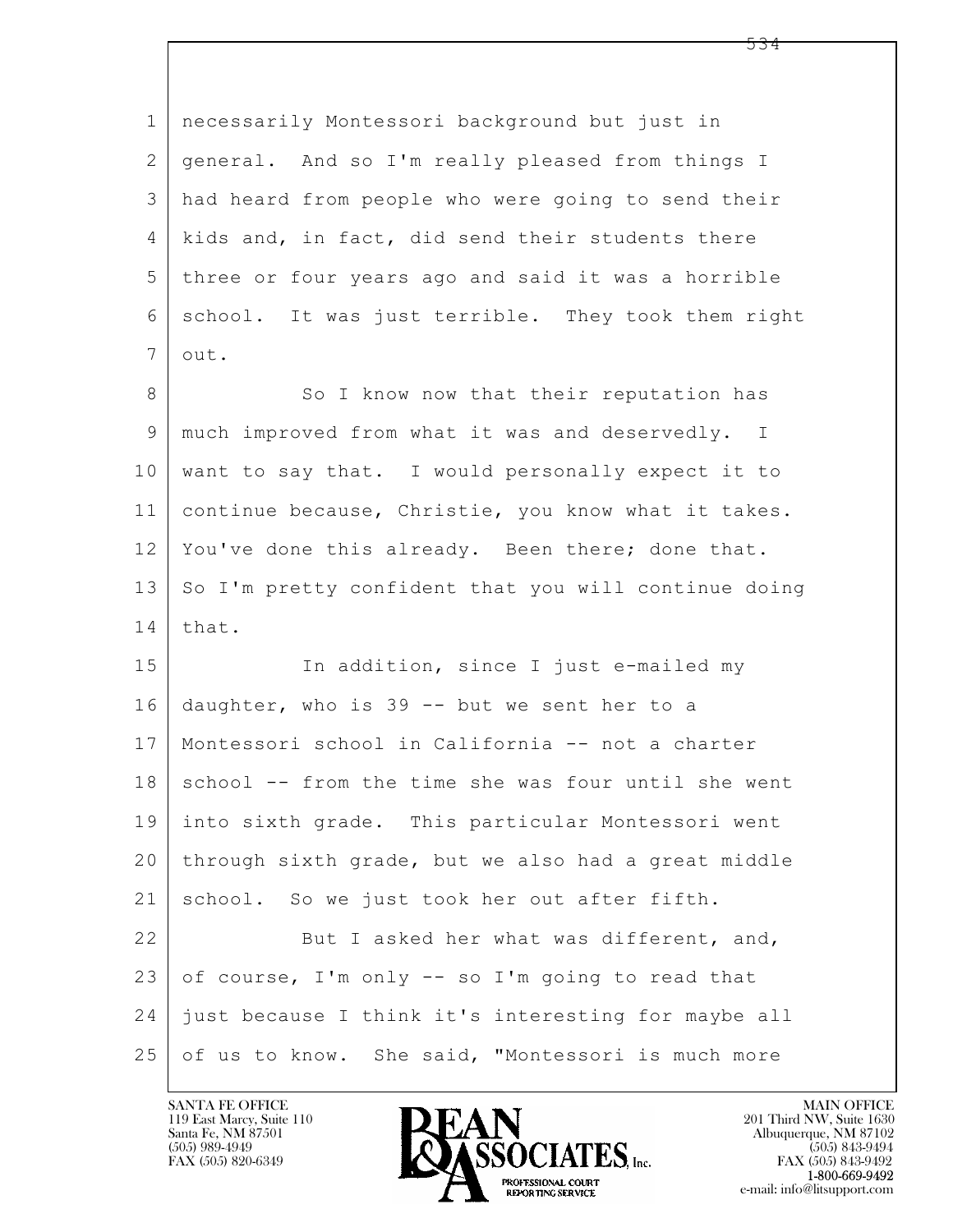necessarily Montessori background but just in general. And so I'm really pleased from things I had heard from people who were going to send their kids and, in fact, did send their students there three or four years ago and said it was a horrible school. It was just terrible. They took them right out.

So I know now that their reputation has much improved from what it was and deservedly. I want to say that. I would personally expect it to continue because, Christie, you know what it takes. You've done this already. Been there; done that. So I'm pretty confident that you will continue doing that.

In addition, since I just e-mailed my daughter, who is 39 -- but we sent her to a Montessori school in California -- not a charter school -- from the time she was four until she went into sixth grade. This particular Montessori went through sixth grade, but we also had a great middle school. So we just took her out after fifth.

But I asked her what was different, and, of course, I'm only -- so I'm going to read that just because I think it's interesting for maybe all of us to know. She said, "Montessori is much more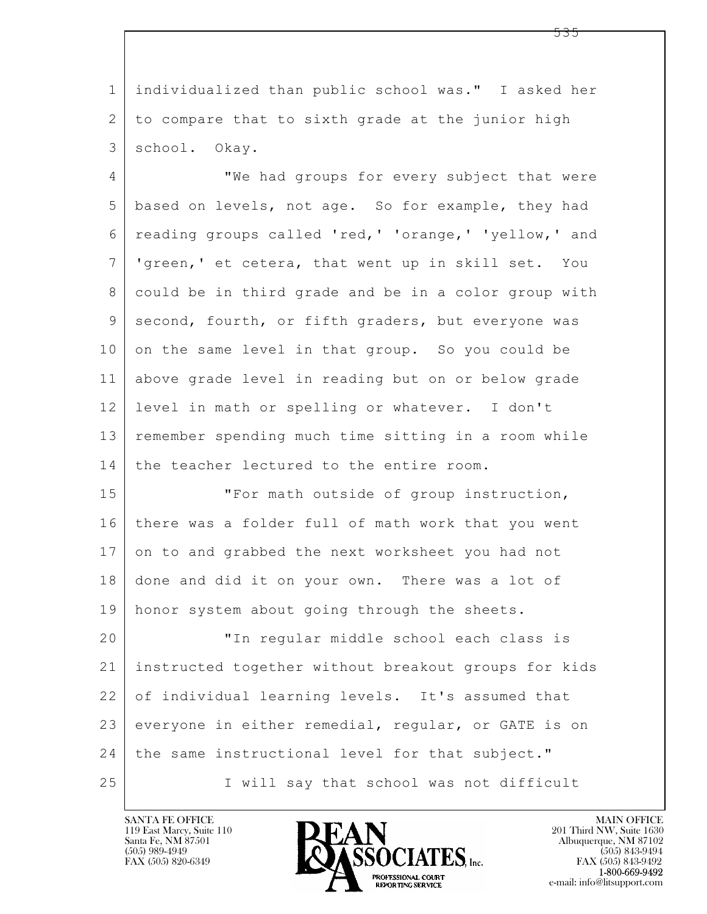individualized than public school was." I asked her to compare that to sixth grade at the junior high school. Okay.

"We had groups for every subject that were based on levels, not age. So for example, they had reading groups called 'red,' 'orange,' 'yellow,' and 'green,' et cetera, that went up in skill set. You could be in third grade and be in a color group with second, fourth, or fifth graders, but everyone was on the same level in that group. So you could be above grade level in reading but on or below grade level in math or spelling or whatever. I don't remember spending much time sitting in a room while the teacher lectured to the entire room.

"For math outside of group instruction, there was a folder full of math work that you went on to and grabbed the next worksheet you had not done and did it on your own. There was a lot of honor system about going through the sheets.

"In regular middle school each class is instructed together without breakout groups for kids of individual learning levels. It's assumed that everyone in either remedial, regular, or GATE is on the same instructional level for that subject."

I will say that school was not difficult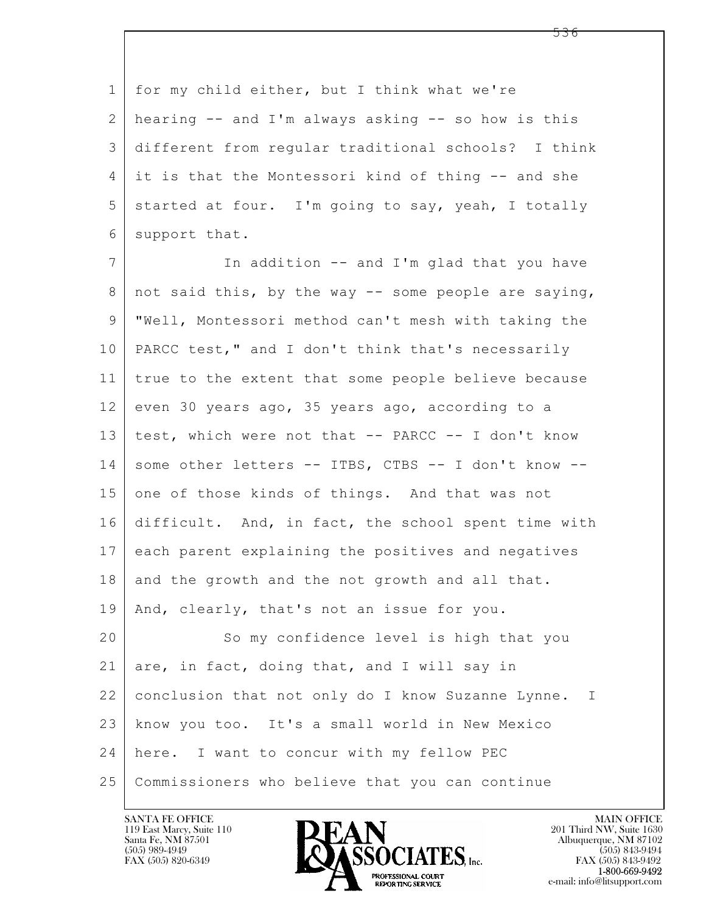for my child either, but I think what we're hearing -- and I'm always asking -- so how is this different from regular traditional schools? I think it is that the Montessori kind of thing -- and she started at four. I'm going to say, yeah, I totally support that.

In addition -- and I'm glad that you have not said this, by the way -- some people are saying, "Well, Montessori method can't mesh with taking the PARCC test," and I don't think that's necessarily true to the extent that some people believe because even 30 years ago, 35 years ago, according to a test, which were not that -- PARCC -- I don't know some other letters -- ITBS, CTBS -- I don't know -- one of those kinds of things. And that was not difficult. And, in fact, the school spent time with each parent explaining the positives and negatives and the growth and the not growth and all that. And, clearly, that's not an issue for you.

So my confidence level is high that you are, in fact, doing that, and I will say in conclusion that not only do I know Suzanne Lynne. I know you too. It's a small world in New Mexico here. I want to concur with my fellow PEC Commissioners who believe that you can continue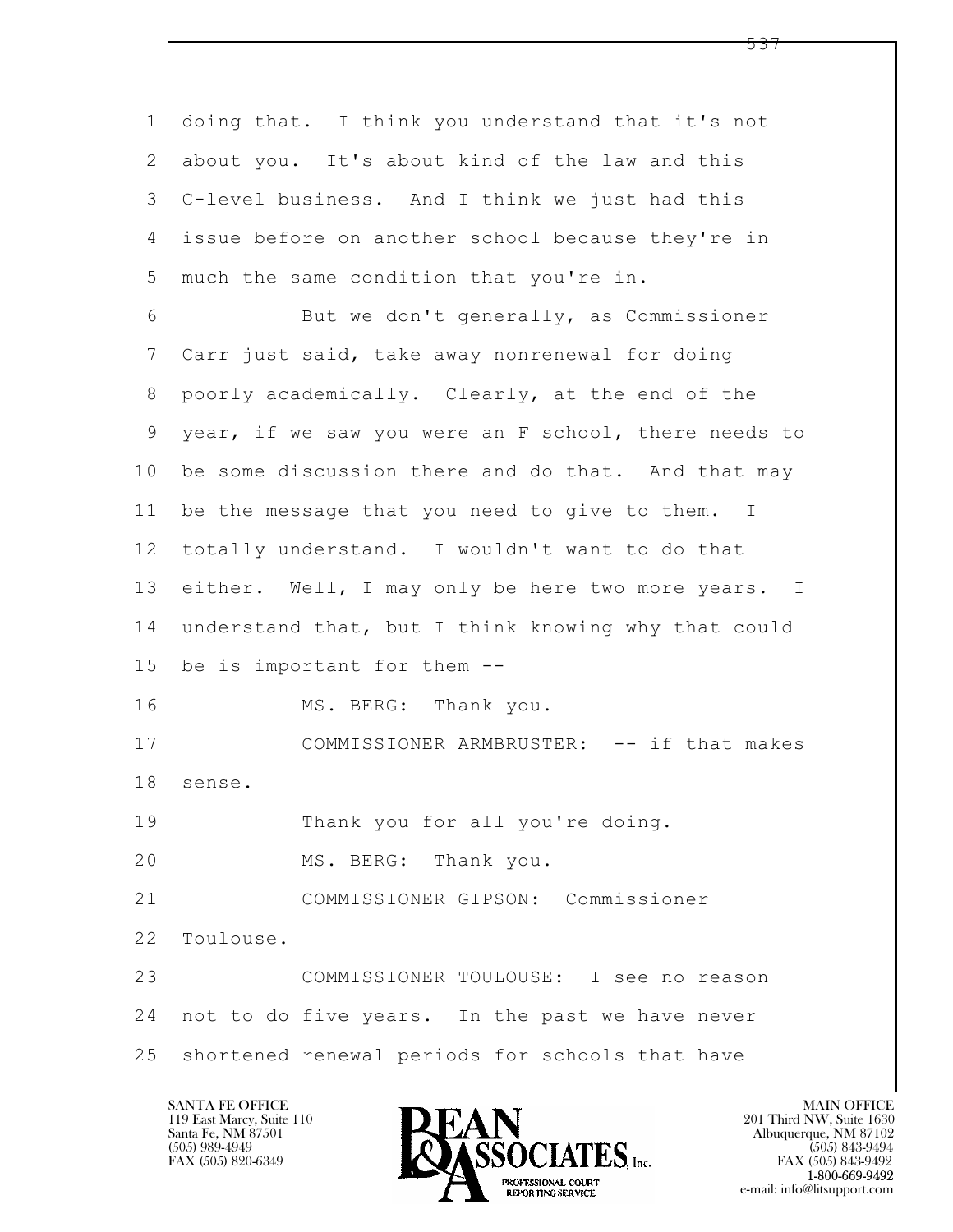doing that. I think you understand that it's not about you. It's about kind of the law and this C-level business. And I think we just had this issue before on another school because they're in much the same condition that you're in.

But we don't generally, as Commissioner Carr just said, take away nonrenewal for doing poorly academically. Clearly, at the end of the year, if we saw you were an F school, there needs to be some discussion there and do that. And that may be the message that you need to give to them. I totally understand. I wouldn't want to do that either. Well, I may only be here two more years. I understand that, but I think knowing why that could be is important for them --

MS. BERG: Thank you.

COMMISSIONER ARMBRUSTER: -- if that makes sense.

Thank you for all you're doing.

MS. BERG: Thank you.

COMMISSIONER GIPSON: Commissioner Toulouse.

COMMISSIONER TOULOUSE: I see no reason not to do five years. In the past we have never shortened renewal periods for schools that have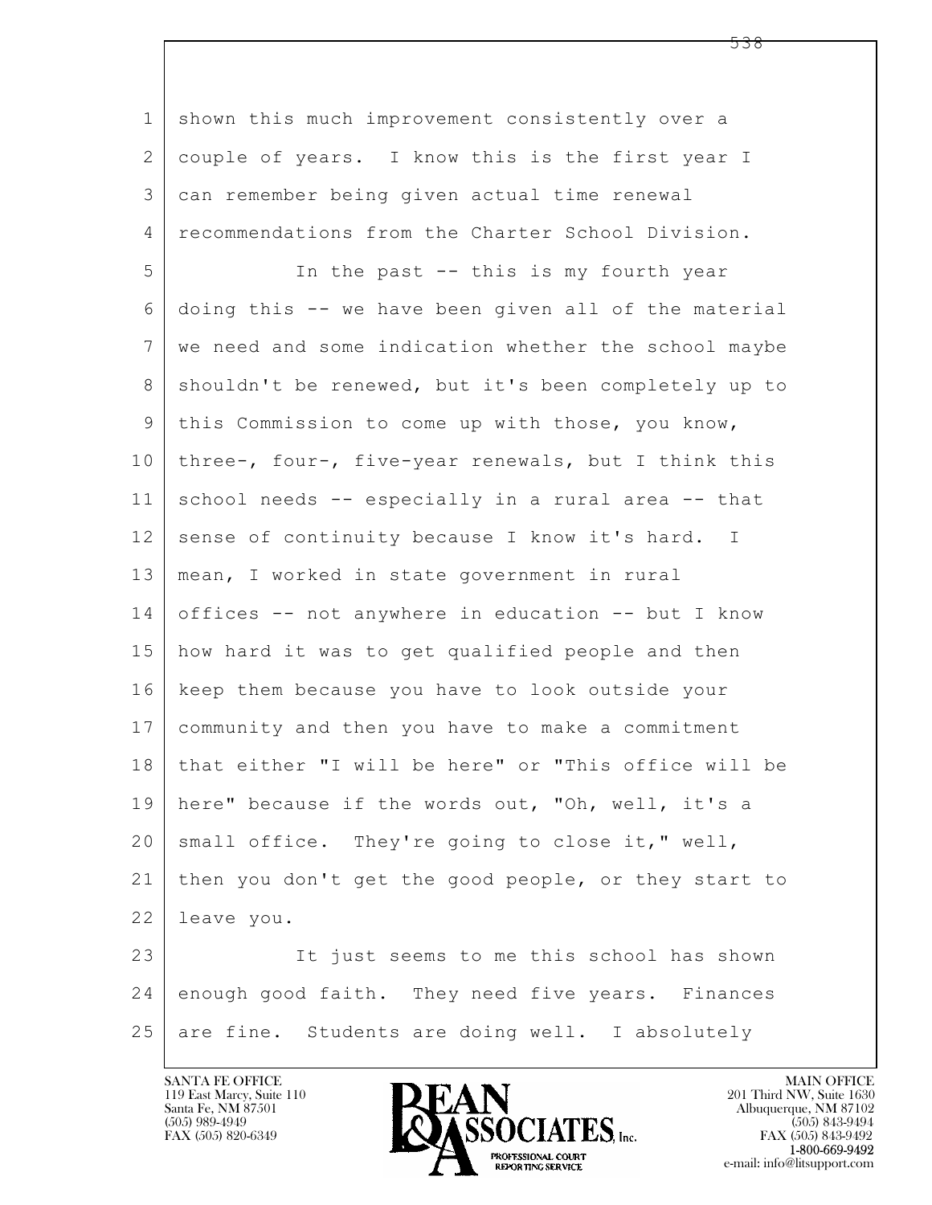shown this much improvement consistently over a couple of years. I know this is the first year I can remember being given actual time renewal recommendations from the Charter School Division.

In the past -- this is my fourth year doing this -- we have been given all of the material we need and some indication whether the school maybe shouldn't be renewed, but it's been completely up to this Commission to come up with those, you know, three-, four-, five-year renewals, but I think this school needs -- especially in a rural area -- that sense of continuity because I know it's hard. I mean, I worked in state government in rural offices -- not anywhere in education -- but I know how hard it was to get qualified people and then keep them because you have to look outside your community and then you have to make a commitment that either "I will be here" or "This office will be here" because if the words out, "Oh, well, it's a small office. They're going to close it," well, then you don't get the good people, or they start to leave you.

It just seems to me this school has shown enough good faith. They need five years. Finances are fine. Students are doing well. I absolutely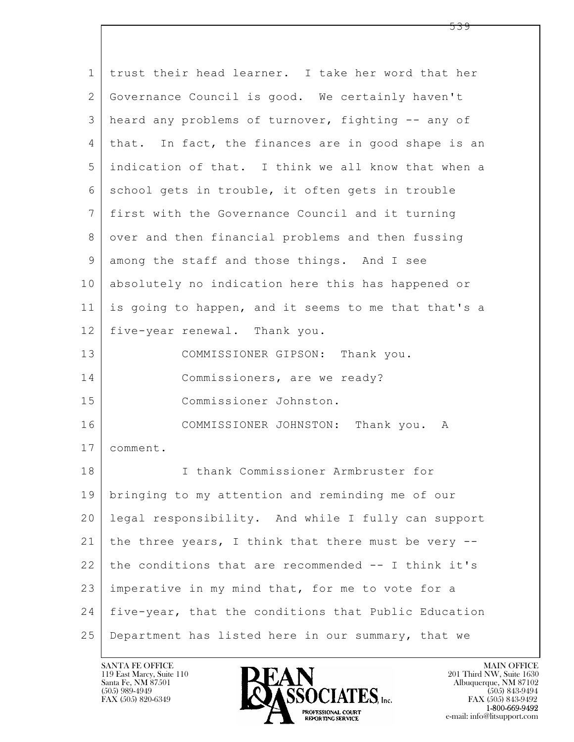trust their head learner. I take her word that her Governance Council is good. We certainly haven't heard any problems of turnover, fighting -- any of that. In fact, the finances are in good shape is an indication of that. I think we all know that when a school gets in trouble, it often gets in trouble first with the Governance Council and it turning over and then financial problems and then fussing among the staff and those things. And I see absolutely no indication here this has happened or is going to happen, and it seems to me that that's a five-year renewal. Thank you.

COMMISSIONER GIPSON: Thank you.

Commissioners, are we ready?

Commissioner Johnston.

COMMISSIONER JOHNSTON: Thank you. A comment.

I thank Commissioner Armbruster for bringing to my attention and reminding me of our legal responsibility. And while I fully can support the three years, I think that there must be very -- the conditions that are recommended -- I think it's imperative in my mind that, for me to vote for a five-year, that the conditions that Public Education Department has listed here in our summary, that we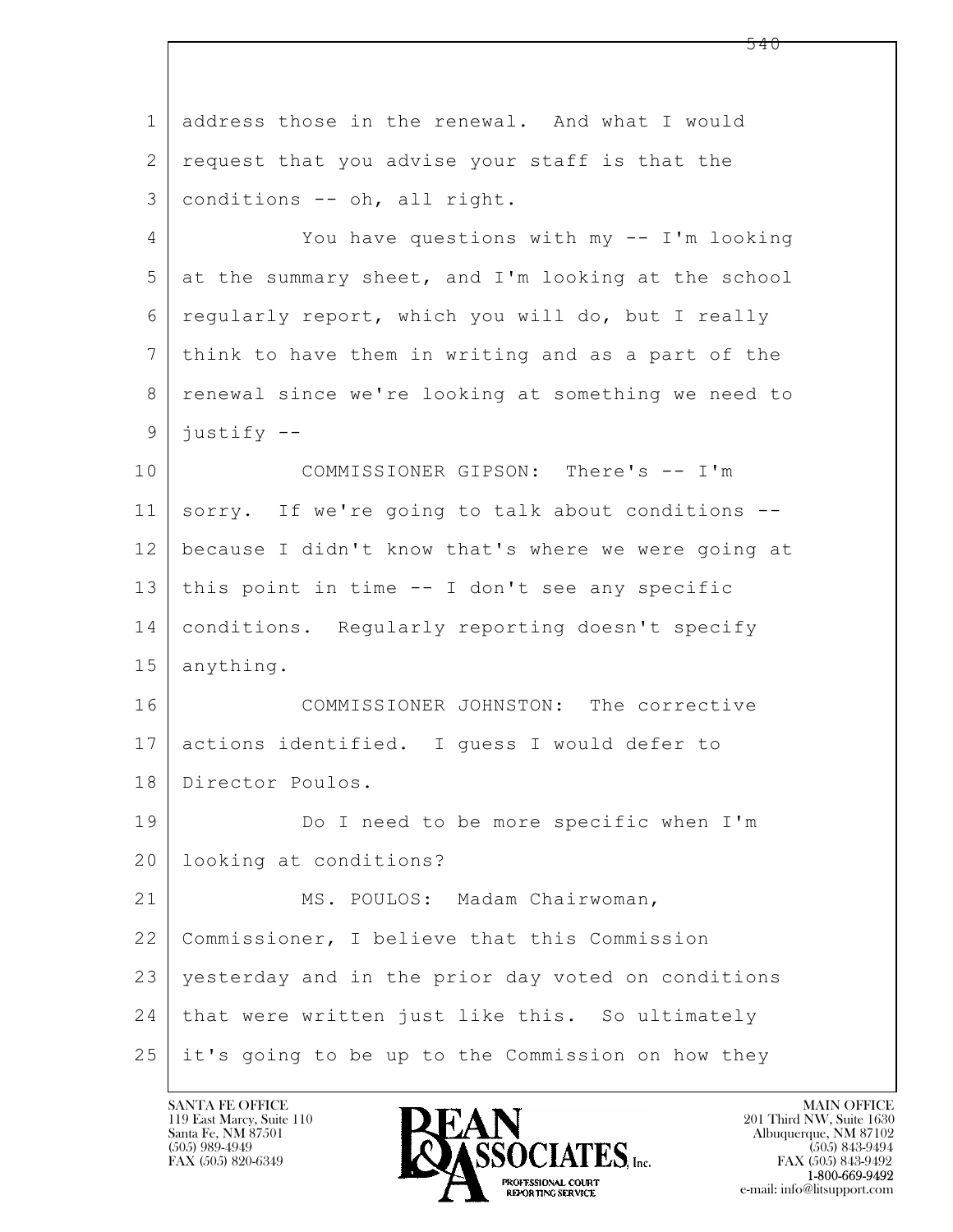address those in the renewal. And what I would request that you advise your staff is that the conditions -- oh, all right.

You have questions with my -- I'm looking at the summary sheet, and I'm looking at the school regularly report, which you will do, but I really think to have them in writing and as a part of the renewal since we're looking at something we need to justify --

COMMISSIONER GIPSON: There's -- I'm sorry. If we're going to talk about conditions -- because I didn't know that's where we were going at this point in time -- I don't see any specific conditions. Regularly reporting doesn't specify anything.

COMMISSIONER JOHNSTON: The corrective actions identified. I guess I would defer to Director Poulos.

Do I need to be more specific when I'm looking at conditions?

MS. POULOS: Madam Chairwoman, Commissioner, I believe that this Commission yesterday and in the prior day voted on conditions that were written just like this. So ultimately it's going to be up to the Commission on how they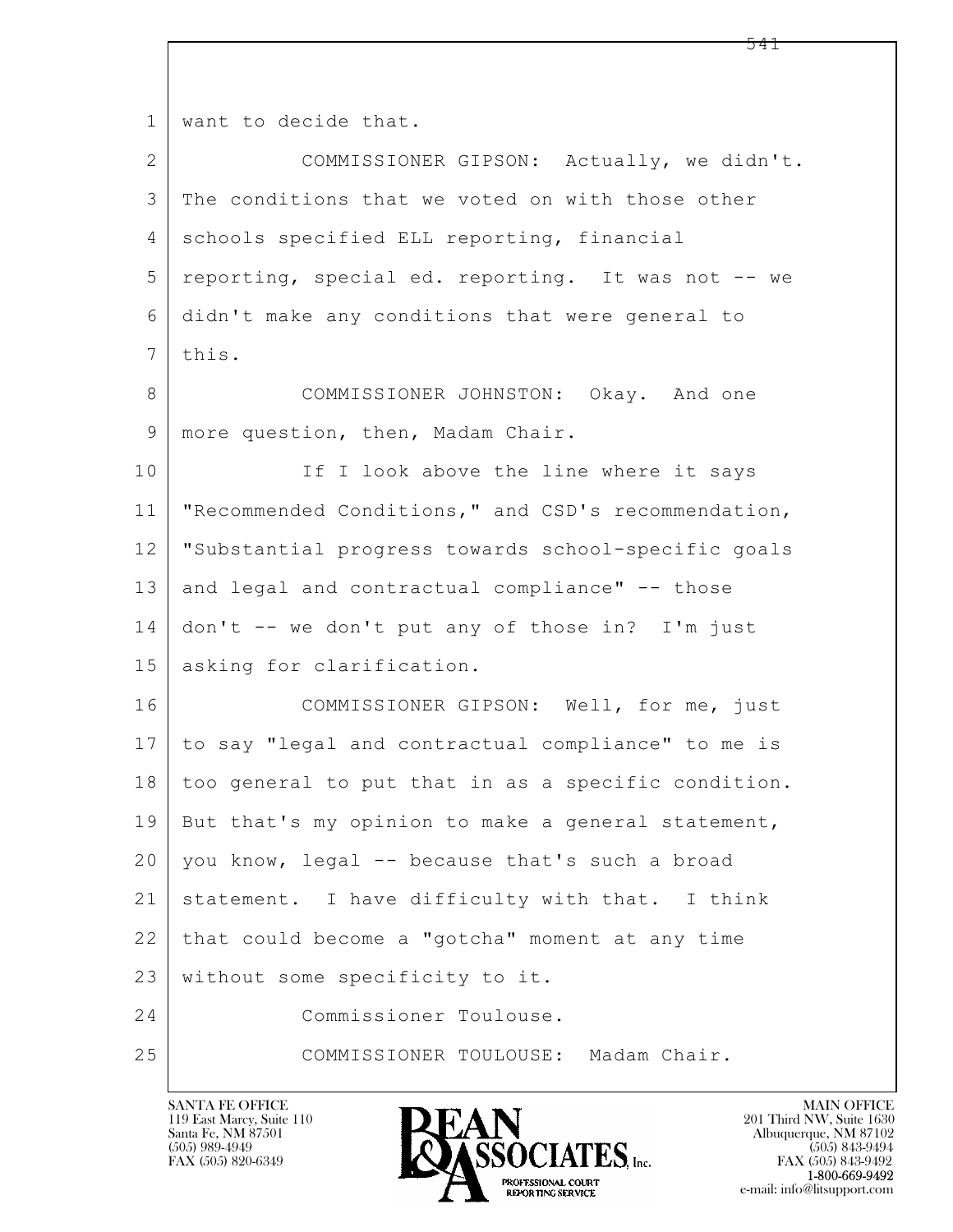want to decide that.

COMMISSIONER GIPSON: Actually, we didn't. The conditions that we voted on with those other schools specified ELL reporting, financial reporting, special ed. reporting. It was not -- we didn't make any conditions that were general to this.

COMMISSIONER JOHNSTON: Okay. And one more question, then, Madam Chair.

If I look above the line where it says "Recommended Conditions," and CSD's recommendation, "Substantial progress towards school-specific goals and legal and contractual compliance" -- those don't -- we don't put any of those in? I'm just asking for clarification.

COMMISSIONER GIPSON: Well, for me, just to say "legal and contractual compliance" to me is too general to put that in as a specific condition. But that's my opinion to make a general statement, you know, legal -- because that's such a broad statement. I have difficulty with that. I think that could become a "gotcha" moment at any time without some specificity to it.

Commissioner Toulouse.

COMMISSIONER TOULOUSE: Madam Chair.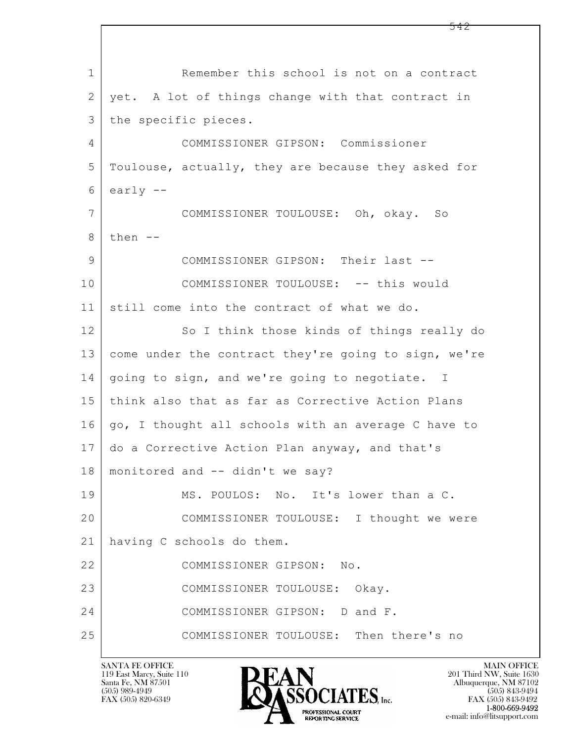Remember this school is not on a contract yet. A lot of things change with that contract in the specific pieces.

COMMISSIONER GIPSON: Commissioner Toulouse, actually, they are because they asked for early --

COMMISSIONER TOULOUSE: Oh, okay. So then --

COMMISSIONER GIPSON: Their last --

COMMISSIONER TOULOUSE: -- this would still come into the contract of what we do.

So I think those kinds of things really do come under the contract they're going to sign, we're going to sign, and we're going to negotiate. I think also that as far as Corrective Action Plans go, I thought all schools with an average C have to do a Corrective Action Plan anyway, and that's monitored and -- didn't we say?

MS. POULOS: No. It's lower than a C.

COMMISSIONER TOULOUSE: I thought we were having C schools do them.

COMMISSIONER GIPSON: No.

COMMISSIONER TOULOUSE: Okay.

COMMISSIONER GIPSON: D and F.

COMMISSIONER TOULOUSE: Then there's no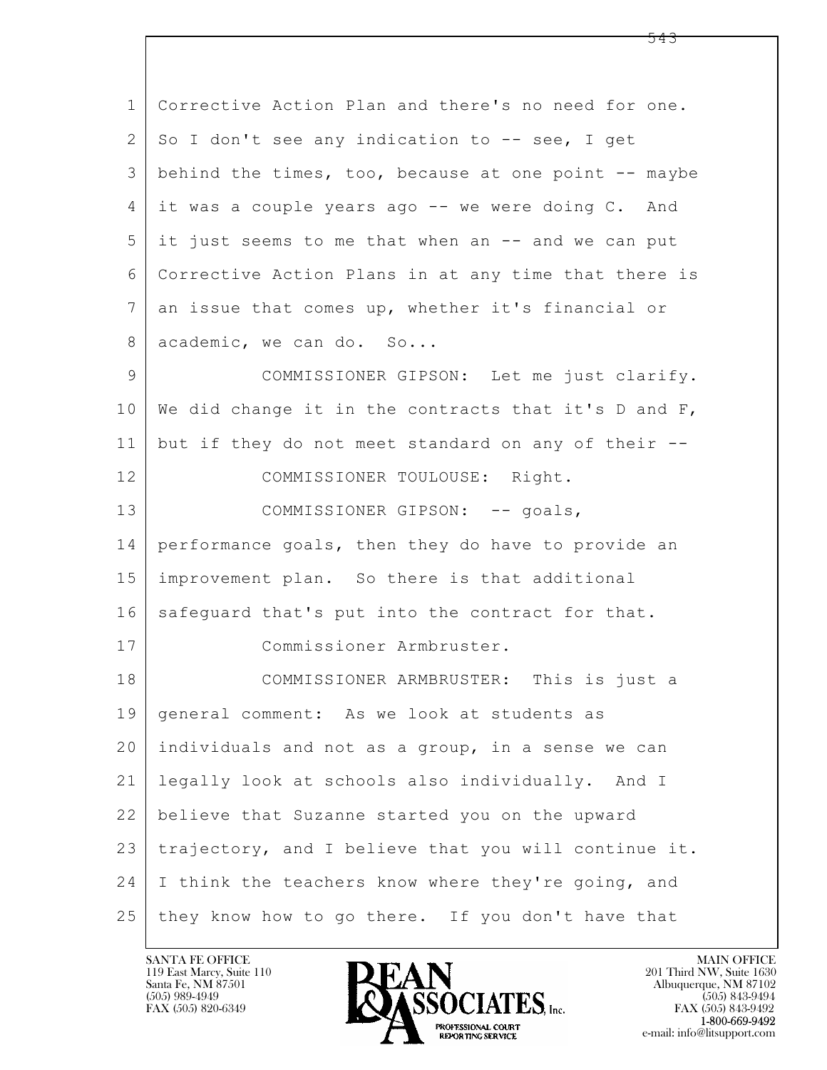Corrective Action Plan and there's no need for one. So I don't see any indication to -- see, I get behind the times, too, because at one point -- maybe it was a couple years ago -- we were doing C. And it just seems to me that when an -- and we can put Corrective Action Plans in at any time that there is an issue that comes up, whether it's financial or academic, we can do. So...

COMMISSIONER GIPSON: Let me just clarify. We did change it in the contracts that it's D and F, but if they do not meet standard on any of their --

COMMISSIONER TOULOUSE: Right.

COMMISSIONER GIPSON: -- goals, performance goals, then they do have to provide an improvement plan. So there is that additional safeguard that's put into the contract for that.

Commissioner Armbruster.

COMMISSIONER ARMBRUSTER: This is just a general comment: As we look at students as individuals and not as a group, in a sense we can legally look at schools also individually. And I believe that Suzanne started you on the upward trajectory, and I believe that you will continue it. I think the teachers know where they're going, and they know how to go there. If you don't have that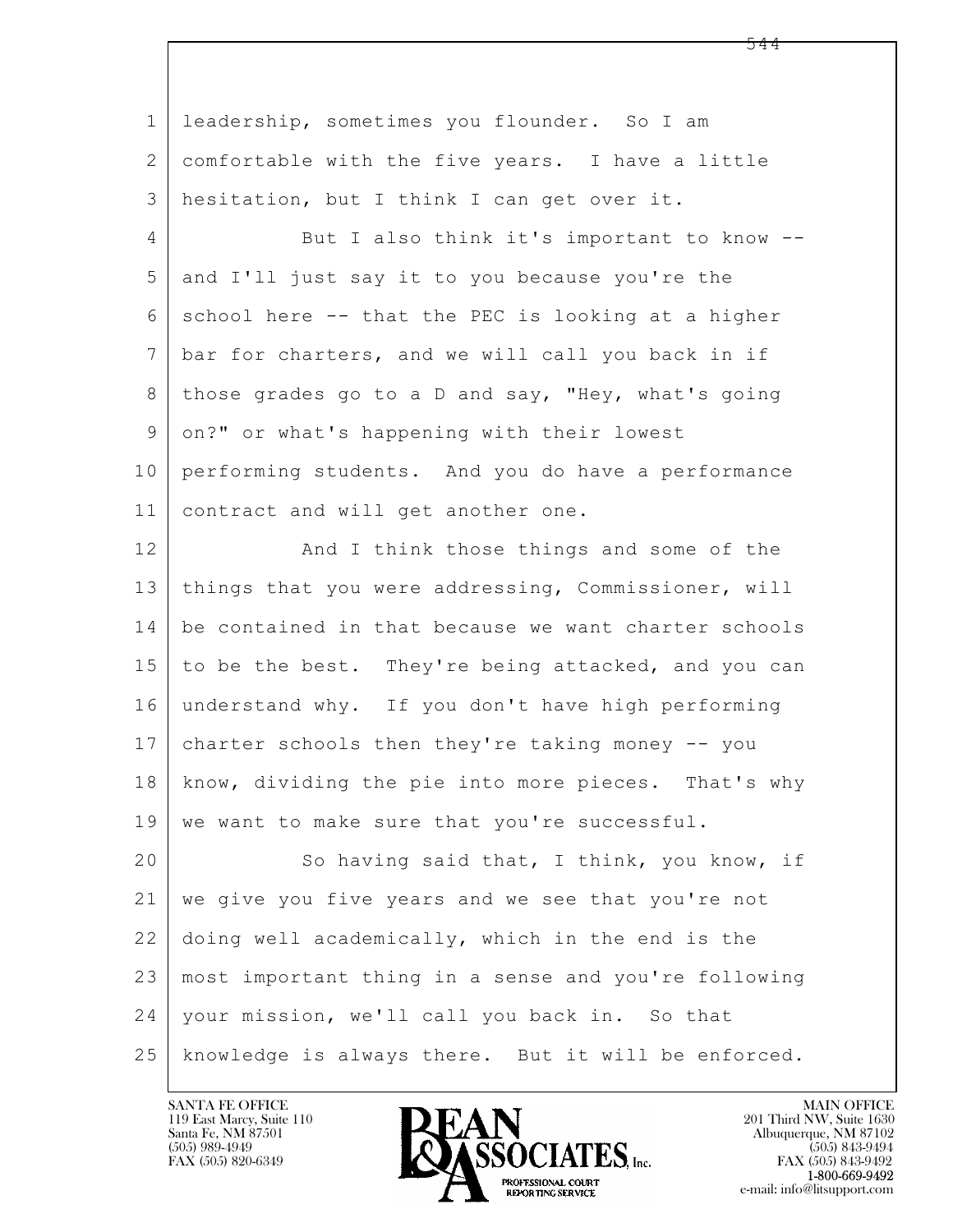leadership, sometimes you flounder. So I am comfortable with the five years. I have a little hesitation, but I think I can get over it.

But I also think it's important to know -- and I'll just say it to you because you're the school here -- that the PEC is looking at a higher bar for charters, and we will call you back in if those grades go to a D and say, "Hey, what's going on?" or what's happening with their lowest performing students. And you do have a performance contract and will get another one.

And I think those things and some of the things that you were addressing, Commissioner, will be contained in that because we want charter schools to be the best. They're being attacked, and you can understand why. If you don't have high performing charter schools then they're taking money -- you know, dividing the pie into more pieces. That's why we want to make sure that you're successful.

So having said that, I think, you know, if we give you five years and we see that you're not doing well academically, which in the end is the most important thing in a sense and you're following your mission, we'll call you back in. So that knowledge is always there. But it will be enforced.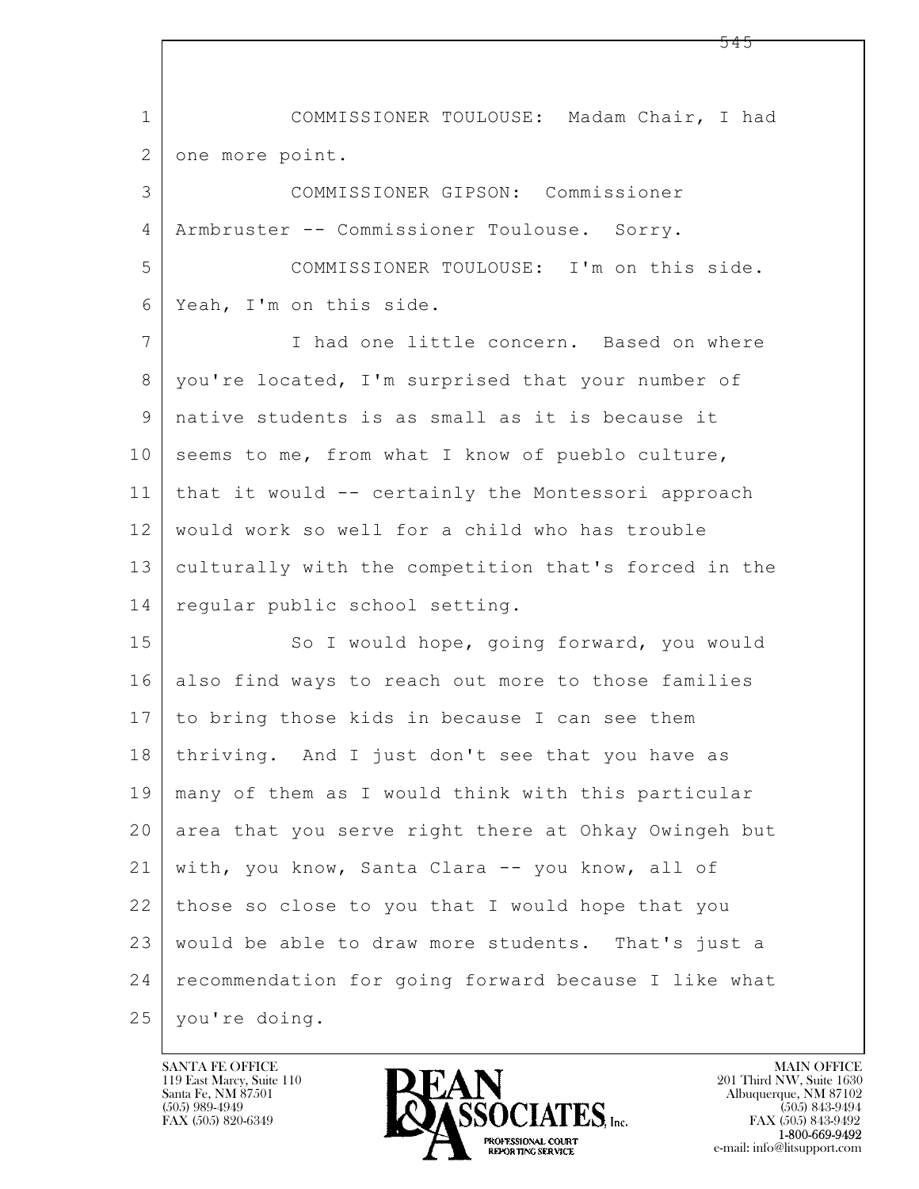COMMISSIONER TOULOUSE: Madam Chair, I had one more point.

COMMISSIONER GIPSON: Commissioner Armbruster -- Commissioner Toulouse. Sorry.

COMMISSIONER TOULOUSE: I'm on this side. Yeah, I'm on this side.

I had one little concern. Based on where you're located, I'm surprised that your number of native students is as small as it is because it seems to me, from what I know of pueblo culture, that it would -- certainly the Montessori approach would work so well for a child who has trouble culturally with the competition that's forced in the regular public school setting.

So I would hope, going forward, you would also find ways to reach out more to those families to bring those kids in because I can see them thriving. And I just don't see that you have as many of them as I would think with this particular area that you serve right there at Ohkay Owingeh but with, you know, Santa Clara -- you know, all of those so close to you that I would hope that you would be able to draw more students. That's just a recommendation for going forward because I like what you're doing.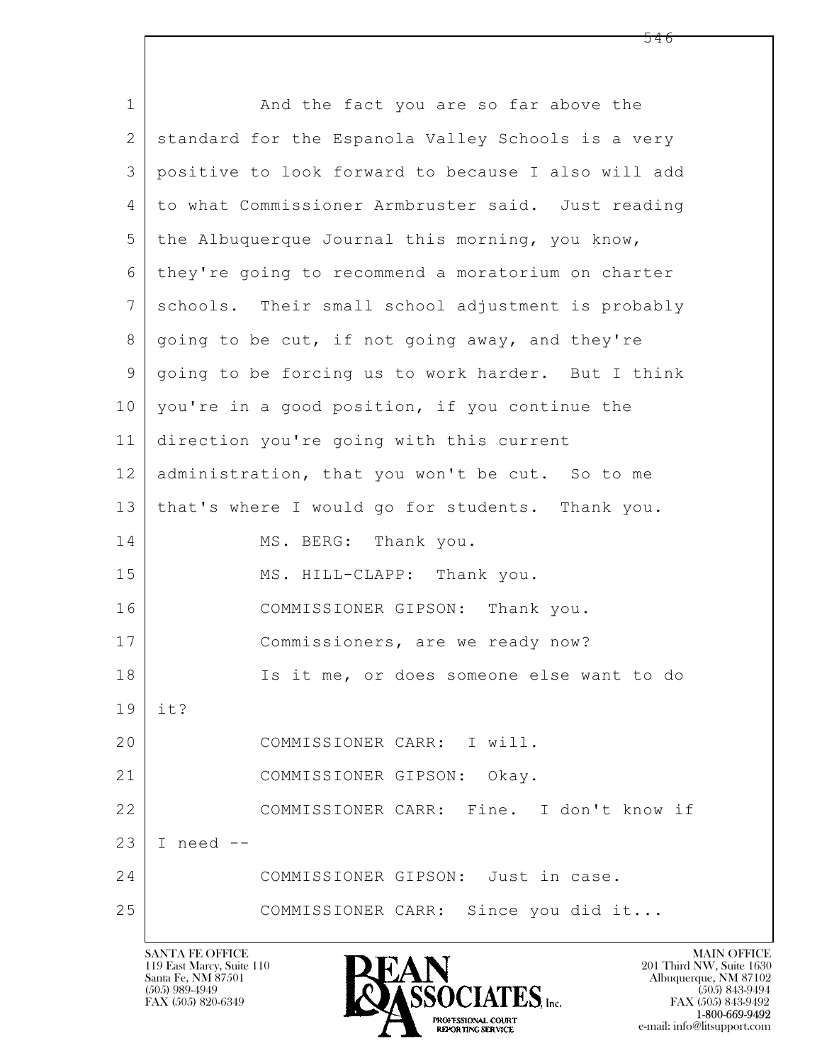And the fact you are so far above the standard for the Espanola Valley Schools is a very positive to look forward to because I also will add to what Commissioner Armbruster said. Just reading the Albuquerque Journal this morning, you know, they're going to recommend a moratorium on charter schools. Their small school adjustment is probably going to be cut, if not going away, and they're going to be forcing us to work harder. But I think you're in a good position, if you continue the direction you're going with this current administration, that you won't be cut. So to me that's where I would go for students. Thank you.

MS. BERG: Thank you.

MS. HILL-CLAPP: Thank you.

COMMISSIONER GIPSON: Thank you.

Commissioners, are we ready now?

Is it me, or does someone else want to do it?

COMMISSIONER CARR: I will.

COMMISSIONER GIPSON: Okay.

COMMISSIONER CARR: Fine. I don't know if I need --

COMMISSIONER GIPSON: Just in case.

COMMISSIONER CARR: Since you did it...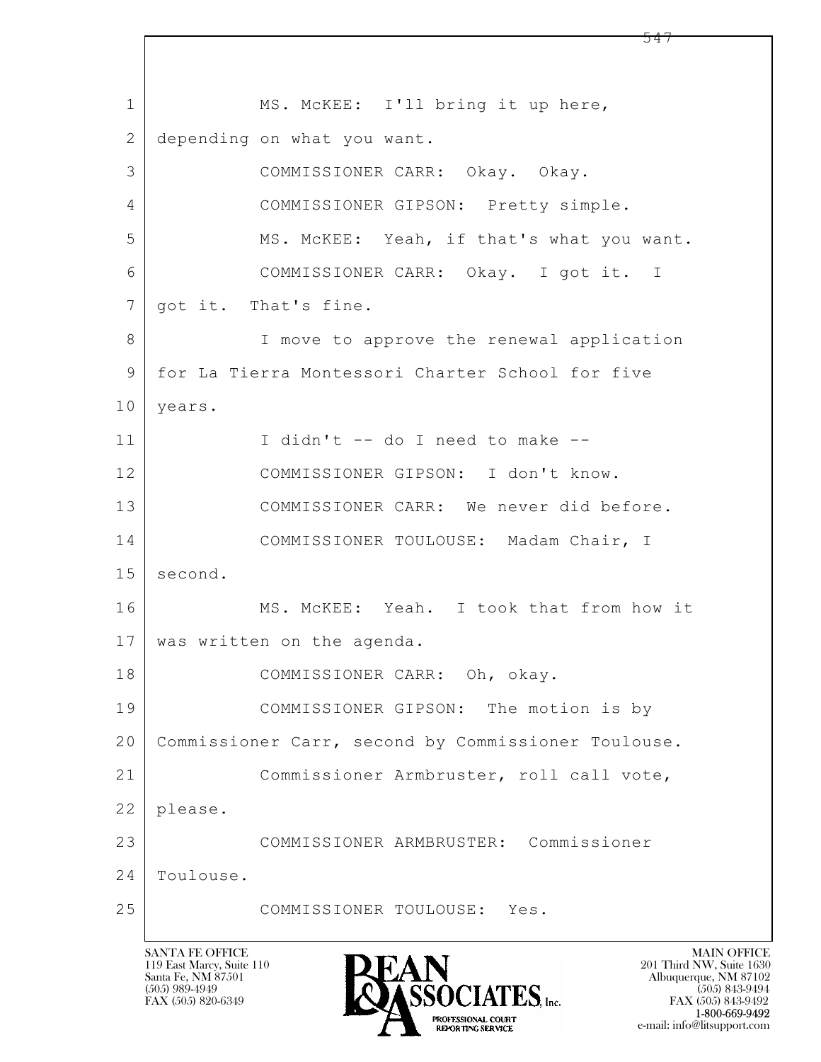MS. McKEE: I'll bring it up here, depending on what you want.

COMMISSIONER CARR: Okay. Okay.

COMMISSIONER GIPSON: Pretty simple.

MS. McKEE: Yeah, if that's what you want.

COMMISSIONER CARR: Okay. I got it. I got it. That's fine.

I move to approve the renewal application for La Tierra Montessori Charter School for five years.

I didn't -- do I need to make --

COMMISSIONER GIPSON: I don't know.

COMMISSIONER CARR: We never did before.

COMMISSIONER TOULOUSE: Madam Chair, I second.

MS. McKEE: Yeah. I took that from how it was written on the agenda.

COMMISSIONER CARR: Oh, okay.

COMMISSIONER GIPSON: The motion is by Commissioner Carr, second by Commissioner Toulouse.

Commissioner Armbruster, roll call vote, please.

COMMISSIONER ARMBRUSTER: Commissioner Toulouse.

COMMISSIONER TOULOUSE: Yes.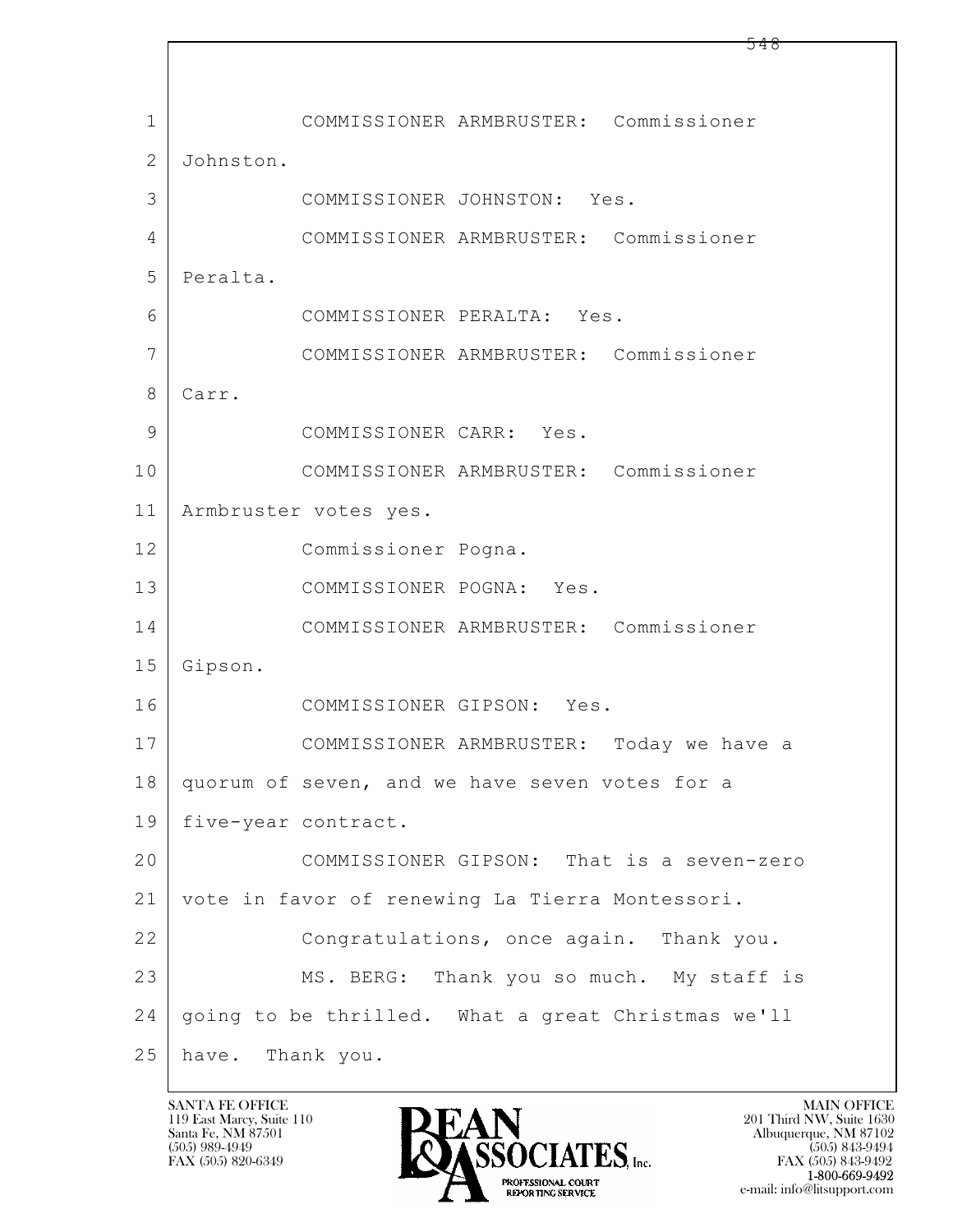1 COMMISSIONER ARMBRUSTER: Commissioner
2 Johnston.
3 COMMISSIONER JOHNSTON: Yes.
4 COMMISSIONER ARMBRUSTER: Commissioner
5 Peralta.
6 COMMISSIONER PERALTA: Yes.
7 COMMISSIONER ARMBRUSTER: Commissioner
8 Carr.
9 COMMISSIONER CARR: Yes.
10 COMMISSIONER ARMBRUSTER: Commissioner
11 Armbruster votes yes.
12 Commissioner Pogna.
13 COMMISSIONER POGNA: Yes.
14 COMMISSIONER ARMBRUSTER: Commissioner
15 Gipson.
16 COMMISSIONER GIPSON: Yes.
17 COMMISSIONER ARMBRUSTER: Today we have a
18 quorum of seven, and we have seven votes for a
19 five-year contract.
20 COMMISSIONER GIPSON: That is a seven-zero
21 vote in favor of renewing La Tierra Montessori.
22 Congratulations, once again. Thank you.
23 MS. BERG: Thank you so much. My staff is
24 going to be thrilled. What a great Christmas we'll
25 have. Thank you.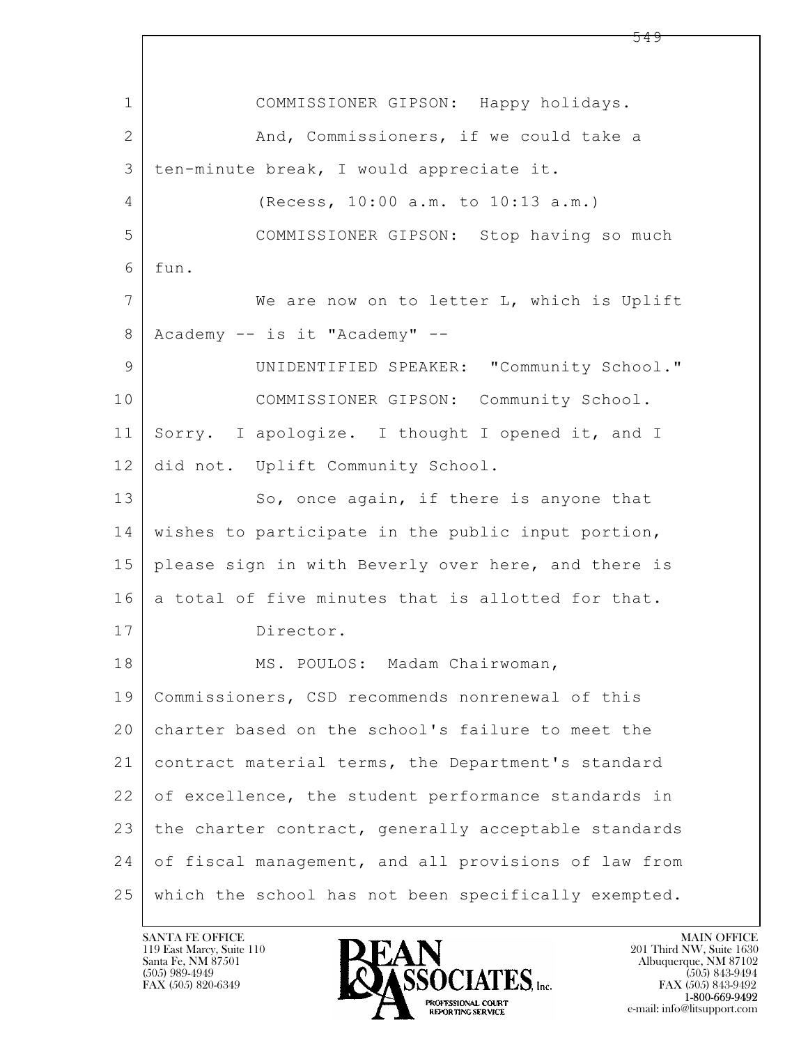1 COMMISSIONER GIPSON: Happy holidays.

2 And, Commissioners, if we could take a

3 ten-minute break, I would appreciate it.

4 (Recess, 10:00 a.m. to 10:13 a.m.)

5 COMMISSIONER GIPSON: Stop having so much

6 fun.

7 We are now on to letter L, which is Uplift

8 Academy -- is it "Academy" --

9 UNIDENTIFIED SPEAKER: "Community School."

10 COMMISSIONER GIPSON: Community School.

11 Sorry. I apologize. I thought I opened it, and I

12 did not. Uplift Community School.

13 So, once again, if there is anyone that

14 wishes to participate in the public input portion,

15 please sign in with Beverly over here, and there is

16 a total of five minutes that is allotted for that.

17 Director.

18 MS. POULOS: Madam Chairwoman,

19 Commissioners, CSD recommends nonrenewal of this

20 charter based on the school's failure to meet the

21 contract material terms, the Department's standard

22 of excellence, the student performance standards in

23 the charter contract, generally acceptable standards

24 of fiscal management, and all provisions of law from

25 which the school has not been specifically exempted.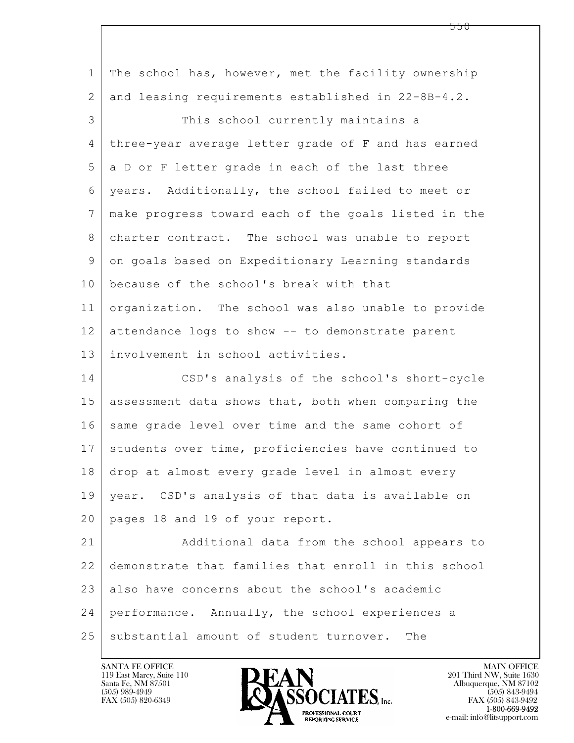The school has, however, met the facility ownership and leasing requirements established in 22-8B-4.2.

This school currently maintains a three-year average letter grade of F and has earned a D or F letter grade in each of the last three years. Additionally, the school failed to meet or make progress toward each of the goals listed in the charter contract. The school was unable to report on goals based on Expeditionary Learning standards because of the school's break with that organization. The school was also unable to provide attendance logs to show -- to demonstrate parent involvement in school activities.

CSD's analysis of the school's short-cycle assessment data shows that, both when comparing the same grade level over time and the same cohort of students over time, proficiencies have continued to drop at almost every grade level in almost every year. CSD's analysis of that data is available on pages 18 and 19 of your report.

Additional data from the school appears to demonstrate that families that enroll in this school also have concerns about the school's academic performance. Annually, the school experiences a substantial amount of student turnover. The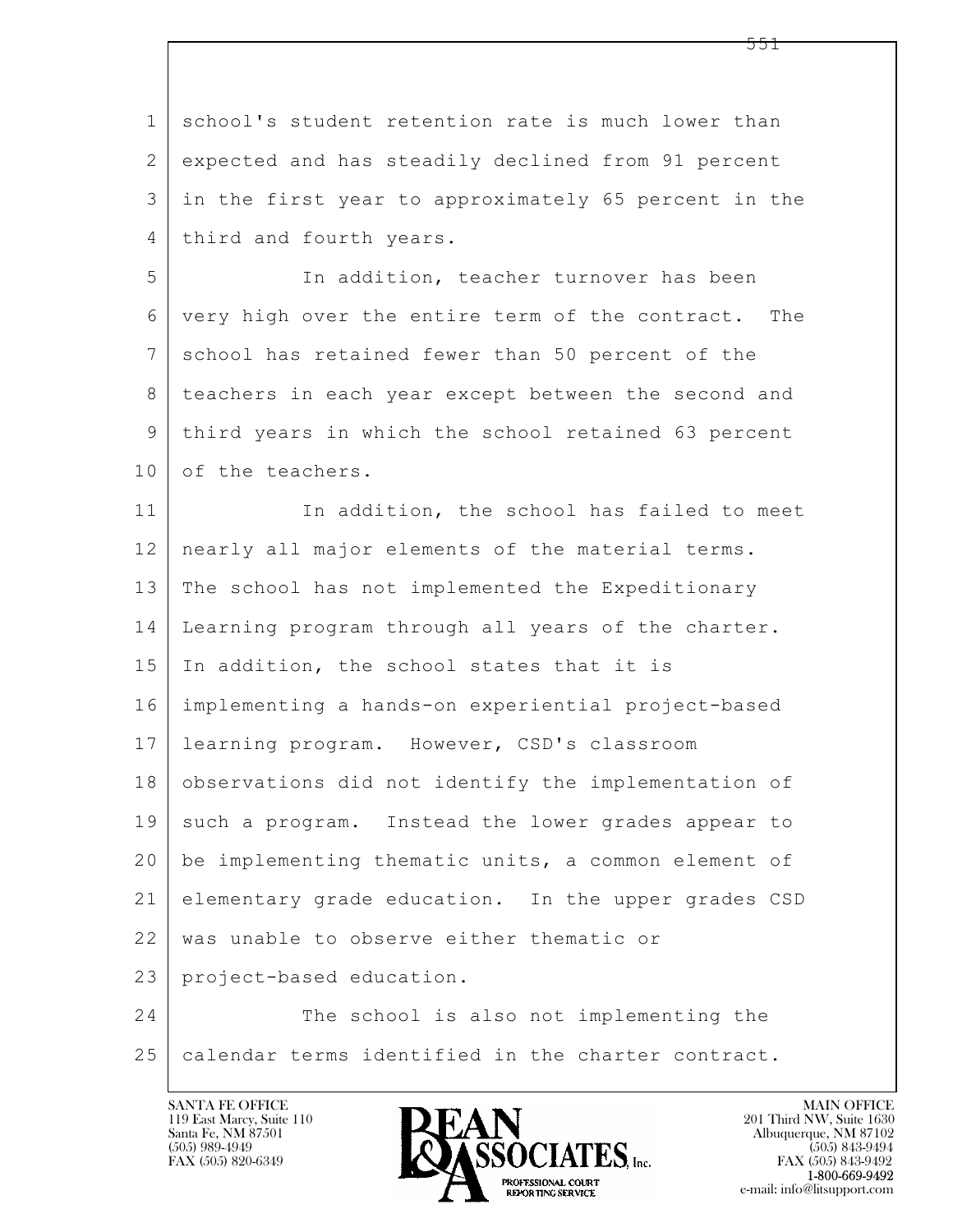school's student retention rate is much lower than expected and has steadily declined from 91 percent in the first year to approximately 65 percent in the third and fourth years.

In addition, teacher turnover has been very high over the entire term of the contract. The school has retained fewer than 50 percent of the teachers in each year except between the second and third years in which the school retained 63 percent of the teachers.

In addition, the school has failed to meet nearly all major elements of the material terms. The school has not implemented the Expeditionary Learning program through all years of the charter. In addition, the school states that it is implementing a hands-on experiential project-based learning program. However, CSD's classroom observations did not identify the implementation of such a program. Instead the lower grades appear to be implementing thematic units, a common element of elementary grade education. In the upper grades CSD was unable to observe either thematic or project-based education.

The school is also not implementing the calendar terms identified in the charter contract.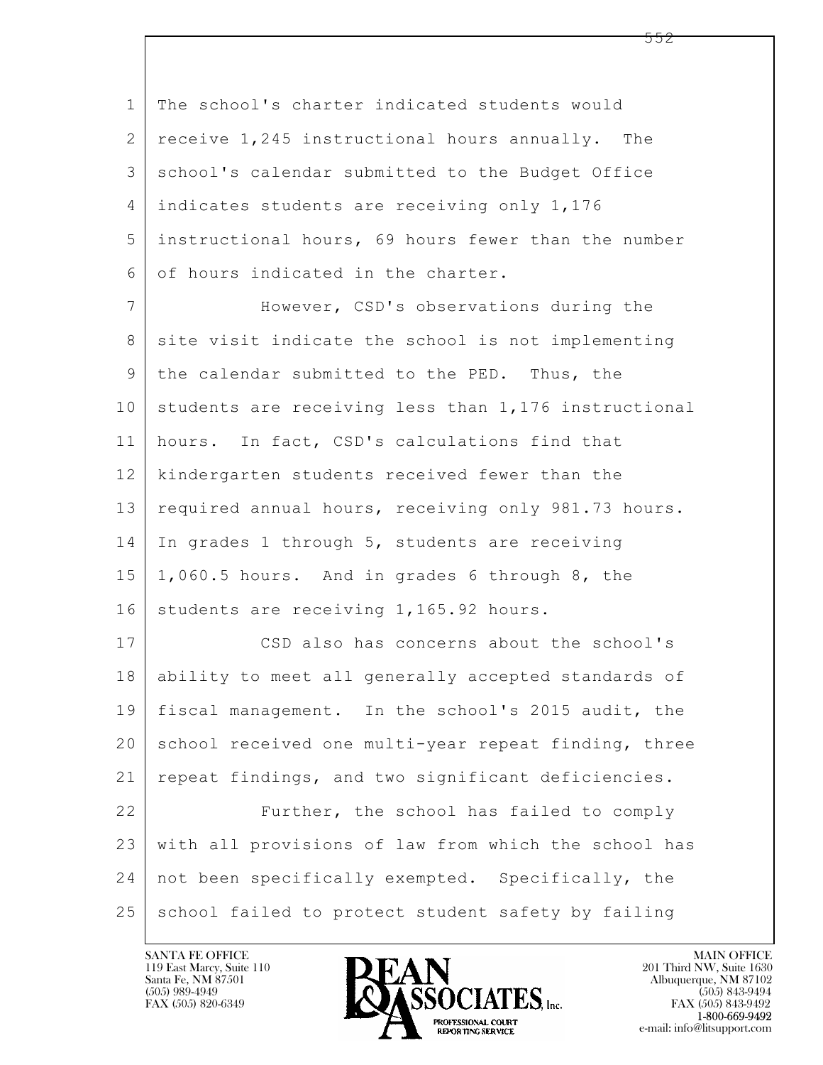The school's charter indicated students would receive 1,245 instructional hours annually. The school's calendar submitted to the Budget Office indicates students are receiving only 1,176 instructional hours, 69 hours fewer than the number of hours indicated in the charter.

However, CSD's observations during the site visit indicate the school is not implementing the calendar submitted to the PED. Thus, the students are receiving less than 1,176 instructional hours. In fact, CSD's calculations find that kindergarten students received fewer than the required annual hours, receiving only 981.73 hours. In grades 1 through 5, students are receiving 1,060.5 hours. And in grades 6 through 8, the students are receiving 1,165.92 hours.

CSD also has concerns about the school's ability to meet all generally accepted standards of fiscal management. In the school's 2015 audit, the school received one multi-year repeat finding, three repeat findings, and two significant deficiencies.

Further, the school has failed to comply with all provisions of law from which the school has not been specifically exempted. Specifically, the school failed to protect student safety by failing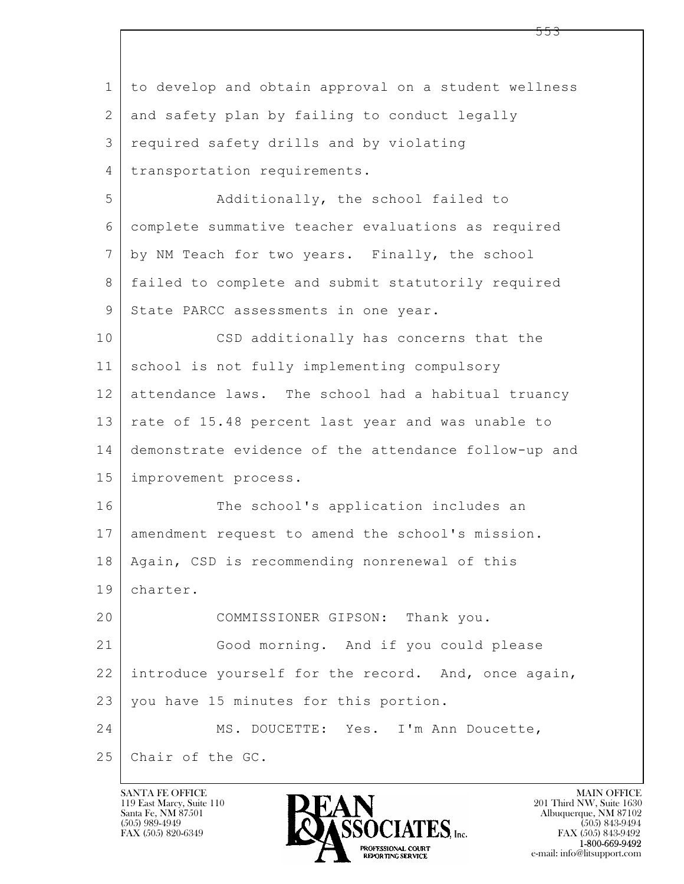to develop and obtain approval on a student wellness and safety plan by failing to conduct legally required safety drills and by violating transportation requirements.

Additionally, the school failed to complete summative teacher evaluations as required by NM Teach for two years. Finally, the school failed to complete and submit statutorily required State PARCC assessments in one year.

CSD additionally has concerns that the school is not fully implementing compulsory attendance laws. The school had a habitual truancy rate of 15.48 percent last year and was unable to demonstrate evidence of the attendance follow-up and improvement process.

The school's application includes an amendment request to amend the school's mission. Again, CSD is recommending nonrenewal of this charter.

COMMISSIONER GIPSON: Thank you.

Good morning. And if you could please introduce yourself for the record. And, once again, you have 15 minutes for this portion.

MS. DOUCETTE: Yes. I'm Ann Doucette, Chair of the GC.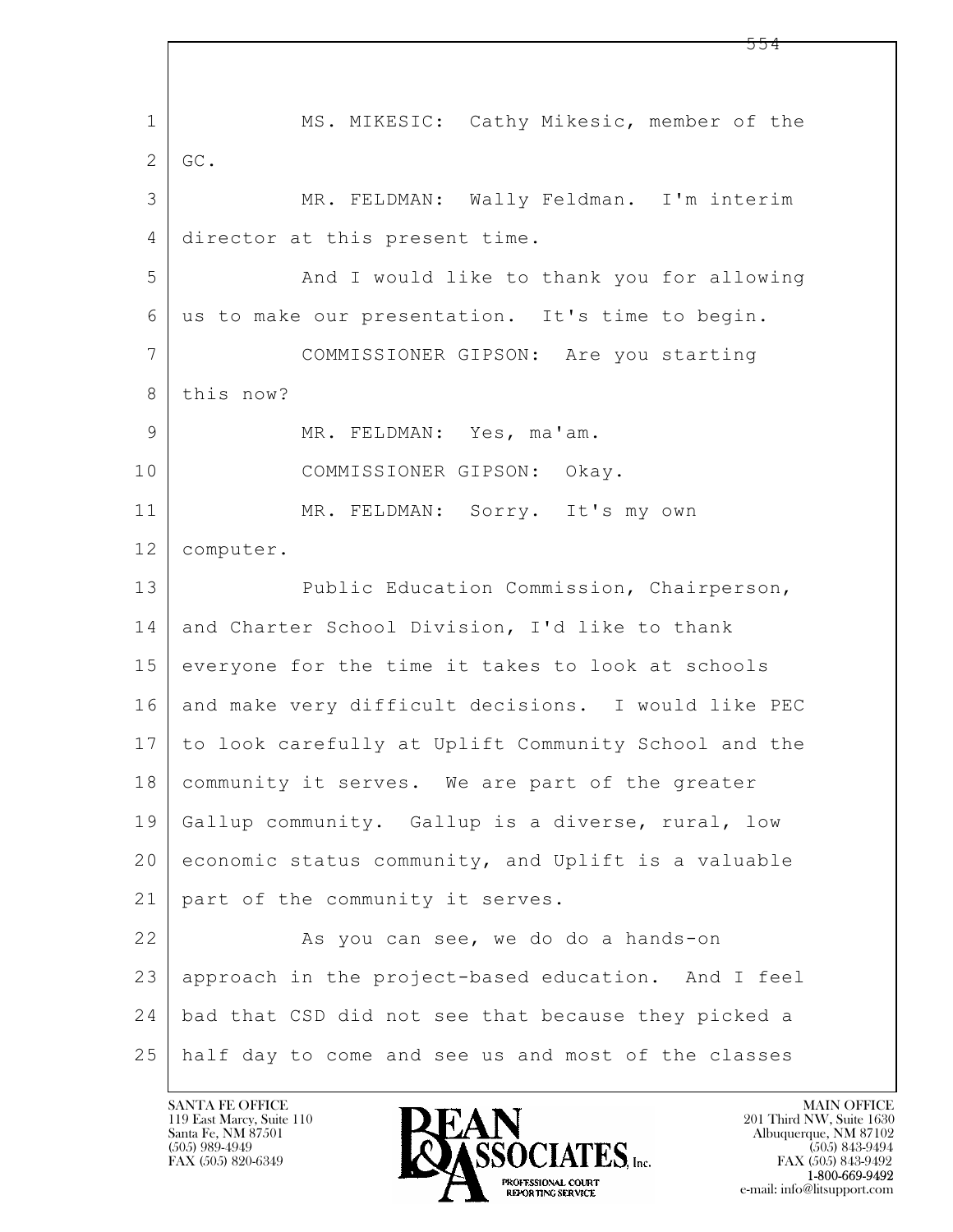MS. MIKESIC: Cathy Mikesic, member of the GC.

MR. FELDMAN: Wally Feldman. I'm interim director at this present time.

And I would like to thank you for allowing us to make our presentation. It's time to begin.

COMMISSIONER GIPSON: Are you starting this now?

MR. FELDMAN: Yes, ma'am.

COMMISSIONER GIPSON: Okay.

MR. FELDMAN: Sorry. It's my own computer.

Public Education Commission, Chairperson, and Charter School Division, I'd like to thank everyone for the time it takes to look at schools and make very difficult decisions. I would like PEC to look carefully at Uplift Community School and the community it serves. We are part of the greater Gallup community. Gallup is a diverse, rural, low economic status community, and Uplift is a valuable part of the community it serves.

As you can see, we do do a hands-on approach in the project-based education. And I feel bad that CSD did not see that because they picked a half day to come and see us and most of the classes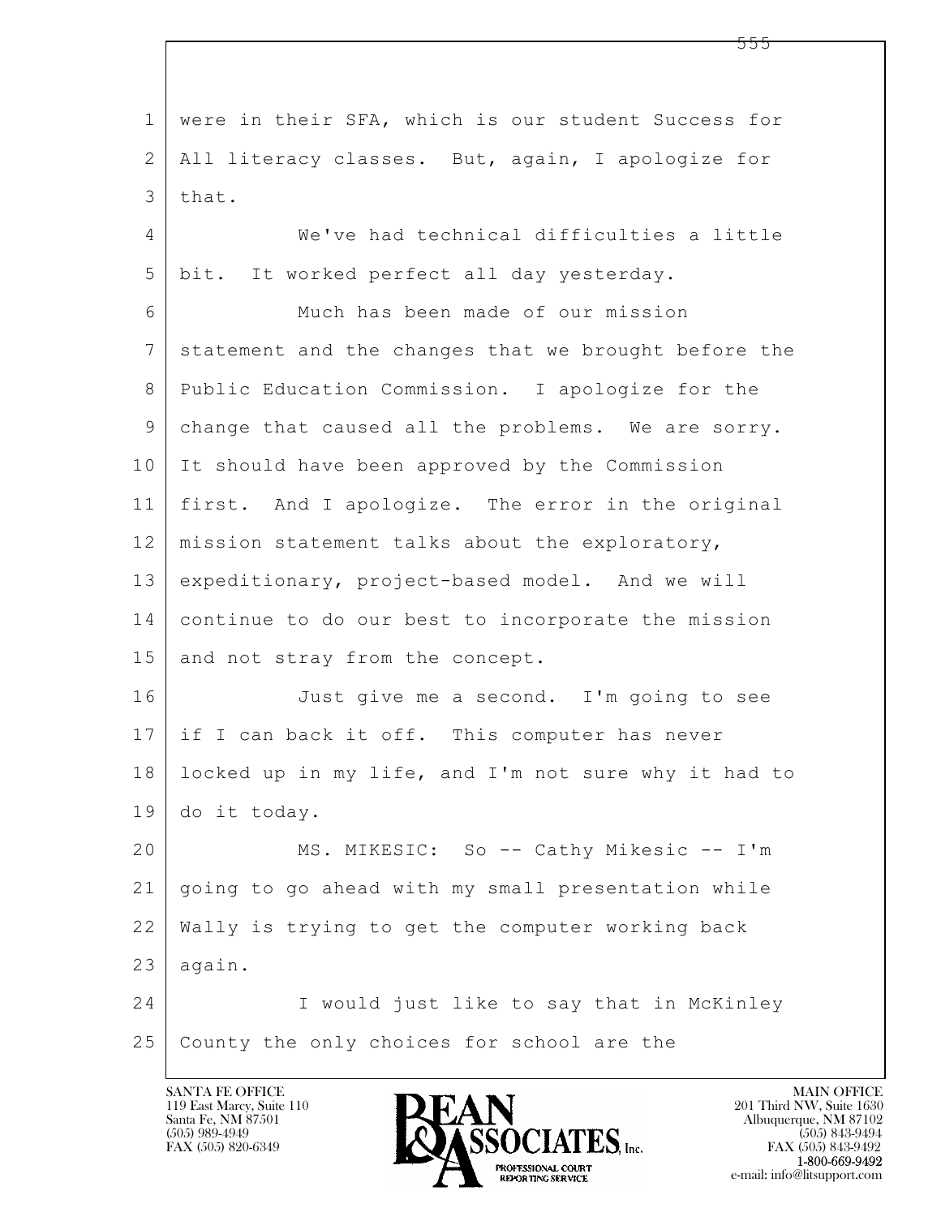were in their SFA, which is our student Success for All literacy classes. But, again, I apologize for that.

We've had technical difficulties a little bit. It worked perfect all day yesterday.

Much has been made of our mission statement and the changes that we brought before the Public Education Commission. I apologize for the change that caused all the problems. We are sorry. It should have been approved by the Commission first. And I apologize. The error in the original mission statement talks about the exploratory, expeditionary, project-based model. And we will continue to do our best to incorporate the mission and not stray from the concept.

Just give me a second. I'm going to see if I can back it off. This computer has never locked up in my life, and I'm not sure why it had to do it today.

MS. MIKESIC: So -- Cathy Mikesic -- I'm going to go ahead with my small presentation while Wally is trying to get the computer working back again.

I would just like to say that in McKinley County the only choices for school are the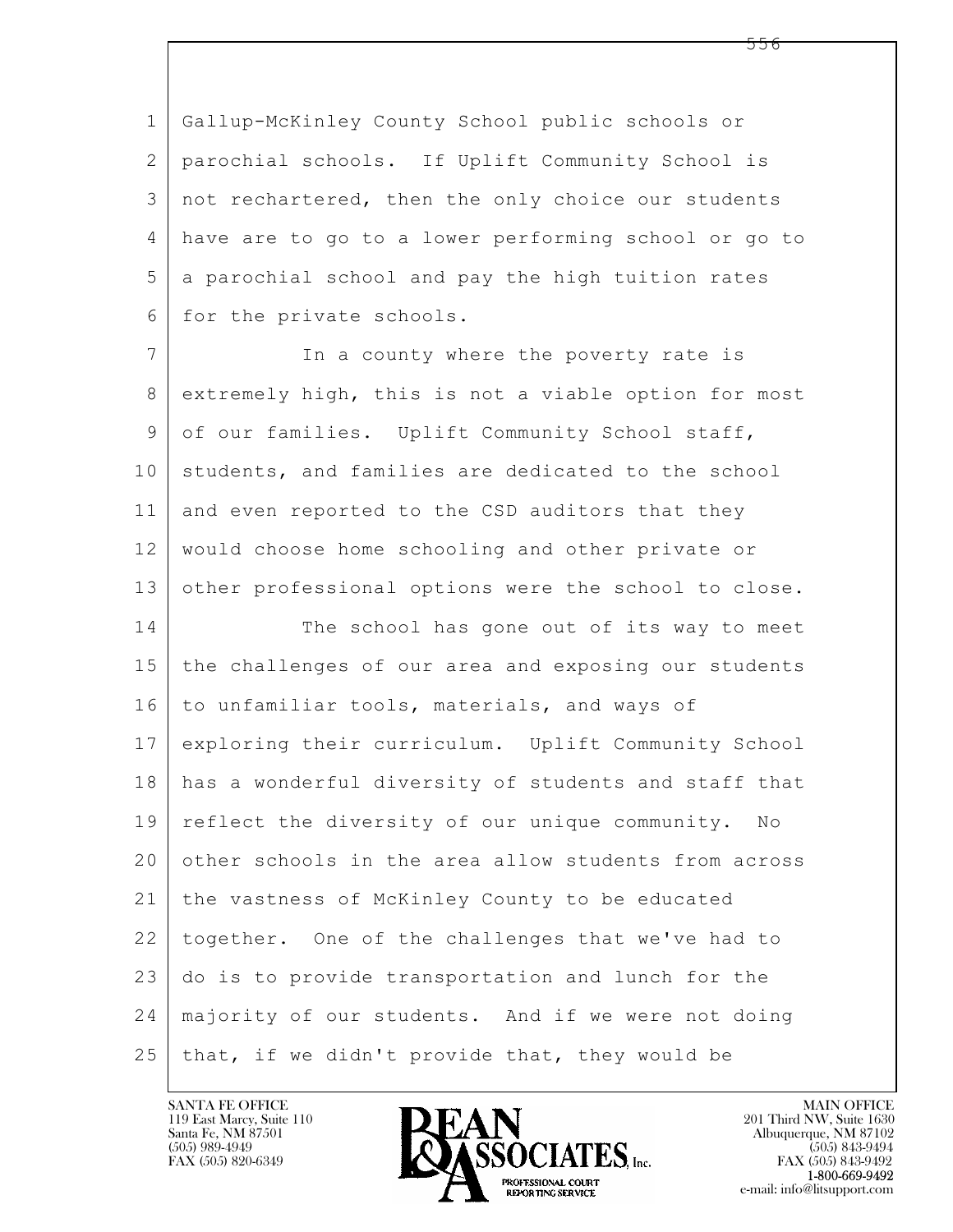Gallup-McKinley County School public schools or parochial schools. If Uplift Community School is not rechartered, then the only choice our students have are to go to a lower performing school or go to a parochial school and pay the high tuition rates for the private schools.

In a county where the poverty rate is extremely high, this is not a viable option for most of our families. Uplift Community School staff, students, and families are dedicated to the school and even reported to the CSD auditors that they would choose home schooling and other private or other professional options were the school to close.

The school has gone out of its way to meet the challenges of our area and exposing our students to unfamiliar tools, materials, and ways of exploring their curriculum. Uplift Community School has a wonderful diversity of students and staff that reflect the diversity of our unique community. No other schools in the area allow students from across the vastness of McKinley County to be educated together. One of the challenges that we've had to do is to provide transportation and lunch for the majority of our students. And if we were not doing that, if we didn't provide that, they would be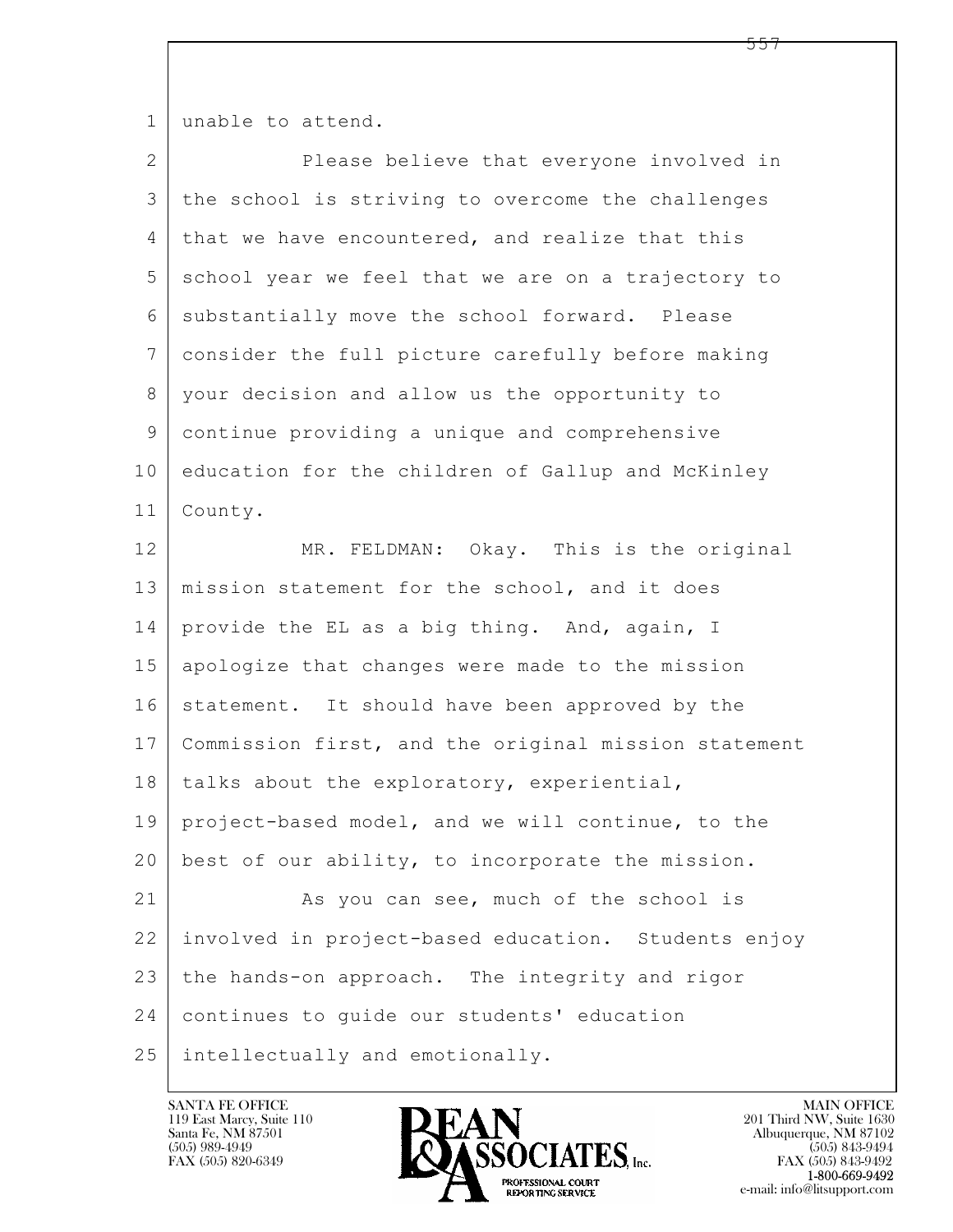unable to attend.

Please believe that everyone involved in the school is striving to overcome the challenges that we have encountered, and realize that this school year we feel that we are on a trajectory to substantially move the school forward. Please consider the full picture carefully before making your decision and allow us the opportunity to continue providing a unique and comprehensive education for the children of Gallup and McKinley County.

MR. FELDMAN: Okay. This is the original mission statement for the school, and it does provide the EL as a big thing. And, again, I apologize that changes were made to the mission statement. It should have been approved by the Commission first, and the original mission statement talks about the exploratory, experiential, project-based model, and we will continue, to the best of our ability, to incorporate the mission.

As you can see, much of the school is involved in project-based education. Students enjoy the hands-on approach. The integrity and rigor continues to guide our students' education intellectually and emotionally.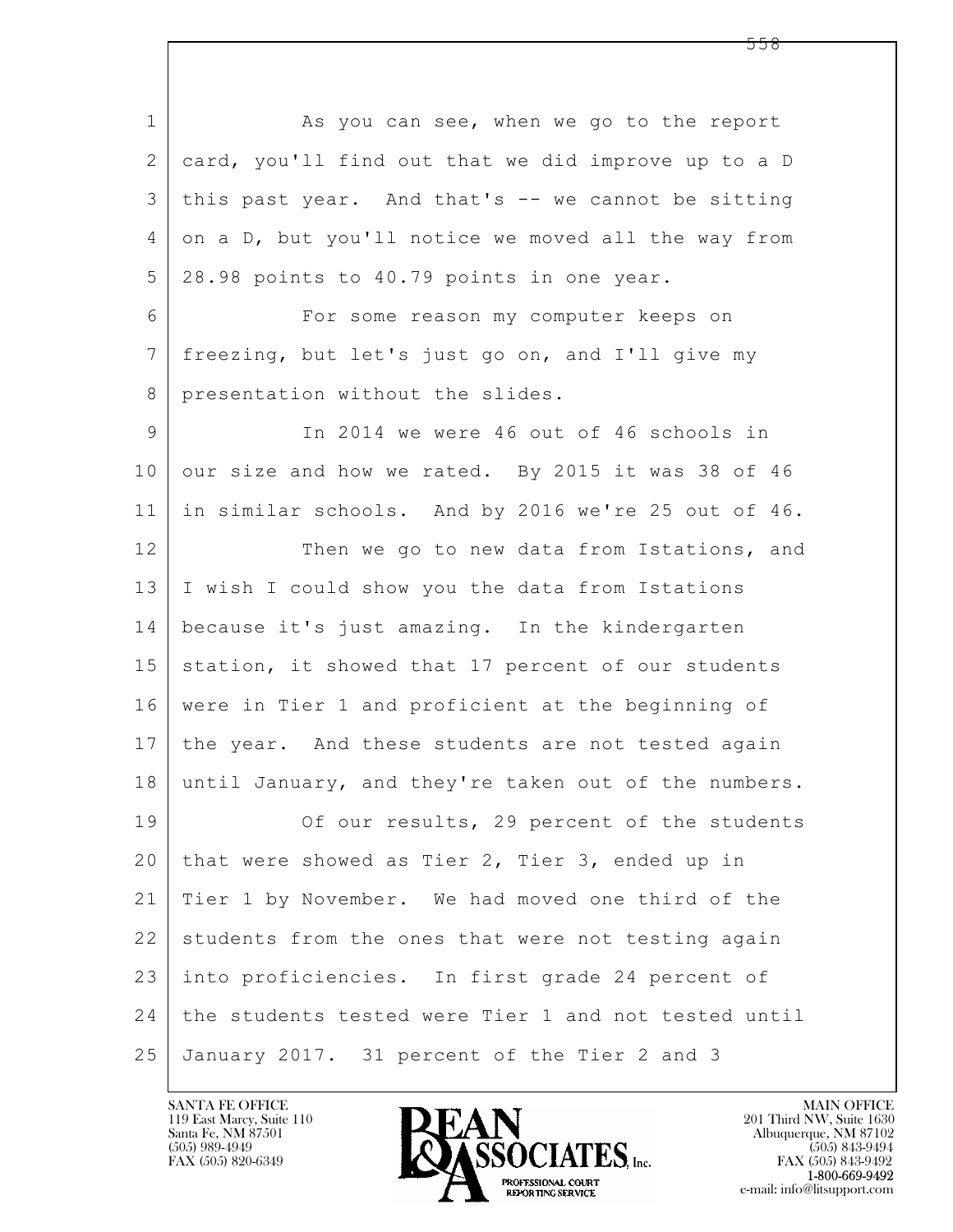As you can see, when we go to the report card, you'll find out that we did improve up to a D this past year. And that's -- we cannot be sitting on a D, but you'll notice we moved all the way from 28.98 points to 40.79 points in one year.

For some reason my computer keeps on freezing, but let's just go on, and I'll give my presentation without the slides.

In 2014 we were 46 out of 46 schools in our size and how we rated. By 2015 it was 38 of 46 in similar schools. And by 2016 we're 25 out of 46.

Then we go to new data from Istations, and I wish I could show you the data from Istations because it's just amazing. In the kindergarten station, it showed that 17 percent of our students were in Tier 1 and proficient at the beginning of the year. And these students are not tested again until January, and they're taken out of the numbers.

Of our results, 29 percent of the students that were showed as Tier 2, Tier 3, ended up in Tier 1 by November. We had moved one third of the students from the ones that were not testing again into proficiencies. In first grade 24 percent of the students tested were Tier 1 and not tested until January 2017. 31 percent of the Tier 2 and 3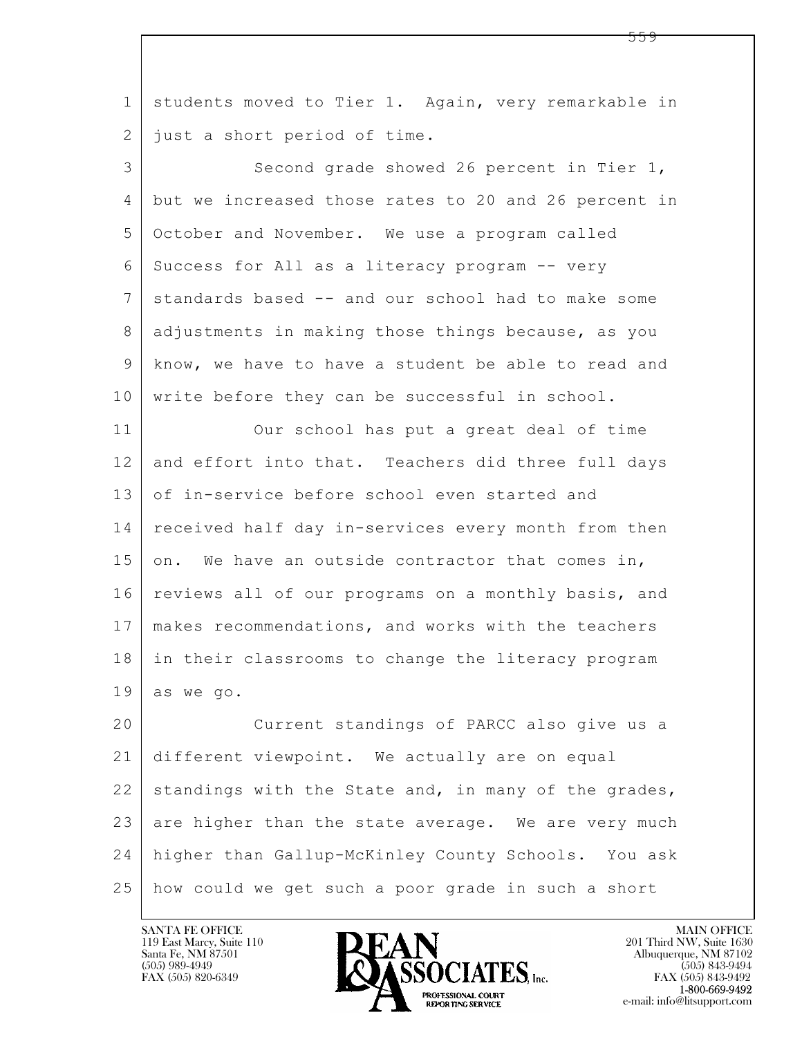students moved to Tier 1. Again, very remarkable in just a short period of time.

Second grade showed 26 percent in Tier 1, but we increased those rates to 20 and 26 percent in October and November. We use a program called Success for All as a literacy program -- very standards based -- and our school had to make some adjustments in making those things because, as you know, we have to have a student be able to read and write before they can be successful in school.

Our school has put a great deal of time and effort into that. Teachers did three full days of in-service before school even started and received half day in-services every month from then on. We have an outside contractor that comes in, reviews all of our programs on a monthly basis, and makes recommendations, and works with the teachers in their classrooms to change the literacy program as we go.

Current standings of PARCC also give us a different viewpoint. We actually are on equal standings with the State and, in many of the grades, are higher than the state average. We are very much higher than Gallup-McKinley County Schools. You ask how could we get such a poor grade in such a short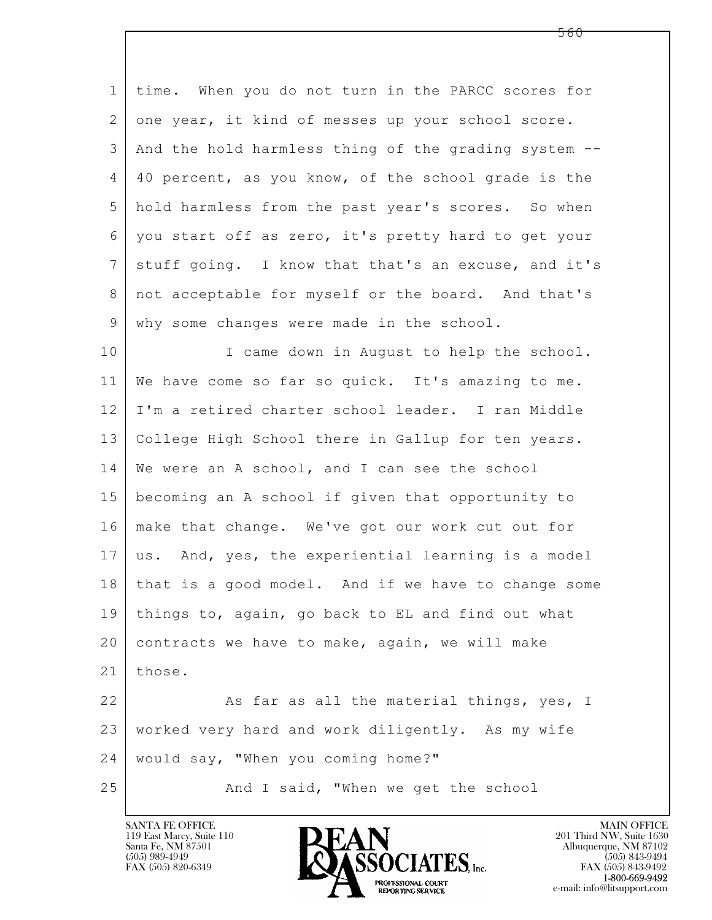time. When you do not turn in the PARCC scores for one year, it kind of messes up your school score. And the hold harmless thing of the grading system -- 40 percent, as you know, of the school grade is the hold harmless from the past year's scores. So when you start off as zero, it's pretty hard to get your stuff going. I know that that's an excuse, and it's not acceptable for myself or the board. And that's why some changes were made in the school.

I came down in August to help the school. We have come so far so quick. It's amazing to me. I'm a retired charter school leader. I ran Middle College High School there in Gallup for ten years. We were an A school, and I can see the school becoming an A school if given that opportunity to make that change. We've got our work cut out for us. And, yes, the experiential learning is a model that is a good model. And if we have to change some things to, again, go back to EL and find out what contracts we have to make, again, we will make those.

As far as all the material things, yes, I worked very hard and work diligently. As my wife would say, "When you coming home?"

And I said, "When we get the school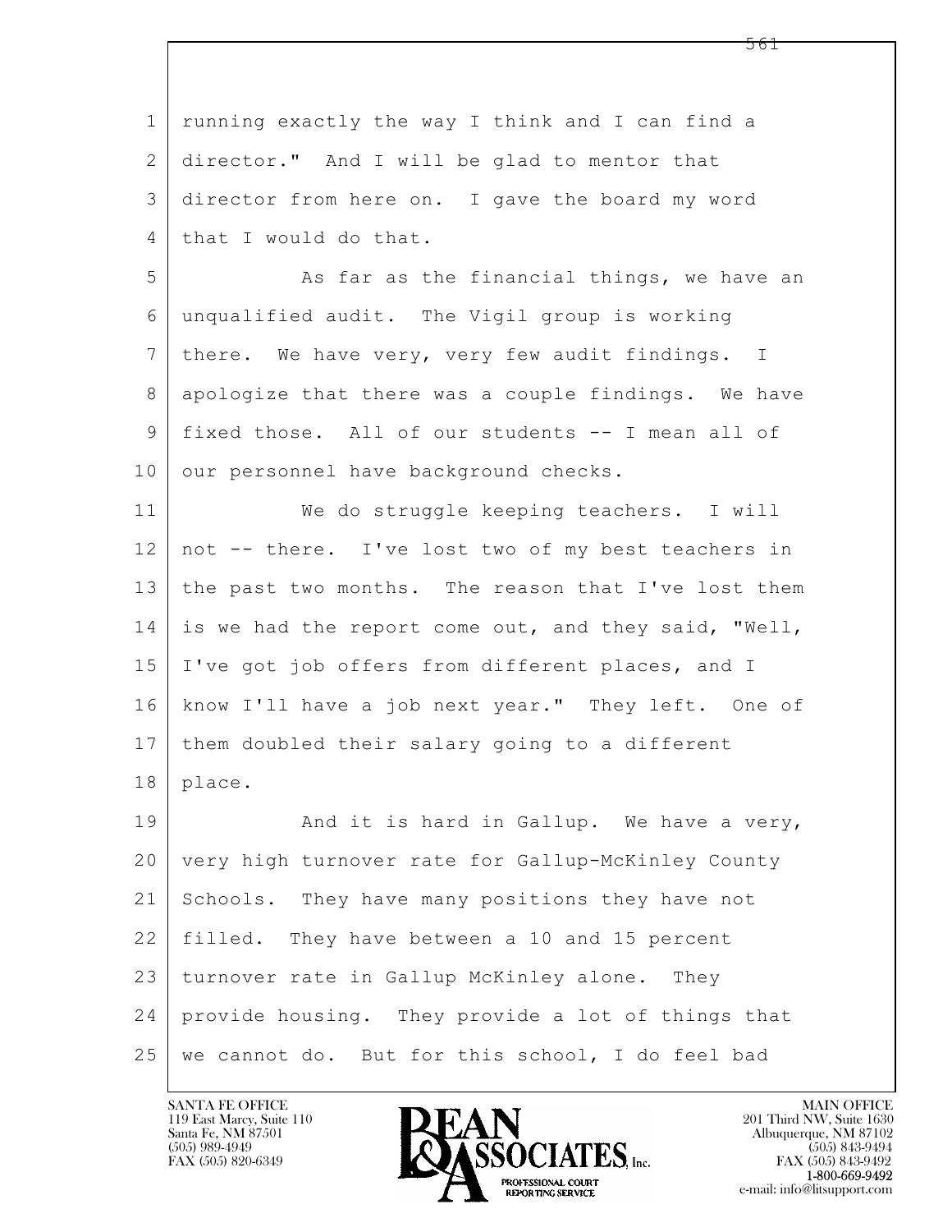running exactly the way I think and I can find a director." And I will be glad to mentor that director from here on. I gave the board my word that I would do that.

As far as the financial things, we have an unqualified audit. The Vigil group is working there. We have very, very few audit findings. I apologize that there was a couple findings. We have fixed those. All of our students -- I mean all of our personnel have background checks.

We do struggle keeping teachers. I will not -- there. I've lost two of my best teachers in the past two months. The reason that I've lost them is we had the report come out, and they said, "Well, I've got job offers from different places, and I know I'll have a job next year." They left. One of them doubled their salary going to a different place.

And it is hard in Gallup. We have a very, very high turnover rate for Gallup-McKinley County Schools. They have many positions they have not filled. They have between a 10 and 15 percent turnover rate in Gallup McKinley alone. They provide housing. They provide a lot of things that we cannot do. But for this school, I do feel bad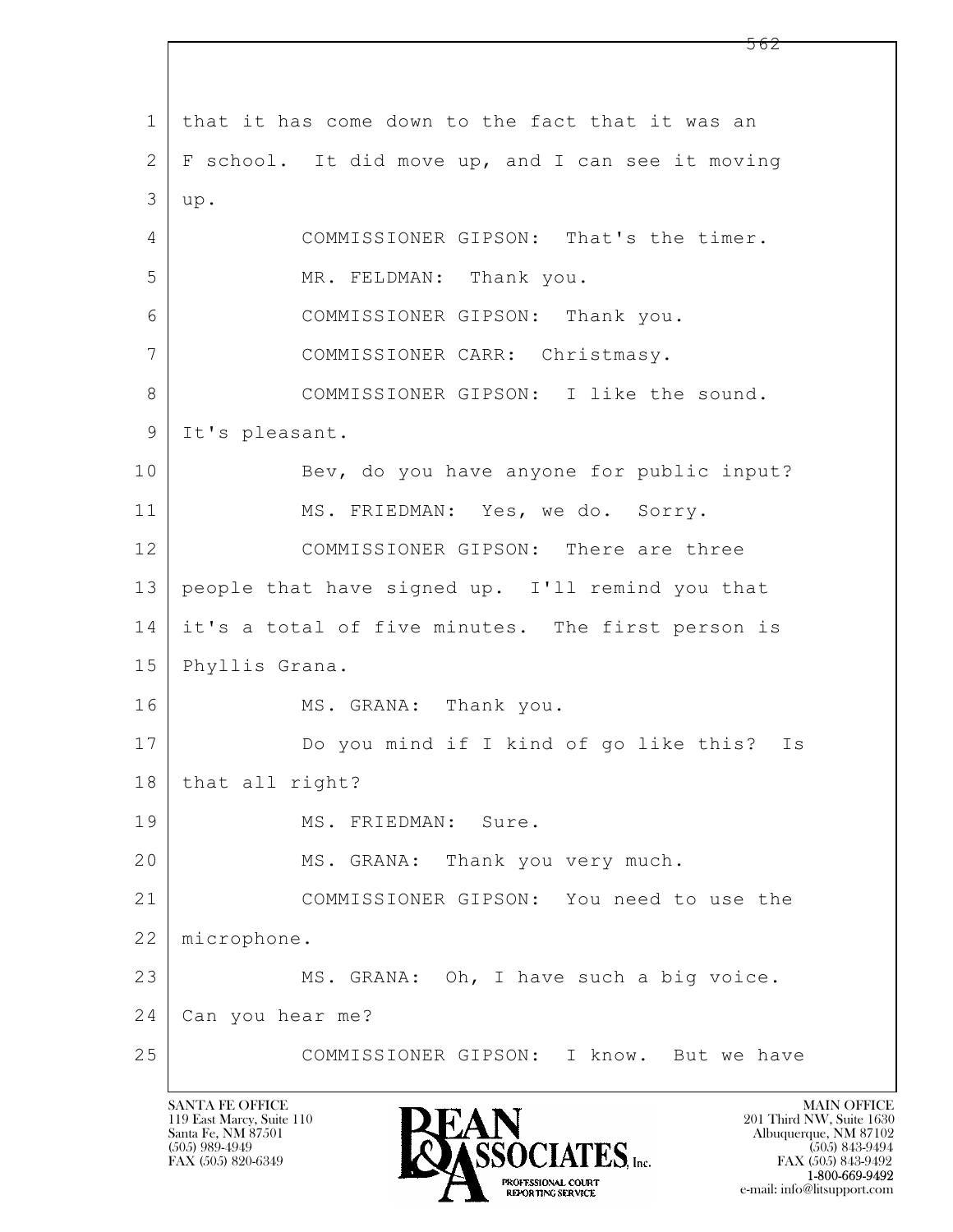1 that it has come down to the fact that it was an
2 F school. It did move up, and I can see it moving
3 up.
4 COMMISSIONER GIPSON: That's the timer.
5 MR. FELDMAN: Thank you.
6 COMMISSIONER GIPSON: Thank you.
7 COMMISSIONER CARR: Christmasy.
8 COMMISSIONER GIPSON: I like the sound.
9 It's pleasant.
10 Bev, do you have anyone for public input?
11 MS. FRIEDMAN: Yes, we do. Sorry.
12 COMMISSIONER GIPSON: There are three
13 people that have signed up. I'll remind you that
14 it's a total of five minutes. The first person is
15 Phyllis Grana.
16 MS. GRANA: Thank you.
17 Do you mind if I kind of go like this? Is
18 that all right?
19 MS. FRIEDMAN: Sure.
20 MS. GRANA: Thank you very much.
21 COMMISSIONER GIPSON: You need to use the
22 microphone.
23 MS. GRANA: Oh, I have such a big voice.
24 Can you hear me?
25 COMMISSIONER GIPSON: I know. But we have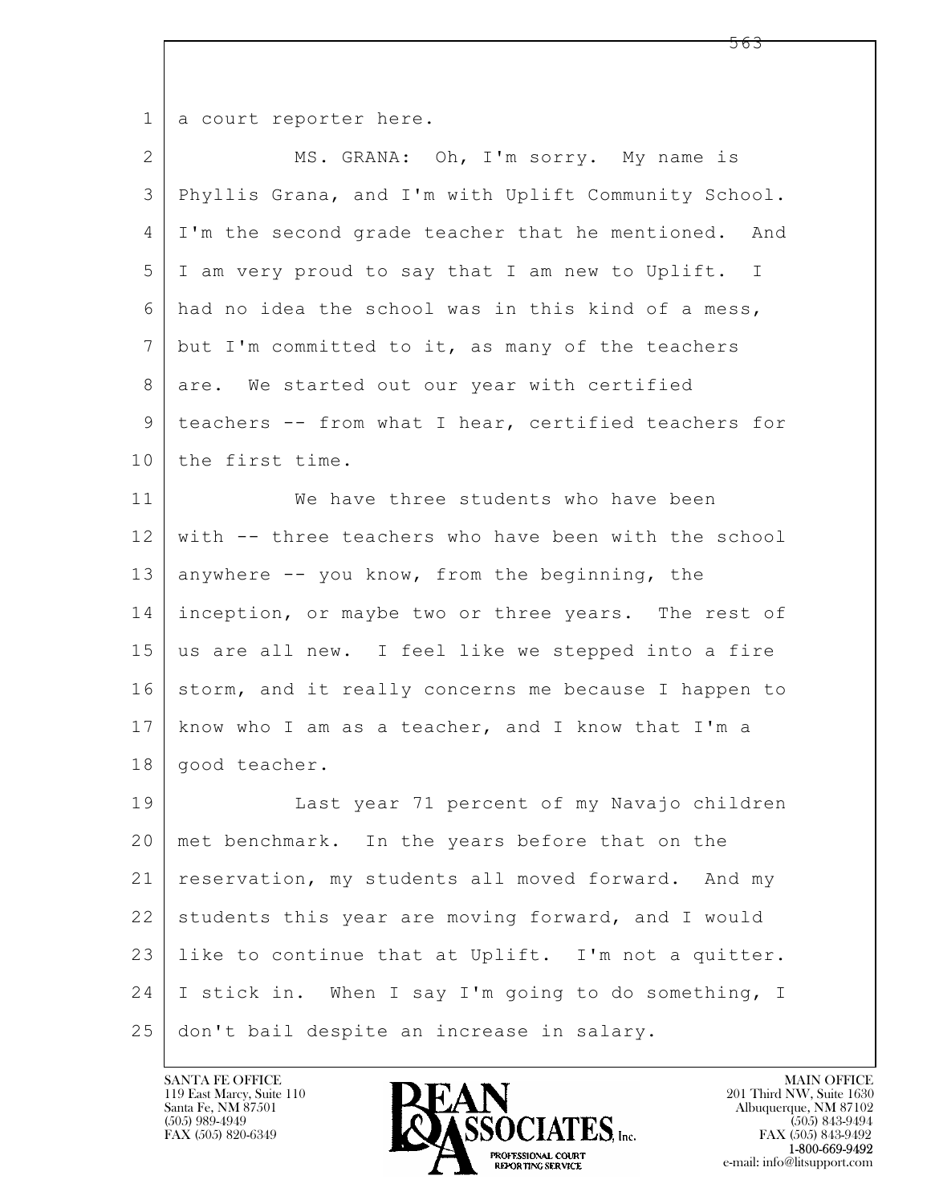a court reporter here.

MS. GRANA: Oh, I'm sorry. My name is Phyllis Grana, and I'm with Uplift Community School. I'm the second grade teacher that he mentioned. And I am very proud to say that I am new to Uplift. I had no idea the school was in this kind of a mess, but I'm committed to it, as many of the teachers are. We started out our year with certified teachers -- from what I hear, certified teachers for the first time.

We have three students who have been with -- three teachers who have been with the school anywhere -- you know, from the beginning, the inception, or maybe two or three years. The rest of us are all new. I feel like we stepped into a fire storm, and it really concerns me because I happen to know who I am as a teacher, and I know that I'm a good teacher.

Last year 71 percent of my Navajo children met benchmark. In the years before that on the reservation, my students all moved forward. And my students this year are moving forward, and I would like to continue that at Uplift. I'm not a quitter. I stick in. When I say I'm going to do something, I don't bail despite an increase in salary.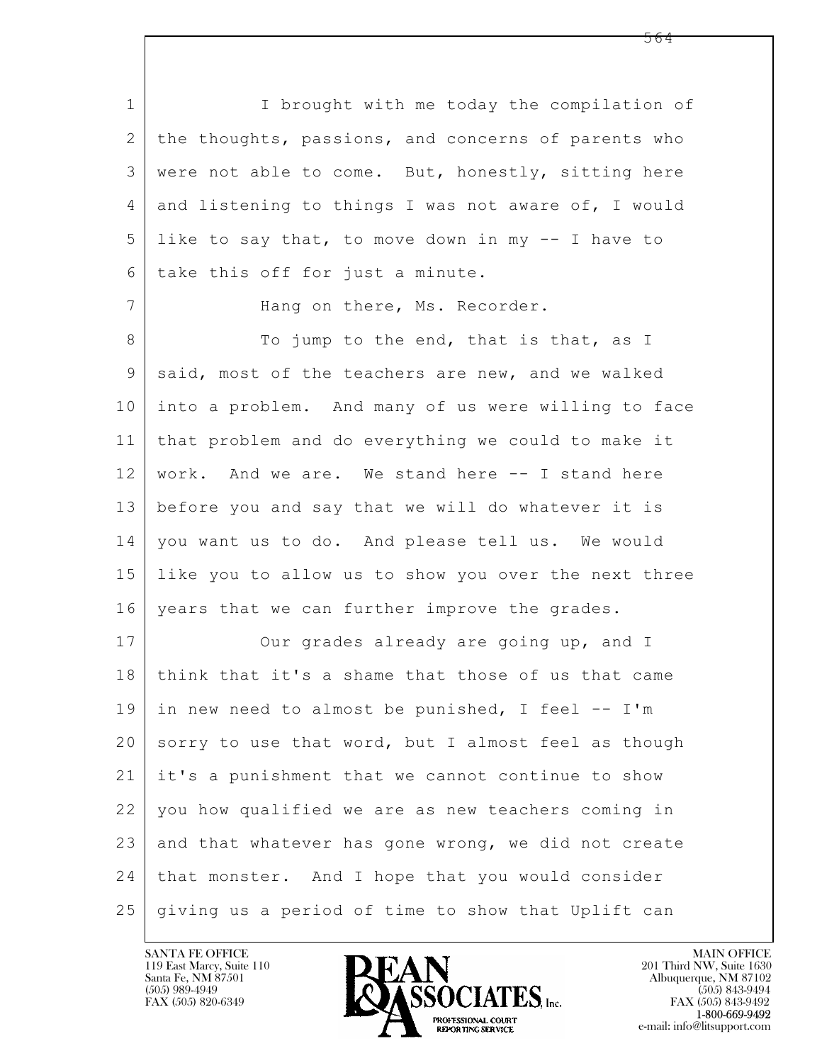I brought with me today the compilation of the thoughts, passions, and concerns of parents who were not able to come. But, honestly, sitting here and listening to things I was not aware of, I would like to say that, to move down in my -- I have to take this off for just a minute.

Hang on there, Ms. Recorder.

To jump to the end, that is that, as I said, most of the teachers are new, and we walked into a problem. And many of us were willing to face that problem and do everything we could to make it work. And we are. We stand here -- I stand here before you and say that we will do whatever it is you want us to do. And please tell us. We would like you to allow us to show you over the next three years that we can further improve the grades.

Our grades already are going up, and I think that it's a shame that those of us that came in new need to almost be punished, I feel -- I'm sorry to use that word, but I almost feel as though it's a punishment that we cannot continue to show you how qualified we are as new teachers coming in and that whatever has gone wrong, we did not create that monster. And I hope that you would consider giving us a period of time to show that Uplift can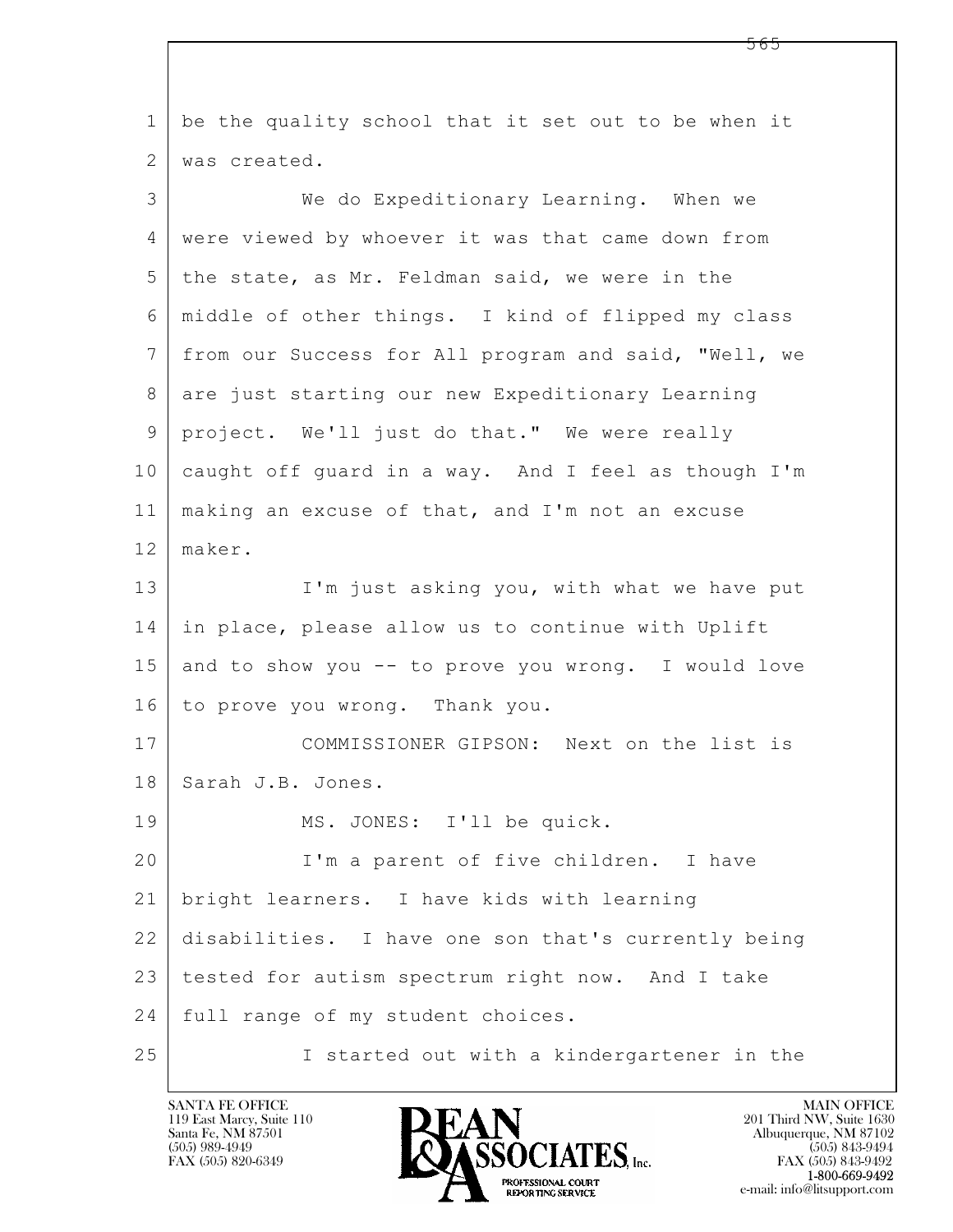be the quality school that it set out to be when it was created.

We do Expeditionary Learning. When we were viewed by whoever it was that came down from the state, as Mr. Feldman said, we were in the middle of other things. I kind of flipped my class from our Success for All program and said, "Well, we are just starting our new Expeditionary Learning project. We'll just do that." We were really caught off guard in a way. And I feel as though I'm making an excuse of that, and I'm not an excuse maker.

I'm just asking you, with what we have put in place, please allow us to continue with Uplift and to show you -- to prove you wrong. I would love to prove you wrong. Thank you.

COMMISSIONER GIPSON: Next on the list is Sarah J.B. Jones.

MS. JONES: I'll be quick.

I'm a parent of five children. I have bright learners. I have kids with learning disabilities. I have one son that's currently being tested for autism spectrum right now. And I take full range of my student choices.

I started out with a kindergartener in the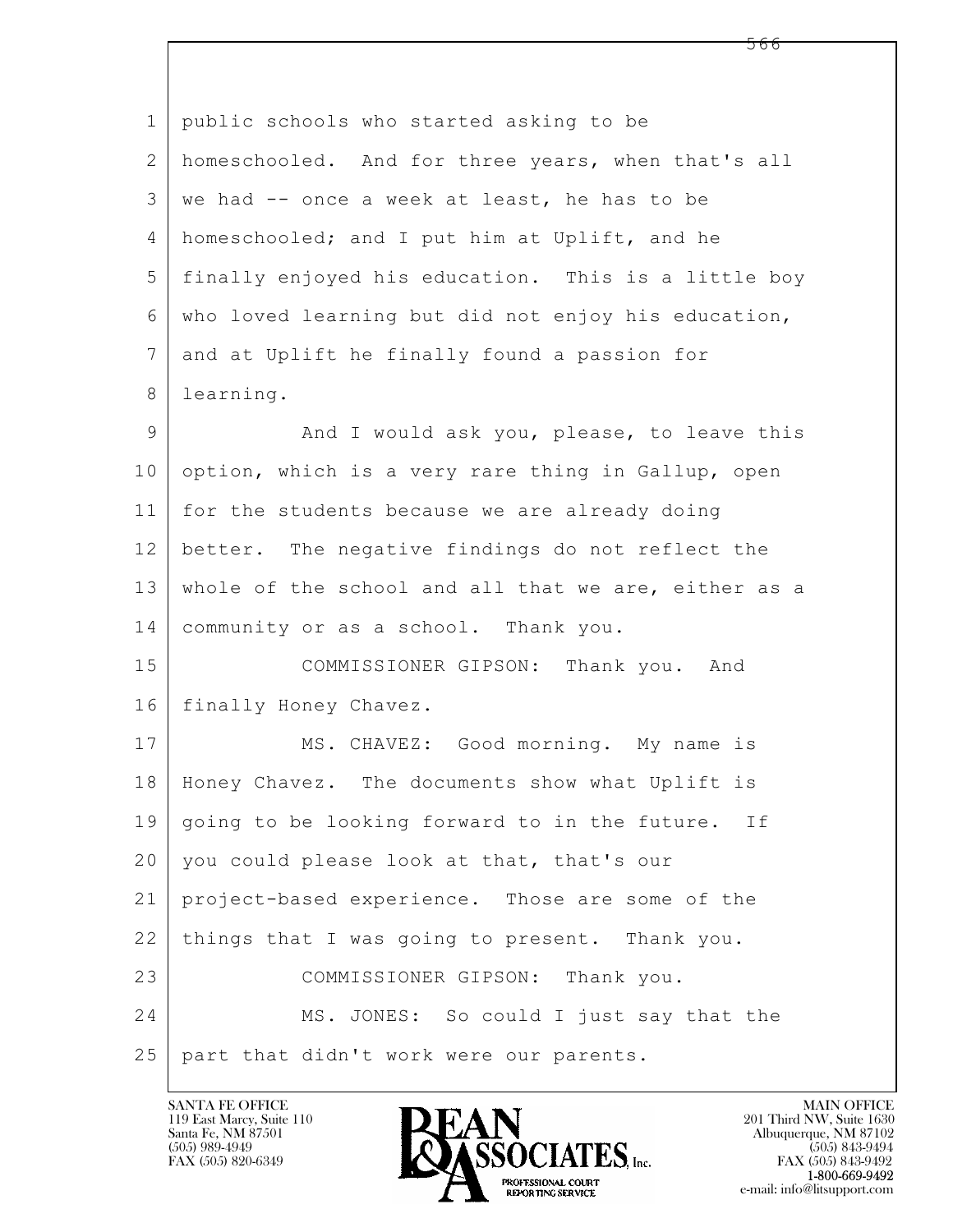public schools who started asking to be homeschooled. And for three years, when that's all we had -- once a week at least, he has to be homeschooled; and I put him at Uplift, and he finally enjoyed his education. This is a little boy who loved learning but did not enjoy his education, and at Uplift he finally found a passion for learning.

And I would ask you, please, to leave this option, which is a very rare thing in Gallup, open for the students because we are already doing better. The negative findings do not reflect the whole of the school and all that we are, either as a community or as a school. Thank you.

COMMISSIONER GIPSON: Thank you. And finally Honey Chavez.

MS. CHAVEZ: Good morning. My name is Honey Chavez. The documents show what Uplift is going to be looking forward to in the future. If you could please look at that, that's our project-based experience. Those are some of the things that I was going to present. Thank you.

COMMISSIONER GIPSON: Thank you.

MS. JONES: So could I just say that the part that didn't work were our parents.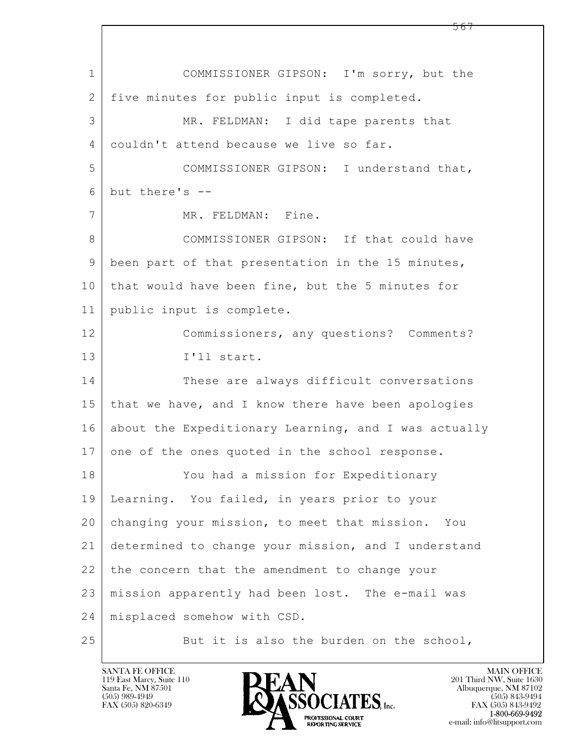COMMISSIONER GIPSON: I'm sorry, but the five minutes for public input is completed.

MR. FELDMAN: I did tape parents that couldn't attend because we live so far.

COMMISSIONER GIPSON: I understand that, but there's --

MR. FELDMAN: Fine.

COMMISSIONER GIPSON: If that could have been part of that presentation in the 15 minutes, that would have been fine, but the 5 minutes for public input is complete.

Commissioners, any questions? Comments?

I'll start.

These are always difficult conversations that we have, and I know there have been apologies about the Expeditionary Learning, and I was actually one of the ones quoted in the school response.

You had a mission for Expeditionary Learning. You failed, in years prior to your changing your mission, to meet that mission. You determined to change your mission, and I understand the concern that the amendment to change your mission apparently had been lost. The e-mail was misplaced somehow with CSD.

But it is also the burden on the school,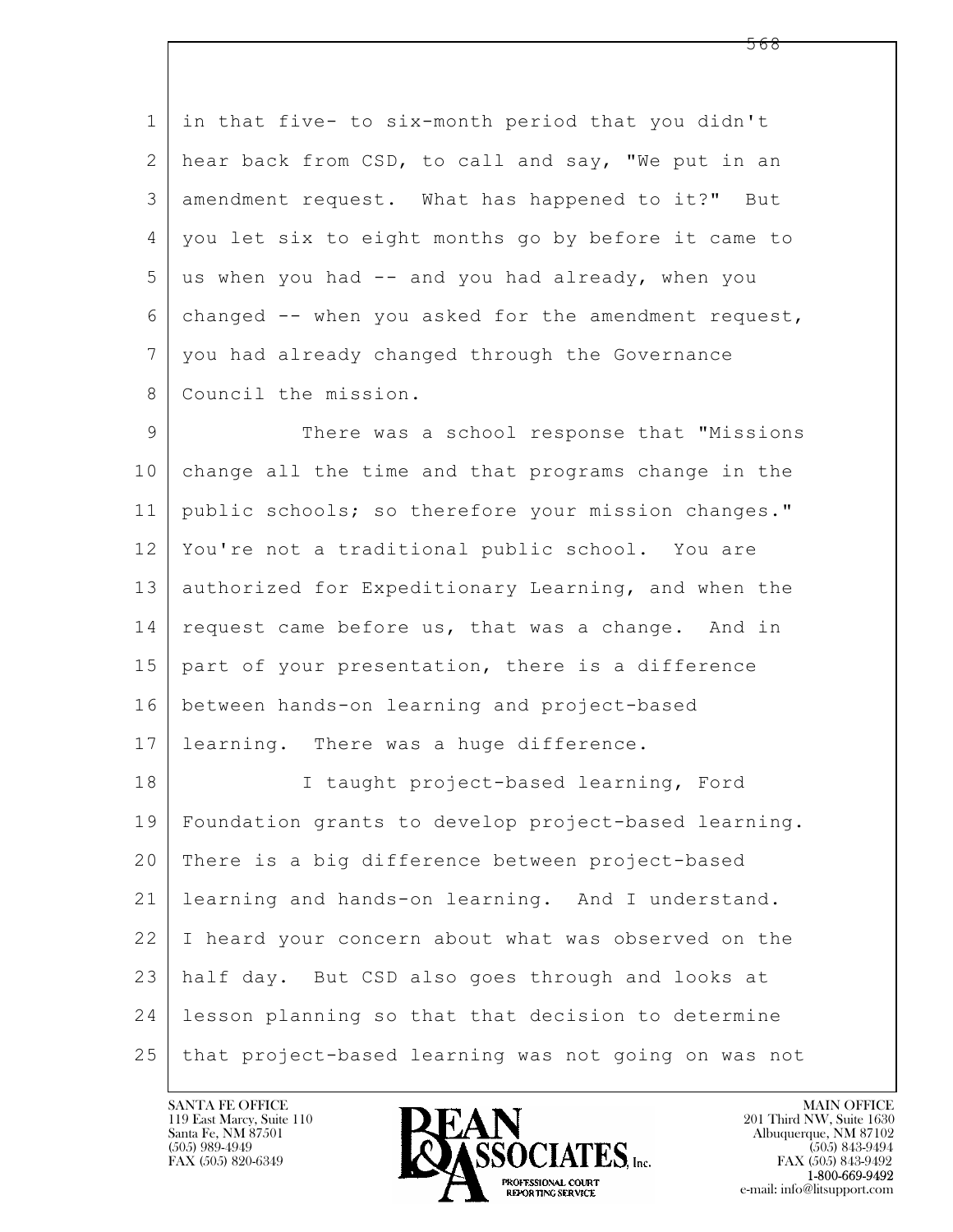in that five- to six-month period that you didn't hear back from CSD, to call and say, "We put in an amendment request. What has happened to it?" But you let six to eight months go by before it came to us when you had -- and you had already, when you changed -- when you asked for the amendment request, you had already changed through the Governance Council the mission.

There was a school response that "Missions change all the time and that programs change in the public schools; so therefore your mission changes." You're not a traditional public school. You are authorized for Expeditionary Learning, and when the request came before us, that was a change. And in part of your presentation, there is a difference between hands-on learning and project-based learning. There was a huge difference.

I taught project-based learning, Ford Foundation grants to develop project-based learning. There is a big difference between project-based learning and hands-on learning. And I understand. I heard your concern about what was observed on the half day. But CSD also goes through and looks at lesson planning so that that decision to determine that project-based learning was not going on was not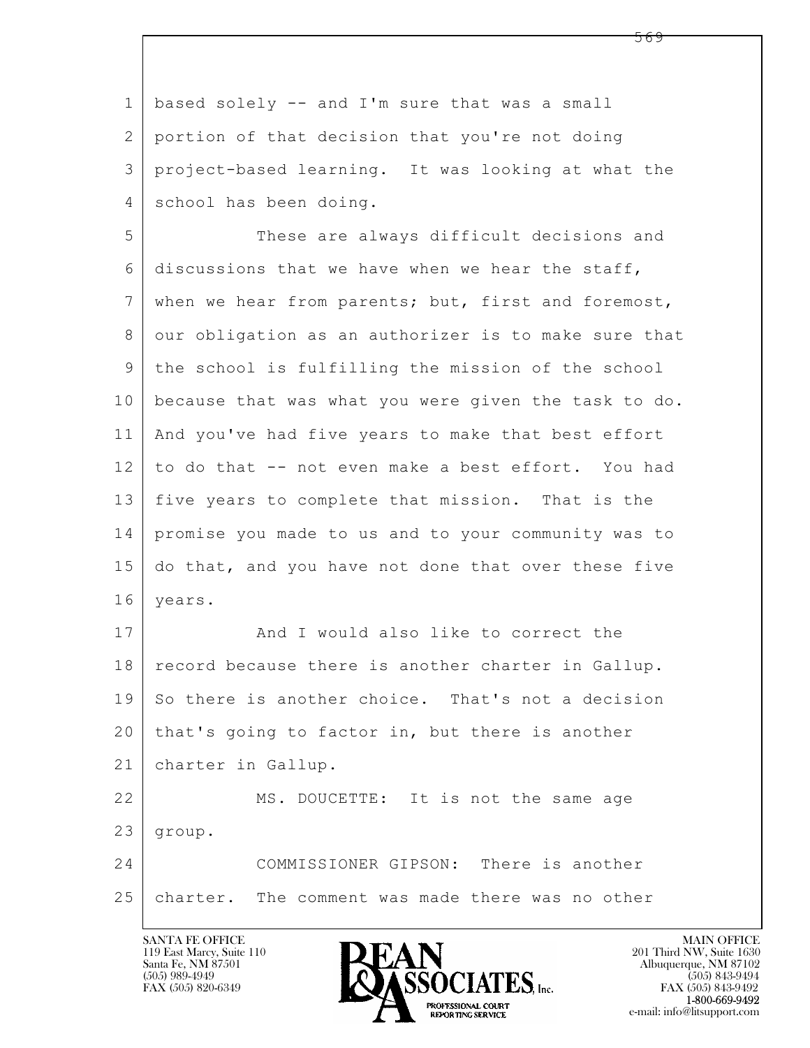based solely -- and I'm sure that was a small portion of that decision that you're not doing project-based learning. It was looking at what the school has been doing.

These are always difficult decisions and discussions that we have when we hear the staff, when we hear from parents; but, first and foremost, our obligation as an authorizer is to make sure that the school is fulfilling the mission of the school because that was what you were given the task to do. And you've had five years to make that best effort to do that -- not even make a best effort. You had five years to complete that mission. That is the promise you made to us and to your community was to do that, and you have not done that over these five years.

And I would also like to correct the record because there is another charter in Gallup. So there is another choice. That's not a decision that's going to factor in, but there is another charter in Gallup.

MS. DOUCETTE: It is not the same age group.

COMMISSIONER GIPSON: There is another charter. The comment was made there was no other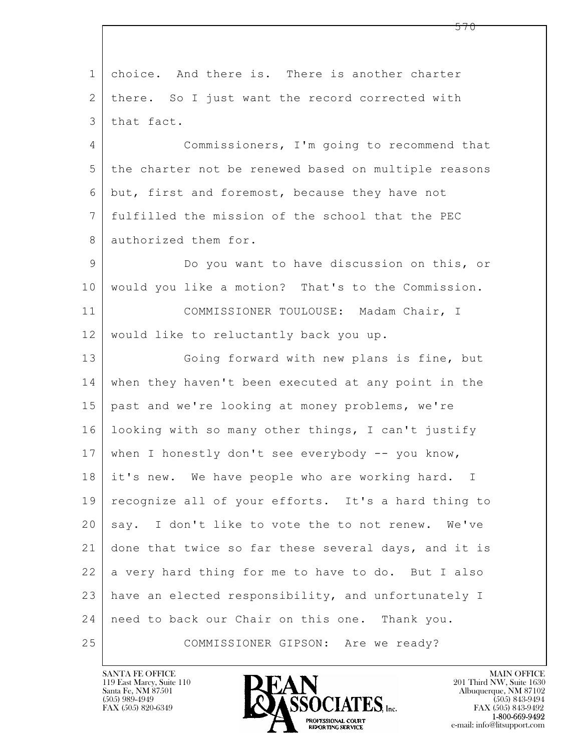1 choice. And there is. There is another charter
2 there. So I just want the record corrected with
3 that fact.

4 Commissioners, I'm going to recommend that
5 the charter not be renewed based on multiple reasons
6 but, first and foremost, because they have not
7 fulfilled the mission of the school that the PEC
8 authorized them for.

9 Do you want to have discussion on this, or
10 would you like a motion? That's to the Commission.

11 COMMISSIONER TOULOUSE: Madam Chair, I
12 would like to reluctantly back you up.

13 Going forward with new plans is fine, but
14 when they haven't been executed at any point in the
15 past and we're looking at money problems, we're
16 looking with so many other things, I can't justify
17 when I honestly don't see everybody -- you know,
18 it's new. We have people who are working hard. I
19 recognize all of your efforts. It's a hard thing to
20 say. I don't like to vote the to not renew. We've
21 done that twice so far these several days, and it is
22 a very hard thing for me to have to do. But I also
23 have an elected responsibility, and unfortunately I
24 need to back our Chair on this one. Thank you.

25 COMMISSIONER GIPSON: Are we ready?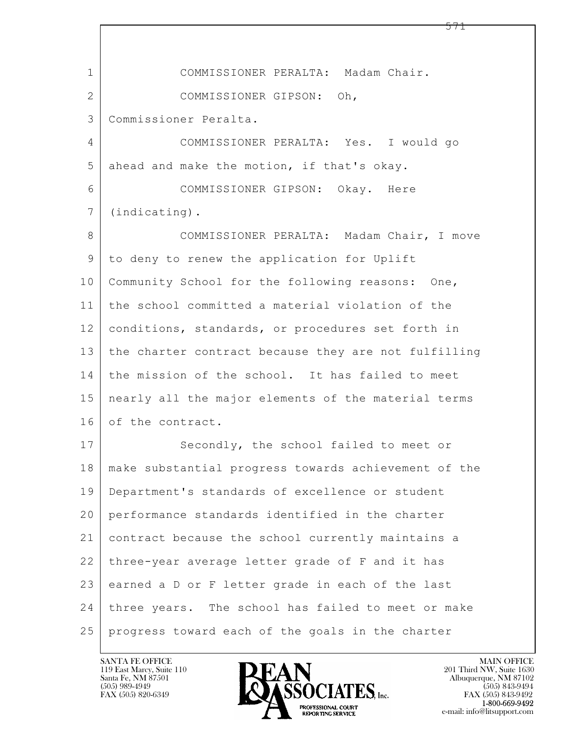COMMISSIONER PERALTA: Madam Chair.

COMMISSIONER GIPSON: Oh, Commissioner Peralta.

COMMISSIONER PERALTA: Yes. I would go ahead and make the motion, if that's okay.

COMMISSIONER GIPSON: Okay. Here (indicating).

COMMISSIONER PERALTA: Madam Chair, I move to deny to renew the application for Uplift Community School for the following reasons: One, the school committed a material violation of the conditions, standards, or procedures set forth in the charter contract because they are not fulfilling the mission of the school. It has failed to meet nearly all the major elements of the material terms of the contract.

Secondly, the school failed to meet or make substantial progress towards achievement of the Department's standards of excellence or student performance standards identified in the charter contract because the school currently maintains a three-year average letter grade of F and it has earned a D or F letter grade in each of the last three years. The school has failed to meet or make progress toward each of the goals in the charter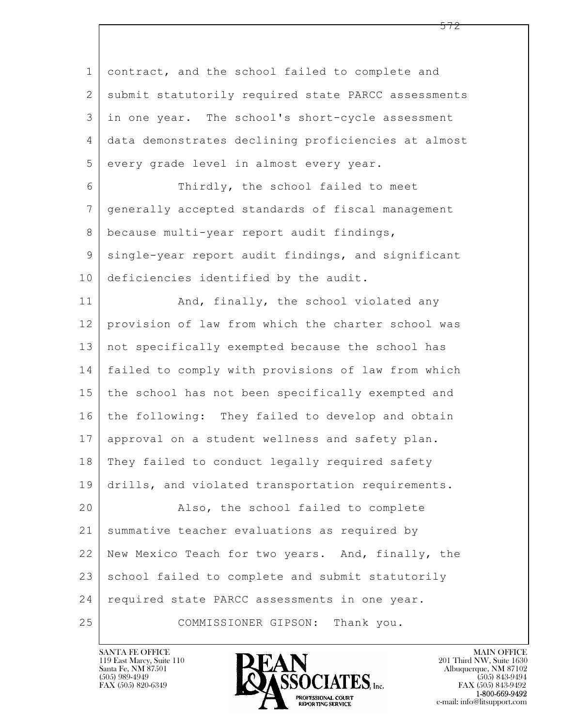contract, and the school failed to complete and submit statutorily required state PARCC assessments in one year. The school's short-cycle assessment data demonstrates declining proficiencies at almost every grade level in almost every year.

Thirdly, the school failed to meet generally accepted standards of fiscal management because multi-year report audit findings, single-year report audit findings, and significant deficiencies identified by the audit.

And, finally, the school violated any provision of law from which the charter school was not specifically exempted because the school has failed to comply with provisions of law from which the school has not been specifically exempted and the following: They failed to develop and obtain approval on a student wellness and safety plan. They failed to conduct legally required safety drills, and violated transportation requirements.

Also, the school failed to complete summative teacher evaluations as required by New Mexico Teach for two years. And, finally, the school failed to complete and submit statutorily required state PARCC assessments in one year.

COMMISSIONER GIPSON: Thank you.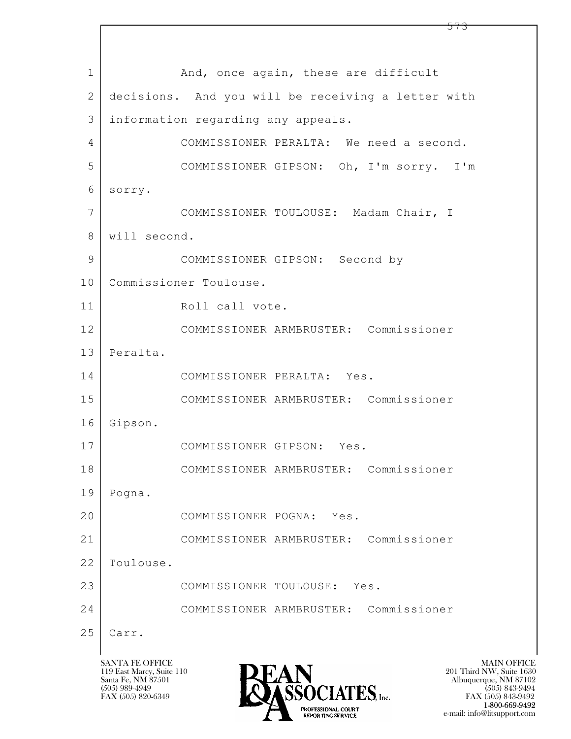1 And, once again, these are difficult
2 decisions. And you will be receiving a letter with
3 information regarding any appeals.
4 COMMISSIONER PERALTA: We need a second.
5 COMMISSIONER GIPSON: Oh, I'm sorry. I'm
6 sorry.
7 COMMISSIONER TOULOUSE: Madam Chair, I
8 will second.
9 COMMISSIONER GIPSON: Second by
10 Commissioner Toulouse.
11 Roll call vote.
12 COMMISSIONER ARMBRUSTER: Commissioner
13 Peralta.
14 COMMISSIONER PERALTA: Yes.
15 COMMISSIONER ARMBRUSTER: Commissioner
16 Gipson.
17 COMMISSIONER GIPSON: Yes.
18 COMMISSIONER ARMBRUSTER: Commissioner
19 Pogna.
20 COMMISSIONER POGNA: Yes.
21 COMMISSIONER ARMBRUSTER: Commissioner
22 Toulouse.
23 COMMISSIONER TOULOUSE: Yes.
24 COMMISSIONER ARMBRUSTER: Commissioner
25 Carr.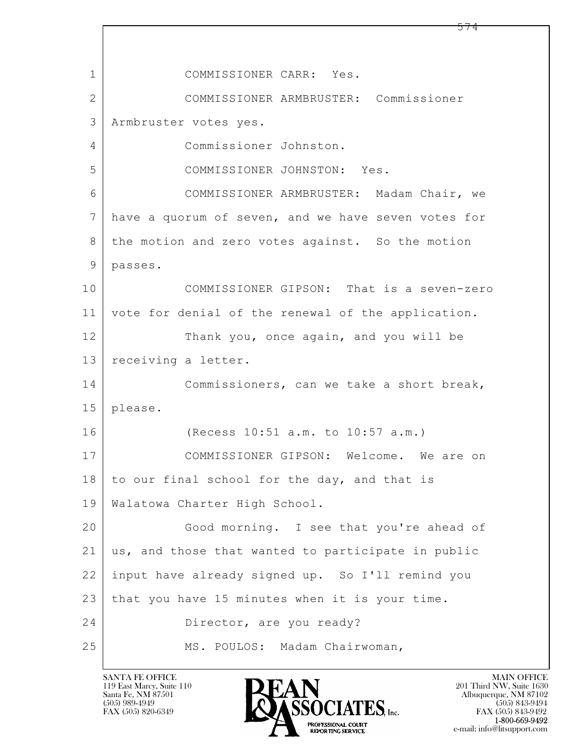1 COMMISSIONER CARR: Yes.

2 COMMISSIONER ARMBRUSTER: Commissioner

3 Armbruster votes yes.

4 Commissioner Johnston.

5 COMMISSIONER JOHNSTON: Yes.

6 COMMISSIONER ARMBRUSTER: Madam Chair, we

7 have a quorum of seven, and we have seven votes for

8 the motion and zero votes against. So the motion

9 passes.

10 COMMISSIONER GIPSON: That is a seven-zero

11 vote for denial of the renewal of the application.

12 Thank you, once again, and you will be

13 receiving a letter.

14 Commissioners, can we take a short break,

15 please.

16 (Recess 10:51 a.m. to 10:57 a.m.)

17 COMMISSIONER GIPSON: Welcome. We are on

18 to our final school for the day, and that is

19 Walatowa Charter High School.

20 Good morning. I see that you're ahead of

21 us, and those that wanted to participate in public

22 input have already signed up. So I'll remind you

23 that you have 15 minutes when it is your time.

24 Director, are you ready?

25 MS. POULOS: Madam Chairwoman,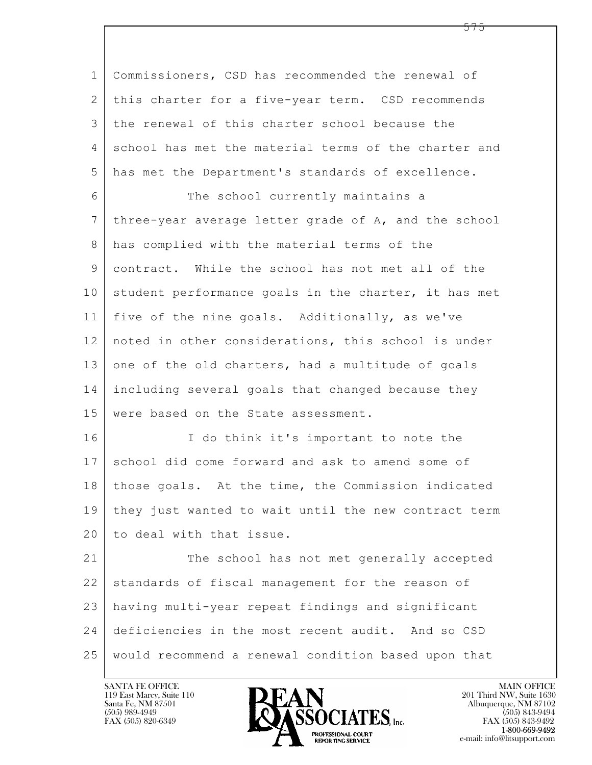Commissioners, CSD has recommended the renewal of this charter for a five-year term. CSD recommends the renewal of this charter school because the school has met the material terms of the charter and has met the Department's standards of excellence.

The school currently maintains a three-year average letter grade of A, and the school has complied with the material terms of the contract. While the school has not met all of the student performance goals in the charter, it has met five of the nine goals. Additionally, as we've noted in other considerations, this school is under one of the old charters, had a multitude of goals including several goals that changed because they were based on the State assessment.

I do think it's important to note the school did come forward and ask to amend some of those goals. At the time, the Commission indicated they just wanted to wait until the new contract term to deal with that issue.

The school has not met generally accepted standards of fiscal management for the reason of having multi-year repeat findings and significant deficiencies in the most recent audit. And so CSD would recommend a renewal condition based upon that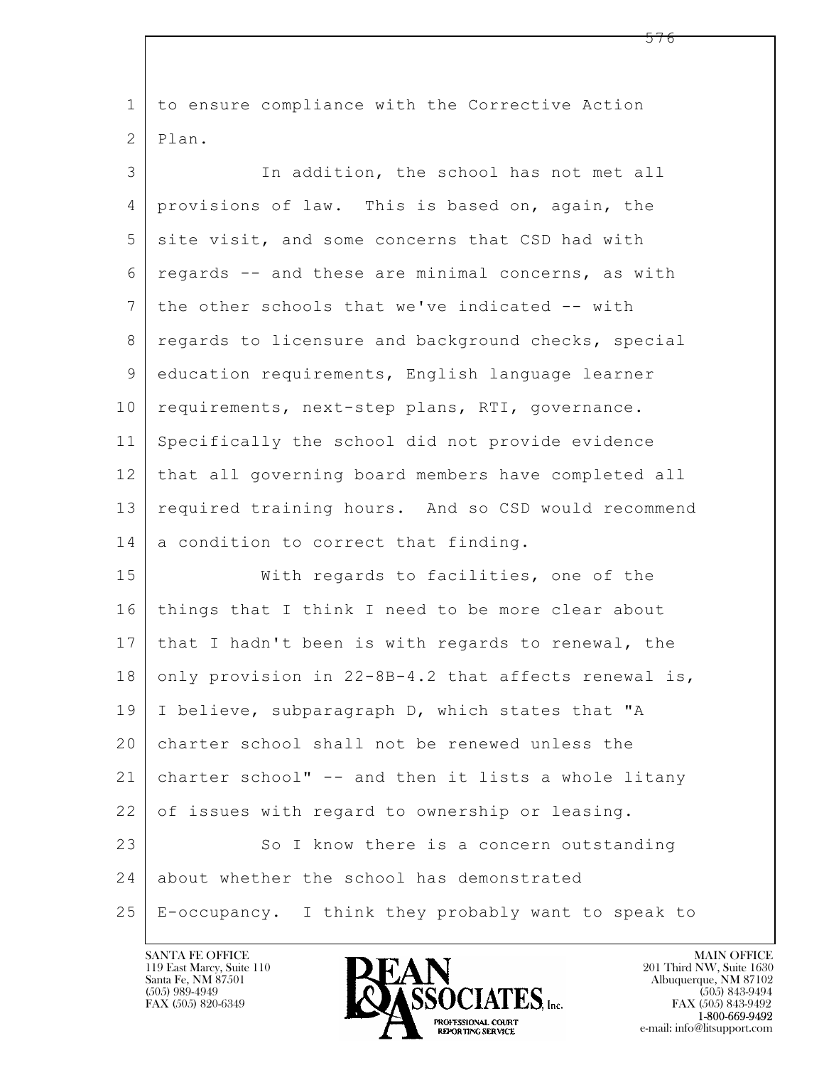to ensure compliance with the Corrective Action Plan.

In addition, the school has not met all provisions of law. This is based on, again, the site visit, and some concerns that CSD had with regards -- and these are minimal concerns, as with the other schools that we've indicated -- with regards to licensure and background checks, special education requirements, English language learner requirements, next-step plans, RTI, governance. Specifically the school did not provide evidence that all governing board members have completed all required training hours. And so CSD would recommend a condition to correct that finding.

With regards to facilities, one of the things that I think I need to be more clear about that I hadn't been is with regards to renewal, the only provision in 22-8B-4.2 that affects renewal is, I believe, subparagraph D, which states that "A charter school shall not be renewed unless the charter school" -- and then it lists a whole litany of issues with regard to ownership or leasing.

So I know there is a concern outstanding about whether the school has demonstrated E-occupancy. I think they probably want to speak to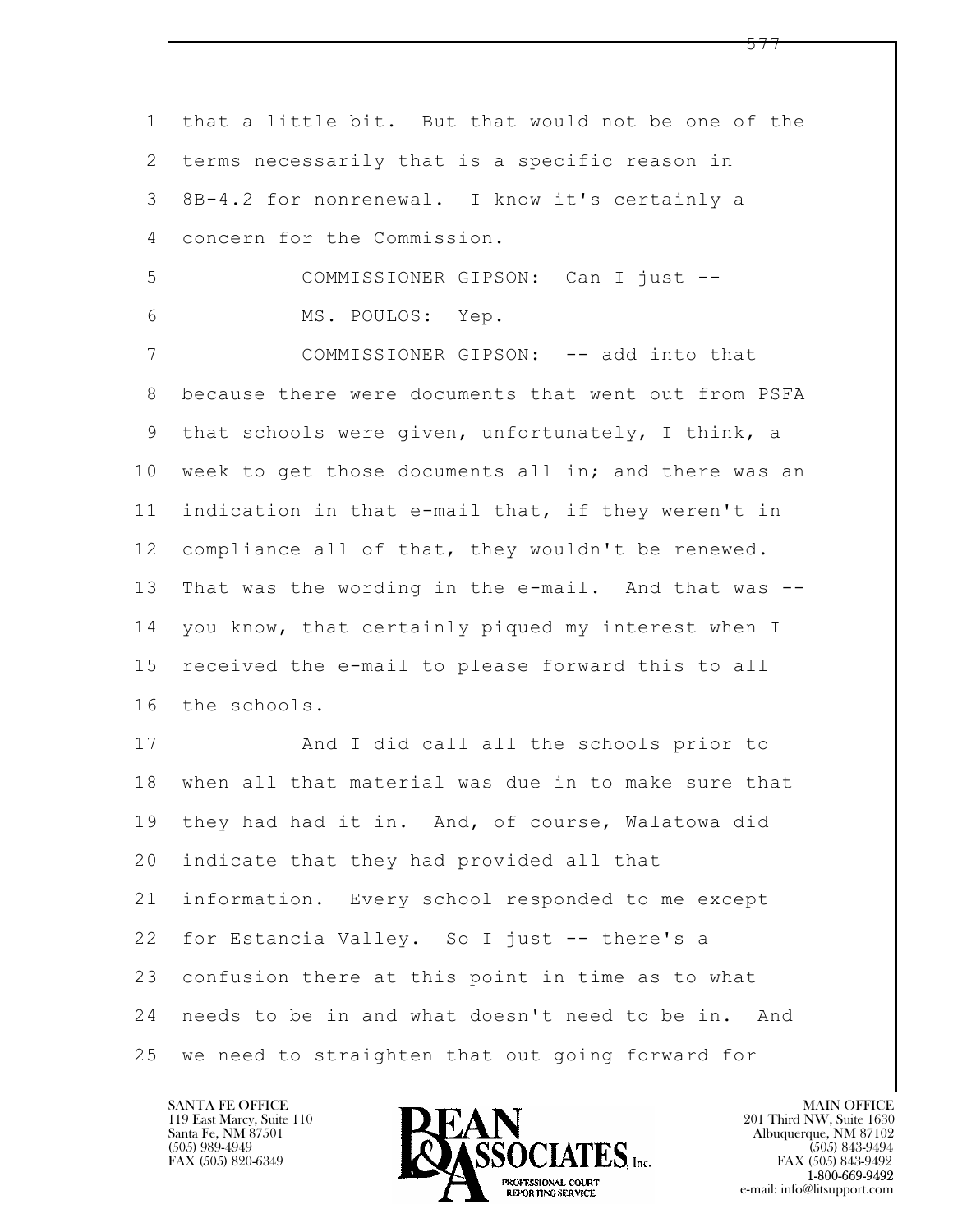that a little bit. But that would not be one of the terms necessarily that is a specific reason in 8B-4.2 for nonrenewal. I know it's certainly a concern for the Commission.

COMMISSIONER GIPSON: Can I just --

MS. POULOS: Yep.

COMMISSIONER GIPSON: -- add into that because there were documents that went out from PSFA that schools were given, unfortunately, I think, a week to get those documents all in; and there was an indication in that e-mail that, if they weren't in compliance all of that, they wouldn't be renewed. That was the wording in the e-mail. And that was -- you know, that certainly piqued my interest when I received the e-mail to please forward this to all the schools.

And I did call all the schools prior to when all that material was due in to make sure that they had had it in. And, of course, Walatowa did indicate that they had provided all that information. Every school responded to me except for Estancia Valley. So I just -- there's a confusion there at this point in time as to what needs to be in and what doesn't need to be in. And we need to straighten that out going forward for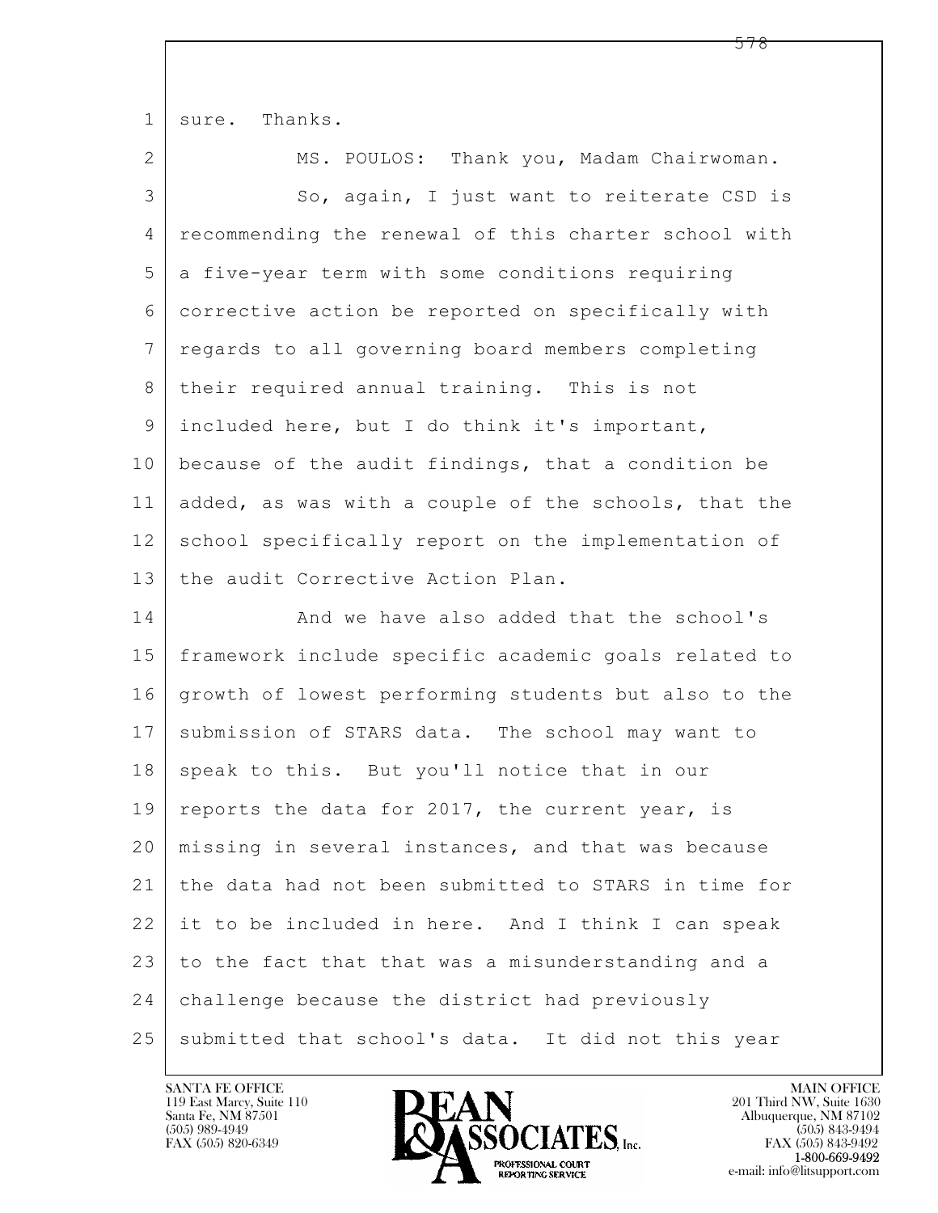sure. Thanks.

MS. POULOS: Thank you, Madam Chairwoman.

So, again, I just want to reiterate CSD is recommending the renewal of this charter school with a five-year term with some conditions requiring corrective action be reported on specifically with regards to all governing board members completing their required annual training. This is not included here, but I do think it's important, because of the audit findings, that a condition be added, as was with a couple of the schools, that the school specifically report on the implementation of the audit Corrective Action Plan.

And we have also added that the school's framework include specific academic goals related to growth of lowest performing students but also to the submission of STARS data. The school may want to speak to this. But you'll notice that in our reports the data for 2017, the current year, is missing in several instances, and that was because the data had not been submitted to STARS in time for it to be included in here. And I think I can speak to the fact that that was a misunderstanding and a challenge because the district had previously submitted that school's data. It did not this year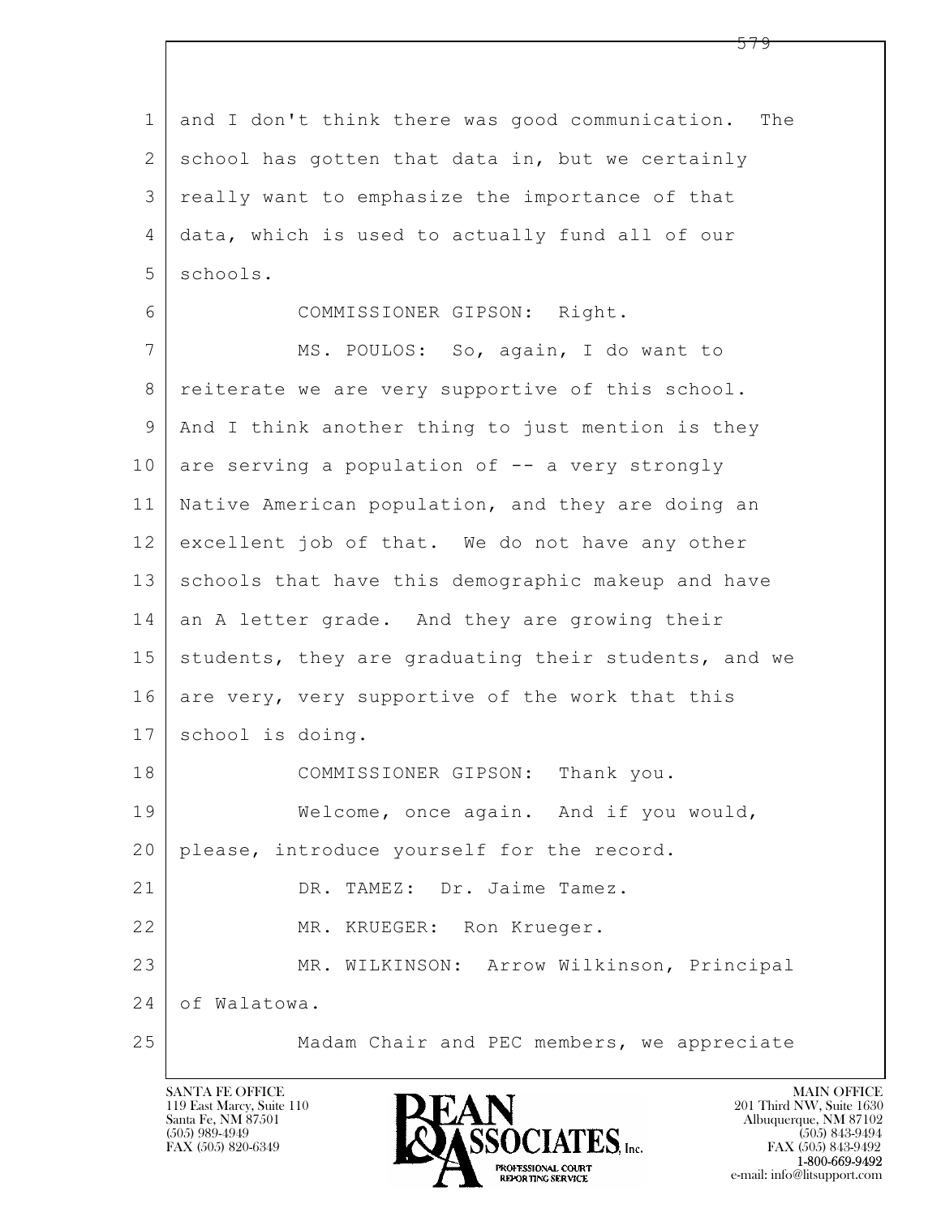and I don't think there was good communication. The school has gotten that data in, but we certainly really want to emphasize the importance of that data, which is used to actually fund all of our schools.

COMMISSIONER GIPSON: Right.

MS. POULOS: So, again, I do want to reiterate we are very supportive of this school. And I think another thing to just mention is they are serving a population of -- a very strongly Native American population, and they are doing an excellent job of that. We do not have any other schools that have this demographic makeup and have an A letter grade. And they are growing their students, they are graduating their students, and we are very, very supportive of the work that this school is doing.

COMMISSIONER GIPSON: Thank you.

Welcome, once again. And if you would, please, introduce yourself for the record.

DR. TAMEZ: Dr. Jaime Tamez.

MR. KRUEGER: Ron Krueger.

MR. WILKINSON: Arrow Wilkinson, Principal of Walatowa.

Madam Chair and PEC members, we appreciate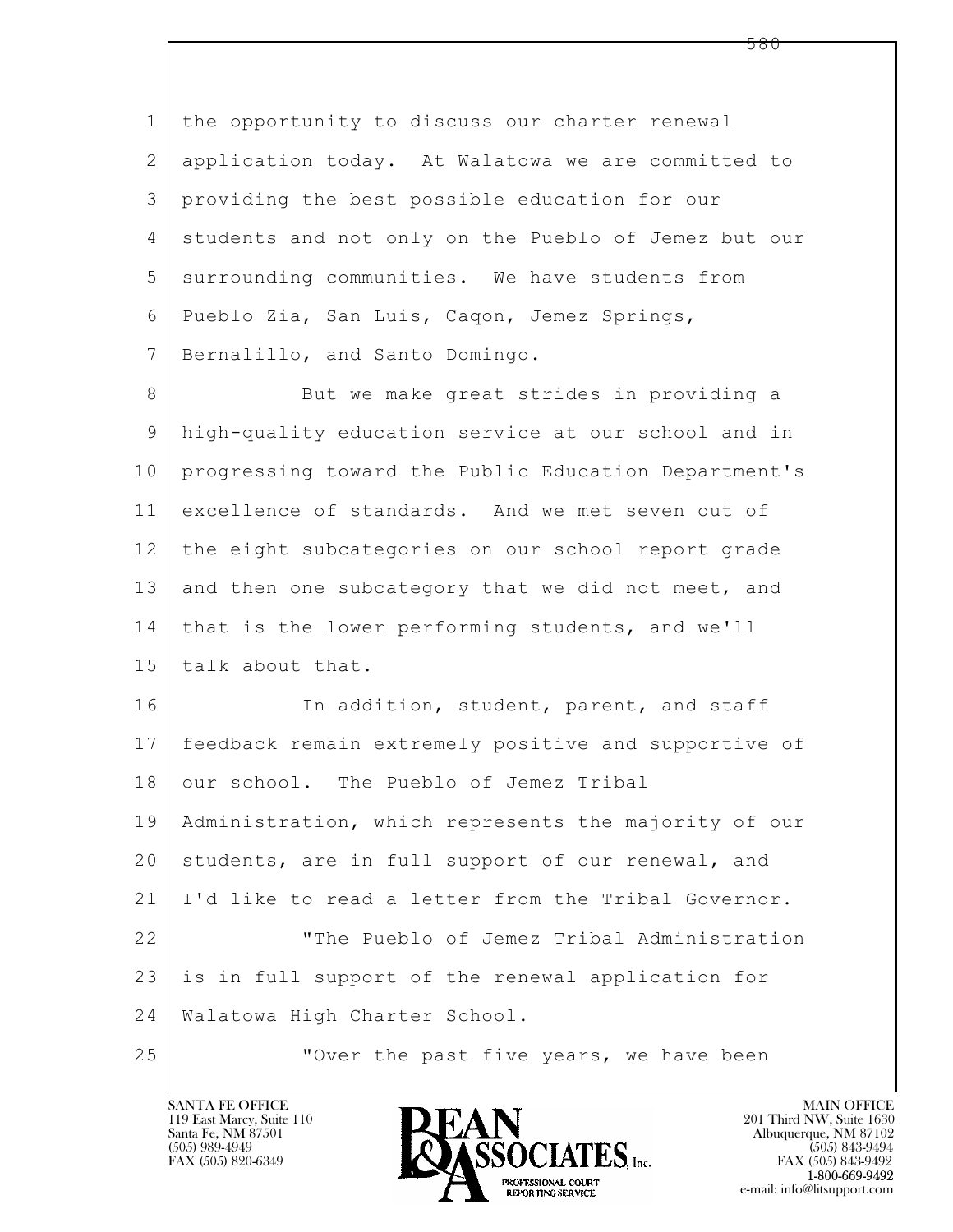the opportunity to discuss our charter renewal application today. At Walatowa we are committed to providing the best possible education for our students and not only on the Pueblo of Jemez but our surrounding communities. We have students from Pueblo Zia, San Luis, Caqon, Jemez Springs, Bernalillo, and Santo Domingo.

But we make great strides in providing a high-quality education service at our school and in progressing toward the Public Education Department's excellence of standards. And we met seven out of the eight subcategories on our school report grade and then one subcategory that we did not meet, and that is the lower performing students, and we'll talk about that.

In addition, student, parent, and staff feedback remain extremely positive and supportive of our school. The Pueblo of Jemez Tribal Administration, which represents the majority of our students, are in full support of our renewal, and I'd like to read a letter from the Tribal Governor.

"The Pueblo of Jemez Tribal Administration is in full support of the renewal application for Walatowa High Charter School.

"Over the past five years, we have been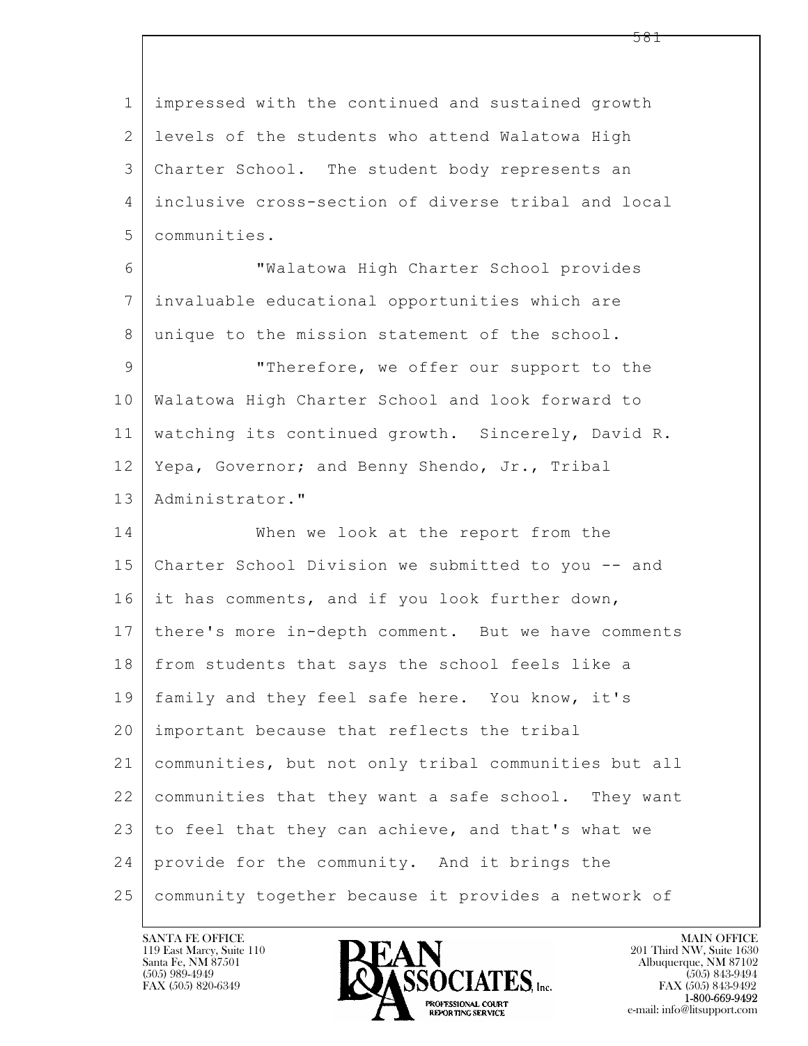impressed with the continued and sustained growth levels of the students who attend Walatowa High Charter School. The student body represents an inclusive cross-section of diverse tribal and local communities.

"Walatowa High Charter School provides invaluable educational opportunities which are unique to the mission statement of the school.

"Therefore, we offer our support to the Walatowa High Charter School and look forward to watching its continued growth. Sincerely, David R. Yepa, Governor; and Benny Shendo, Jr., Tribal Administrator."

When we look at the report from the Charter School Division we submitted to you -- and it has comments, and if you look further down, there's more in-depth comment. But we have comments from students that says the school feels like a family and they feel safe here. You know, it's important because that reflects the tribal communities, but not only tribal communities but all communities that they want a safe school. They want to feel that they can achieve, and that's what we provide for the community. And it brings the community together because it provides a network of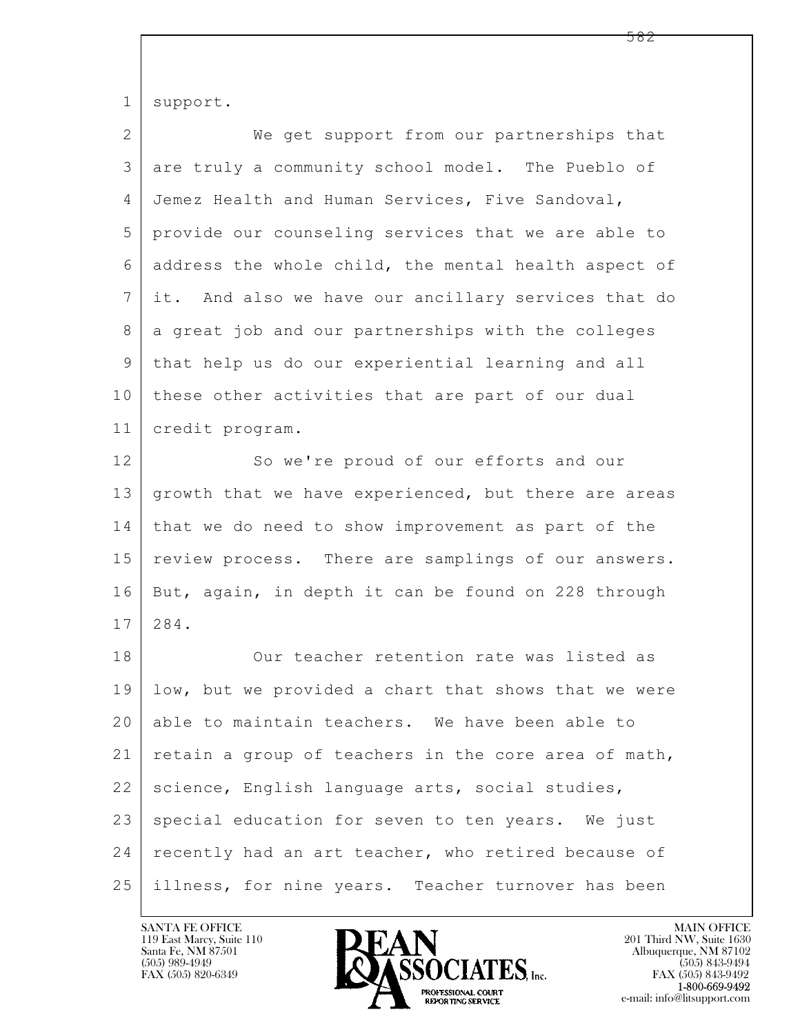support.

We get support from our partnerships that are truly a community school model. The Pueblo of Jemez Health and Human Services, Five Sandoval, provide our counseling services that we are able to address the whole child, the mental health aspect of it. And also we have our ancillary services that do a great job and our partnerships with the colleges that help us do our experiential learning and all these other activities that are part of our dual credit program.

So we're proud of our efforts and our growth that we have experienced, but there are areas that we do need to show improvement as part of the review process. There are samplings of our answers. But, again, in depth it can be found on 228 through 284.

Our teacher retention rate was listed as low, but we provided a chart that shows that we were able to maintain teachers. We have been able to retain a group of teachers in the core area of math, science, English language arts, social studies, special education for seven to ten years. We just recently had an art teacher, who retired because of illness, for nine years. Teacher turnover has been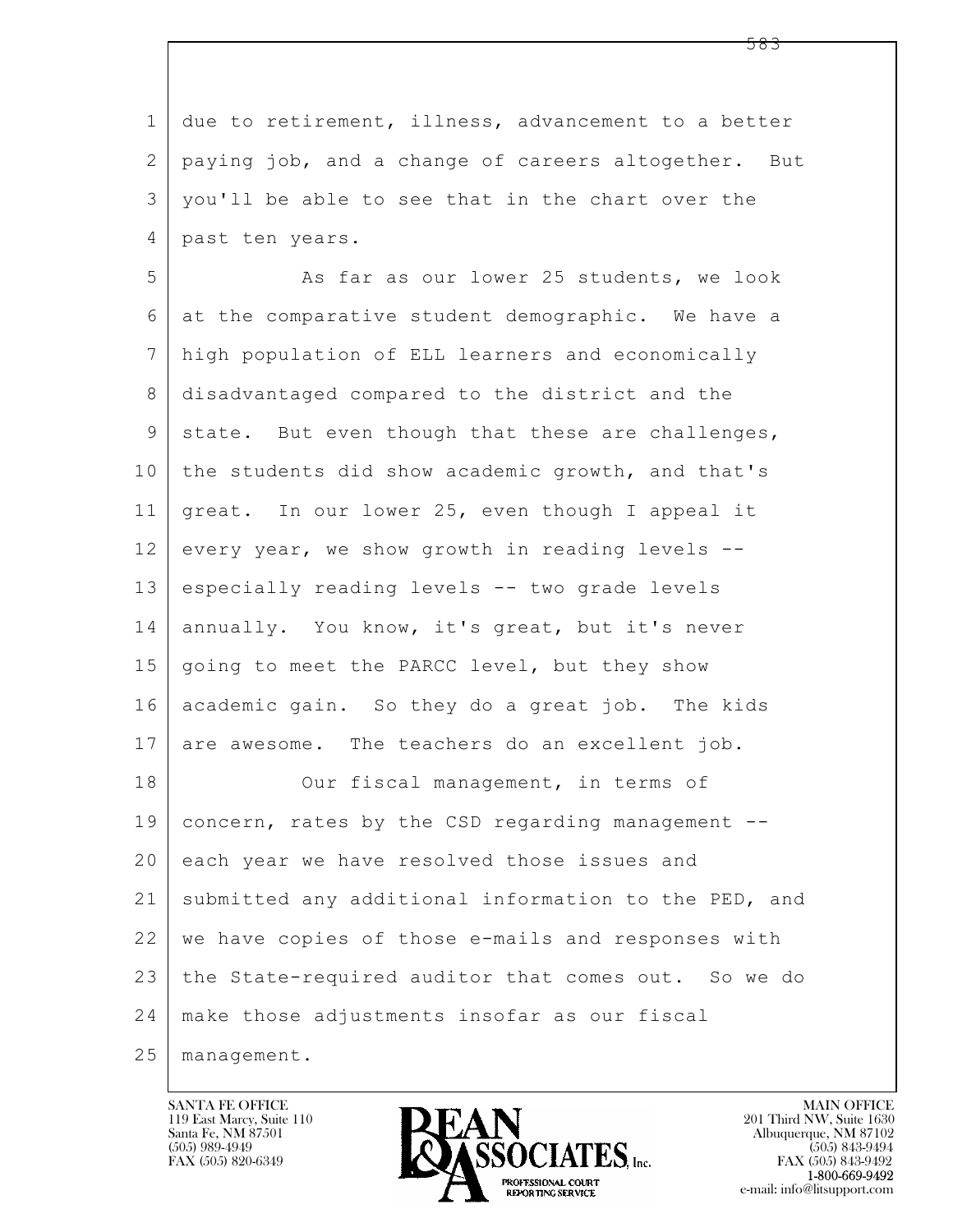due to retirement, illness, advancement to a better paying job, and a change of careers altogether. But you'll be able to see that in the chart over the past ten years.

As far as our lower 25 students, we look at the comparative student demographic. We have a high population of ELL learners and economically disadvantaged compared to the district and the state. But even though that these are challenges, the students did show academic growth, and that's great. In our lower 25, even though I appeal it every year, we show growth in reading levels -- especially reading levels -- two grade levels annually. You know, it's great, but it's never going to meet the PARCC level, but they show academic gain. So they do a great job. The kids are awesome. The teachers do an excellent job.

Our fiscal management, in terms of concern, rates by the CSD regarding management -- each year we have resolved those issues and submitted any additional information to the PED, and we have copies of those e-mails and responses with the State-required auditor that comes out. So we do make those adjustments insofar as our fiscal management.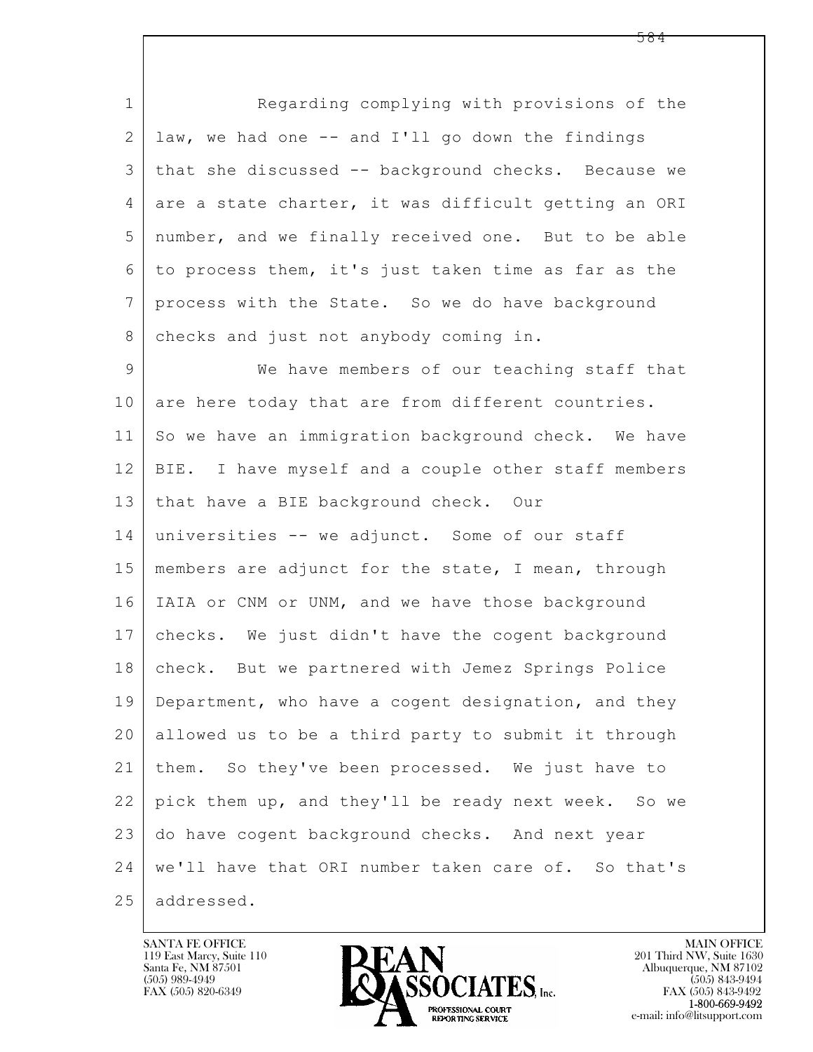Regarding complying with provisions of the law, we had one -- and I'll go down the findings that she discussed -- background checks. Because we are a state charter, it was difficult getting an ORI number, and we finally received one. But to be able to process them, it's just taken time as far as the process with the State. So we do have background checks and just not anybody coming in.

We have members of our teaching staff that are here today that are from different countries. So we have an immigration background check. We have BIE. I have myself and a couple other staff members that have a BIE background check. Our universities -- we adjunct. Some of our staff members are adjunct for the state, I mean, through IAIA or CNM or UNM, and we have those background checks. We just didn't have the cogent background check. But we partnered with Jemez Springs Police Department, who have a cogent designation, and they allowed us to be a third party to submit it through them. So they've been processed. We just have to pick them up, and they'll be ready next week. So we do have cogent background checks. And next year we'll have that ORI number taken care of. So that's addressed.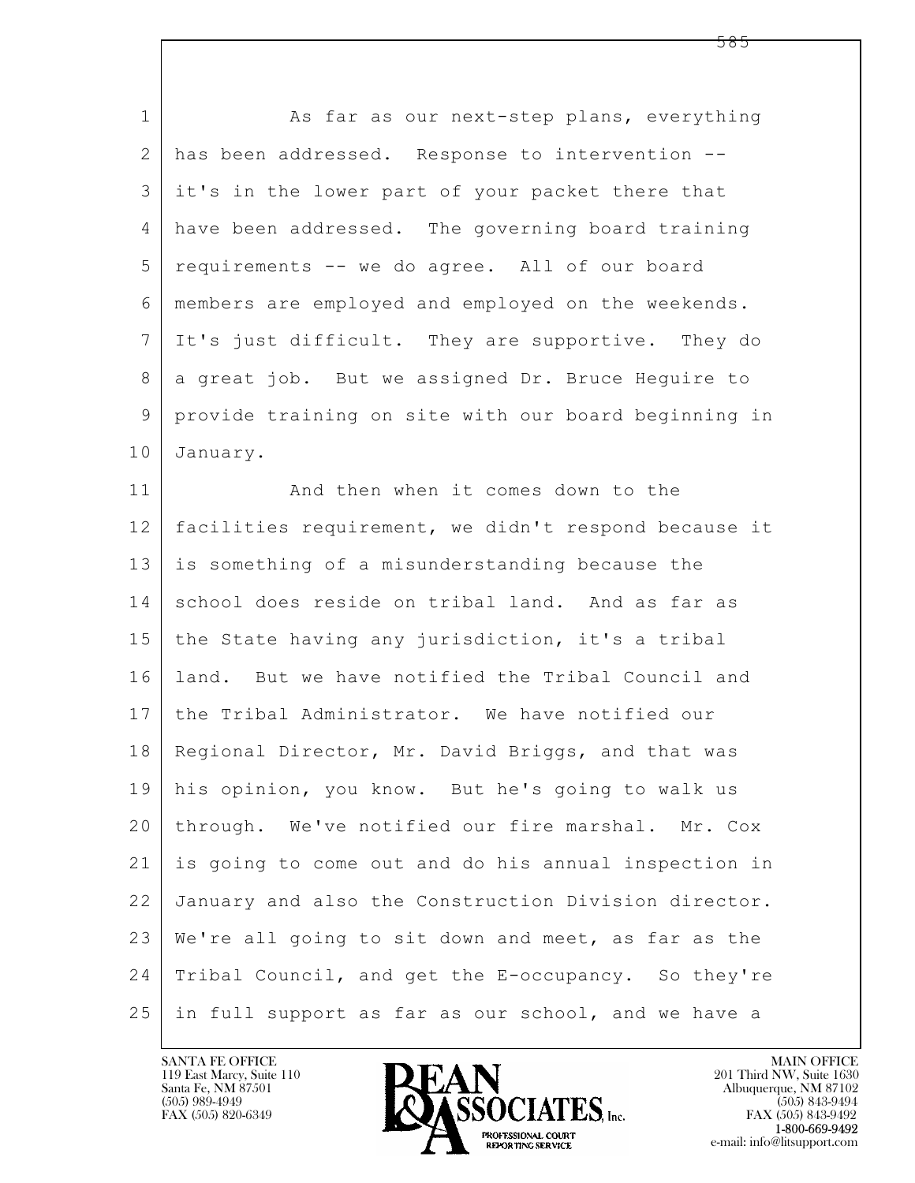As far as our next-step plans, everything has been addressed. Response to intervention -- it's in the lower part of your packet there that have been addressed. The governing board training requirements -- we do agree. All of our board members are employed and employed on the weekends. It's just difficult. They are supportive. They do a great job. But we assigned Dr. Bruce Heguire to provide training on site with our board beginning in January.

And then when it comes down to the facilities requirement, we didn't respond because it is something of a misunderstanding because the school does reside on tribal land. And as far as the State having any jurisdiction, it's a tribal land. But we have notified the Tribal Council and the Tribal Administrator. We have notified our Regional Director, Mr. David Briggs, and that was his opinion, you know. But he's going to walk us through. We've notified our fire marshal. Mr. Cox is going to come out and do his annual inspection in January and also the Construction Division director. We're all going to sit down and meet, as far as the Tribal Council, and get the E-occupancy. So they're in full support as far as our school, and we have a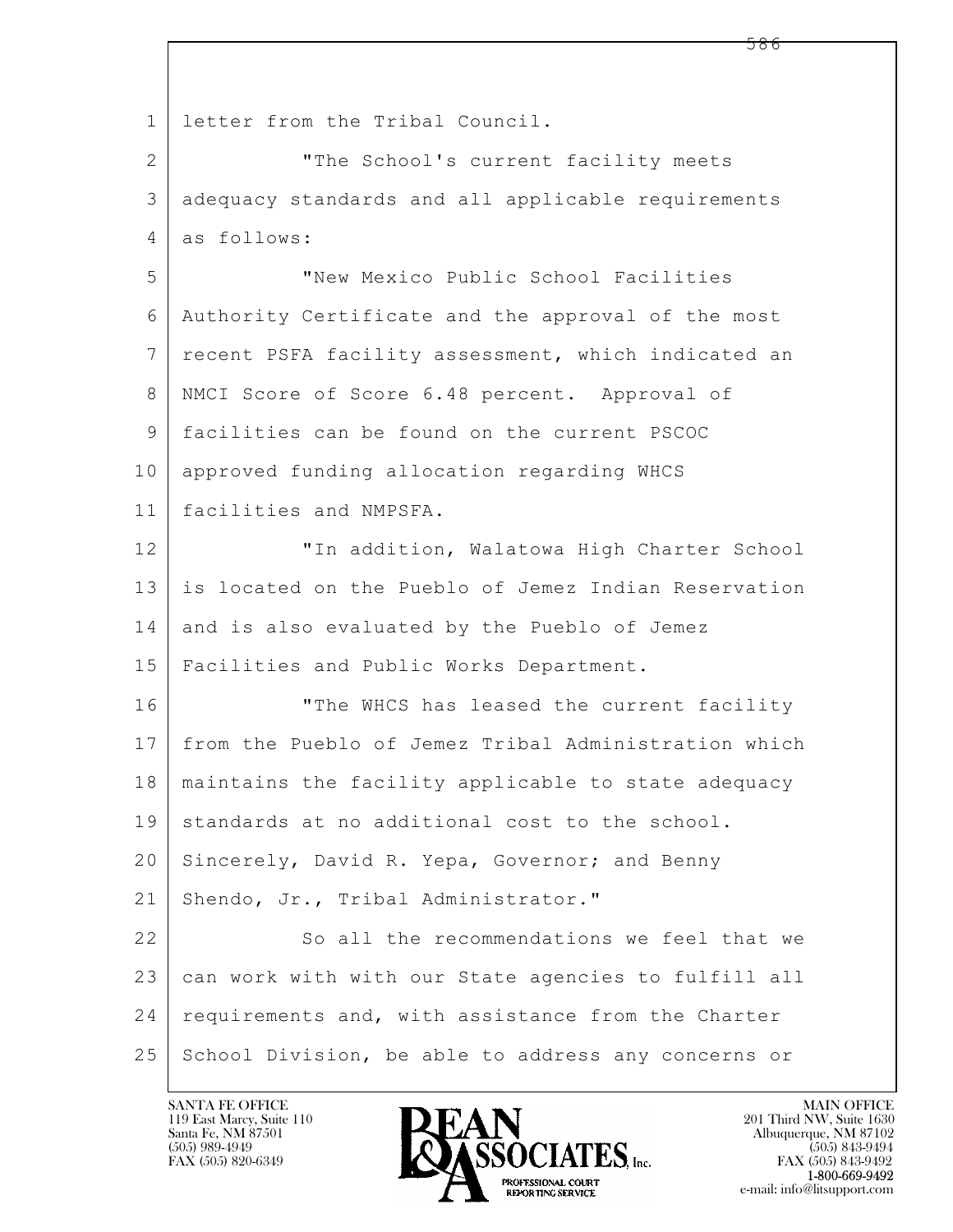letter from the Tribal Council.

"The School's current facility meets adequacy standards and all applicable requirements as follows:

"New Mexico Public School Facilities Authority Certificate and the approval of the most recent PSFA facility assessment, which indicated an NMCI Score of Score 6.48 percent. Approval of facilities can be found on the current PSCOC approved funding allocation regarding WHCS facilities and NMPSFA.

"In addition, Walatowa High Charter School is located on the Pueblo of Jemez Indian Reservation and is also evaluated by the Pueblo of Jemez Facilities and Public Works Department.

"The WHCS has leased the current facility from the Pueblo of Jemez Tribal Administration which maintains the facility applicable to state adequacy standards at no additional cost to the school. Sincerely, David R. Yepa, Governor; and Benny Shendo, Jr., Tribal Administrator."

So all the recommendations we feel that we can work with with our State agencies to fulfill all requirements and, with assistance from the Charter School Division, be able to address any concerns or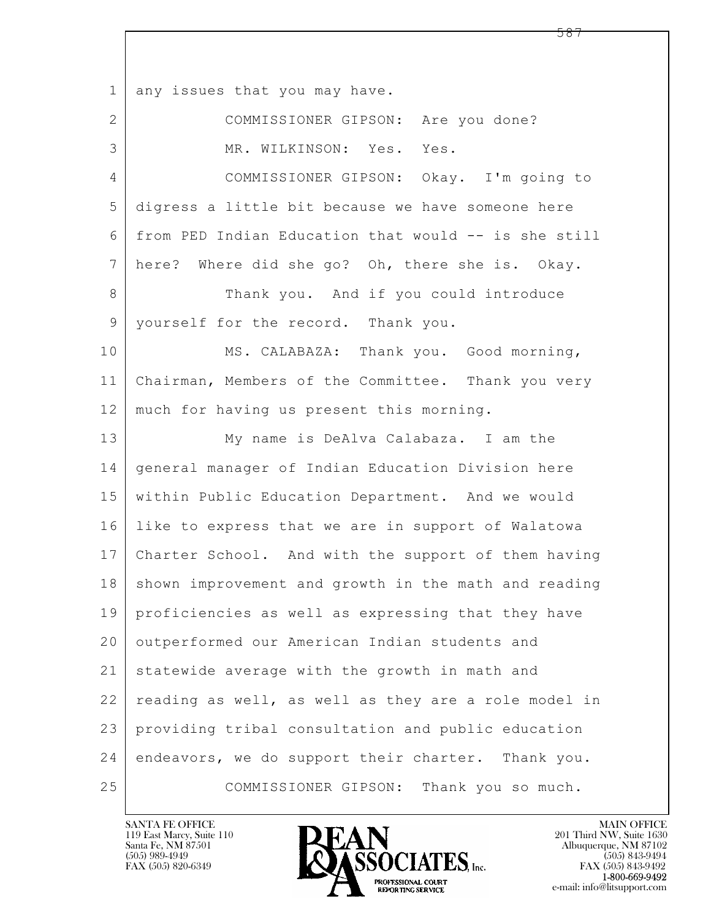any issues that you may have.

COMMISSIONER GIPSON: Are you done?

MR. WILKINSON: Yes. Yes.

COMMISSIONER GIPSON: Okay. I'm going to digress a little bit because we have someone here from PED Indian Education that would -- is she still here? Where did she go? Oh, there she is. Okay.

Thank you. And if you could introduce yourself for the record. Thank you.

MS. CALABAZA: Thank you. Good morning, Chairman, Members of the Committee. Thank you very much for having us present this morning.

My name is DeAlva Calabaza. I am the general manager of Indian Education Division here within Public Education Department. And we would like to express that we are in support of Walatowa Charter School. And with the support of them having shown improvement and growth in the math and reading proficiencies as well as expressing that they have outperformed our American Indian students and statewide average with the growth in math and reading as well, as well as they are a role model in providing tribal consultation and public education endeavors, we do support their charter. Thank you.

COMMISSIONER GIPSON: Thank you so much.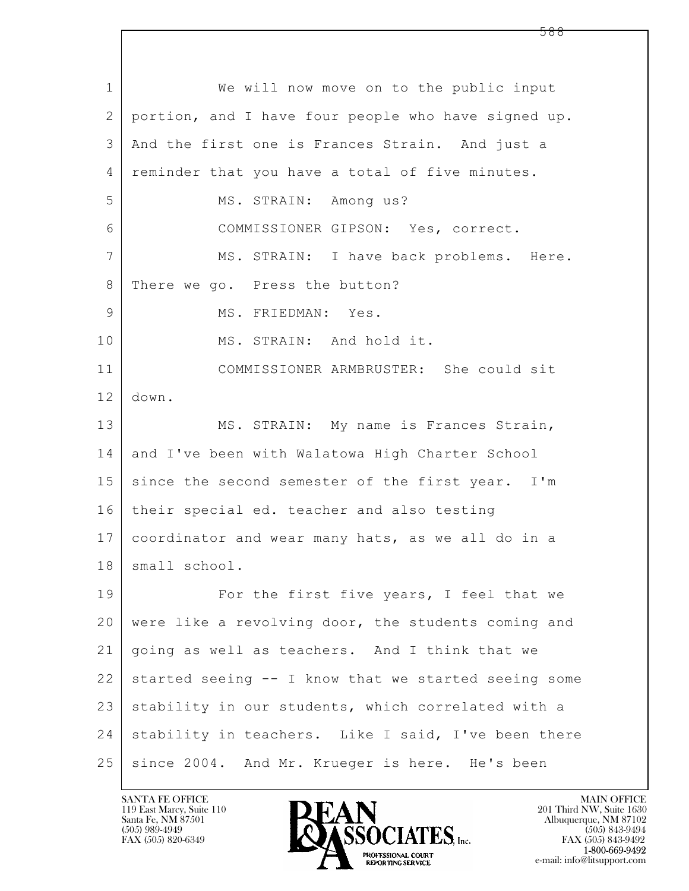We will now move on to the public input portion, and I have four people who have signed up. And the first one is Frances Strain. And just a reminder that you have a total of five minutes.

MS. STRAIN: Among us?

COMMISSIONER GIPSON: Yes, correct.

MS. STRAIN: I have back problems. Here. There we go. Press the button?

MS. FRIEDMAN: Yes.

MS. STRAIN: And hold it.

COMMISSIONER ARMBRUSTER: She could sit down.

MS. STRAIN: My name is Frances Strain, and I've been with Walatowa High Charter School since the second semester of the first year. I'm their special ed. teacher and also testing coordinator and wear many hats, as we all do in a small school.

For the first five years, I feel that we were like a revolving door, the students coming and going as well as teachers. And I think that we started seeing -- I know that we started seeing some stability in our students, which correlated with a stability in teachers. Like I said, I've been there since 2004. And Mr. Krueger is here. He's been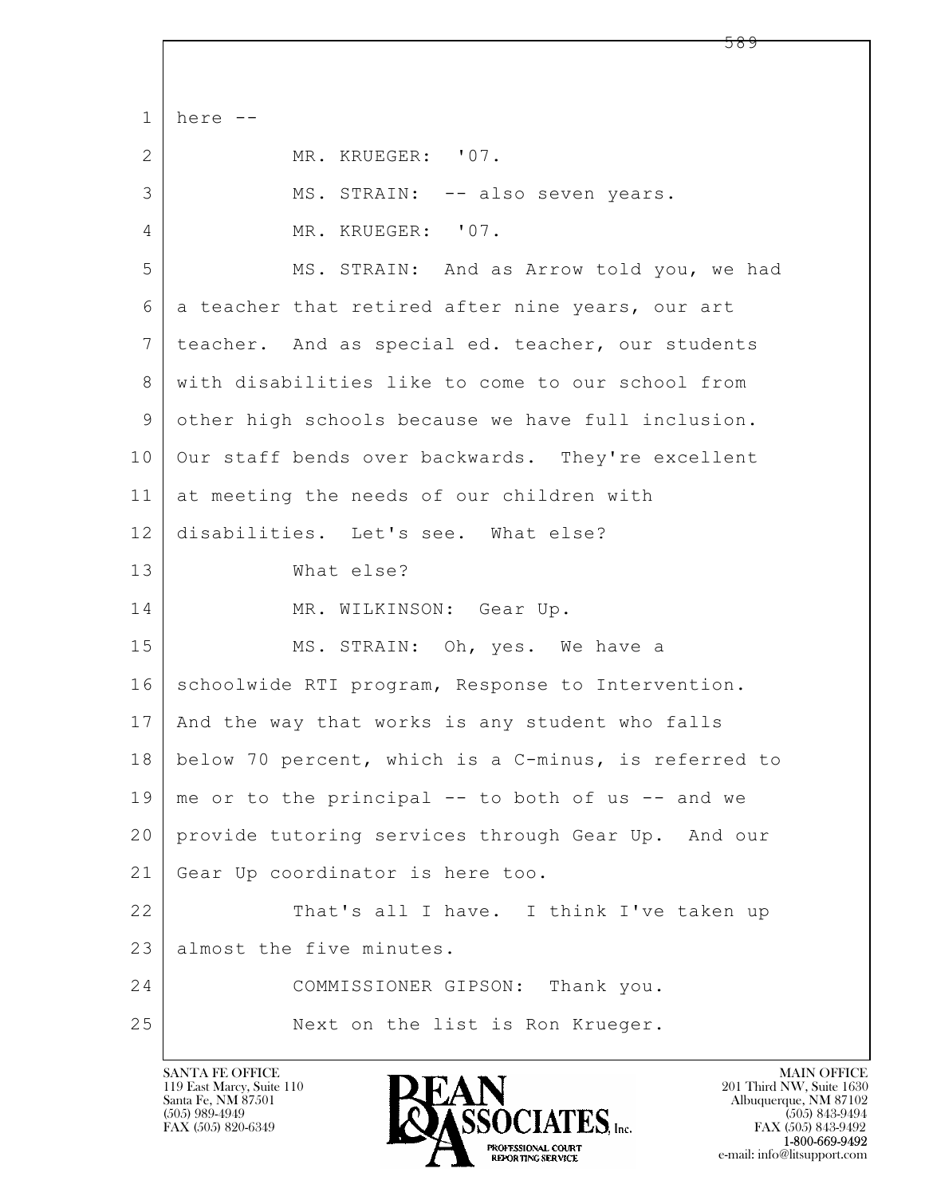here --

MR. KRUEGER: '07.

MS. STRAIN: -- also seven years.

MR. KRUEGER: '07.

MS. STRAIN: And as Arrow told you, we had a teacher that retired after nine years, our art teacher. And as special ed. teacher, our students with disabilities like to come to our school from other high schools because we have full inclusion. Our staff bends over backwards. They're excellent at meeting the needs of our children with disabilities. Let's see. What else?

What else?

MR. WILKINSON: Gear Up.

MS. STRAIN: Oh, yes. We have a schoolwide RTI program, Response to Intervention. And the way that works is any student who falls below 70 percent, which is a C-minus, is referred to me or to the principal -- to both of us -- and we provide tutoring services through Gear Up. And our Gear Up coordinator is here too.

That's all I have. I think I've taken up almost the five minutes.

COMMISSIONER GIPSON: Thank you.

Next on the list is Ron Krueger.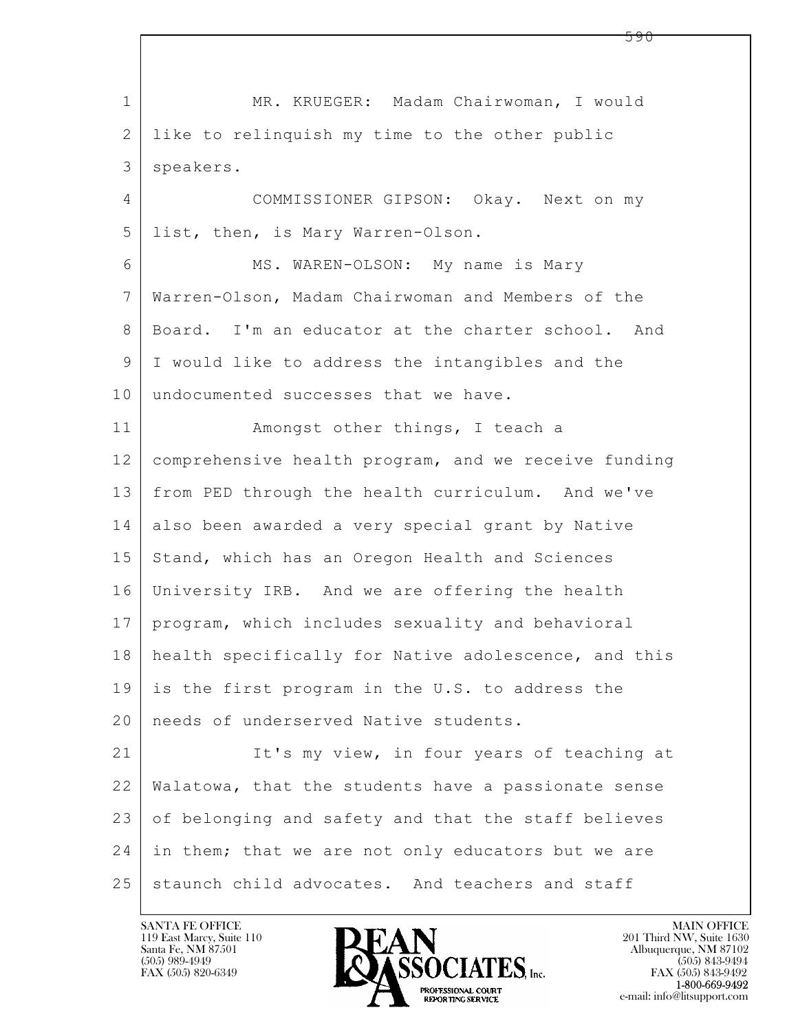MR. KRUEGER: Madam Chairwoman, I would like to relinquish my time to the other public speakers.

COMMISSIONER GIPSON: Okay. Next on my list, then, is Mary Warren-Olson.

MS. WAREN-OLSON: My name is Mary Warren-Olson, Madam Chairwoman and Members of the Board. I'm an educator at the charter school. And I would like to address the intangibles and the undocumented successes that we have.

Amongst other things, I teach a comprehensive health program, and we receive funding from PED through the health curriculum. And we've also been awarded a very special grant by Native Stand, which has an Oregon Health and Sciences University IRB. And we are offering the health program, which includes sexuality and behavioral health specifically for Native adolescence, and this is the first program in the U.S. to address the needs of underserved Native students.

It's my view, in four years of teaching at Walatowa, that the students have a passionate sense of belonging and safety and that the staff believes in them; that we are not only educators but we are staunch child advocates. And teachers and staff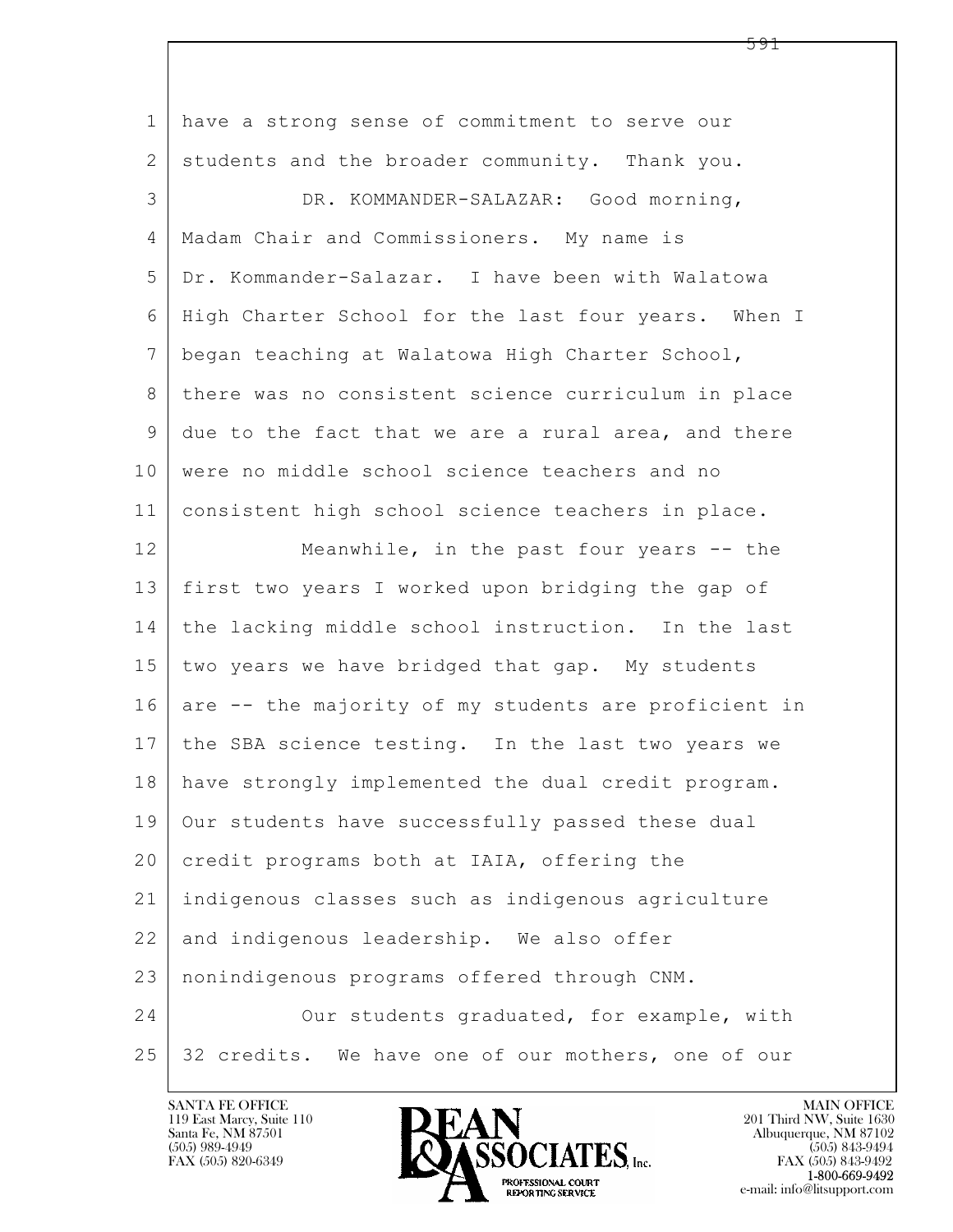have a strong sense of commitment to serve our students and the broader community. Thank you.

DR. KOMMANDER-SALAZAR: Good morning, Madam Chair and Commissioners. My name is Dr. Kommander-Salazar. I have been with Walatowa High Charter School for the last four years. When I began teaching at Walatowa High Charter School, there was no consistent science curriculum in place due to the fact that we are a rural area, and there were no middle school science teachers and no consistent high school science teachers in place.

Meanwhile, in the past four years -- the first two years I worked upon bridging the gap of the lacking middle school instruction. In the last two years we have bridged that gap. My students are -- the majority of my students are proficient in the SBA science testing. In the last two years we have strongly implemented the dual credit program. Our students have successfully passed these dual credit programs both at IAIA, offering the indigenous classes such as indigenous agriculture and indigenous leadership. We also offer nonindigenous programs offered through CNM.

Our students graduated, for example, with 32 credits. We have one of our mothers, one of our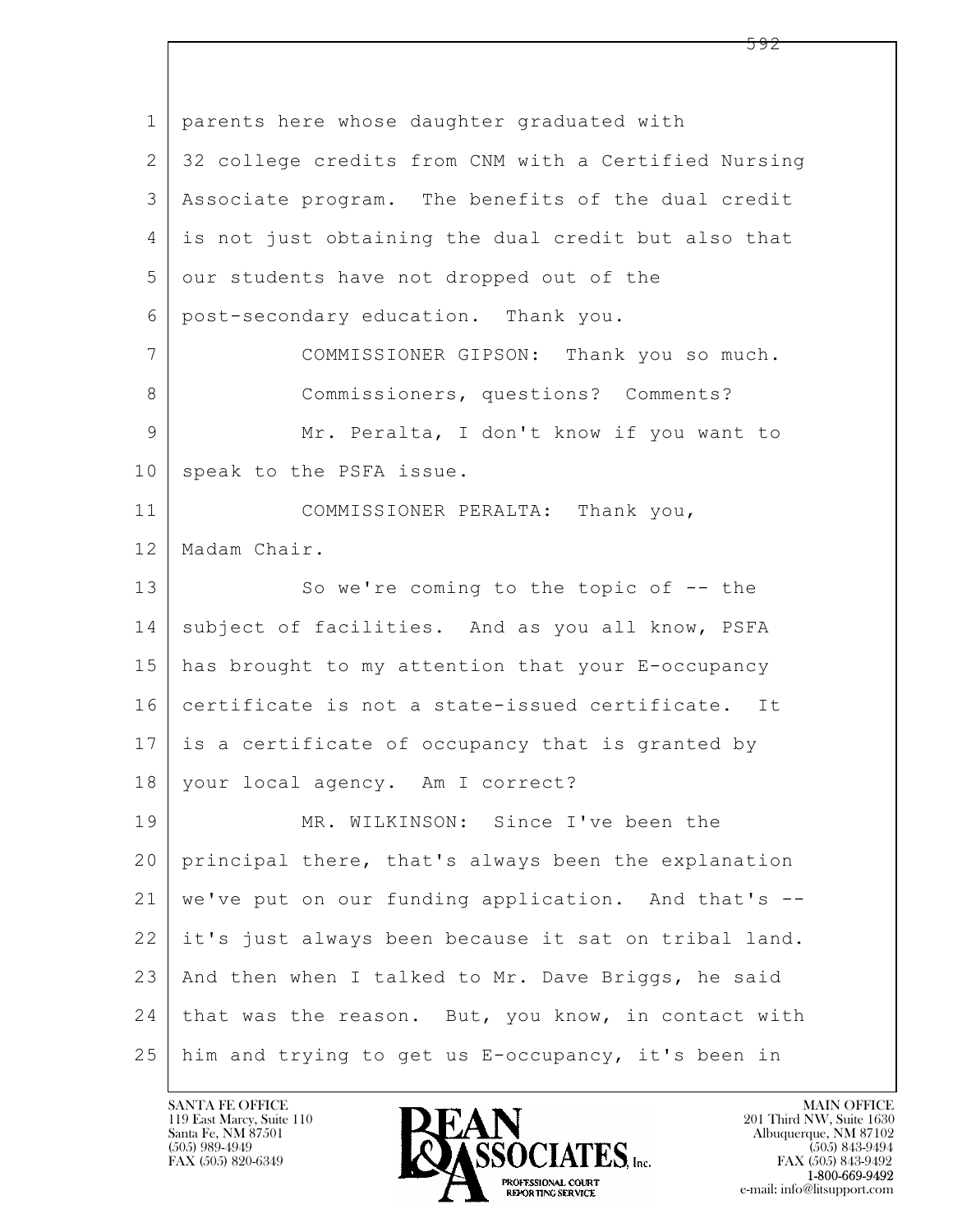parents here whose daughter graduated with 32 college credits from CNM with a Certified Nursing Associate program. The benefits of the dual credit is not just obtaining the dual credit but also that our students have not dropped out of the post-secondary education. Thank you.

COMMISSIONER GIPSON: Thank you so much.

Commissioners, questions? Comments?

Mr. Peralta, I don't know if you want to speak to the PSFA issue.

COMMISSIONER PERALTA: Thank you, Madam Chair.

So we're coming to the topic of -- the subject of facilities. And as you all know, PSFA has brought to my attention that your E-occupancy certificate is not a state-issued certificate. It is a certificate of occupancy that is granted by your local agency. Am I correct?

MR. WILKINSON: Since I've been the principal there, that's always been the explanation we've put on our funding application. And that's -- it's just always been because it sat on tribal land. And then when I talked to Mr. Dave Briggs, he said that was the reason. But, you know, in contact with him and trying to get us E-occupancy, it's been in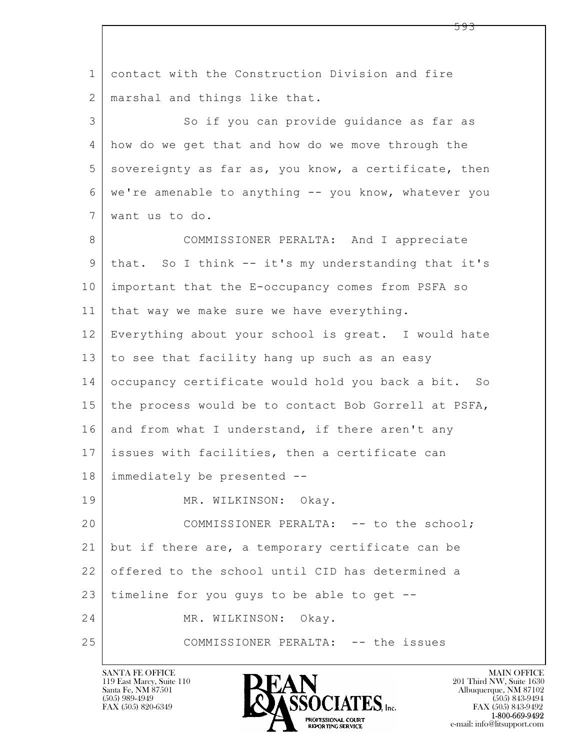contact with the Construction Division and fire marshal and things like that.

So if you can provide guidance as far as how do we get that and how do we move through the sovereignty as far as, you know, a certificate, then we're amenable to anything -- you know, whatever you want us to do.

COMMISSIONER PERALTA: And I appreciate that. So I think -- it's my understanding that it's important that the E-occupancy comes from PSFA so that way we make sure we have everything. Everything about your school is great. I would hate to see that facility hang up such as an easy occupancy certificate would hold you back a bit. So the process would be to contact Bob Gorrell at PSFA, and from what I understand, if there aren't any issues with facilities, then a certificate can immediately be presented --

MR. WILKINSON: Okay.

COMMISSIONER PERALTA: -- to the school; but if there are, a temporary certificate can be offered to the school until CID has determined a timeline for you guys to be able to get --

MR. WILKINSON: Okay.

COMMISSIONER PERALTA: -- the issues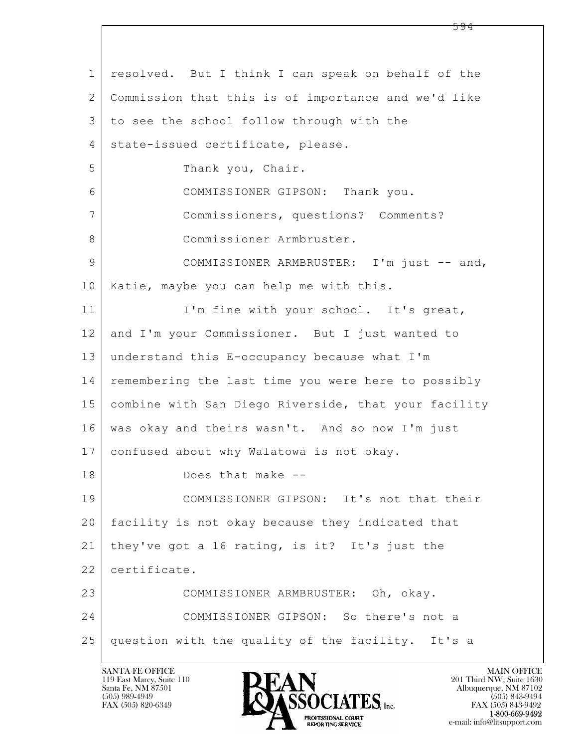resolved. But I think I can speak on behalf of the Commission that this is of importance and we'd like to see the school follow through with the state-issued certificate, please.

Thank you, Chair.

COMMISSIONER GIPSON: Thank you.

Commissioners, questions? Comments?

Commissioner Armbruster.

COMMISSIONER ARMBRUSTER: I'm just -- and, Katie, maybe you can help me with this.

I'm fine with your school. It's great, and I'm your Commissioner. But I just wanted to understand this E-occupancy because what I'm remembering the last time you were here to possibly combine with San Diego Riverside, that your facility was okay and theirs wasn't. And so now I'm just confused about why Walatowa is not okay.

Does that make --

COMMISSIONER GIPSON: It's not that their facility is not okay because they indicated that they've got a 16 rating, is it? It's just the certificate.

COMMISSIONER ARMBRUSTER: Oh, okay.

COMMISSIONER GIPSON: So there's not a question with the quality of the facility. It's a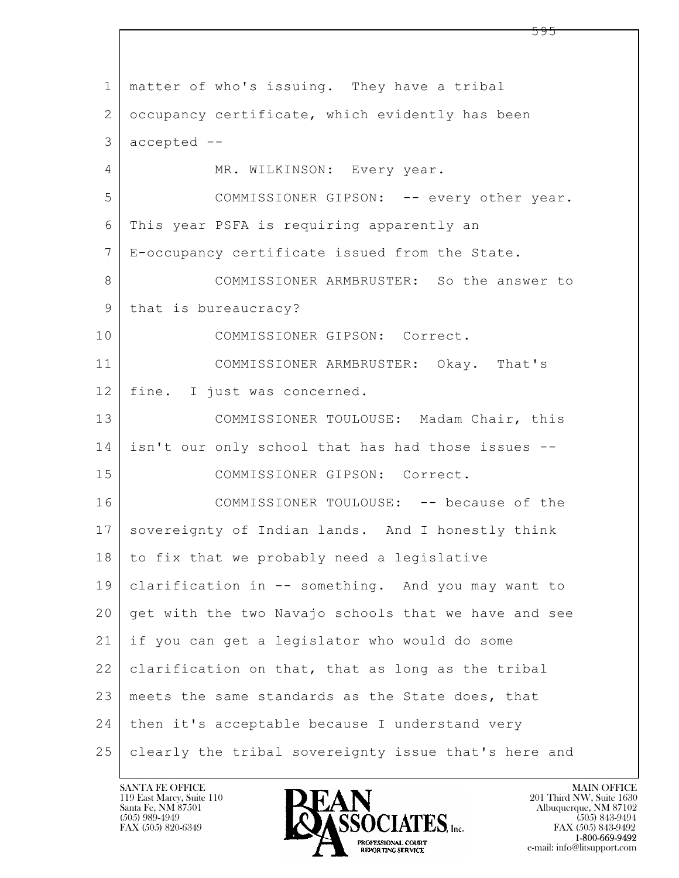matter of who's issuing. They have a tribal occupancy certificate, which evidently has been accepted --

MR. WILKINSON: Every year.

COMMISSIONER GIPSON: -- every other year. This year PSFA is requiring apparently an E-occupancy certificate issued from the State.

COMMISSIONER ARMBRUSTER: So the answer to that is bureaucracy?

COMMISSIONER GIPSON: Correct.

COMMISSIONER ARMBRUSTER: Okay. That's fine. I just was concerned.

COMMISSIONER TOULOUSE: Madam Chair, this isn't our only school that has had those issues --

COMMISSIONER GIPSON: Correct.

COMMISSIONER TOULOUSE: -- because of the sovereignty of Indian lands. And I honestly think to fix that we probably need a legislative clarification in -- something. And you may want to get with the two Navajo schools that we have and see if you can get a legislator who would do some clarification on that, that as long as the tribal meets the same standards as the State does, that then it's acceptable because I understand very clearly the tribal sovereignty issue that's here and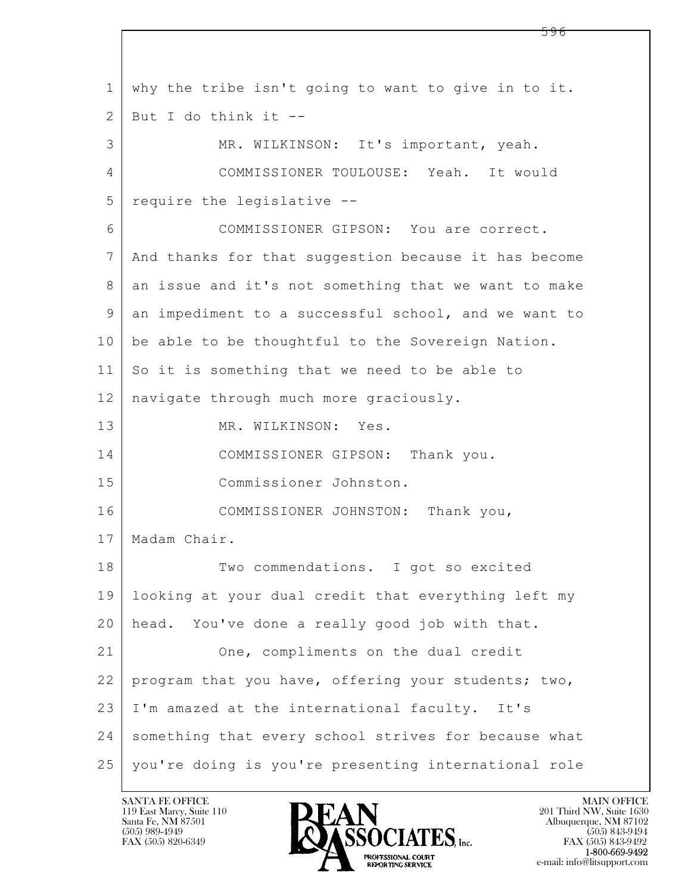1 why the tribe isn't going to want to give in to it.
2 But I do think it --
3 MR. WILKINSON: It's important, yeah.
4 COMMISSIONER TOULOUSE: Yeah. It would
5 require the legislative --
6 COMMISSIONER GIPSON: You are correct.
7 And thanks for that suggestion because it has become
8 an issue and it's not something that we want to make
9 an impediment to a successful school, and we want to
10 be able to be thoughtful to the Sovereign Nation.
11 So it is something that we need to be able to
12 navigate through much more graciously.
13 MR. WILKINSON: Yes.
14 COMMISSIONER GIPSON: Thank you.
15 Commissioner Johnston.
16 COMMISSIONER JOHNSTON: Thank you,
17 Madam Chair.
18 Two commendations. I got so excited
19 looking at your dual credit that everything left my
20 head. You've done a really good job with that.
21 One, compliments on the dual credit
22 program that you have, offering your students; two,
23 I'm amazed at the international faculty. It's
24 something that every school strives for because what
25 you're doing is you're presenting international role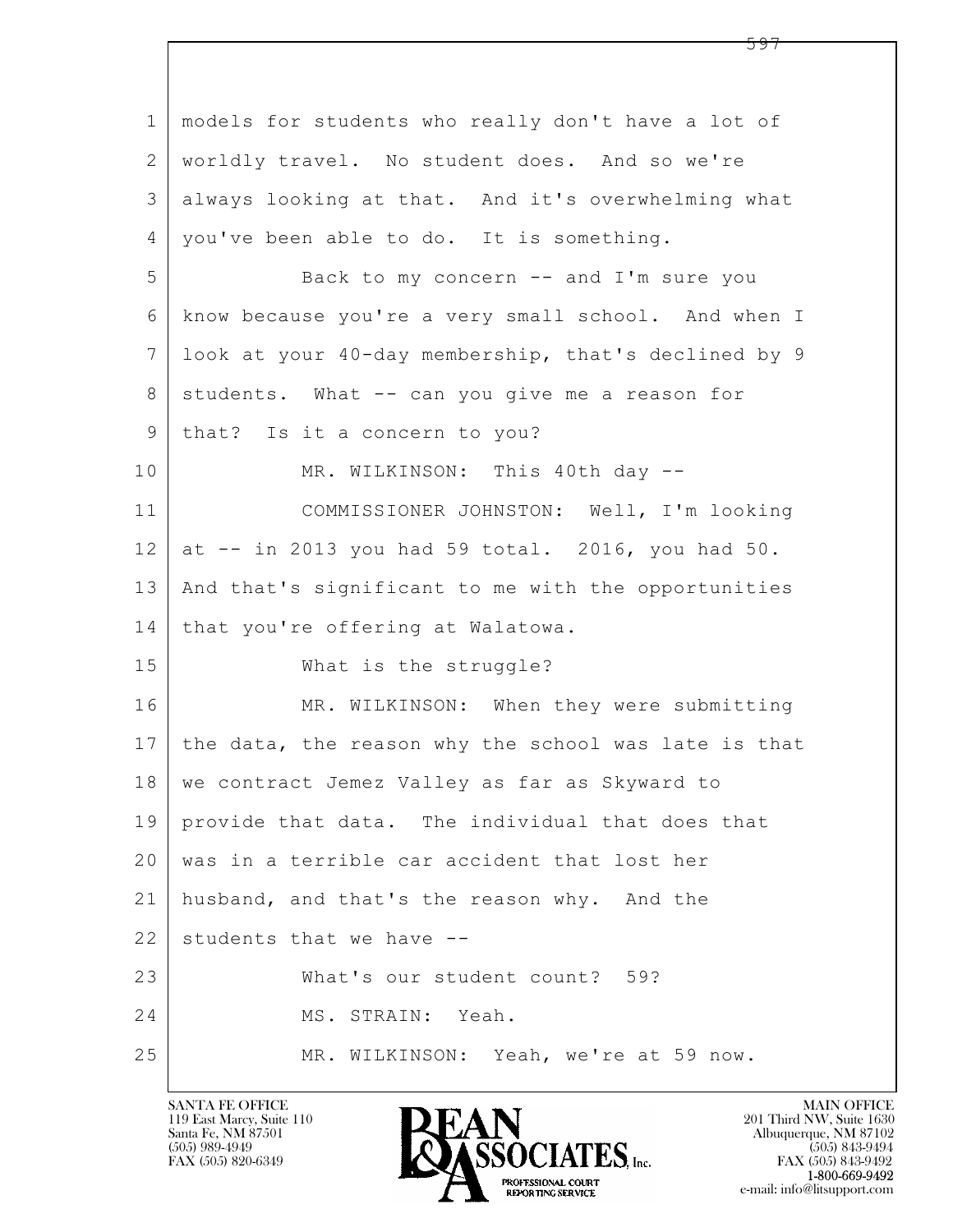1 models for students who really don't have a lot of
2 worldly travel. No student does. And so we're
3 always looking at that. And it's overwhelming what
4 you've been able to do. It is something.

5 Back to my concern -- and I'm sure you
6 know because you're a very small school. And when I
7 look at your 40-day membership, that's declined by 9
8 students. What -- can you give me a reason for
9 that? Is it a concern to you?

10 MR. WILKINSON: This 40th day --

11 COMMISSIONER JOHNSTON: Well, I'm looking
12 at -- in 2013 you had 59 total. 2016, you had 50.
13 And that's significant to me with the opportunities
14 that you're offering at Walatowa.

15 What is the struggle?

16 MR. WILKINSON: When they were submitting
17 the data, the reason why the school was late is that
18 we contract Jemez Valley as far as Skyward to
19 provide that data. The individual that does that
20 was in a terrible car accident that lost her
21 husband, and that's the reason why. And the
22 students that we have --

23 What's our student count? 59?

24 MS. STRAIN: Yeah.

25 MR. WILKINSON: Yeah, we're at 59 now.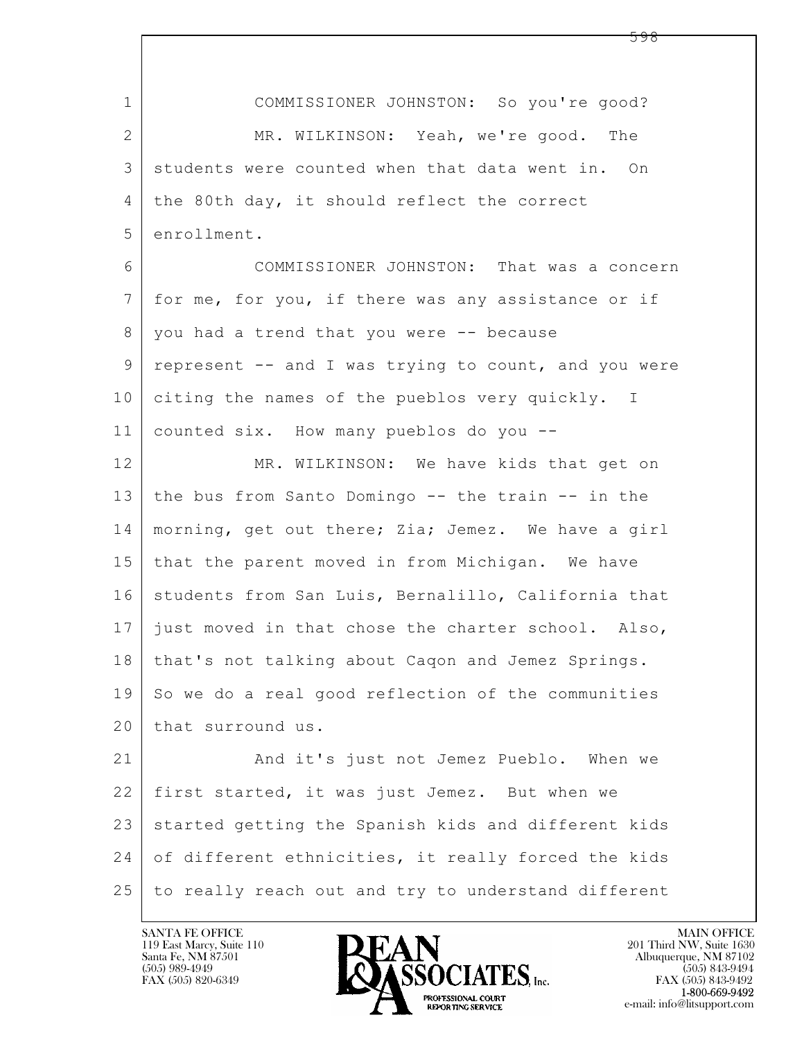COMMISSIONER JOHNSTON: So you're good?

MR. WILKINSON: Yeah, we're good. The students were counted when that data went in. On the 80th day, it should reflect the correct enrollment.

COMMISSIONER JOHNSTON: That was a concern for me, for you, if there was any assistance or if you had a trend that you were -- because represent -- and I was trying to count, and you were citing the names of the pueblos very quickly. I counted six. How many pueblos do you --

MR. WILKINSON: We have kids that get on the bus from Santo Domingo -- the train -- in the morning, get out there; Zia; Jemez. We have a girl that the parent moved in from Michigan. We have students from San Luis, Bernalillo, California that just moved in that chose the charter school. Also, that's not talking about Caqon and Jemez Springs. So we do a real good reflection of the communities that surround us.

And it's just not Jemez Pueblo. When we first started, it was just Jemez. But when we started getting the Spanish kids and different kids of different ethnicities, it really forced the kids to really reach out and try to understand different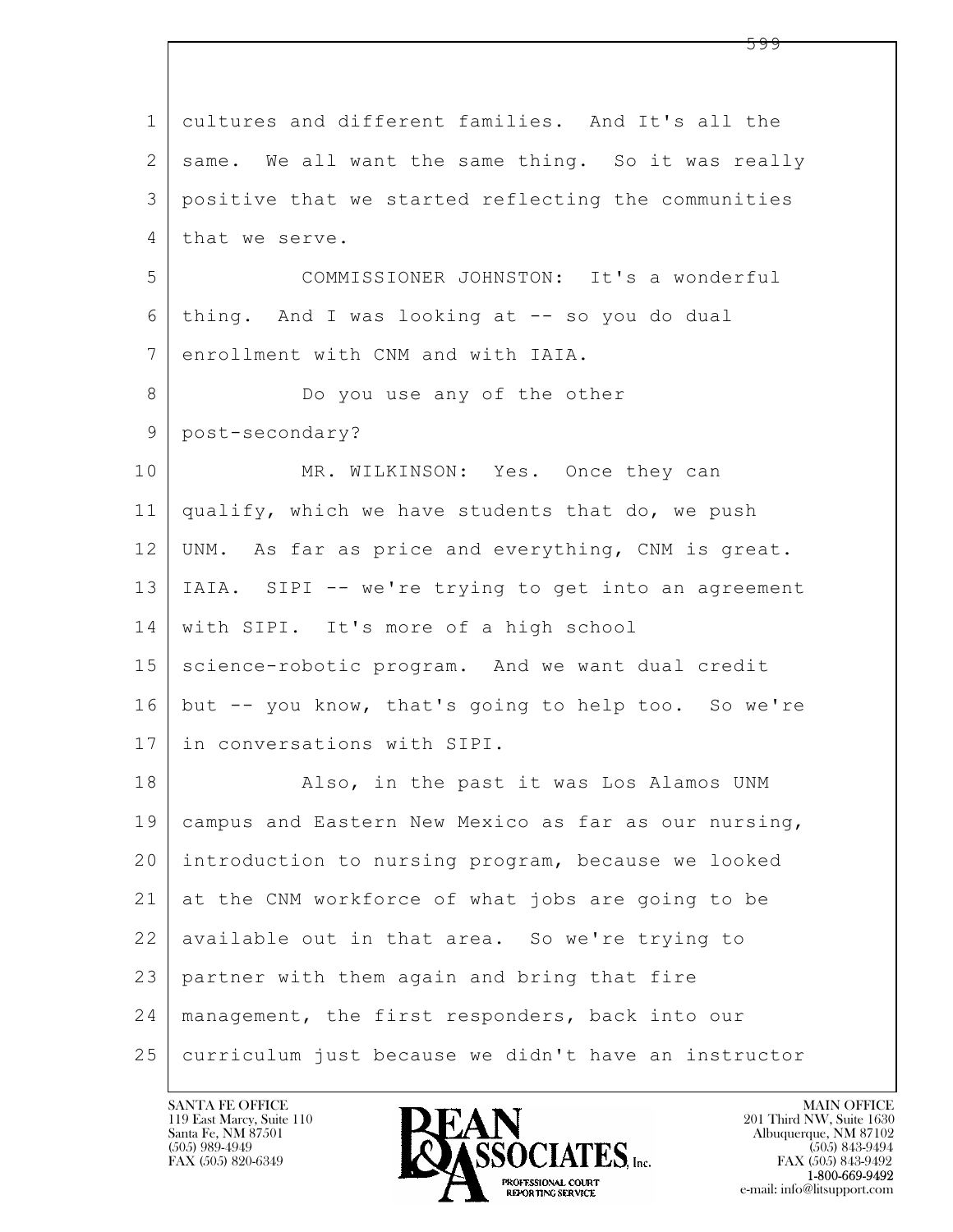cultures and different families. And It's all the same. We all want the same thing. So it was really positive that we started reflecting the communities that we serve.

COMMISSIONER JOHNSTON: It's a wonderful thing. And I was looking at -- so you do dual enrollment with CNM and with IAIA.

Do you use any of the other post-secondary?

MR. WILKINSON: Yes. Once they can qualify, which we have students that do, we push UNM. As far as price and everything, CNM is great. IAIA. SIPI -- we're trying to get into an agreement with SIPI. It's more of a high school science-robotic program. And we want dual credit but -- you know, that's going to help too. So we're in conversations with SIPI.

Also, in the past it was Los Alamos UNM campus and Eastern New Mexico as far as our nursing, introduction to nursing program, because we looked at the CNM workforce of what jobs are going to be available out in that area. So we're trying to partner with them again and bring that fire management, the first responders, back into our curriculum just because we didn't have an instructor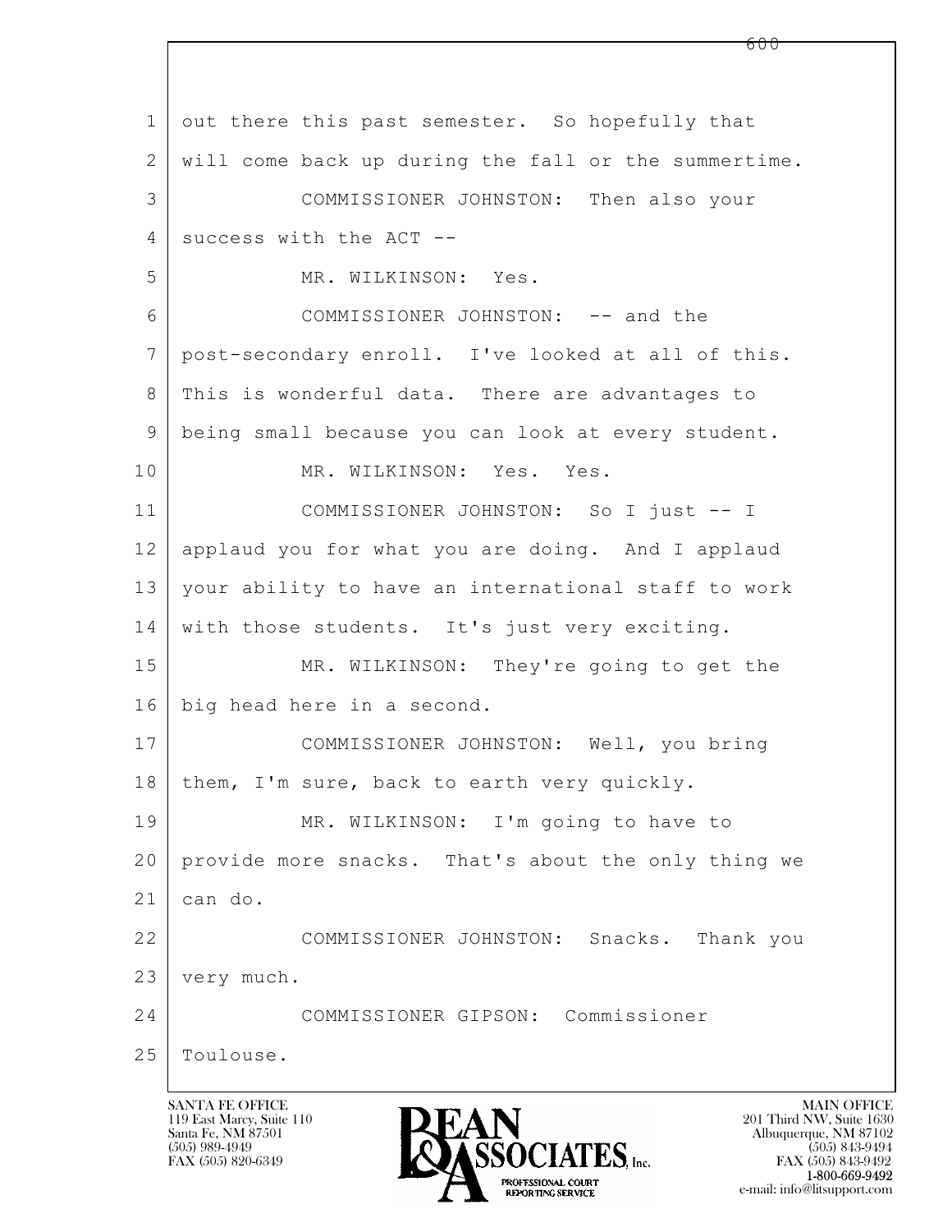out there this past semester. So hopefully that will come back up during the fall or the summertime.

COMMISSIONER JOHNSTON: Then also your success with the ACT --

MR. WILKINSON: Yes.

COMMISSIONER JOHNSTON: -- and the post-secondary enroll. I've looked at all of this. This is wonderful data. There are advantages to being small because you can look at every student.

MR. WILKINSON: Yes. Yes.

COMMISSIONER JOHNSTON: So I just -- I applaud you for what you are doing. And I applaud your ability to have an international staff to work with those students. It's just very exciting.

MR. WILKINSON: They're going to get the big head here in a second.

COMMISSIONER JOHNSTON: Well, you bring them, I'm sure, back to earth very quickly.

MR. WILKINSON: I'm going to have to provide more snacks. That's about the only thing we can do.

COMMISSIONER JOHNSTON: Snacks. Thank you very much.

COMMISSIONER GIPSON: Commissioner Toulouse.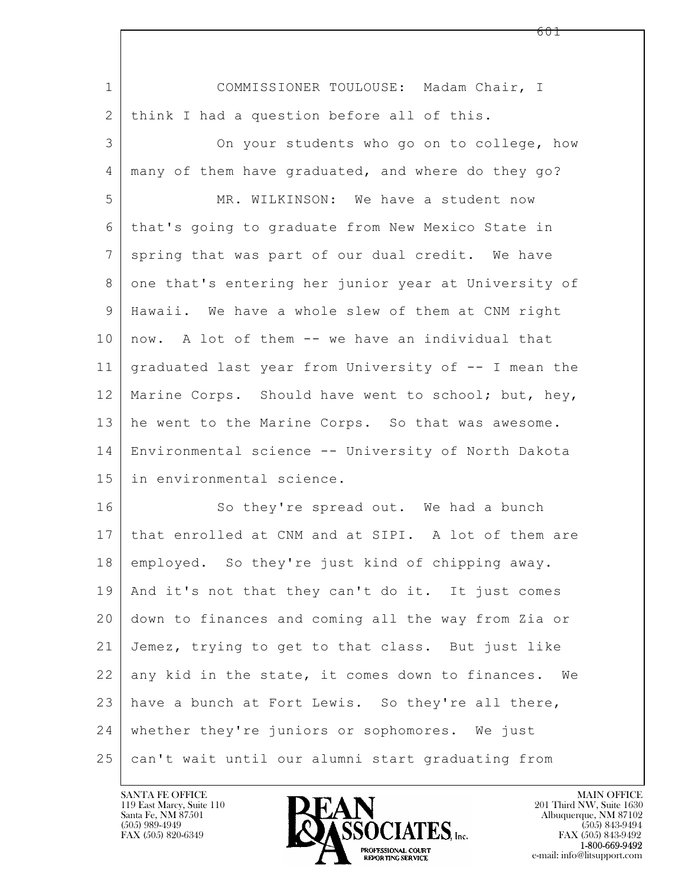COMMISSIONER TOULOUSE: Madam Chair, I think I had a question before all of this.

On your students who go on to college, how many of them have graduated, and where do they go?

MR. WILKINSON: We have a student now that's going to graduate from New Mexico State in spring that was part of our dual credit. We have one that's entering her junior year at University of Hawaii. We have a whole slew of them at CNM right now. A lot of them -- we have an individual that graduated last year from University of -- I mean the Marine Corps. Should have went to school; but, hey, he went to the Marine Corps. So that was awesome. Environmental science -- University of North Dakota in environmental science.

So they're spread out. We had a bunch that enrolled at CNM and at SIPI. A lot of them are employed. So they're just kind of chipping away. And it's not that they can't do it. It just comes down to finances and coming all the way from Zia or Jemez, trying to get to that class. But just like any kid in the state, it comes down to finances. We have a bunch at Fort Lewis. So they're all there, whether they're juniors or sophomores. We just can't wait until our alumni start graduating from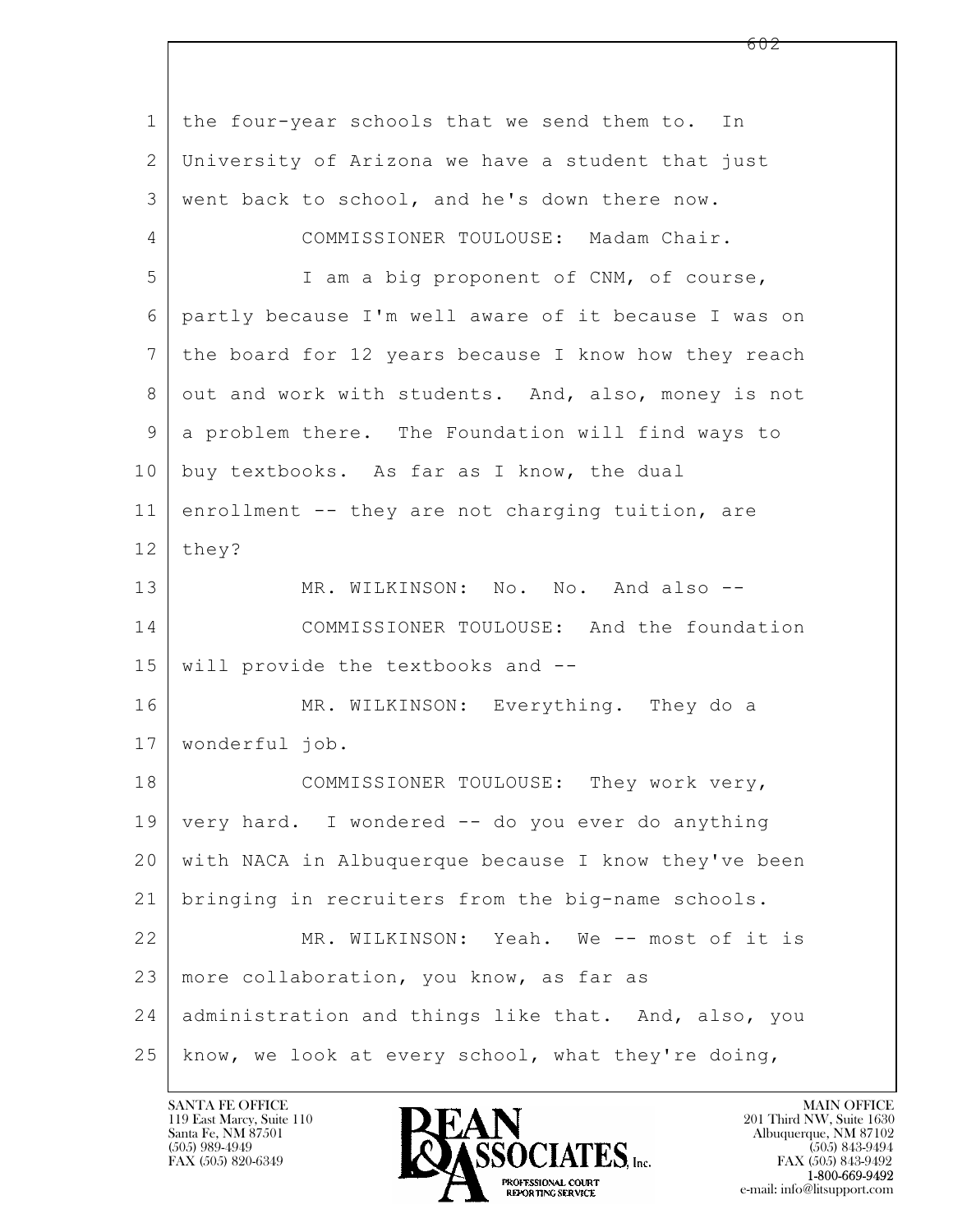the four-year schools that we send them to. In University of Arizona we have a student that just went back to school, and he's down there now.

COMMISSIONER TOULOUSE: Madam Chair.

I am a big proponent of CNM, of course, partly because I'm well aware of it because I was on the board for 12 years because I know how they reach out and work with students. And, also, money is not a problem there. The Foundation will find ways to buy textbooks. As far as I know, the dual enrollment -- they are not charging tuition, are they?

MR. WILKINSON: No. No. And also --

COMMISSIONER TOULOUSE: And the foundation will provide the textbooks and --

MR. WILKINSON: Everything. They do a wonderful job.

COMMISSIONER TOULOUSE: They work very, very hard. I wondered -- do you ever do anything with NACA in Albuquerque because I know they've been bringing in recruiters from the big-name schools.

MR. WILKINSON: Yeah. We -- most of it is more collaboration, you know, as far as administration and things like that. And, also, you know, we look at every school, what they're doing,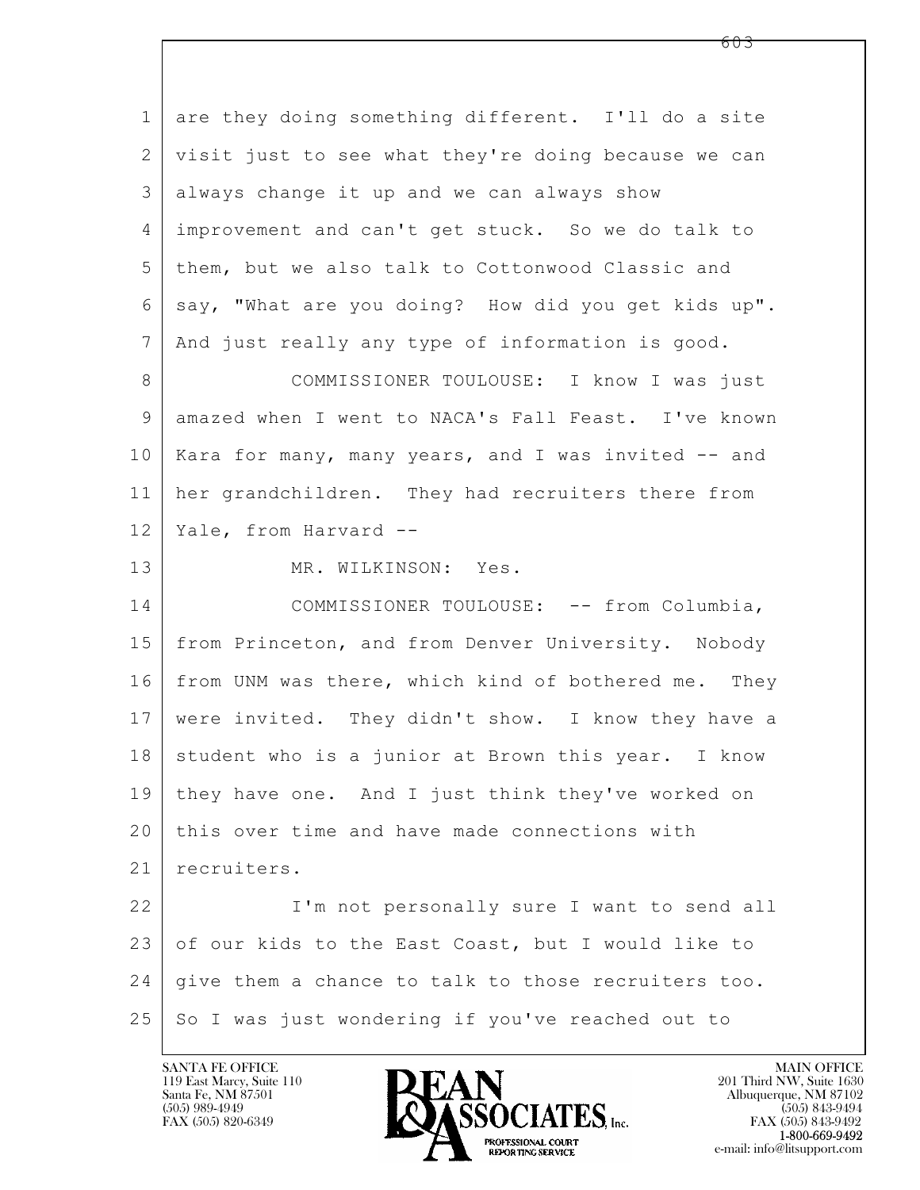are they doing something different. I'll do a site visit just to see what they're doing because we can always change it up and we can always show improvement and can't get stuck. So we do talk to them, but we also talk to Cottonwood Classic and say, "What are you doing? How did you get kids up". And just really any type of information is good.

COMMISSIONER TOULOUSE: I know I was just amazed when I went to NACA's Fall Feast. I've known Kara for many, many years, and I was invited -- and her grandchildren. They had recruiters there from Yale, from Harvard --

MR. WILKINSON: Yes.

COMMISSIONER TOULOUSE: -- from Columbia, from Princeton, and from Denver University. Nobody from UNM was there, which kind of bothered me. They were invited. They didn't show. I know they have a student who is a junior at Brown this year. I know they have one. And I just think they've worked on this over time and have made connections with recruiters.

I'm not personally sure I want to send all of our kids to the East Coast, but I would like to give them a chance to talk to those recruiters too. So I was just wondering if you've reached out to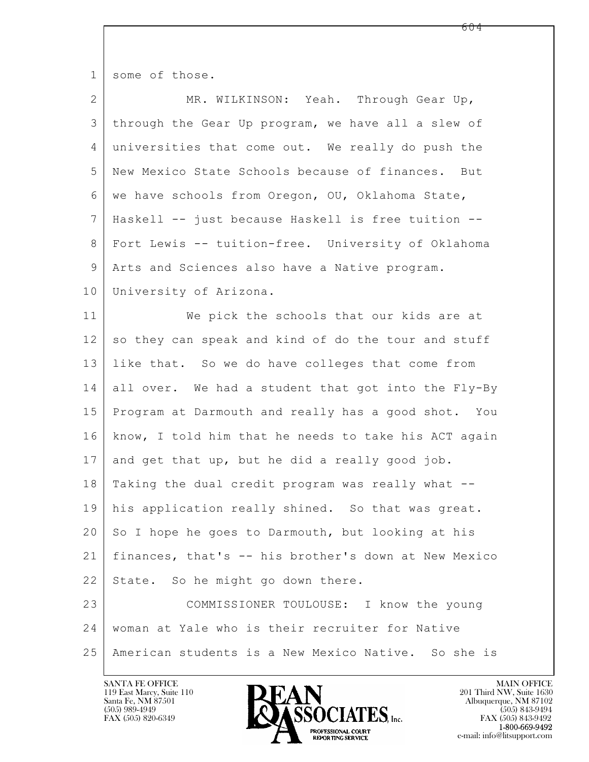some of those.

MR. WILKINSON: Yeah. Through Gear Up, through the Gear Up program, we have all a slew of universities that come out. We really do push the New Mexico State Schools because of finances. But we have schools from Oregon, OU, Oklahoma State, Haskell -- just because Haskell is free tuition -- Fort Lewis -- tuition-free. University of Oklahoma Arts and Sciences also have a Native program. University of Arizona.

We pick the schools that our kids are at so they can speak and kind of do the tour and stuff like that. So we do have colleges that come from all over. We had a student that got into the Fly-By Program at Darmouth and really has a good shot. You know, I told him that he needs to take his ACT again and get that up, but he did a really good job. Taking the dual credit program was really what -- his application really shined. So that was great. So I hope he goes to Darmouth, but looking at his finances, that's -- his brother's down at New Mexico State. So he might go down there.

COMMISSIONER TOULOUSE: I know the young woman at Yale who is their recruiter for Native American students is a New Mexico Native. So she is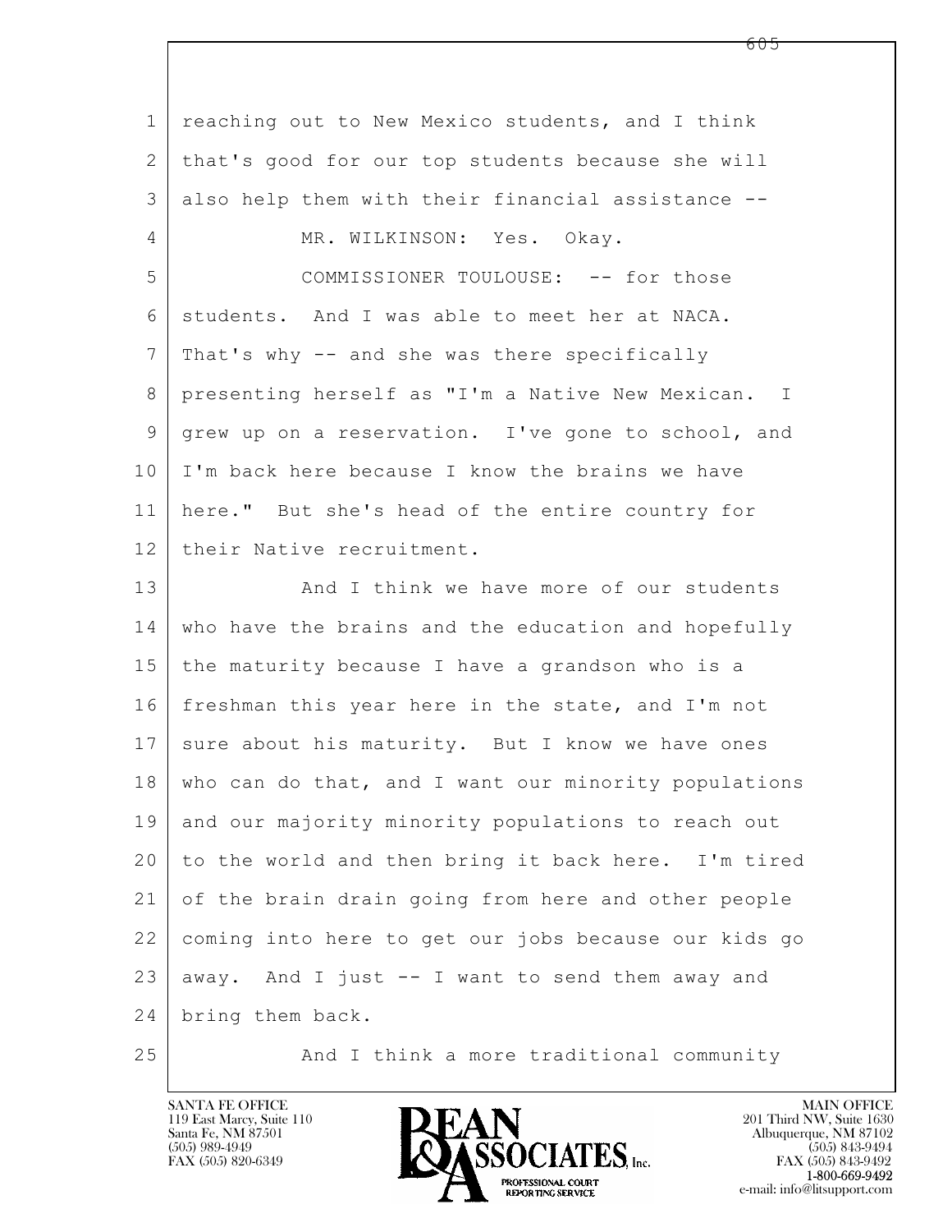reaching out to New Mexico students, and I think that's good for our top students because she will also help them with their financial assistance --

MR. WILKINSON: Yes. Okay.

COMMISSIONER TOULOUSE: -- for those students. And I was able to meet her at NACA. That's why -- and she was there specifically presenting herself as "I'm a Native New Mexican. I grew up on a reservation. I've gone to school, and I'm back here because I know the brains we have here." But she's head of the entire country for their Native recruitment.

And I think we have more of our students who have the brains and the education and hopefully the maturity because I have a grandson who is a freshman this year here in the state, and I'm not sure about his maturity. But I know we have ones who can do that, and I want our minority populations and our majority minority populations to reach out to the world and then bring it back here. I'm tired of the brain drain going from here and other people coming into here to get our jobs because our kids go away. And I just -- I want to send them away and bring them back.

And I think a more traditional community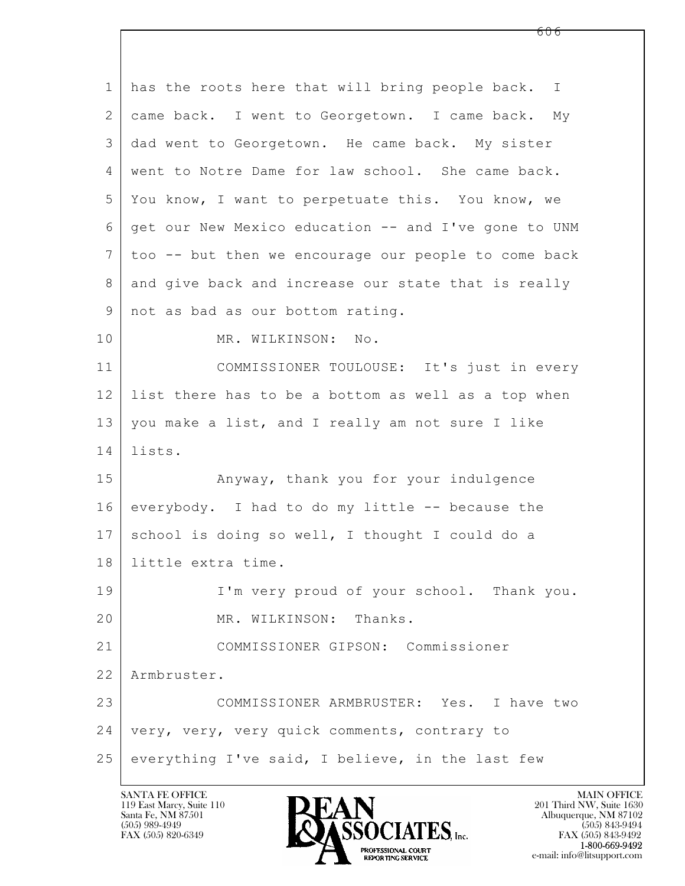has the roots here that will bring people back. I came back. I went to Georgetown. I came back. My dad went to Georgetown. He came back. My sister went to Notre Dame for law school. She came back. You know, I want to perpetuate this. You know, we get our New Mexico education -- and I've gone to UNM too -- but then we encourage our people to come back and give back and increase our state that is really not as bad as our bottom rating.

MR. WILKINSON: No.

COMMISSIONER TOULOUSE: It's just in every list there has to be a bottom as well as a top when you make a list, and I really am not sure I like lists.

Anyway, thank you for your indulgence everybody. I had to do my little -- because the school is doing so well, I thought I could do a little extra time.

I'm very proud of your school. Thank you.

MR. WILKINSON: Thanks.

COMMISSIONER GIPSON: Commissioner Armbruster.

COMMISSIONER ARMBRUSTER: Yes. I have two very, very, very quick comments, contrary to everything I've said, I believe, in the last few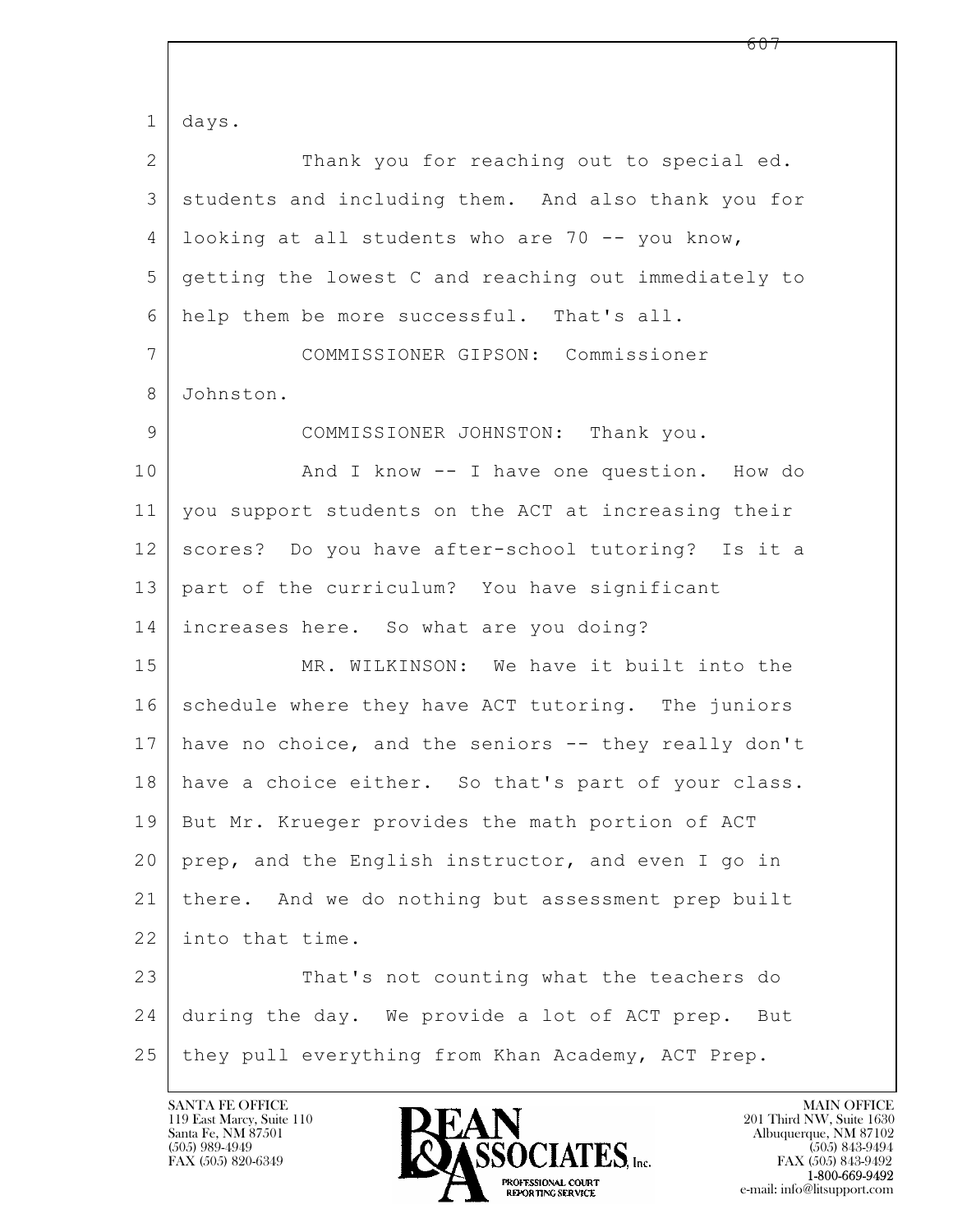days.

Thank you for reaching out to special ed. students and including them. And also thank you for looking at all students who are 70 -- you know, getting the lowest C and reaching out immediately to help them be more successful. That's all.

COMMISSIONER GIPSON: Commissioner Johnston.

COMMISSIONER JOHNSTON: Thank you.

And I know -- I have one question. How do you support students on the ACT at increasing their scores? Do you have after-school tutoring? Is it a part of the curriculum? You have significant increases here. So what are you doing?

MR. WILKINSON: We have it built into the schedule where they have ACT tutoring. The juniors have no choice, and the seniors -- they really don't have a choice either. So that's part of your class. But Mr. Krueger provides the math portion of ACT prep, and the English instructor, and even I go in there. And we do nothing but assessment prep built into that time.

That's not counting what the teachers do during the day. We provide a lot of ACT prep. But they pull everything from Khan Academy, ACT Prep.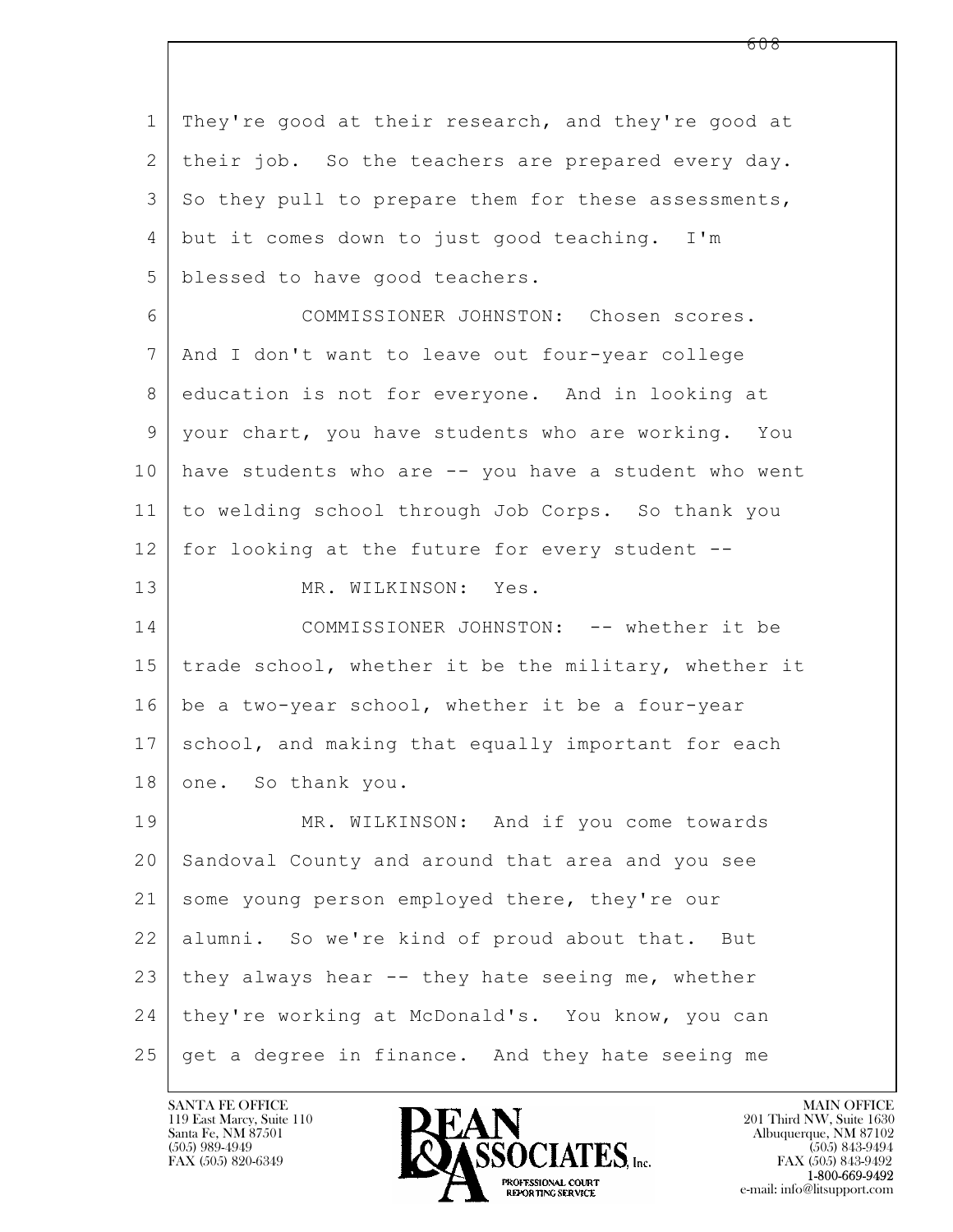They're good at their research, and they're good at their job. So the teachers are prepared every day. So they pull to prepare them for these assessments, but it comes down to just good teaching. I'm blessed to have good teachers.

COMMISSIONER JOHNSTON: Chosen scores. And I don't want to leave out four-year college education is not for everyone. And in looking at your chart, you have students who are working. You have students who are -- you have a student who went to welding school through Job Corps. So thank you for looking at the future for every student --

MR. WILKINSON: Yes.

COMMISSIONER JOHNSTON: -- whether it be trade school, whether it be the military, whether it be a two-year school, whether it be a four-year school, and making that equally important for each one. So thank you.

MR. WILKINSON: And if you come towards Sandoval County and around that area and you see some young person employed there, they're our alumni. So we're kind of proud about that. But they always hear -- they hate seeing me, whether they're working at McDonald's. You know, you can get a degree in finance. And they hate seeing me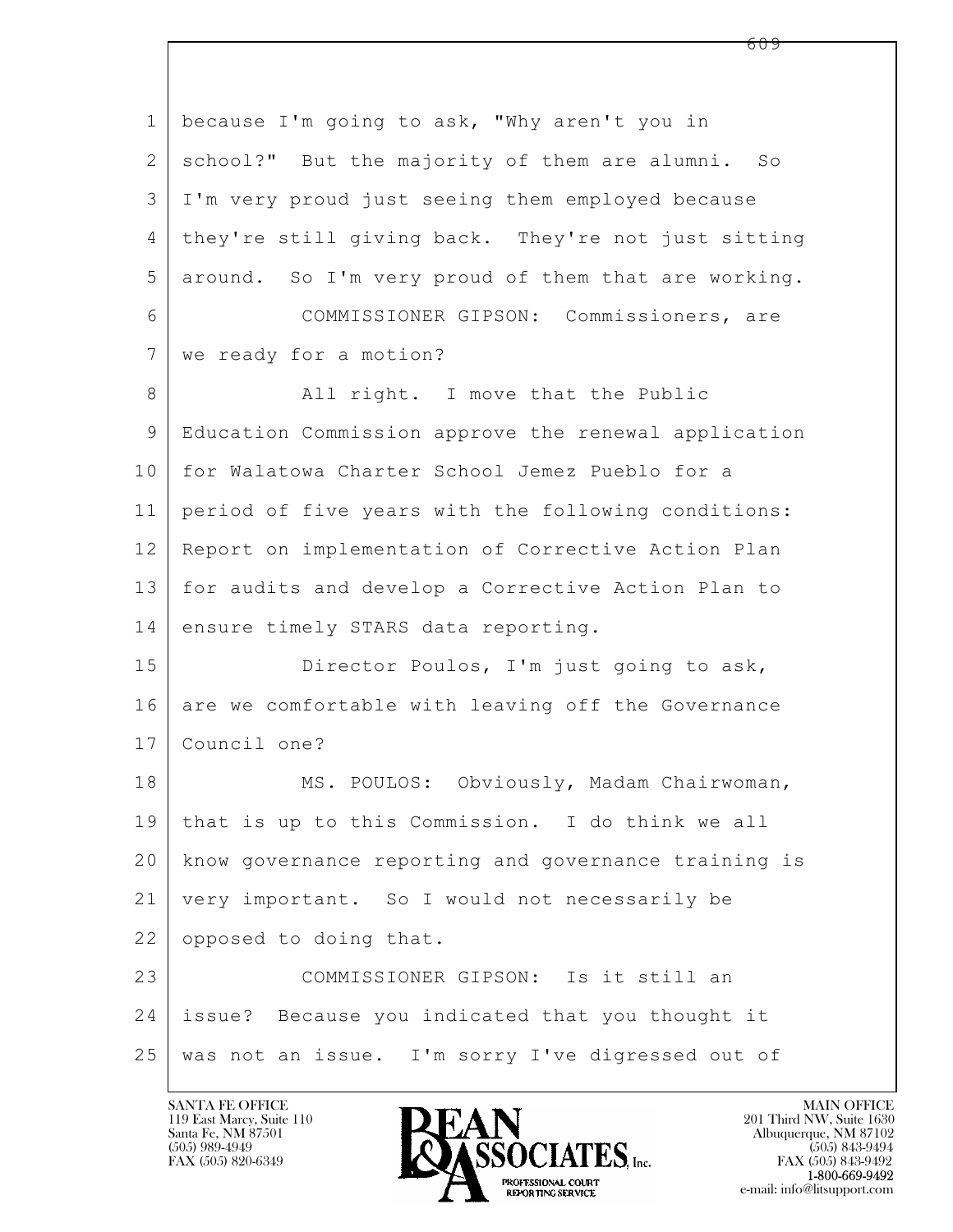because I'm going to ask, "Why aren't you in school?" But the majority of them are alumni. So I'm very proud just seeing them employed because they're still giving back. They're not just sitting around. So I'm very proud of them that are working.

COMMISSIONER GIPSON: Commissioners, are we ready for a motion?

All right. I move that the Public Education Commission approve the renewal application for Walatowa Charter School Jemez Pueblo for a period of five years with the following conditions: Report on implementation of Corrective Action Plan for audits and develop a Corrective Action Plan to ensure timely STARS data reporting.

Director Poulos, I'm just going to ask, are we comfortable with leaving off the Governance Council one?

MS. POULOS: Obviously, Madam Chairwoman, that is up to this Commission. I do think we all know governance reporting and governance training is very important. So I would not necessarily be opposed to doing that.

COMMISSIONER GIPSON: Is it still an issue? Because you indicated that you thought it was not an issue. I'm sorry I've digressed out of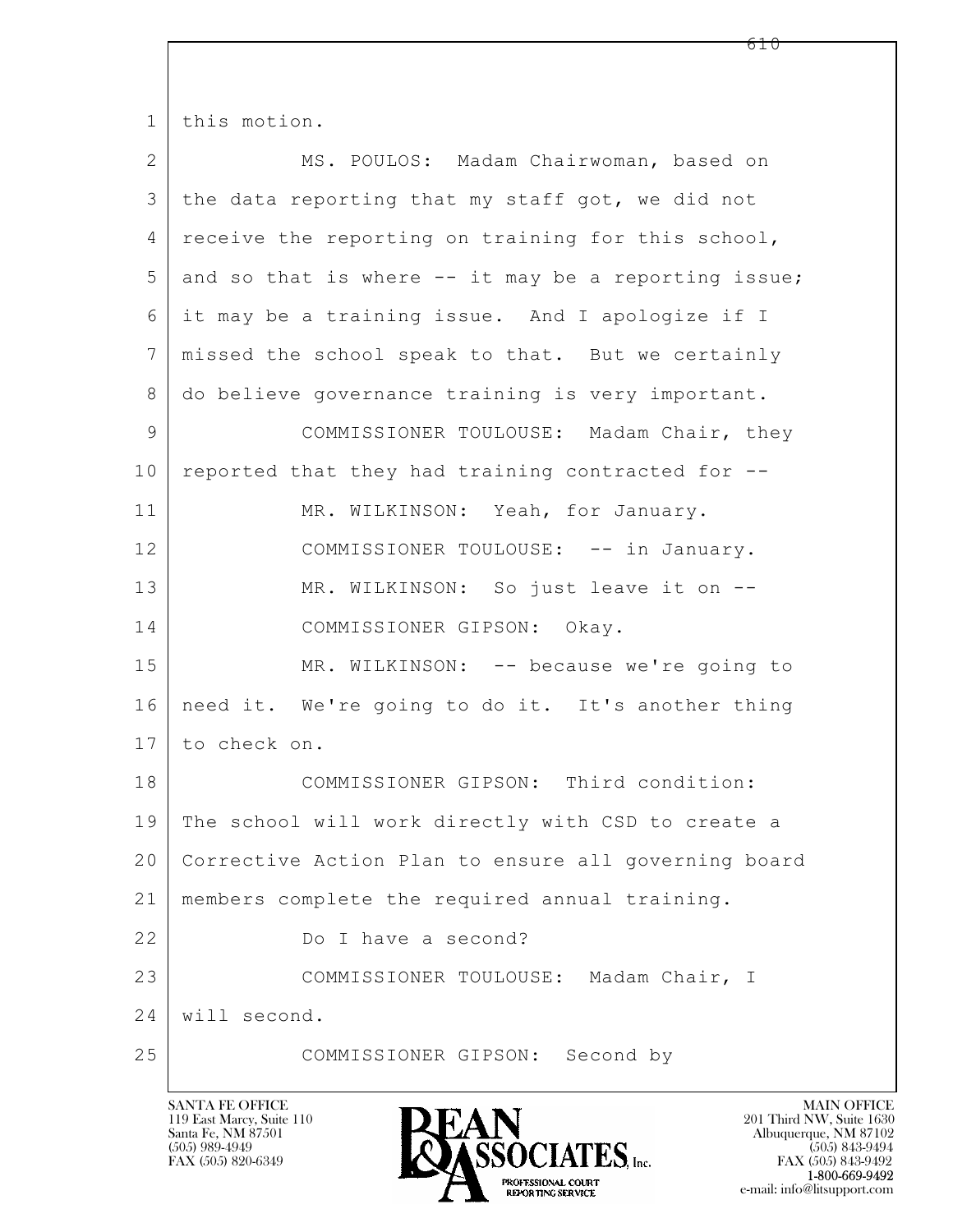this motion.

MS. POULOS: Madam Chairwoman, based on the data reporting that my staff got, we did not receive the reporting on training for this school, and so that is where -- it may be a reporting issue; it may be a training issue. And I apologize if I missed the school speak to that. But we certainly do believe governance training is very important.

COMMISSIONER TOULOUSE: Madam Chair, they reported that they had training contracted for --

MR. WILKINSON: Yeah, for January.

COMMISSIONER TOULOUSE: -- in January.

MR. WILKINSON: So just leave it on --

COMMISSIONER GIPSON: Okay.

MR. WILKINSON: -- because we're going to need it. We're going to do it. It's another thing to check on.

COMMISSIONER GIPSON: Third condition: The school will work directly with CSD to create a Corrective Action Plan to ensure all governing board members complete the required annual training.

Do I have a second?

COMMISSIONER TOULOUSE: Madam Chair, I will second.

COMMISSIONER GIPSON: Second by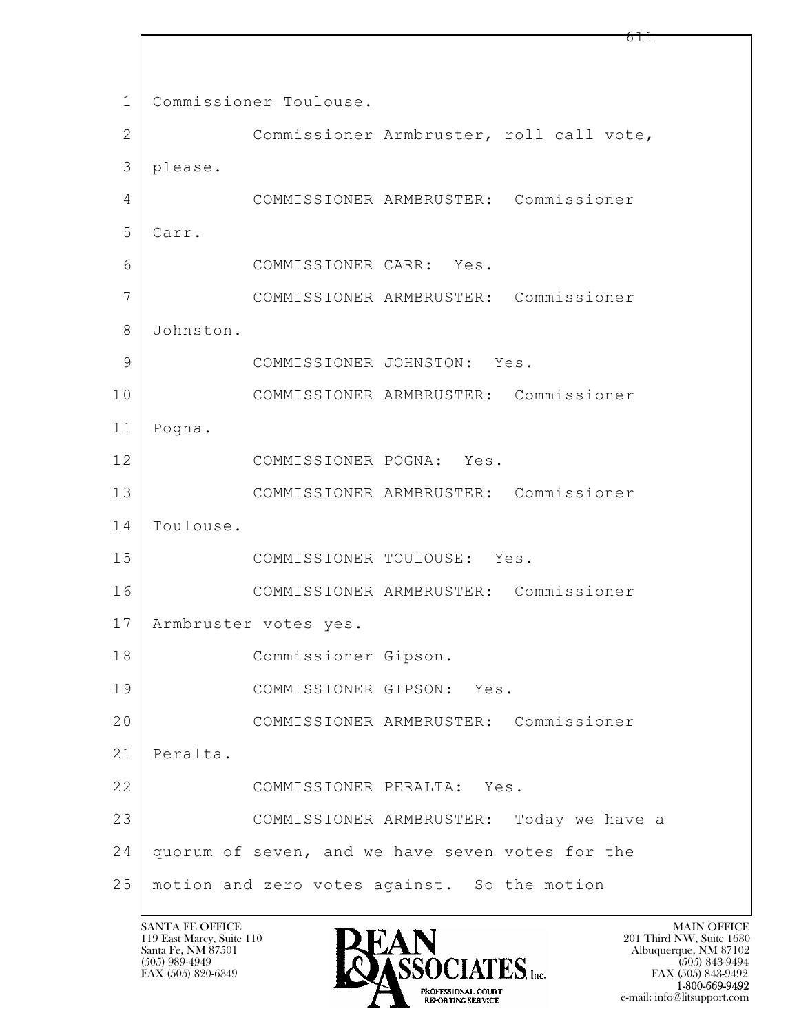1 Commissioner Toulouse.

2 Commissioner Armbruster, roll call vote,

3 please.

4 COMMISSIONER ARMBRUSTER: Commissioner

5 Carr.

6 COMMISSIONER CARR: Yes.

7 COMMISSIONER ARMBRUSTER: Commissioner

8 Johnston.

9 COMMISSIONER JOHNSTON: Yes.

10 COMMISSIONER ARMBRUSTER: Commissioner

11 Pogna.

12 COMMISSIONER POGNA: Yes.

13 COMMISSIONER ARMBRUSTER: Commissioner

14 Toulouse.

15 COMMISSIONER TOULOUSE: Yes.

16 COMMISSIONER ARMBRUSTER: Commissioner

17 Armbruster votes yes.

18 Commissioner Gipson.

19 COMMISSIONER GIPSON: Yes.

20 COMMISSIONER ARMBRUSTER: Commissioner

21 Peralta.

22 COMMISSIONER PERALTA: Yes.

23 COMMISSIONER ARMBRUSTER: Today we have a

24 quorum of seven, and we have seven votes for the

25 motion and zero votes against. So the motion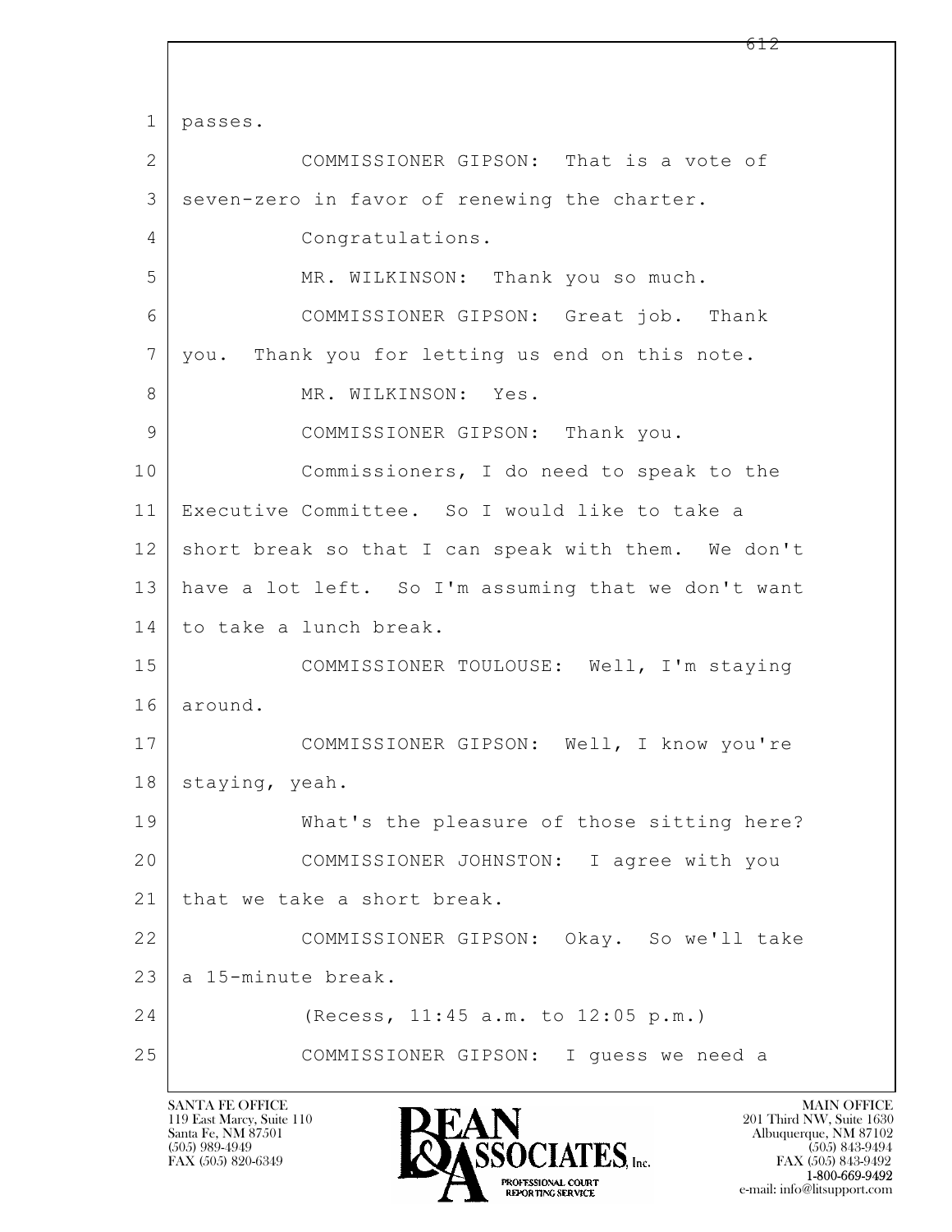1 passes.

2 COMMISSIONER GIPSON: That is a vote of

3 seven-zero in favor of renewing the charter.

4 Congratulations.

5 MR. WILKINSON: Thank you so much.

6 COMMISSIONER GIPSON: Great job. Thank

7 you. Thank you for letting us end on this note.

8 MR. WILKINSON: Yes.

9 COMMISSIONER GIPSON: Thank you.

10 Commissioners, I do need to speak to the

11 Executive Committee. So I would like to take a

12 short break so that I can speak with them. We don't

13 have a lot left. So I'm assuming that we don't want

14 to take a lunch break.

15 COMMISSIONER TOULOUSE: Well, I'm staying

16 around.

17 COMMISSIONER GIPSON: Well, I know you're

18 staying, yeah.

19 What's the pleasure of those sitting here?

20 COMMISSIONER JOHNSTON: I agree with you

21 that we take a short break.

22 COMMISSIONER GIPSON: Okay. So we'll take

23 a 15-minute break.

24 (Recess, 11:45 a.m. to 12:05 p.m.)

25 COMMISSIONER GIPSON: I guess we need a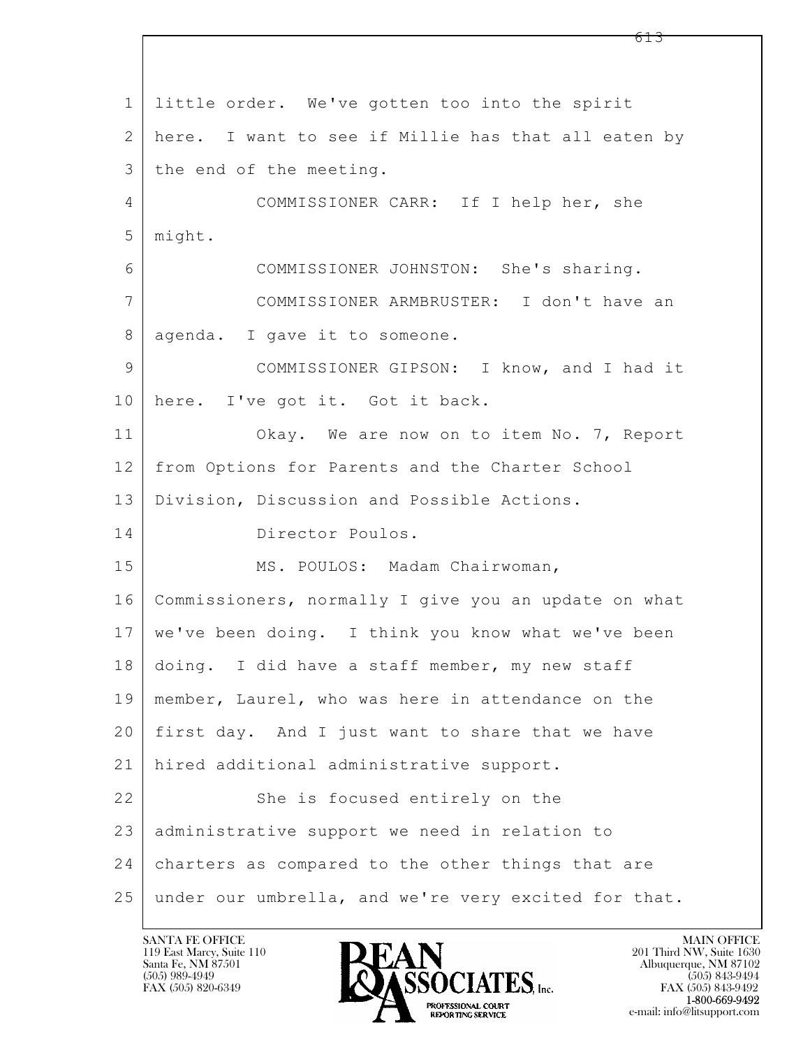1 little order. We've gotten too into the spirit
2 here. I want to see if Millie has that all eaten by
3 the end of the meeting.
4 COMMISSIONER CARR: If I help her, she
5 might.
6 COMMISSIONER JOHNSTON: She's sharing.
7 COMMISSIONER ARMBRUSTER: I don't have an
8 agenda. I gave it to someone.
9 COMMISSIONER GIPSON: I know, and I had it
10 here. I've got it. Got it back.
11 Okay. We are now on to item No. 7, Report
12 from Options for Parents and the Charter School
13 Division, Discussion and Possible Actions.
14 Director Poulos.
15 MS. POULOS: Madam Chairwoman,
16 Commissioners, normally I give you an update on what
17 we've been doing. I think you know what we've been
18 doing. I did have a staff member, my new staff
19 member, Laurel, who was here in attendance on the
20 first day. And I just want to share that we have
21 hired additional administrative support.
22 She is focused entirely on the
23 administrative support we need in relation to
24 charters as compared to the other things that are
25 under our umbrella, and we're very excited for that.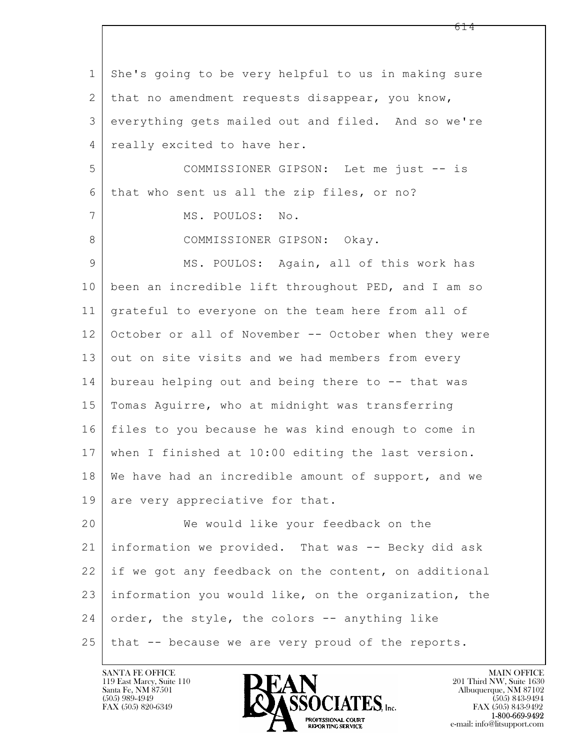She's going to be very helpful to us in making sure that no amendment requests disappear, you know, everything gets mailed out and filed. And so we're really excited to have her.

COMMISSIONER GIPSON: Let me just -- is that who sent us all the zip files, or no?

MS. POULOS: No.

COMMISSIONER GIPSON: Okay.

MS. POULOS: Again, all of this work has been an incredible lift throughout PED, and I am so grateful to everyone on the team here from all of October or all of November -- October when they were out on site visits and we had members from every bureau helping out and being there to -- that was Tomas Aguirre, who at midnight was transferring files to you because he was kind enough to come in when I finished at 10:00 editing the last version. We have had an incredible amount of support, and we are very appreciative for that.

We would like your feedback on the information we provided. That was -- Becky did ask if we got any feedback on the content, on additional information you would like, on the organization, the order, the style, the colors -- anything like that -- because we are very proud of the reports.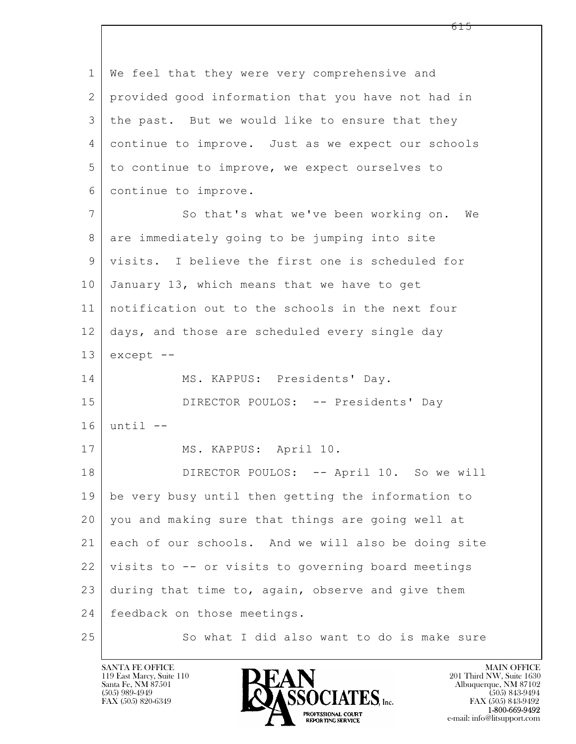We feel that they were very comprehensive and provided good information that you have not had in the past. But we would like to ensure that they continue to improve. Just as we expect our schools to continue to improve, we expect ourselves to continue to improve.

So that's what we've been working on. We are immediately going to be jumping into site visits. I believe the first one is scheduled for January 13, which means that we have to get notification out to the schools in the next four days, and those are scheduled every single day except --

MS. KAPPUS: Presidents' Day.

DIRECTOR POULOS: -- Presidents' Day until --

MS. KAPPUS: April 10.

DIRECTOR POULOS: -- April 10. So we will be very busy until then getting the information to you and making sure that things are going well at each of our schools. And we will also be doing site visits to -- or visits to governing board meetings during that time to, again, observe and give them feedback on those meetings.

So what I did also want to do is make sure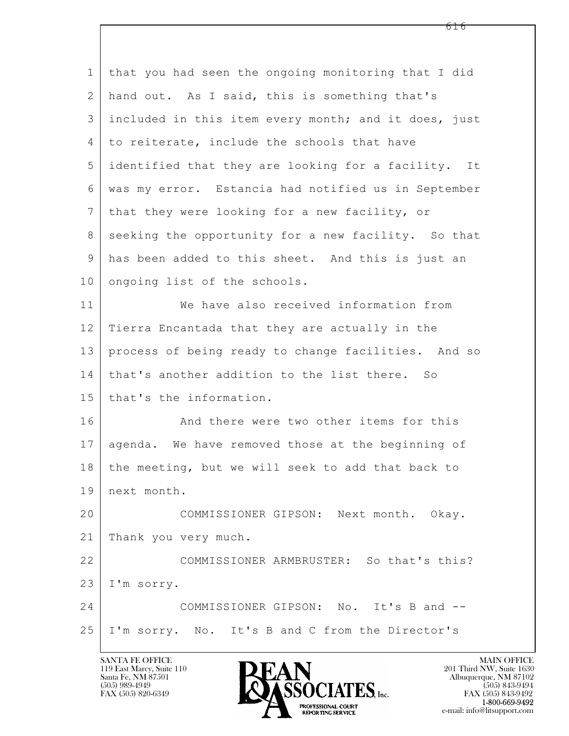that you had seen the ongoing monitoring that I did hand out. As I said, this is something that's included in this item every month; and it does, just to reiterate, include the schools that have identified that they are looking for a facility. It was my error. Estancia had notified us in September that they were looking for a new facility, or seeking the opportunity for a new facility. So that has been added to this sheet. And this is just an ongoing list of the schools.

We have also received information from Tierra Encantada that they are actually in the process of being ready to change facilities. And so that's another addition to the list there. So that's the information.

And there were two other items for this agenda. We have removed those at the beginning of the meeting, but we will seek to add that back to next month.

COMMISSIONER GIPSON: Next month. Okay. Thank you very much.

COMMISSIONER ARMBRUSTER: So that's this? I'm sorry.

COMMISSIONER GIPSON: No. It's B and -- I'm sorry. No. It's B and C from the Director's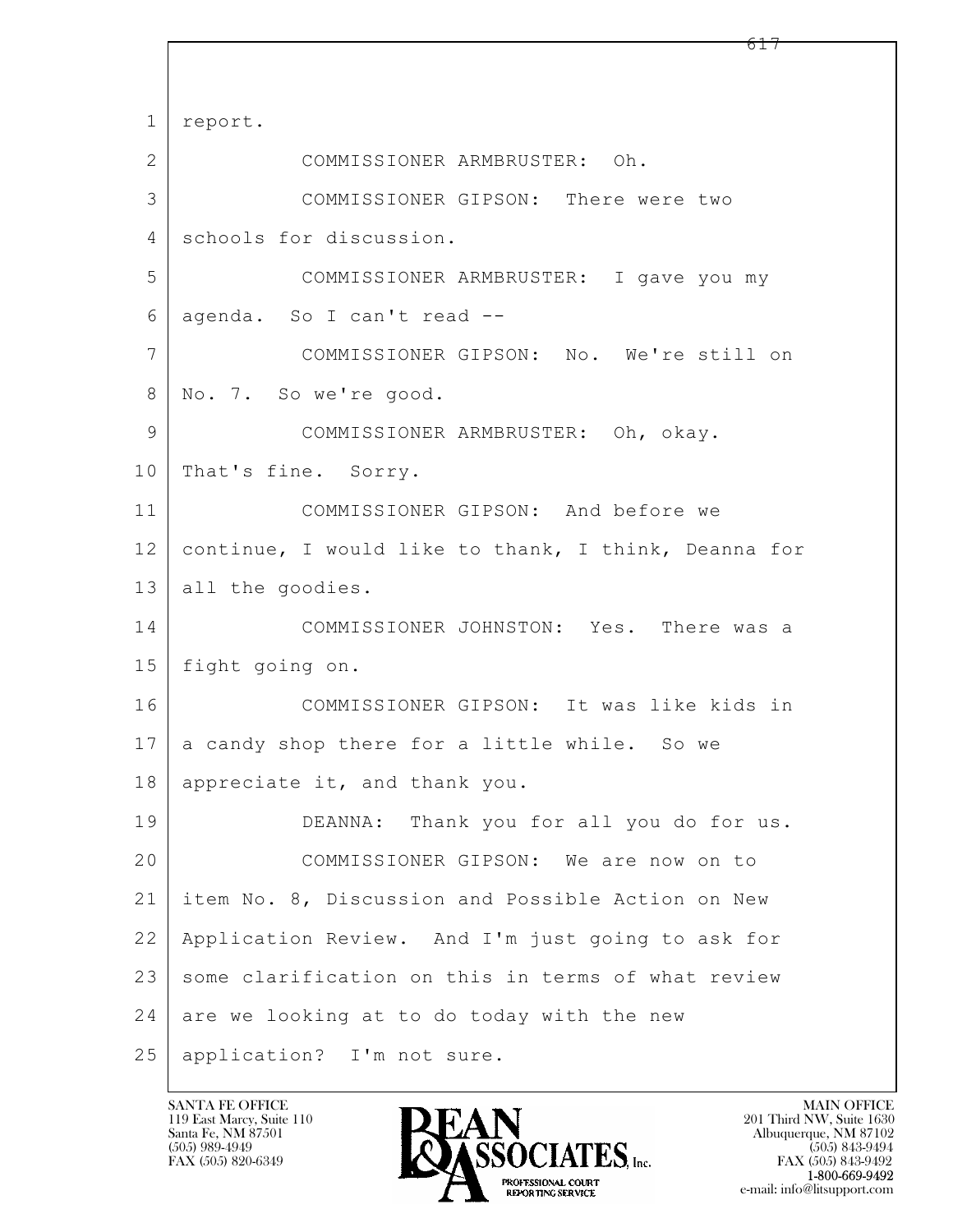1 report.

2 COMMISSIONER ARMBRUSTER: Oh.

3 COMMISSIONER GIPSON: There were two

4 schools for discussion.

5 COMMISSIONER ARMBRUSTER: I gave you my

6 agenda. So I can't read --

7 COMMISSIONER GIPSON: No. We're still on

8 No. 7. So we're good.

9 COMMISSIONER ARMBRUSTER: Oh, okay.

10 That's fine. Sorry.

11 COMMISSIONER GIPSON: And before we

12 continue, I would like to thank, I think, Deanna for

13 all the goodies.

14 COMMISSIONER JOHNSTON: Yes. There was a

15 fight going on.

16 COMMISSIONER GIPSON: It was like kids in

17 a candy shop there for a little while. So we

18 appreciate it, and thank you.

19 DEANNA: Thank you for all you do for us.

20 COMMISSIONER GIPSON: We are now on to

21 item No. 8, Discussion and Possible Action on New

22 Application Review. And I'm just going to ask for

23 some clarification on this in terms of what review

24 are we looking at to do today with the new

25 application? I'm not sure.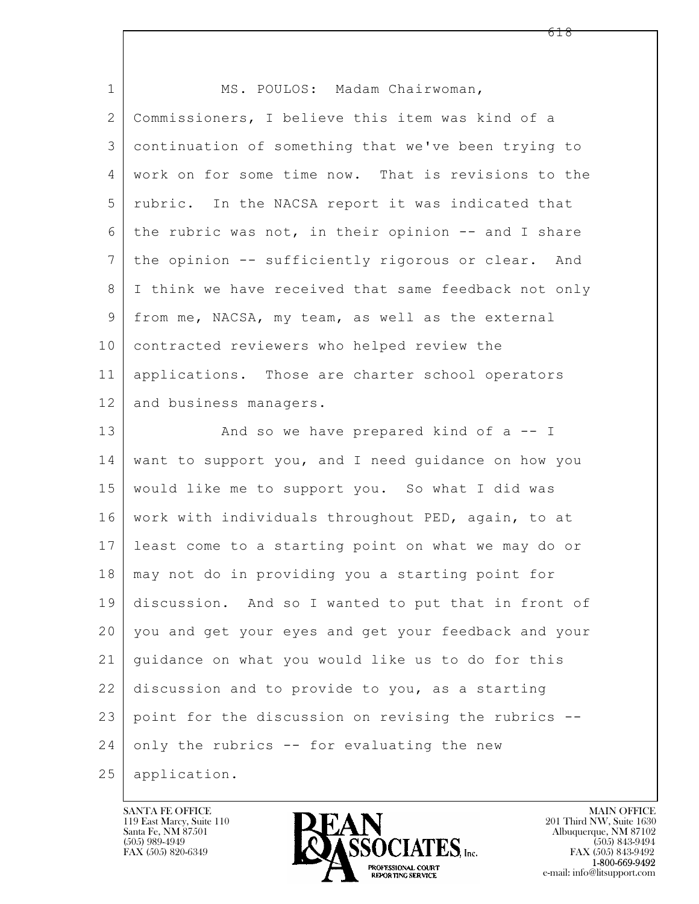MS. POULOS: Madam Chairwoman, Commissioners, I believe this item was kind of a continuation of something that we've been trying to work on for some time now. That is revisions to the rubric. In the NACSA report it was indicated that the rubric was not, in their opinion -- and I share the opinion -- sufficiently rigorous or clear. And I think we have received that same feedback not only from me, NACSA, my team, as well as the external contracted reviewers who helped review the applications. Those are charter school operators and business managers.

And so we have prepared kind of a -- I want to support you, and I need guidance on how you would like me to support you. So what I did was work with individuals throughout PED, again, to at least come to a starting point on what we may do or may not do in providing you a starting point for discussion. And so I wanted to put that in front of you and get your eyes and get your feedback and your guidance on what you would like us to do for this discussion and to provide to you, as a starting point for the discussion on revising the rubrics -- only the rubrics -- for evaluating the new application.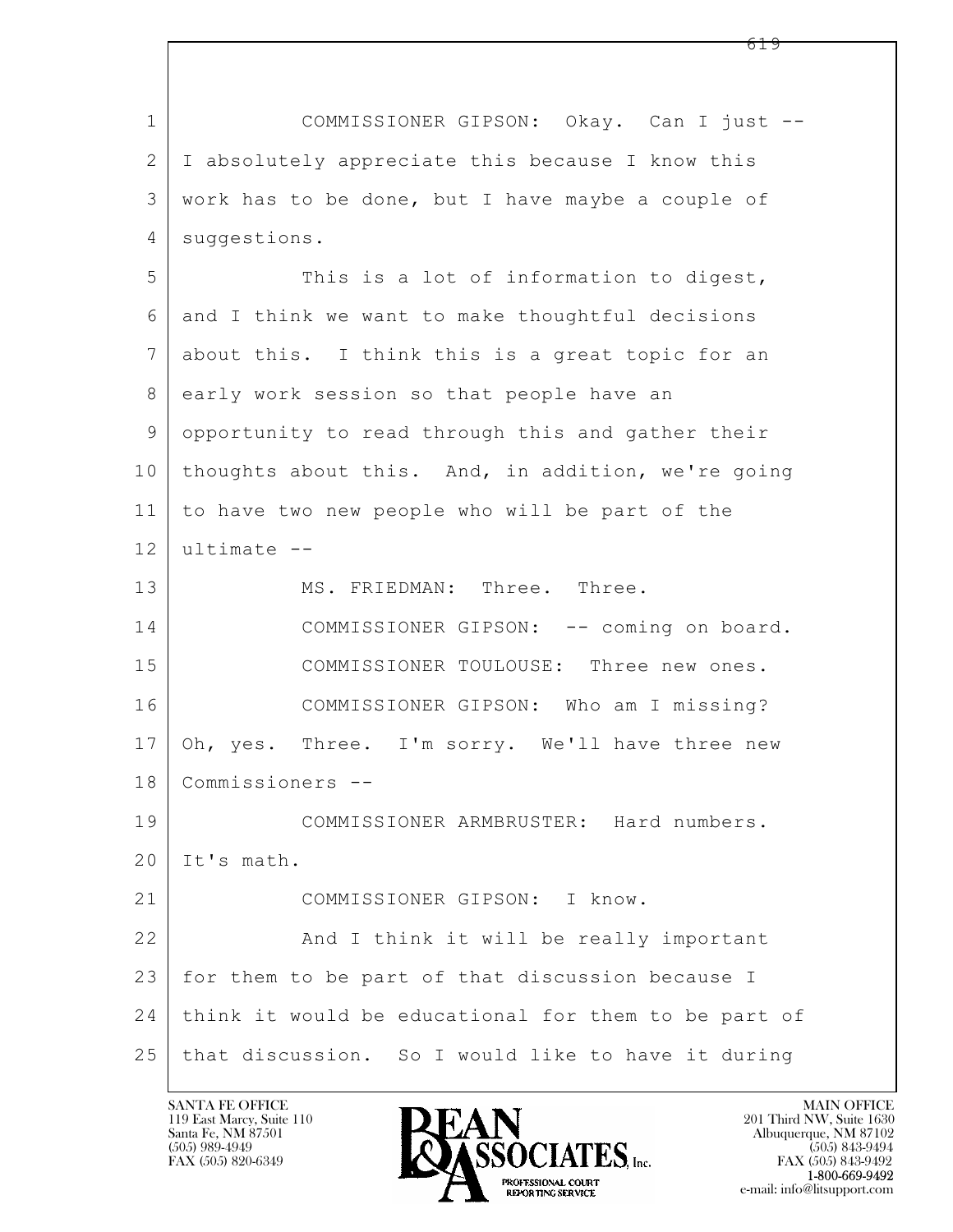COMMISSIONER GIPSON: Okay. Can I just -- I absolutely appreciate this because I know this work has to be done, but I have maybe a couple of suggestions.

This is a lot of information to digest, and I think we want to make thoughtful decisions about this. I think this is a great topic for an early work session so that people have an opportunity to read through this and gather their thoughts about this. And, in addition, we're going to have two new people who will be part of the ultimate --

MS. FRIEDMAN: Three. Three.

COMMISSIONER GIPSON: -- coming on board.

COMMISSIONER TOULOUSE: Three new ones.

COMMISSIONER GIPSON: Who am I missing? Oh, yes. Three. I'm sorry. We'll have three new Commissioners --

COMMISSIONER ARMBRUSTER: Hard numbers. It's math.

COMMISSIONER GIPSON: I know.

And I think it will be really important for them to be part of that discussion because I think it would be educational for them to be part of that discussion. So I would like to have it during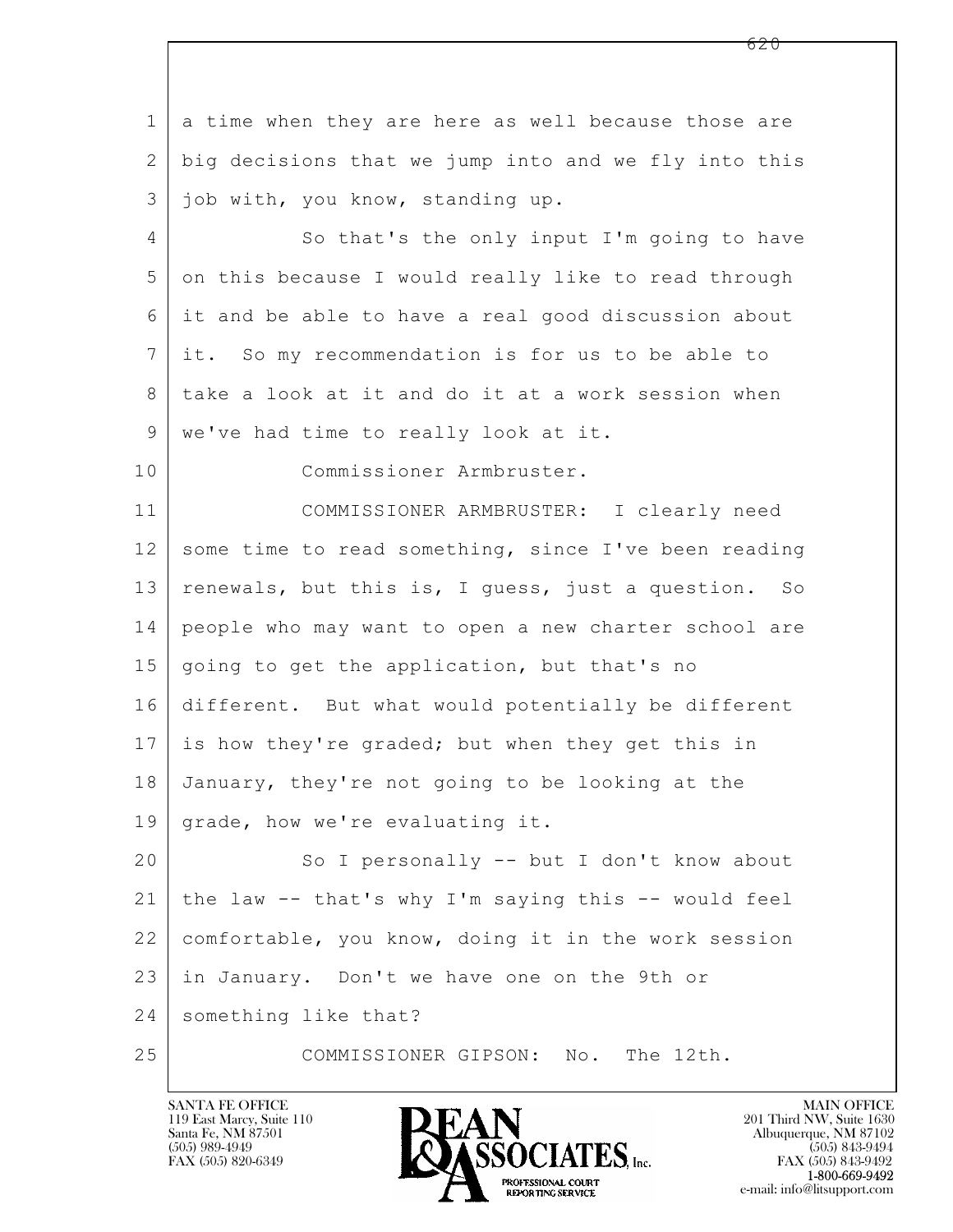a time when they are here as well because those are big decisions that we jump into and we fly into this job with, you know, standing up.

So that's the only input I'm going to have on this because I would really like to read through it and be able to have a real good discussion about it. So my recommendation is for us to be able to take a look at it and do it at a work session when we've had time to really look at it.

Commissioner Armbruster.

COMMISSIONER ARMBRUSTER: I clearly need some time to read something, since I've been reading renewals, but this is, I guess, just a question. So people who may want to open a new charter school are going to get the application, but that's no different. But what would potentially be different is how they're graded; but when they get this in January, they're not going to be looking at the grade, how we're evaluating it.

So I personally -- but I don't know about the law -- that's why I'm saying this -- would feel comfortable, you know, doing it in the work session in January. Don't we have one on the 9th or something like that?

COMMISSIONER GIPSON: No. The 12th.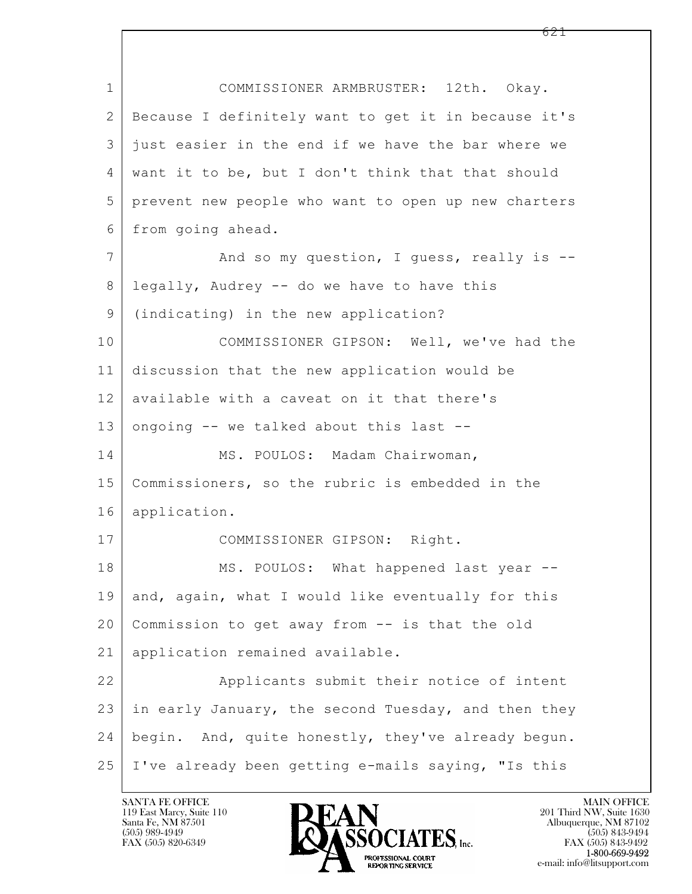COMMISSIONER ARMBRUSTER: 12th. Okay. Because I definitely want to get it in because it's just easier in the end if we have the bar where we want it to be, but I don't think that that should prevent new people who want to open up new charters from going ahead.

And so my question, I guess, really is -- legally, Audrey -- do we have to have this (indicating) in the new application?

COMMISSIONER GIPSON: Well, we've had the discussion that the new application would be available with a caveat on it that there's ongoing -- we talked about this last --

MS. POULOS: Madam Chairwoman, Commissioners, so the rubric is embedded in the application.

COMMISSIONER GIPSON: Right.

MS. POULOS: What happened last year -- and, again, what I would like eventually for this Commission to get away from -- is that the old application remained available.

Applicants submit their notice of intent in early January, the second Tuesday, and then they begin. And, quite honestly, they've already begun. I've already been getting e-mails saying, "Is this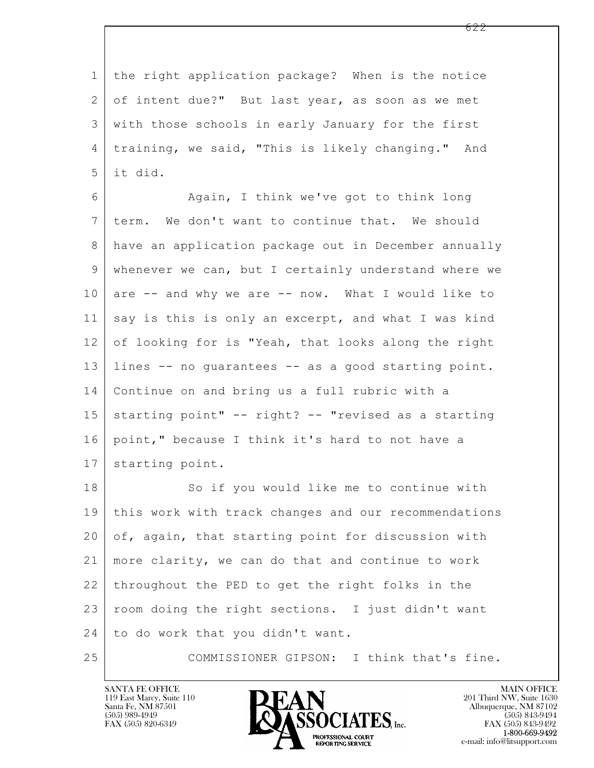the right application package? When is the notice of intent due?" But last year, as soon as we met with those schools in early January for the first training, we said, "This is likely changing." And it did.

Again, I think we've got to think long term. We don't want to continue that. We should have an application package out in December annually whenever we can, but I certainly understand where we are -- and why we are -- now. What I would like to say is this is only an excerpt, and what I was kind of looking for is "Yeah, that looks along the right lines -- no guarantees -- as a good starting point. Continue on and bring us a full rubric with a starting point" -- right? -- "revised as a starting point," because I think it's hard to not have a starting point.

So if you would like me to continue with this work with track changes and our recommendations of, again, that starting point for discussion with more clarity, we can do that and continue to work throughout the PED to get the right folks in the room doing the right sections. I just didn't want to do work that you didn't want.

COMMISSIONER GIPSON: I think that's fine.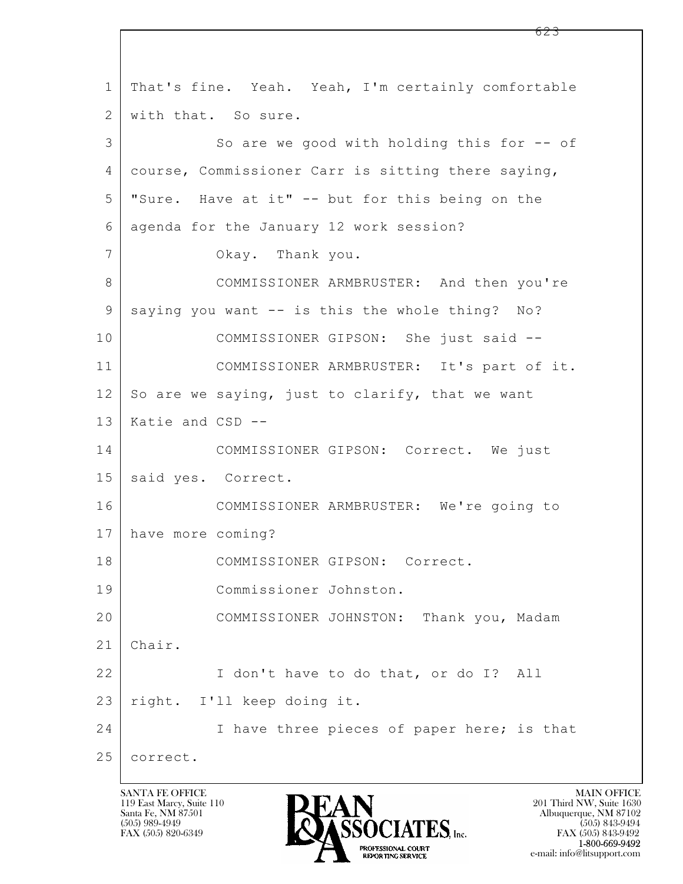1 That's fine. Yeah. Yeah, I'm certainly comfortable
2 with that. So sure.
3 So are we good with holding this for -- of
4 course, Commissioner Carr is sitting there saying,
5 "Sure. Have at it" -- but for this being on the
6 agenda for the January 12 work session?
7 Okay. Thank you.
8 COMMISSIONER ARMBRUSTER: And then you're
9 saying you want -- is this the whole thing? No?
10 COMMISSIONER GIPSON: She just said --
11 COMMISSIONER ARMBRUSTER: It's part of it.
12 So are we saying, just to clarify, that we want
13 Katie and CSD --
14 COMMISSIONER GIPSON: Correct. We just
15 said yes. Correct.
16 COMMISSIONER ARMBRUSTER: We're going to
17 have more coming?
18 COMMISSIONER GIPSON: Correct.
19 Commissioner Johnston.
20 COMMISSIONER JOHNSTON: Thank you, Madam
21 Chair.
22 I don't have to do that, or do I? All
23 right. I'll keep doing it.
24 I have three pieces of paper here; is that
25 correct.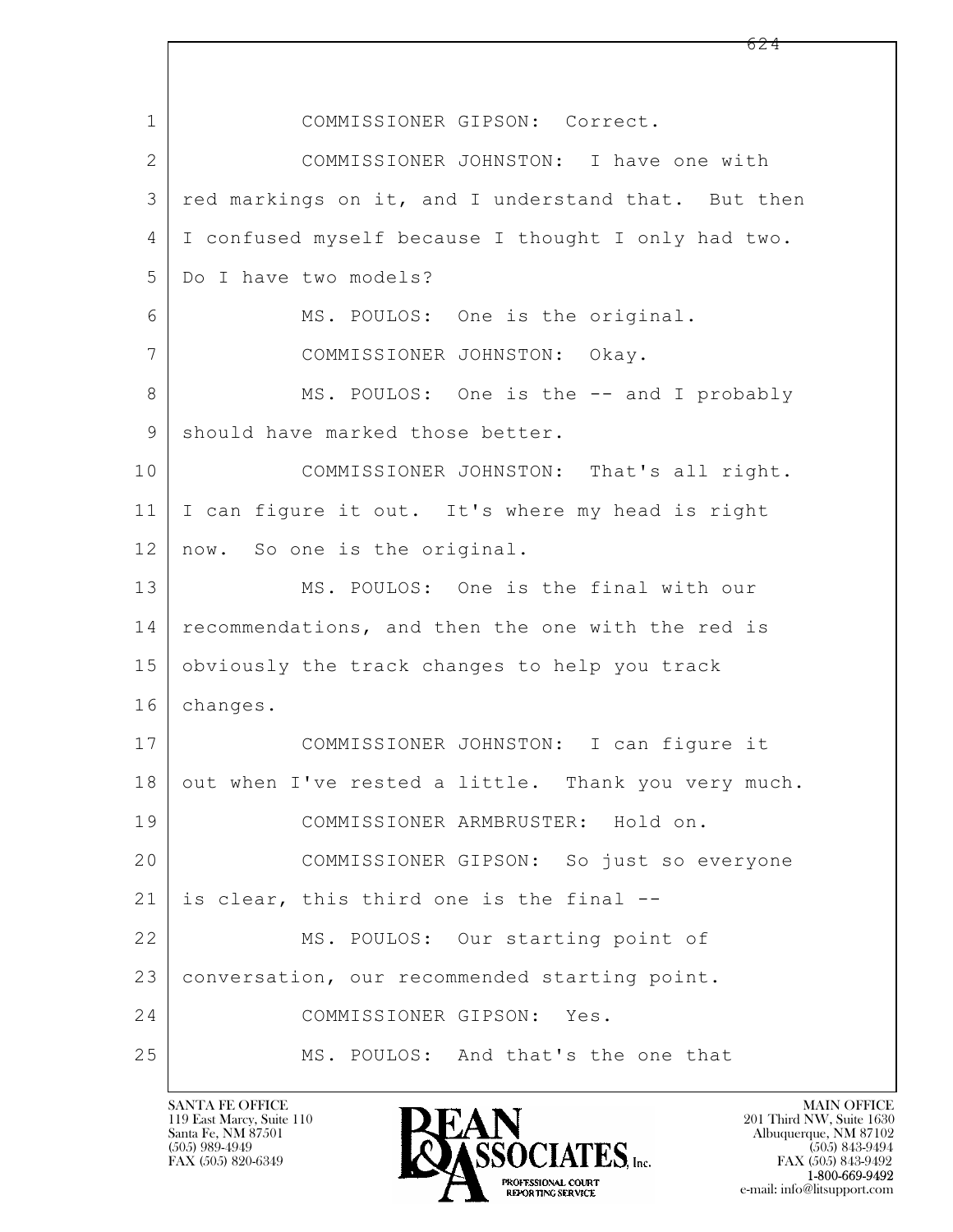1 COMMISSIONER GIPSON: Correct.

2 COMMISSIONER JOHNSTON: I have one with

3 red markings on it, and I understand that. But then

4 I confused myself because I thought I only had two.

5 Do I have two models?

6 MS. POULOS: One is the original.

7 COMMISSIONER JOHNSTON: Okay.

8 MS. POULOS: One is the -- and I probably

9 should have marked those better.

10 COMMISSIONER JOHNSTON: That's all right.

11 I can figure it out. It's where my head is right

12 now. So one is the original.

13 MS. POULOS: One is the final with our

14 recommendations, and then the one with the red is

15 obviously the track changes to help you track

16 changes.

17 COMMISSIONER JOHNSTON: I can figure it

18 out when I've rested a little. Thank you very much.

19 COMMISSIONER ARMBRUSTER: Hold on.

20 COMMISSIONER GIPSON: So just so everyone

21 is clear, this third one is the final --

22 MS. POULOS: Our starting point of

23 conversation, our recommended starting point.

24 COMMISSIONER GIPSON: Yes.

25 MS. POULOS: And that's the one that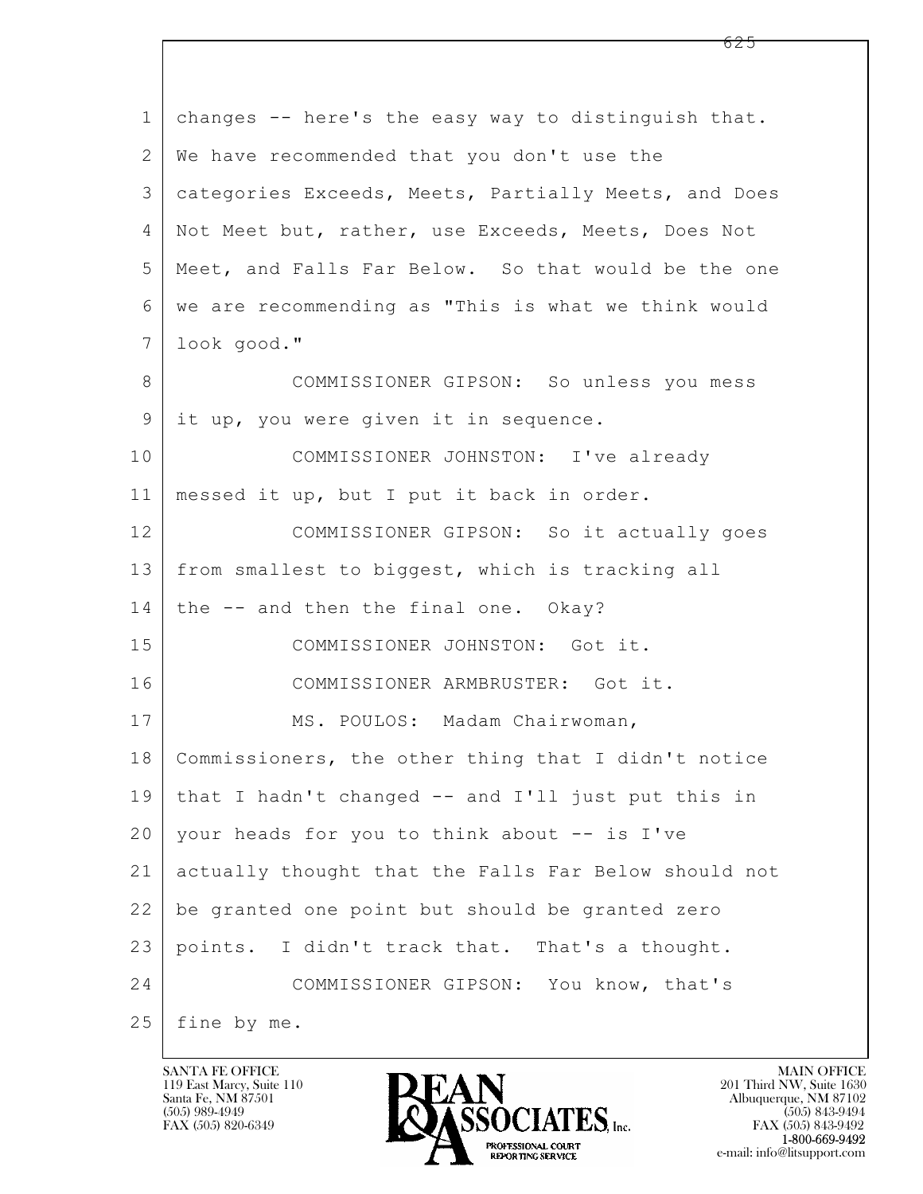changes -- here's the easy way to distinguish that. We have recommended that you don't use the categories Exceeds, Meets, Partially Meets, and Does Not Meet but, rather, use Exceeds, Meets, Does Not Meet, and Falls Far Below. So that would be the one we are recommending as "This is what we think would look good."

COMMISSIONER GIPSON: So unless you mess it up, you were given it in sequence.

COMMISSIONER JOHNSTON: I've already messed it up, but I put it back in order.

COMMISSIONER GIPSON: So it actually goes from smallest to biggest, which is tracking all the -- and then the final one. Okay?

COMMISSIONER JOHNSTON: Got it.

COMMISSIONER ARMBRUSTER: Got it.

MS. POULOS: Madam Chairwoman, Commissioners, the other thing that I didn't notice that I hadn't changed -- and I'll just put this in your heads for you to think about -- is I've actually thought that the Falls Far Below should not be granted one point but should be granted zero points. I didn't track that. That's a thought.

COMMISSIONER GIPSON: You know, that's fine by me.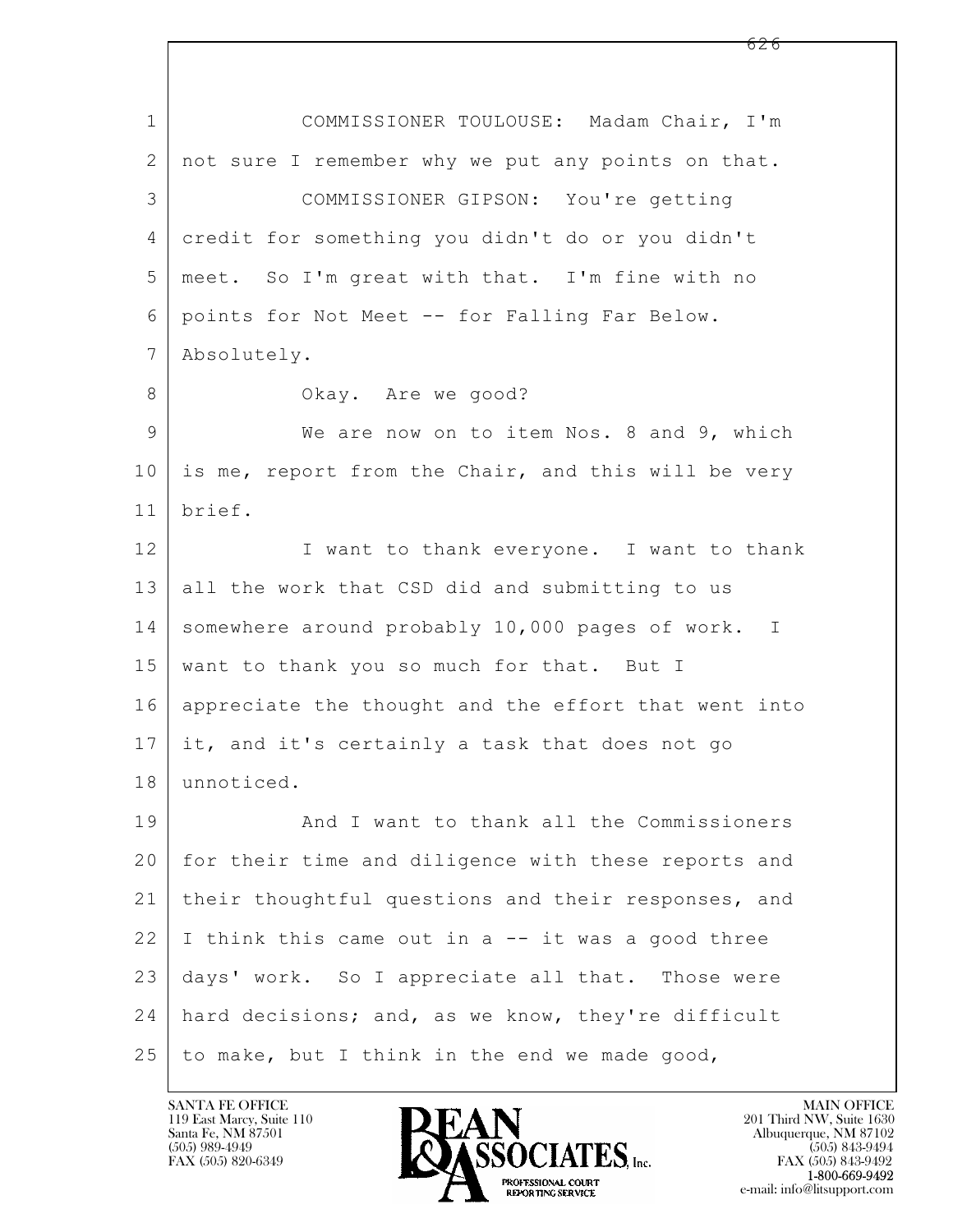COMMISSIONER TOULOUSE: Madam Chair, I'm not sure I remember why we put any points on that.

COMMISSIONER GIPSON: You're getting credit for something you didn't do or you didn't meet. So I'm great with that. I'm fine with no points for Not Meet -- for Falling Far Below. Absolutely.

Okay. Are we good?

We are now on to item Nos. 8 and 9, which is me, report from the Chair, and this will be very brief.

I want to thank everyone. I want to thank all the work that CSD did and submitting to us somewhere around probably 10,000 pages of work. I want to thank you so much for that. But I appreciate the thought and the effort that went into it, and it's certainly a task that does not go unnoticed.

And I want to thank all the Commissioners for their time and diligence with these reports and their thoughtful questions and their responses, and I think this came out in a -- it was a good three days' work. So I appreciate all that. Those were hard decisions; and, as we know, they're difficult to make, but I think in the end we made good,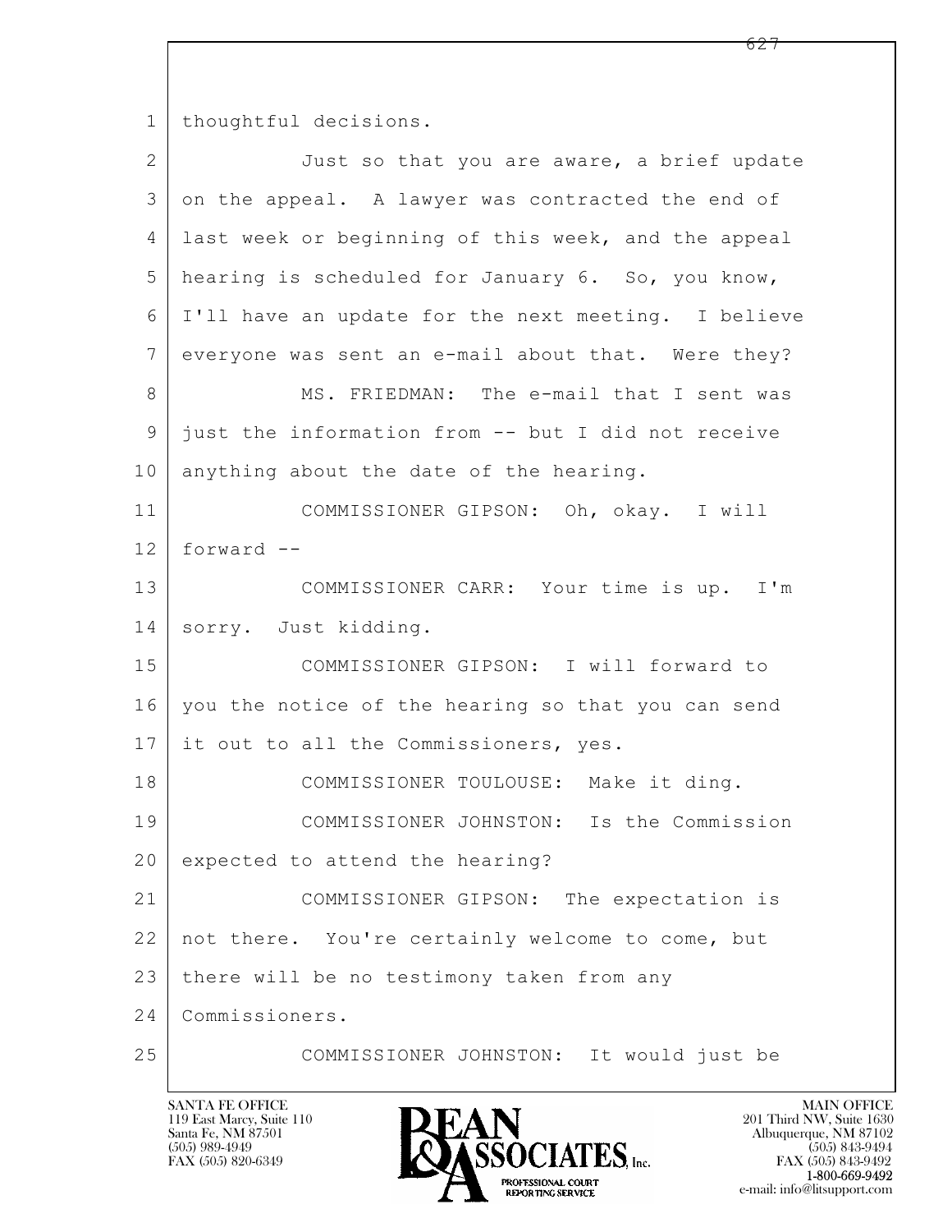thoughtful decisions.

Just so that you are aware, a brief update on the appeal. A lawyer was contracted the end of last week or beginning of this week, and the appeal hearing is scheduled for January 6. So, you know, I'll have an update for the next meeting. I believe everyone was sent an e-mail about that. Were they?

MS. FRIEDMAN: The e-mail that I sent was just the information from -- but I did not receive anything about the date of the hearing.

COMMISSIONER GIPSON: Oh, okay. I will forward --

COMMISSIONER CARR: Your time is up. I'm sorry. Just kidding.

COMMISSIONER GIPSON: I will forward to you the notice of the hearing so that you can send it out to all the Commissioners, yes.

COMMISSIONER TOULOUSE: Make it ding.

COMMISSIONER JOHNSTON: Is the Commission expected to attend the hearing?

COMMISSIONER GIPSON: The expectation is not there. You're certainly welcome to come, but there will be no testimony taken from any Commissioners.

COMMISSIONER JOHNSTON: It would just be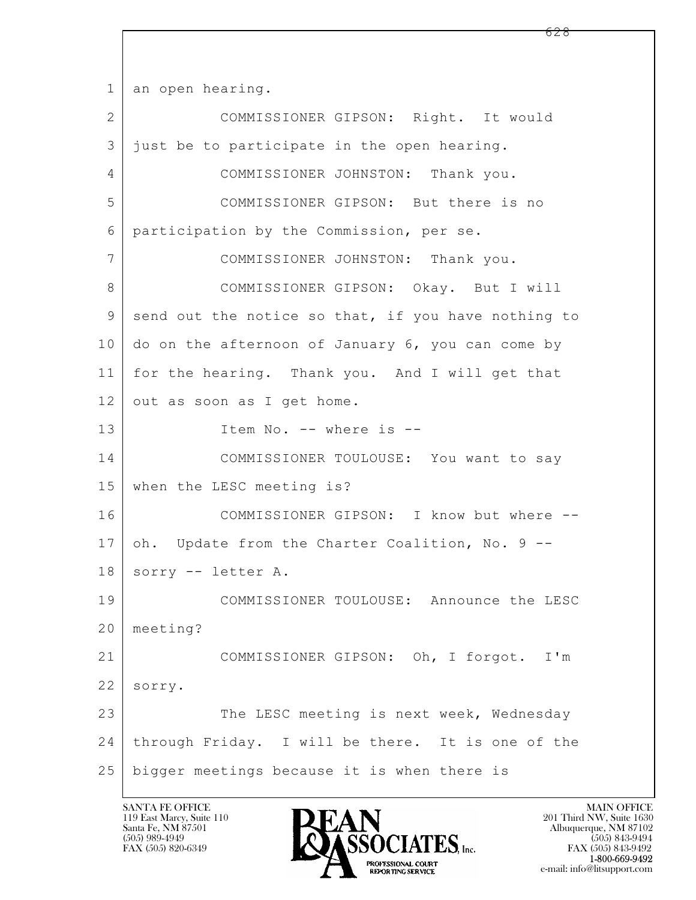an open hearing.

COMMISSIONER GIPSON: Right. It would just be to participate in the open hearing.

COMMISSIONER JOHNSTON: Thank you.

COMMISSIONER GIPSON: But there is no participation by the Commission, per se.

COMMISSIONER JOHNSTON: Thank you.

COMMISSIONER GIPSON: Okay. But I will send out the notice so that, if you have nothing to do on the afternoon of January 6, you can come by for the hearing. Thank you. And I will get that out as soon as I get home.

Item No. -- where is --

COMMISSIONER TOULOUSE: You want to say when the LESC meeting is?

COMMISSIONER GIPSON: I know but where -- oh. Update from the Charter Coalition, No. 9 -- sorry -- letter A.

COMMISSIONER TOULOUSE: Announce the LESC meeting?

COMMISSIONER GIPSON: Oh, I forgot. I'm sorry.

The LESC meeting is next week, Wednesday through Friday. I will be there. It is one of the bigger meetings because it is when there is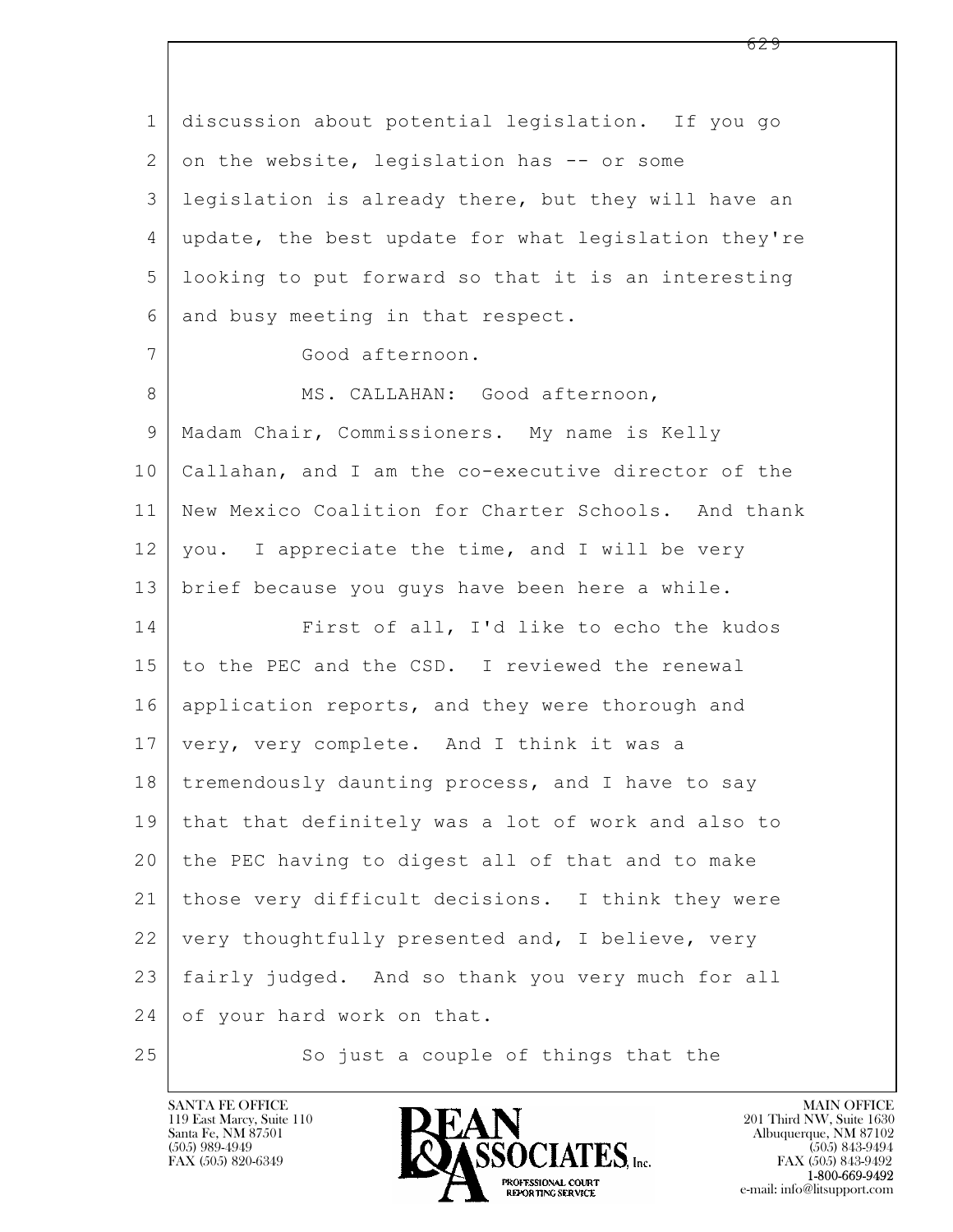discussion about potential legislation. If you go on the website, legislation has -- or some legislation is already there, but they will have an update, the best update for what legislation they're looking to put forward so that it is an interesting and busy meeting in that respect.

Good afternoon.

MS. CALLAHAN: Good afternoon, Madam Chair, Commissioners. My name is Kelly Callahan, and I am the co-executive director of the New Mexico Coalition for Charter Schools. And thank you. I appreciate the time, and I will be very brief because you guys have been here a while.

First of all, I'd like to echo the kudos to the PEC and the CSD. I reviewed the renewal application reports, and they were thorough and very, very complete. And I think it was a tremendously daunting process, and I have to say that that definitely was a lot of work and also to the PEC having to digest all of that and to make those very difficult decisions. I think they were very thoughtfully presented and, I believe, very fairly judged. And so thank you very much for all of your hard work on that.

So just a couple of things that the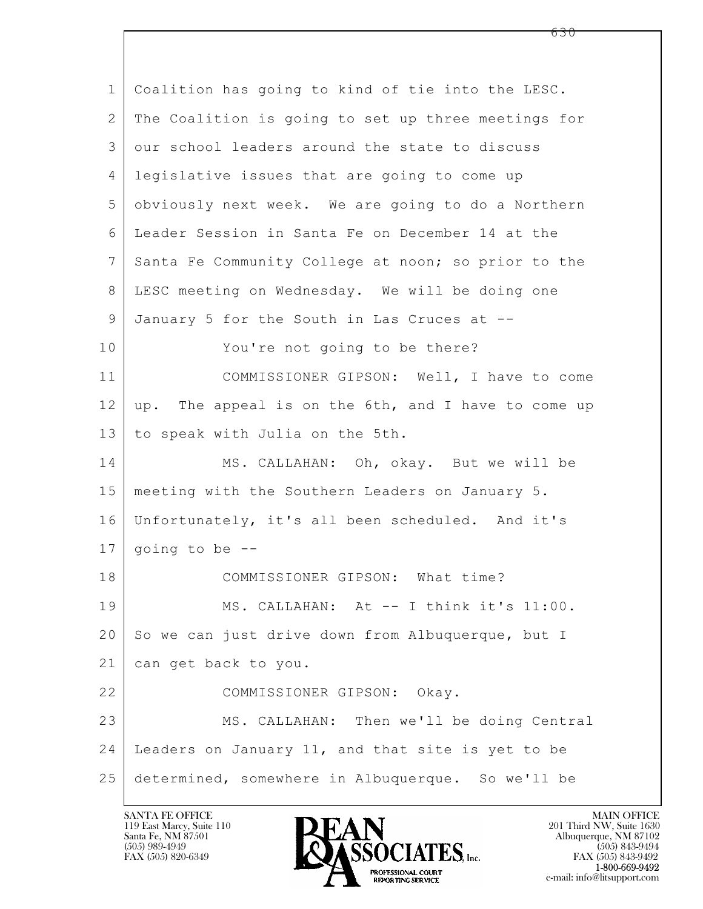1 Coalition has going to kind of tie into the LESC.
2 The Coalition is going to set up three meetings for
3 our school leaders around the state to discuss
4 legislative issues that are going to come up
5 obviously next week. We are going to do a Northern
6 Leader Session in Santa Fe on December 14 at the
7 Santa Fe Community College at noon; so prior to the
8 LESC meeting on Wednesday. We will be doing one
9 January 5 for the South in Las Cruces at --
10 You're not going to be there?
11 COMMISSIONER GIPSON: Well, I have to come
12 up. The appeal is on the 6th, and I have to come up
13 to speak with Julia on the 5th.
14 MS. CALLAHAN: Oh, okay. But we will be
15 meeting with the Southern Leaders on January 5.
16 Unfortunately, it's all been scheduled. And it's
17 going to be --
18 COMMISSIONER GIPSON: What time?
19 MS. CALLAHAN: At -- I think it's 11:00.
20 So we can just drive down from Albuquerque, but I
21 can get back to you.
22 COMMISSIONER GIPSON: Okay.
23 MS. CALLAHAN: Then we'll be doing Central
24 Leaders on January 11, and that site is yet to be
25 determined, somewhere in Albuquerque. So we'll be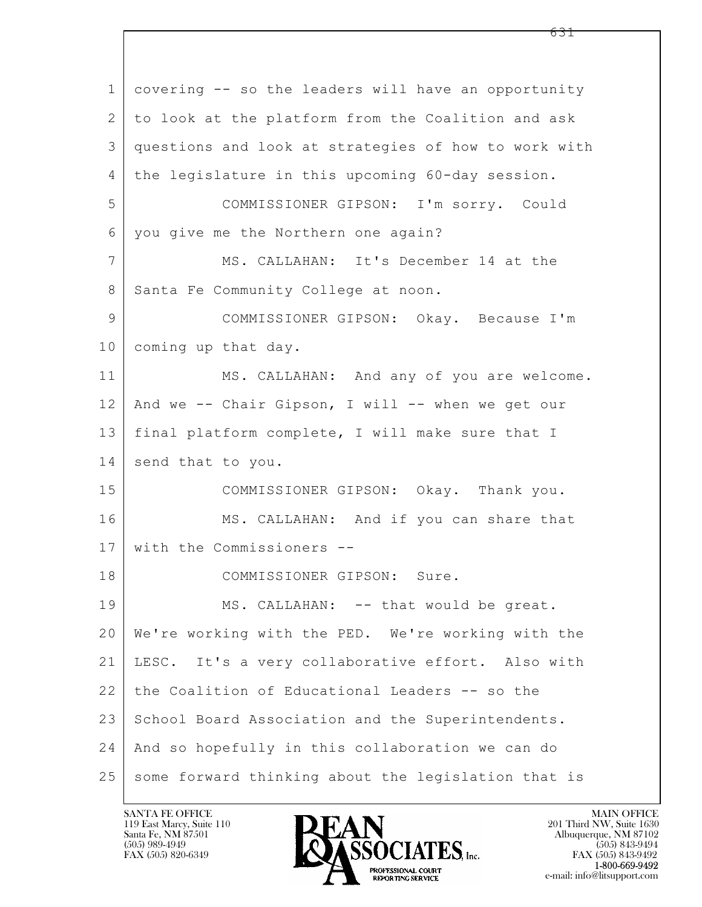covering -- so the leaders will have an opportunity to look at the platform from the Coalition and ask questions and look at strategies of how to work with the legislature in this upcoming 60-day session.

COMMISSIONER GIPSON: I'm sorry. Could you give me the Northern one again?

MS. CALLAHAN: It's December 14 at the Santa Fe Community College at noon.

COMMISSIONER GIPSON: Okay. Because I'm coming up that day.

MS. CALLAHAN: And any of you are welcome. And we -- Chair Gipson, I will -- when we get our final platform complete, I will make sure that I send that to you.

COMMISSIONER GIPSON: Okay. Thank you.

MS. CALLAHAN: And if you can share that with the Commissioners --

COMMISSIONER GIPSON: Sure.

MS. CALLAHAN: -- that would be great. We're working with the PED. We're working with the LESC. It's a very collaborative effort. Also with the Coalition of Educational Leaders -- so the School Board Association and the Superintendents. And so hopefully in this collaboration we can do some forward thinking about the legislation that is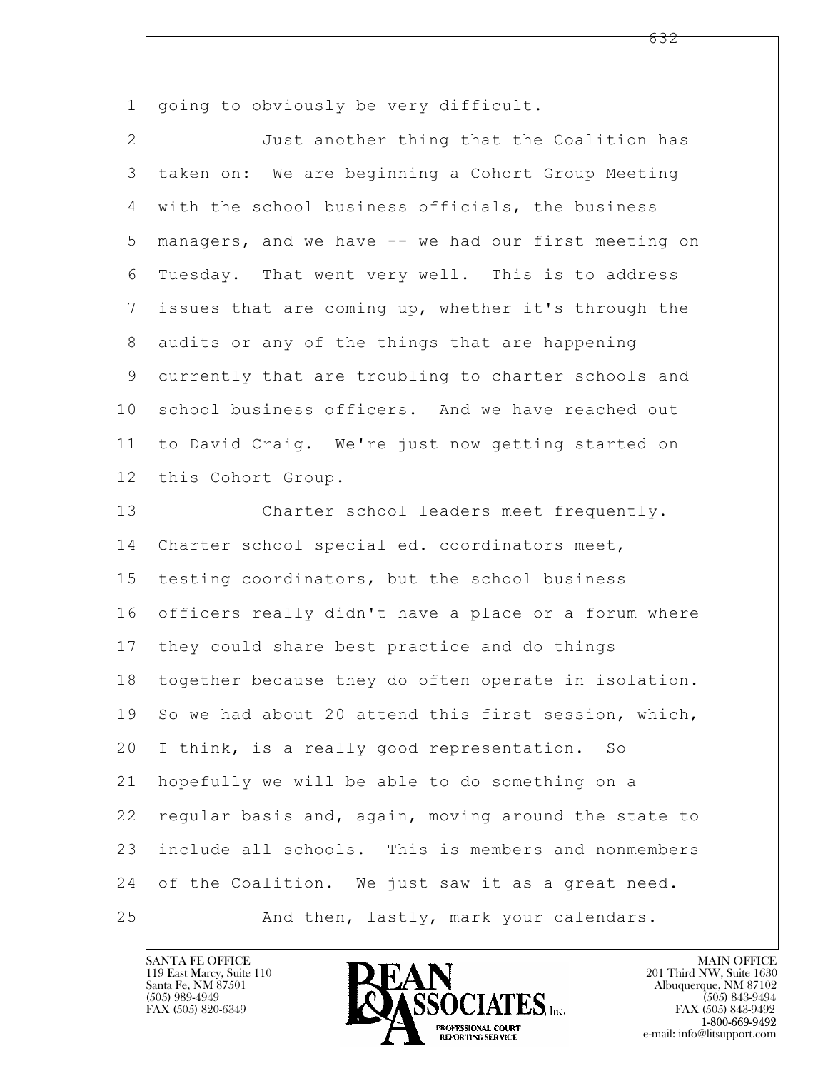going to obviously be very difficult.

Just another thing that the Coalition has taken on: We are beginning a Cohort Group Meeting with the school business officials, the business managers, and we have -- we had our first meeting on Tuesday. That went very well. This is to address issues that are coming up, whether it's through the audits or any of the things that are happening currently that are troubling to charter schools and school business officers. And we have reached out to David Craig. We're just now getting started on this Cohort Group.

Charter school leaders meet frequently. Charter school special ed. coordinators meet, testing coordinators, but the school business officers really didn't have a place or a forum where they could share best practice and do things together because they do often operate in isolation. So we had about 20 attend this first session, which, I think, is a really good representation. So hopefully we will be able to do something on a regular basis and, again, moving around the state to include all schools. This is members and nonmembers of the Coalition. We just saw it as a great need.

And then, lastly, mark your calendars.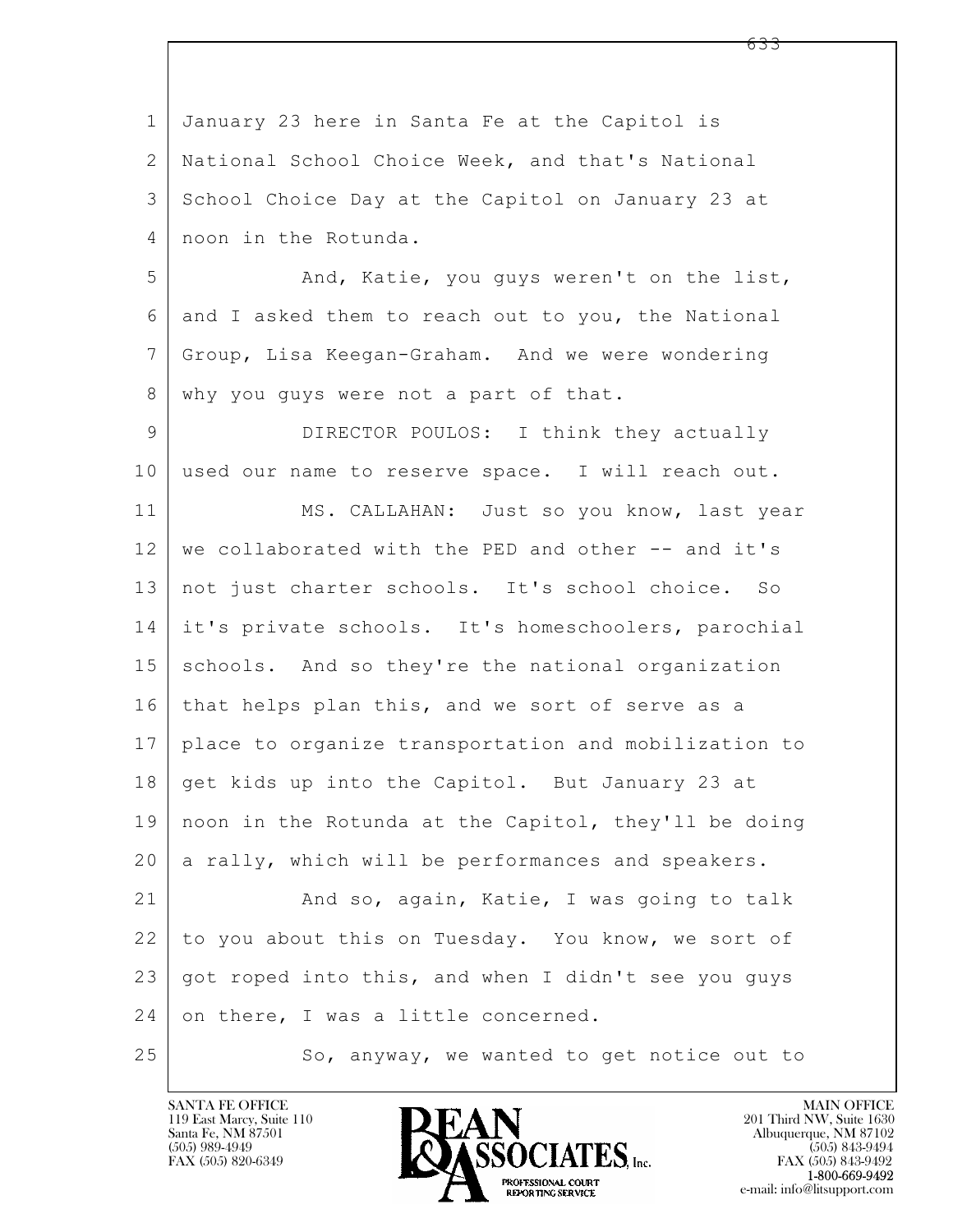January 23 here in Santa Fe at the Capitol is National School Choice Week, and that's National School Choice Day at the Capitol on January 23 at noon in the Rotunda.

And, Katie, you guys weren't on the list, and I asked them to reach out to you, the National Group, Lisa Keegan-Graham. And we were wondering why you guys were not a part of that.

DIRECTOR POULOS: I think they actually used our name to reserve space. I will reach out.

MS. CALLAHAN: Just so you know, last year we collaborated with the PED and other -- and it's not just charter schools. It's school choice. So it's private schools. It's homeschoolers, parochial schools. And so they're the national organization that helps plan this, and we sort of serve as a place to organize transportation and mobilization to get kids up into the Capitol. But January 23 at noon in the Rotunda at the Capitol, they'll be doing a rally, which will be performances and speakers.

And so, again, Katie, I was going to talk to you about this on Tuesday. You know, we sort of got roped into this, and when I didn't see you guys on there, I was a little concerned.

So, anyway, we wanted to get notice out to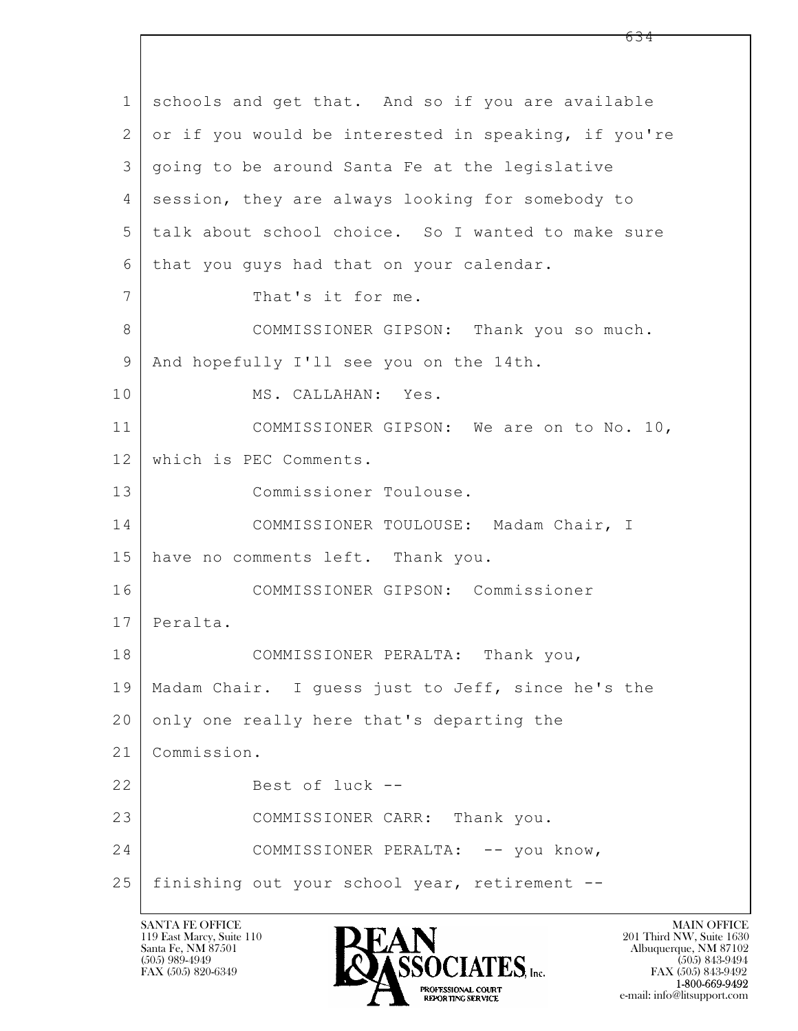1 schools and get that. And so if you are available
2 or if you would be interested in speaking, if you're
3 going to be around Santa Fe at the legislative
4 session, they are always looking for somebody to
5 talk about school choice. So I wanted to make sure
6 that you guys had that on your calendar.
7 That's it for me.
8 COMMISSIONER GIPSON: Thank you so much.
9 And hopefully I'll see you on the 14th.
10 MS. CALLAHAN: Yes.
11 COMMISSIONER GIPSON: We are on to No. 10,
12 which is PEC Comments.
13 Commissioner Toulouse.
14 COMMISSIONER TOULOUSE: Madam Chair, I
15 have no comments left. Thank you.
16 COMMISSIONER GIPSON: Commissioner
17 Peralta.
18 COMMISSIONER PERALTA: Thank you,
19 Madam Chair. I guess just to Jeff, since he's the
20 only one really here that's departing the
21 Commission.
22 Best of luck --
23 COMMISSIONER CARR: Thank you.
24 COMMISSIONER PERALTA: -- you know,
25 finishing out your school year, retirement --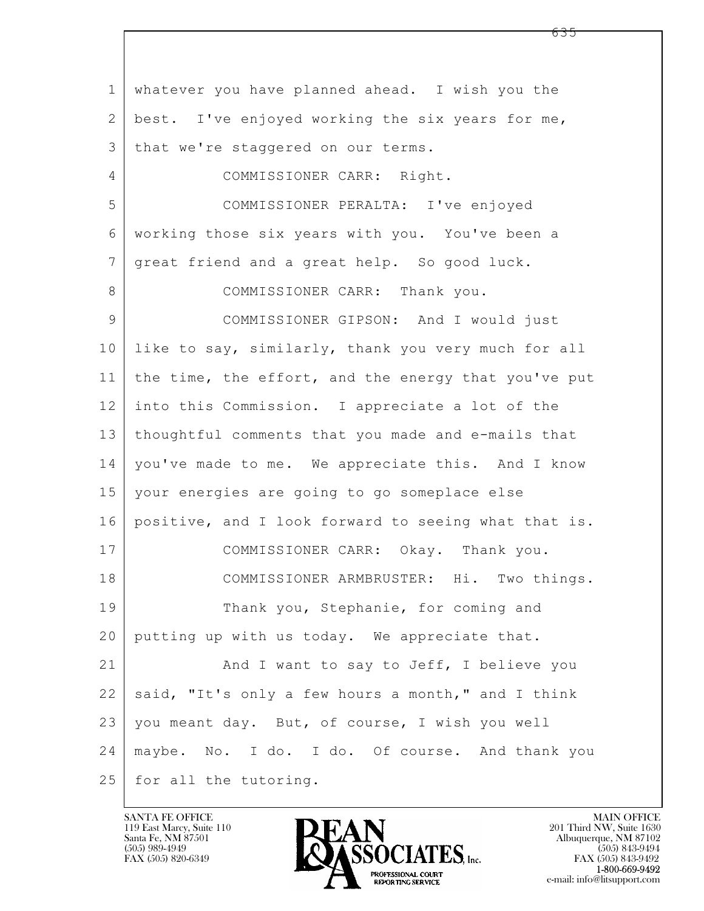1 whatever you have planned ahead. I wish you the
2 best. I've enjoyed working the six years for me,
3 that we're staggered on our terms.
4 COMMISSIONER CARR: Right.
5 COMMISSIONER PERALTA: I've enjoyed
6 working those six years with you. You've been a
7 great friend and a great help. So good luck.
8 COMMISSIONER CARR: Thank you.
9 COMMISSIONER GIPSON: And I would just
10 like to say, similarly, thank you very much for all
11 the time, the effort, and the energy that you've put
12 into this Commission. I appreciate a lot of the
13 thoughtful comments that you made and e-mails that
14 you've made to me. We appreciate this. And I know
15 your energies are going to go someplace else
16 positive, and I look forward to seeing what that is.
17 COMMISSIONER CARR: Okay. Thank you.
18 COMMISSIONER ARMBRUSTER: Hi. Two things.
19 Thank you, Stephanie, for coming and
20 putting up with us today. We appreciate that.
21 And I want to say to Jeff, I believe you
22 said, "It's only a few hours a month," and I think
23 you meant day. But, of course, I wish you well
24 maybe. No. I do. I do. Of course. And thank you
25 for all the tutoring.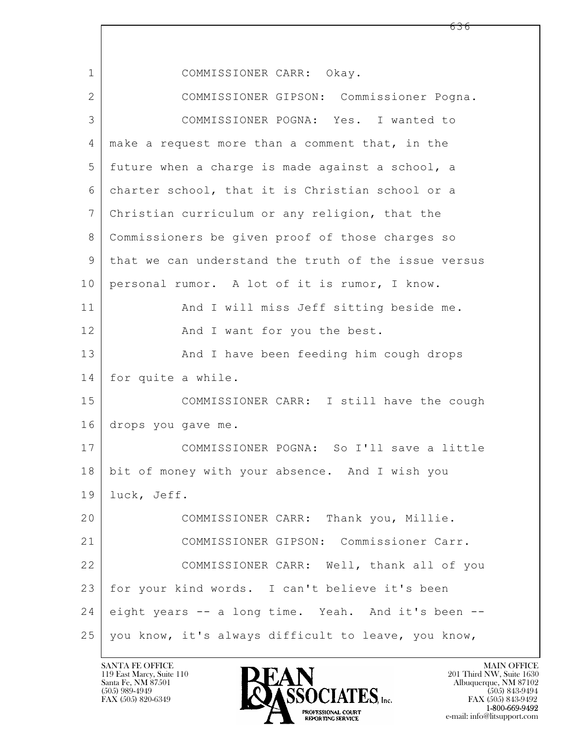1 COMMISSIONER CARR: Okay.

2 COMMISSIONER GIPSON: Commissioner Pogna.

3 COMMISSIONER POGNA: Yes. I wanted to

4 make a request more than a comment that, in the

5 future when a charge is made against a school, a

6 charter school, that it is Christian school or a

7 Christian curriculum or any religion, that the

8 Commissioners be given proof of those charges so

9 that we can understand the truth of the issue versus

10 personal rumor. A lot of it is rumor, I know.

11 And I will miss Jeff sitting beside me.

12 And I want for you the best.

13 And I have been feeding him cough drops

14 for quite a while.

15 COMMISSIONER CARR: I still have the cough

16 drops you gave me.

17 COMMISSIONER POGNA: So I'll save a little

18 bit of money with your absence. And I wish you

19 luck, Jeff.

20 COMMISSIONER CARR: Thank you, Millie.

21 COMMISSIONER GIPSON: Commissioner Carr.

22 COMMISSIONER CARR: Well, thank all of you

23 for your kind words. I can't believe it's been

24 eight years -- a long time. Yeah. And it's been --

25 you know, it's always difficult to leave, you know,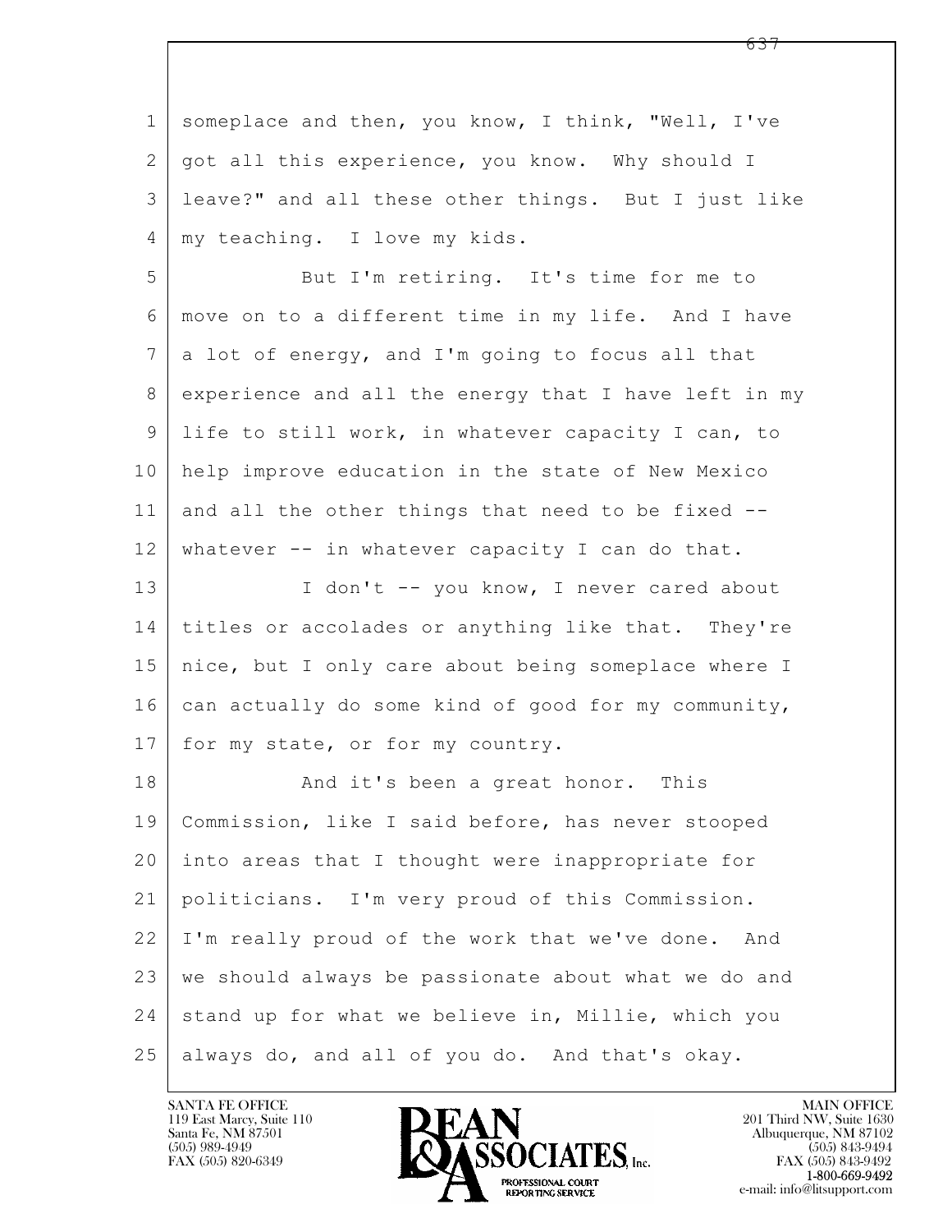someplace and then, you know, I think, "Well, I've got all this experience, you know. Why should I leave?" and all these other things. But I just like my teaching. I love my kids.

But I'm retiring. It's time for me to move on to a different time in my life. And I have a lot of energy, and I'm going to focus all that experience and all the energy that I have left in my life to still work, in whatever capacity I can, to help improve education in the state of New Mexico and all the other things that need to be fixed -- whatever -- in whatever capacity I can do that.

I don't -- you know, I never cared about titles or accolades or anything like that. They're nice, but I only care about being someplace where I can actually do some kind of good for my community, for my state, or for my country.

And it's been a great honor. This Commission, like I said before, has never stooped into areas that I thought were inappropriate for politicians. I'm very proud of this Commission. I'm really proud of the work that we've done. And we should always be passionate about what we do and stand up for what we believe in, Millie, which you always do, and all of you do. And that's okay.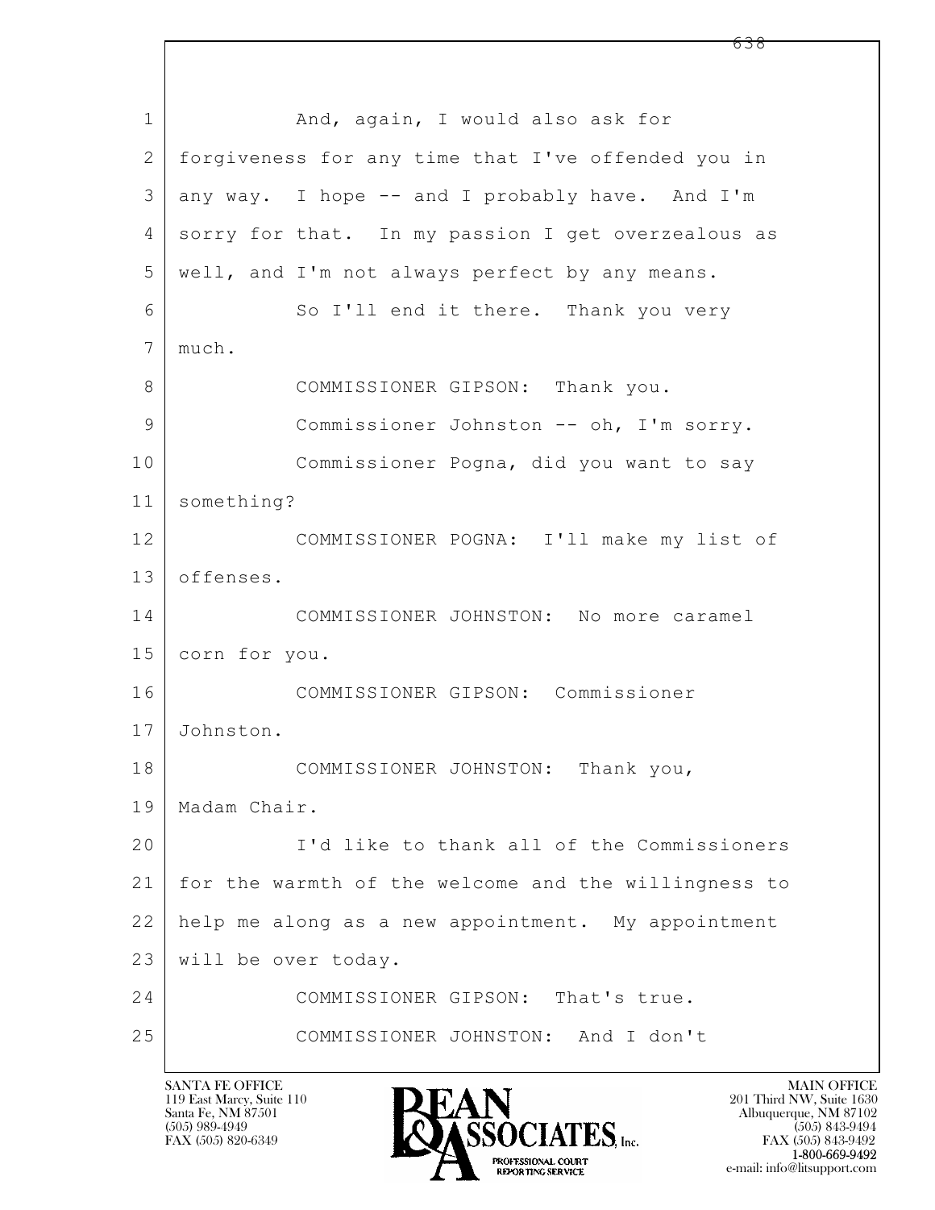And, again, I would also ask for forgiveness for any time that I've offended you in any way. I hope -- and I probably have. And I'm sorry for that. In my passion I get overzealous as well, and I'm not always perfect by any means.

So I'll end it there. Thank you very much.

COMMISSIONER GIPSON: Thank you.

Commissioner Johnston -- oh, I'm sorry.

Commissioner Pogna, did you want to say something?

COMMISSIONER POGNA: I'll make my list of offenses.

COMMISSIONER JOHNSTON: No more caramel corn for you.

COMMISSIONER GIPSON: Commissioner Johnston.

COMMISSIONER JOHNSTON: Thank you, Madam Chair.

I'd like to thank all of the Commissioners for the warmth of the welcome and the willingness to help me along as a new appointment. My appointment will be over today.

COMMISSIONER GIPSON: That's true.

COMMISSIONER JOHNSTON: And I don't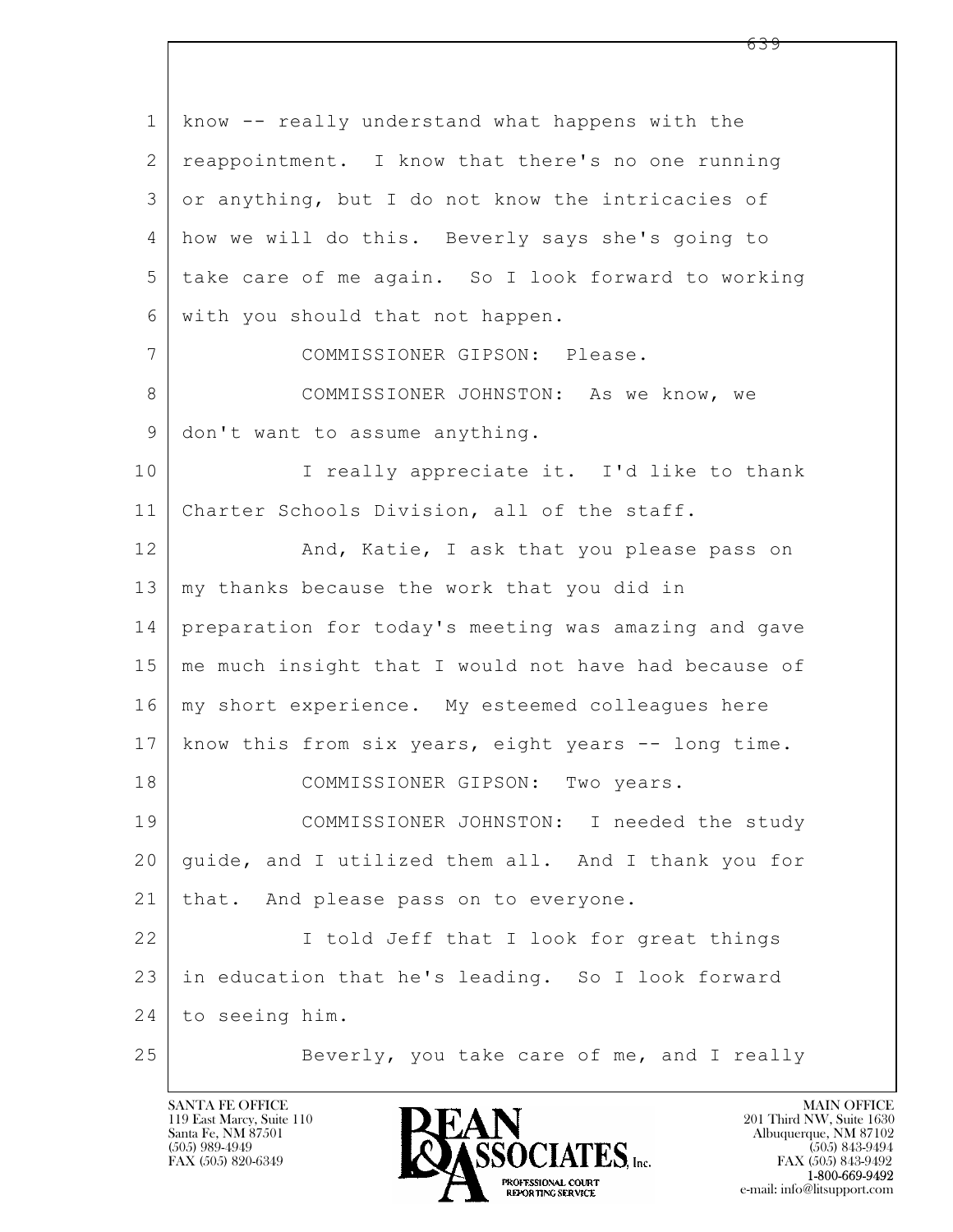know -- really understand what happens with the reappointment. I know that there's no one running or anything, but I do not know the intricacies of how we will do this. Beverly says she's going to take care of me again. So I look forward to working with you should that not happen.

COMMISSIONER GIPSON: Please.

COMMISSIONER JOHNSTON: As we know, we don't want to assume anything.

I really appreciate it. I'd like to thank Charter Schools Division, all of the staff.

And, Katie, I ask that you please pass on my thanks because the work that you did in preparation for today's meeting was amazing and gave me much insight that I would not have had because of my short experience. My esteemed colleagues here know this from six years, eight years -- long time.

COMMISSIONER GIPSON: Two years.

COMMISSIONER JOHNSTON: I needed the study guide, and I utilized them all. And I thank you for that. And please pass on to everyone.

I told Jeff that I look for great things in education that he's leading. So I look forward to seeing him.

Beverly, you take care of me, and I really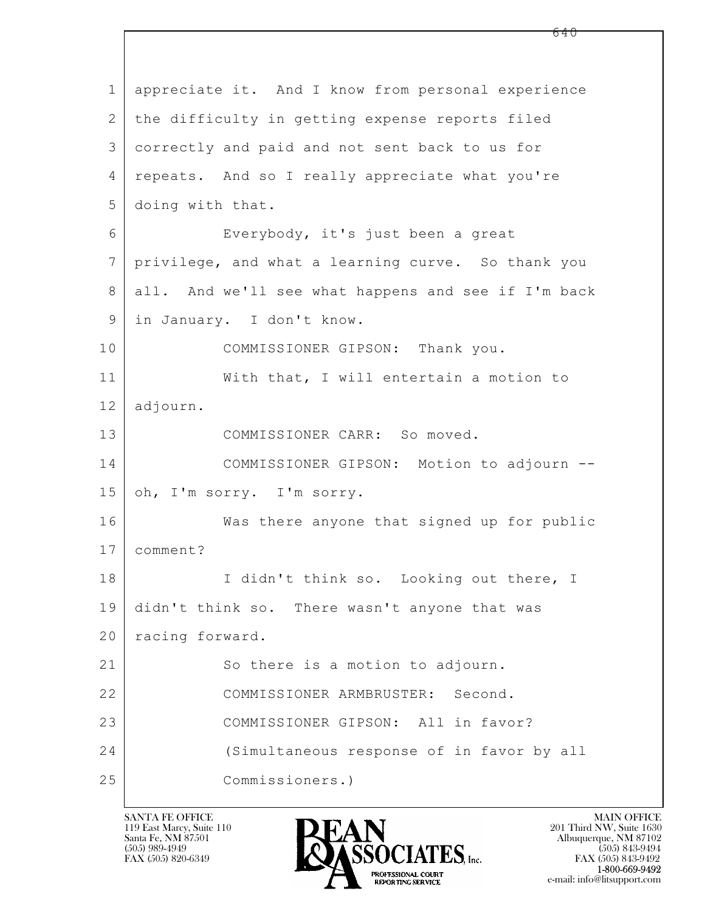1 appreciate it. And I know from personal experience
2 the difficulty in getting expense reports filed
3 correctly and paid and not sent back to us for
4 repeats. And so I really appreciate what you're
5 doing with that.
6 Everybody, it's just been a great
7 privilege, and what a learning curve. So thank you
8 all. And we'll see what happens and see if I'm back
9 in January. I don't know.
10 COMMISSIONER GIPSON: Thank you.
11 With that, I will entertain a motion to
12 adjourn.
13 COMMISSIONER CARR: So moved.
14 COMMISSIONER GIPSON: Motion to adjourn --
15 oh, I'm sorry. I'm sorry.
16 Was there anyone that signed up for public
17 comment?
18 I didn't think so. Looking out there, I
19 didn't think so. There wasn't anyone that was
20 racing forward.
21 So there is a motion to adjourn.
22 COMMISSIONER ARMBRUSTER: Second.
23 COMMISSIONER GIPSON: All in favor?
24 (Simultaneous response of in favor by all
25 Commissioners.)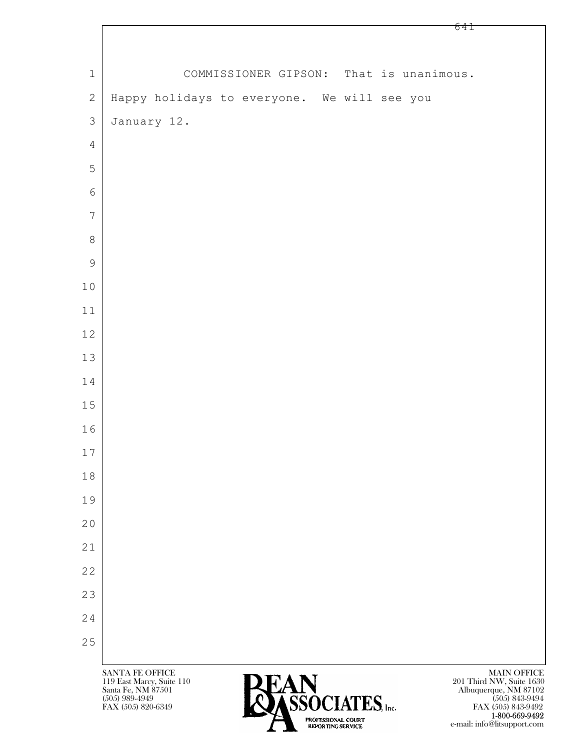COMMISSIONER GIPSON: That is unanimous. Happy holidays to everyone. We will see you January 12.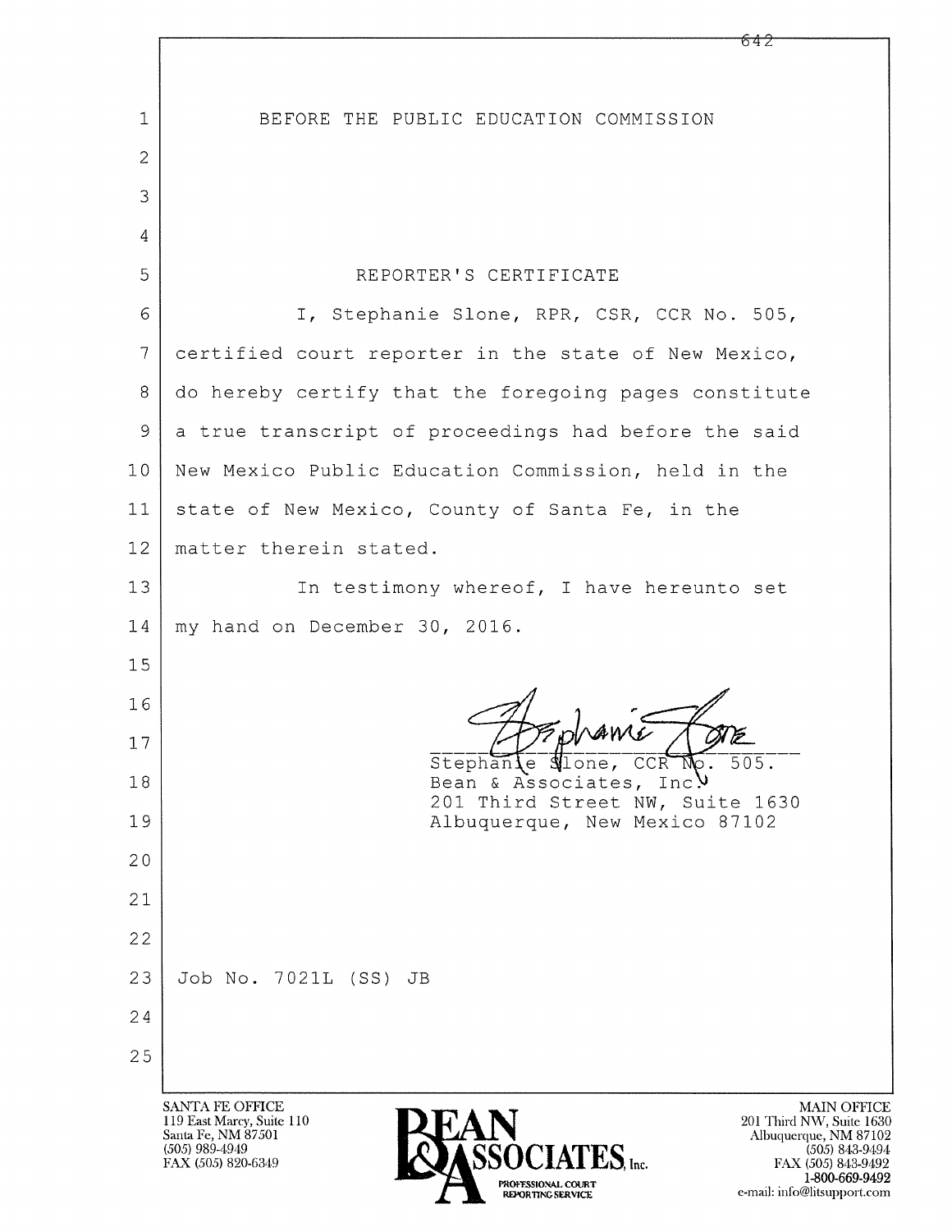BEFORE THE PUBLIC EDUCATION COMMISSION

REPORTER'S CERTIFICATE

I, Stephanie Slone, RPR, CSR, CCR No. 505, certified court reporter in the state of New Mexico, do hereby certify that the foregoing pages constitute a true transcript of proceedings had before the said New Mexico Public Education Commission, held in the state of New Mexico, County of Santa Fe, in the matter therein stated.

In testimony whereof, I have hereunto set my hand on December 30, 2016.

Stephanie Slone, CCR No. 505.
Bean & Associates, Inc.
201 Third Street NW, Suite 1630
Albuquerque, New Mexico 87102

Job No. 7021L (SS) JB

SANTA FE OFFICE
119 East Marcy, Suite 110
Santa Fe, NM 87501
(505) 989-4949
FAX (505) 820-6349

BEAN & ASSOCIATES, Inc.
PROFESSIONAL COURT REPORTING SERVICE

MAIN OFFICE
201 Third NW, Suite 1630
Albuquerque, NM 87102
(505) 843-9494
FAX (505) 843-9492
1-800-669-9492
e-mail: info@litsupport.com